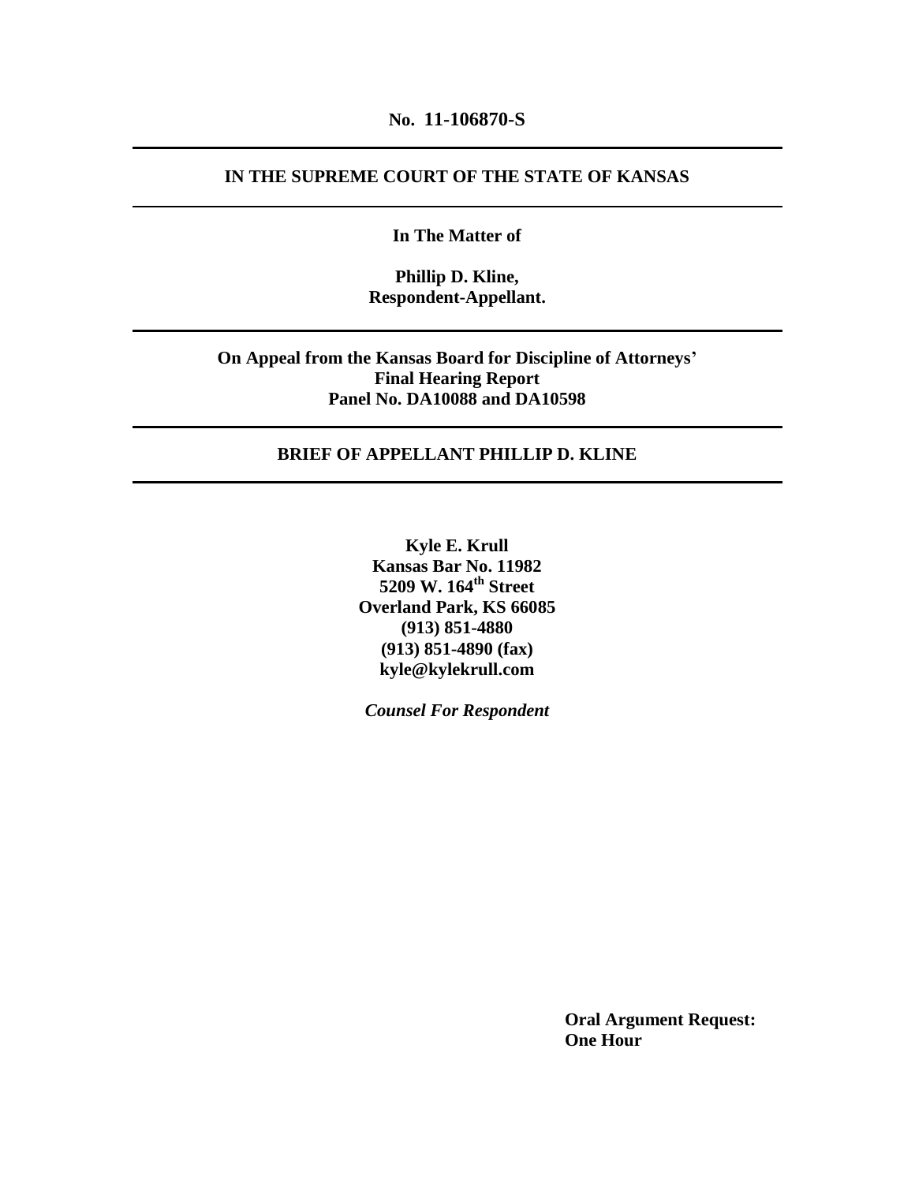**No. 11-106870-S**

---

**IN THE SUPREME COURT OF THE STATE OF KANSAS**

---

**In The Matter of**

**Phillip D. Kline,**
**Respondent-Appellant.**

---

**On Appeal from the Kansas Board for Discipline of Attorneys'**
**Final Hearing Report**
**Panel No. DA10088 and DA10598**

---

**BRIEF OF APPELLANT PHILLIP D. KLINE**

---

**Kyle E. Krull**
**Kansas Bar No. 11982**
**5209 W. 164th Street**
**Overland Park, KS 66085**
**(913) 851-4880**
**(913) 851-4890 (fax)**
**kyle@kylekrull.com**

***Counsel For Respondent***

**Oral Argument Request:**
**One Hour**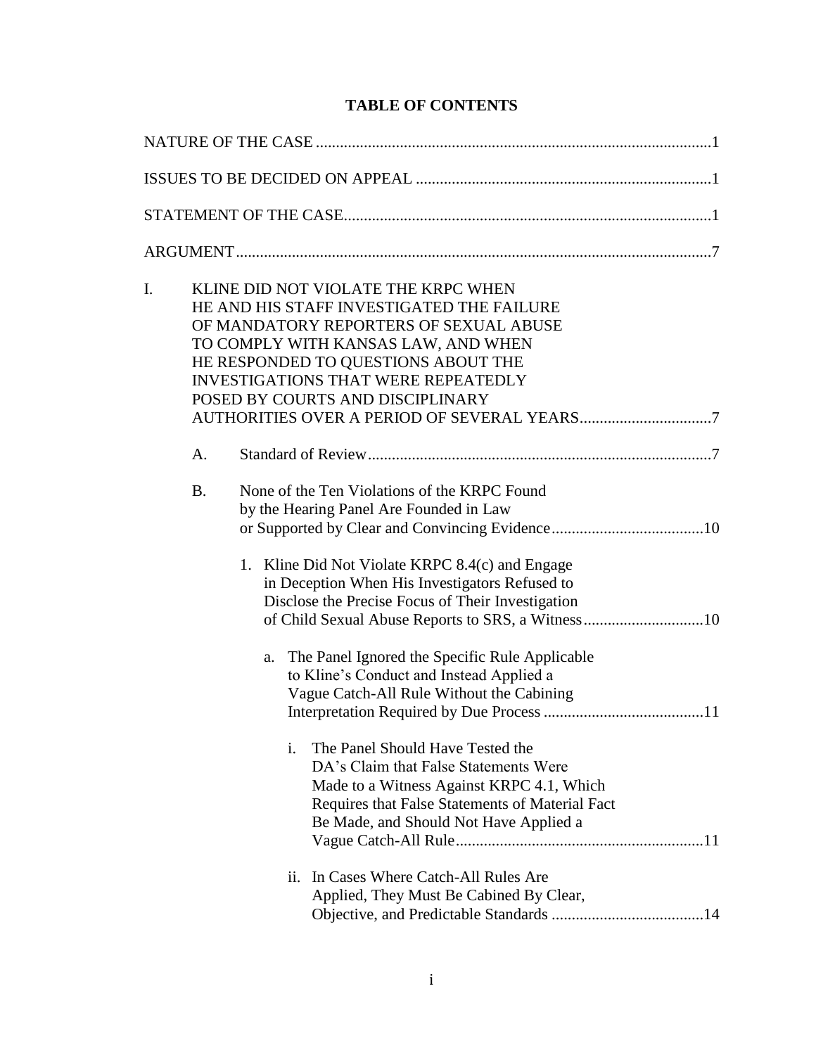# TABLE OF CONTENTS

NATURE OF THE CASE .......... 1

ISSUES TO BE DECIDED ON APPEAL .......... 1

STATEMENT OF THE CASE .......... 1

ARGUMENT .......... 7

I. KLINE DID NOT VIOLATE THE KRPC WHEN HE AND HIS STAFF INVESTIGATED THE FAILURE OF MANDATORY REPORTERS OF SEXUAL ABUSE TO COMPLY WITH KANSAS LAW, AND WHEN HE RESPONDED TO QUESTIONS ABOUT THE INVESTIGATIONS THAT WERE REPEATEDLY POSED BY COURTS AND DISCIPLINARY AUTHORITIES OVER A PERIOD OF SEVERAL YEARS .......... 7

   A. Standard of Review .......... 7

   B. None of the Ten Violations of the KRPC Found by the Hearing Panel Are Founded in Law or Supported by Clear and Convincing Evidence .......... 10

      1. Kline Did Not Violate KRPC 8.4(c) and Engage in Deception When His Investigators Refused to Disclose the Precise Focus of Their Investigation of Child Sexual Abuse Reports to SRS, a Witness .......... 10

         a. The Panel Ignored the Specific Rule Applicable to Kline's Conduct and Instead Applied a Vague Catch-All Rule Without the Cabining Interpretation Required by Due Process .......... 11

            i. The Panel Should Have Tested the DA's Claim that False Statements Were Made to a Witness Against KRPC 4.1, Which Requires that False Statements of Material Fact Be Made, and Should Not Have Applied a Vague Catch-All Rule .......... 11

            ii. In Cases Where Catch-All Rules Are Applied, They Must Be Cabined By Clear, Objective, and Predictable Standards .......... 14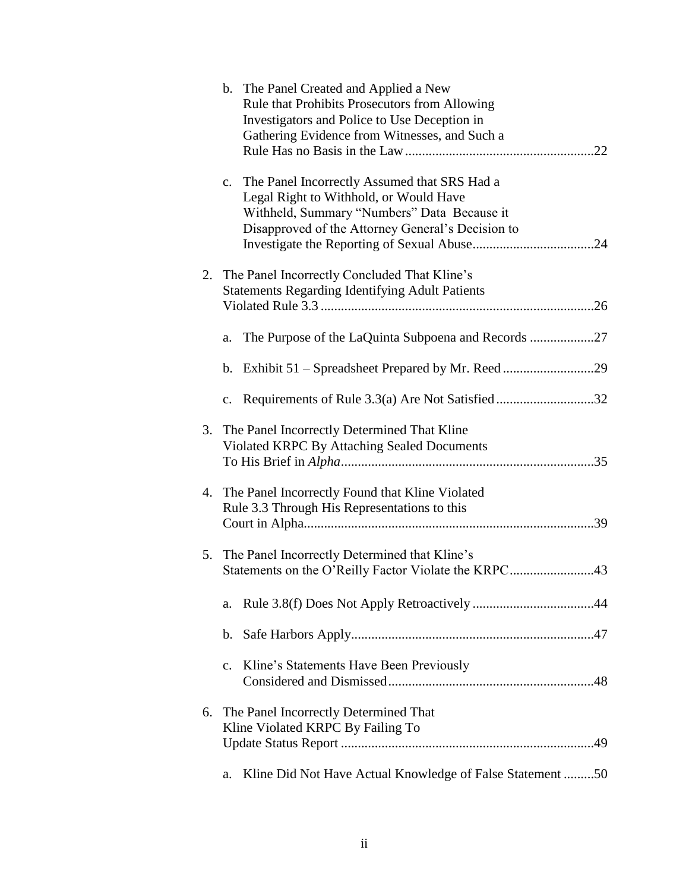b. The Panel Created and Applied a New Rule that Prohibits Prosecutors from Allowing Investigators and Police to Use Deception in Gathering Evidence from Witnesses, and Such a Rule Has no Basis in the Law ........................................................22

c. The Panel Incorrectly Assumed that SRS Had a Legal Right to Withhold, or Would Have Withheld, Summary "Numbers" Data Because it Disapproved of the Attorney General's Decision to Investigate the Reporting of Sexual Abuse....................................24

2. The Panel Incorrectly Concluded That Kline's Statements Regarding Identifying Adult Patients Violated Rule 3.3 ................................................................................26

   a. The Purpose of the LaQuinta Subpoena and Records ...................27

   b. Exhibit 51 – Spreadsheet Prepared by Mr. Reed ...........................29

   c. Requirements of Rule 3.3(a) Are Not Satisfied .............................32

3. The Panel Incorrectly Determined That Kline Violated KRPC By Attaching Sealed Documents To His Brief in *Alpha*..........................................................................35

4. The Panel Incorrectly Found that Kline Violated Rule 3.3 Through His Representations to this Court in Alpha......................................................................................39

5. The Panel Incorrectly Determined that Kline's Statements on the O'Reilly Factor Violate the KRPC.........................43

   a. Rule 3.8(f) Does Not Apply Retroactively ....................................44

   b. Safe Harbors Apply........................................................................47

   c. Kline's Statements Have Been Previously Considered and Dismissed.............................................................48

6. The Panel Incorrectly Determined That Kline Violated KRPC By Failing To Update Status Report ...........................................................................49

   a. Kline Did Not Have Actual Knowledge of False Statement .........50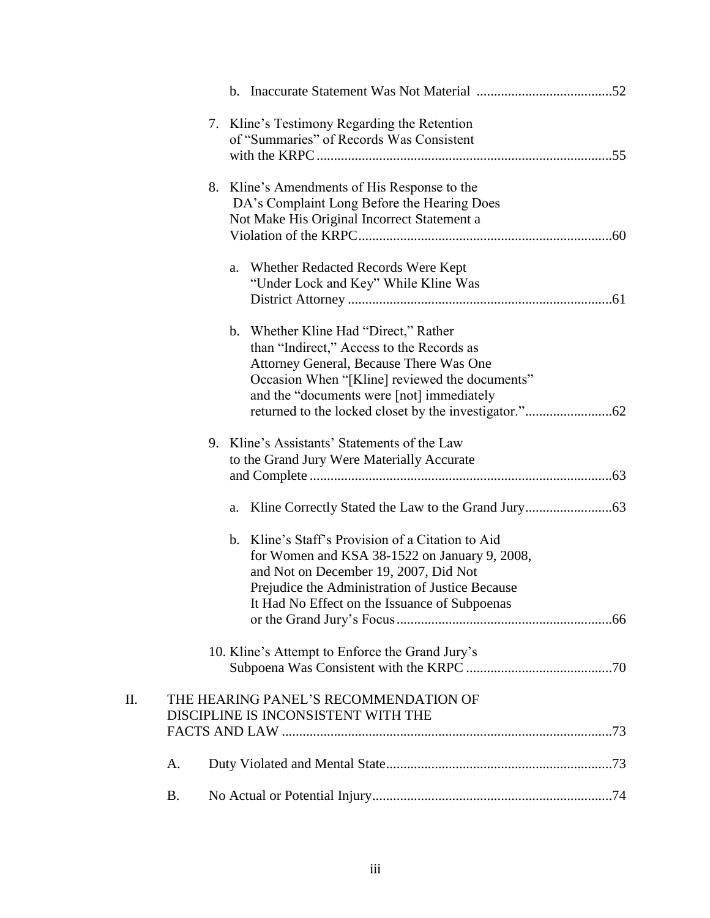b. Inaccurate Statement Was Not Material ....................................... 52

7. Kline's Testimony Regarding the Retention of "Summaries" of Records Was Consistent with the KRPC .................................................................................... 55

8. Kline's Amendments of His Response to the DA's Complaint Long Before the Hearing Does Not Make His Original Incorrect Statement a Violation of the KRPC ......................................................................... 60

a. Whether Redacted Records Were Kept "Under Lock and Key" While Kline Was District Attorney ........................................................................... 61

b. Whether Kline Had "Direct," Rather than "Indirect," Access to the Records as Attorney General, Because There Was One Occasion When "[Kline] reviewed the documents" and the "documents were [not] immediately returned to the locked closet by the investigator." ......................... 62

9. Kline's Assistants' Statements of the Law to the Grand Jury Were Materially Accurate and Complete ...................................................................................... 63

a. Kline Correctly Stated the Law to the Grand Jury ......................... 63

b. Kline's Staff's Provision of a Citation to Aid for Women and KSA 38-1522 on January 9, 2008, and Not on December 19, 2007, Did Not Prejudice the Administration of Justice Because It Had No Effect on the Issuance of Subpoenas or the Grand Jury's Focus ............................................................. 66

10. Kline's Attempt to Enforce the Grand Jury's Subpoena Was Consistent with the KRPC .......................................... 70

II. THE HEARING PANEL'S RECOMMENDATION OF DISCIPLINE IS INCONSISTENT WITH THE FACTS AND LAW .............................................................................................. 73

A. Duty Violated and Mental State ................................................................ 73

B. No Actual or Potential Injury .................................................................... 74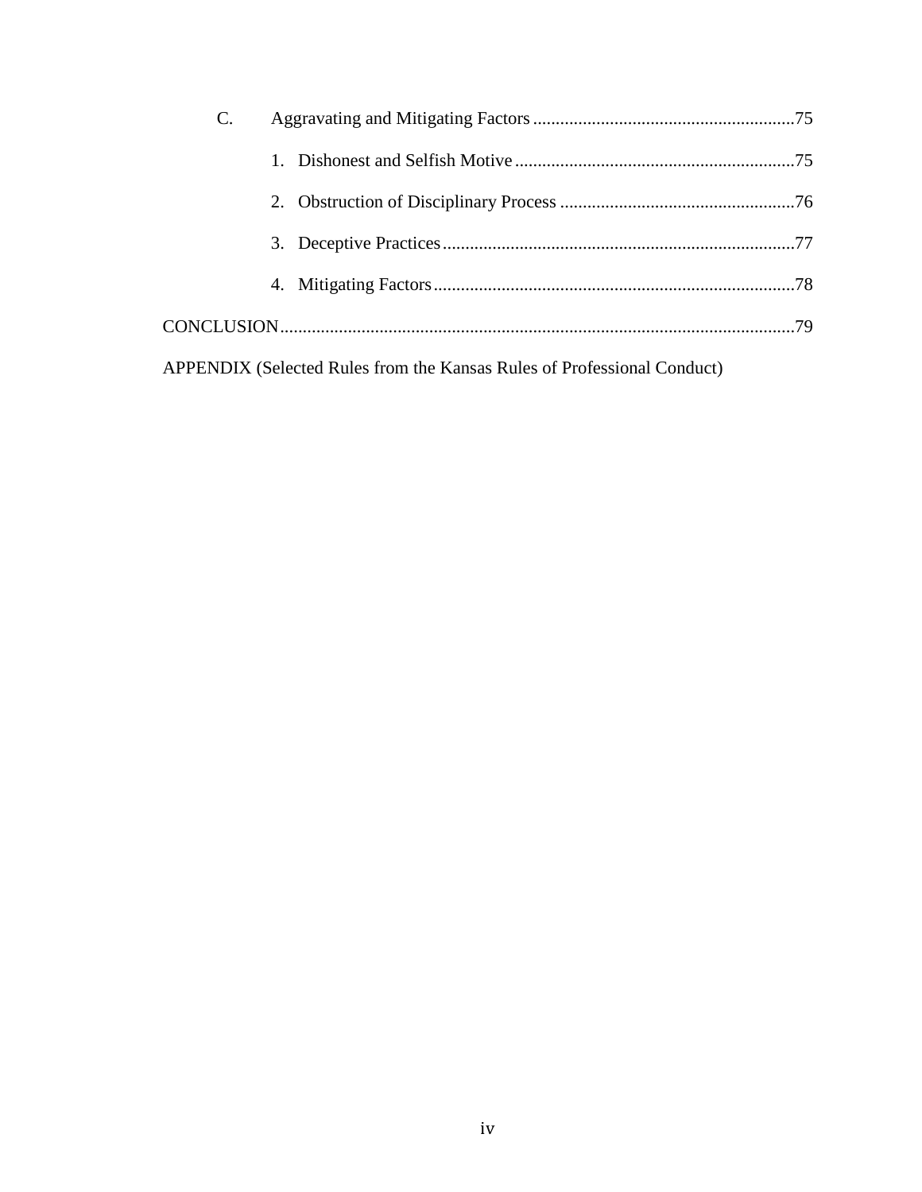C. Aggravating and Mitigating Factors ....................................................... 75

1. Dishonest and Selfish Motive ........................................................... 75

2. Obstruction of Disciplinary Process .................................................. 76

3. Deceptive Practices ........................................................................... 77

4. Mitigating Factors .............................................................................. 78

CONCLUSION ............................................................................................................... 79

APPENDIX (Selected Rules from the Kansas Rules of Professional Conduct)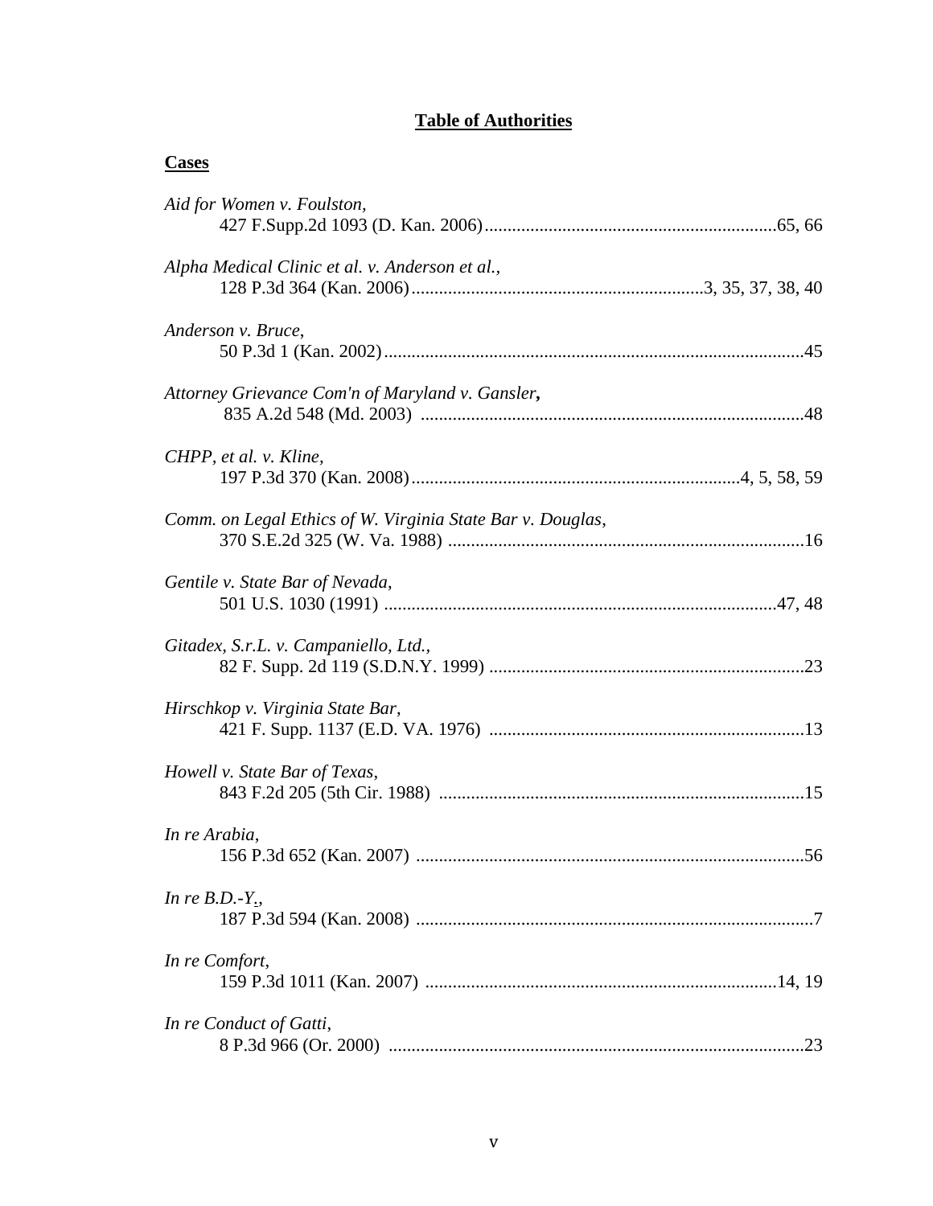# **Table of Authorities**

## **Cases**

*Aid for Women v. Foulston*,
427 F.Supp.2d 1093 (D. Kan. 2006)................................................................65, 66

*Alpha Medical Clinic et al. v. Anderson et al.*,
128 P.3d 364 (Kan. 2006)................................................................3, 35, 37, 38, 40

*Anderson v. Bruce*,
50 P.3d 1 (Kan. 2002)..........................................................................................45

*Attorney Grievance Com'n of Maryland v. Gansler*,
835 A.2d 548 (Md. 2003) ..................................................................................48

*CHPP, et al. v. Kline*,
197 P.3d 370 (Kan. 2008)......................................................................4, 5, 58, 59

*Comm. on Legal Ethics of W. Virginia State Bar v. Douglas*,
370 S.E.2d 325 (W. Va. 1988) .............................................................................16

*Gentile v. State Bar of Nevada*,
501 U.S. 1030 (1991) .....................................................................................47, 48

*Gitadex, S.r.L. v. Campaniello, Ltd.*,
82 F. Supp. 2d 119 (S.D.N.Y. 1999) ....................................................................23

*Hirschkop v. Virginia State Bar*,
421 F. Supp. 1137 (E.D. VA. 1976) ....................................................................13

*Howell v. State Bar of Texas*,
843 F.2d 205 (5th Cir. 1988) ...............................................................................15

*In re Arabia*,
156 P.3d 652 (Kan. 2007) ....................................................................................56

*In re B.D.-Y.*,
187 P.3d 594 (Kan. 2008) ......................................................................................7

*In re Comfort*,
159 P.3d 1011 (Kan. 2007) .............................................................................14, 19

*In re Conduct of Gatti*,
8 P.3d 966 (Or. 2000) ..........................................................................................23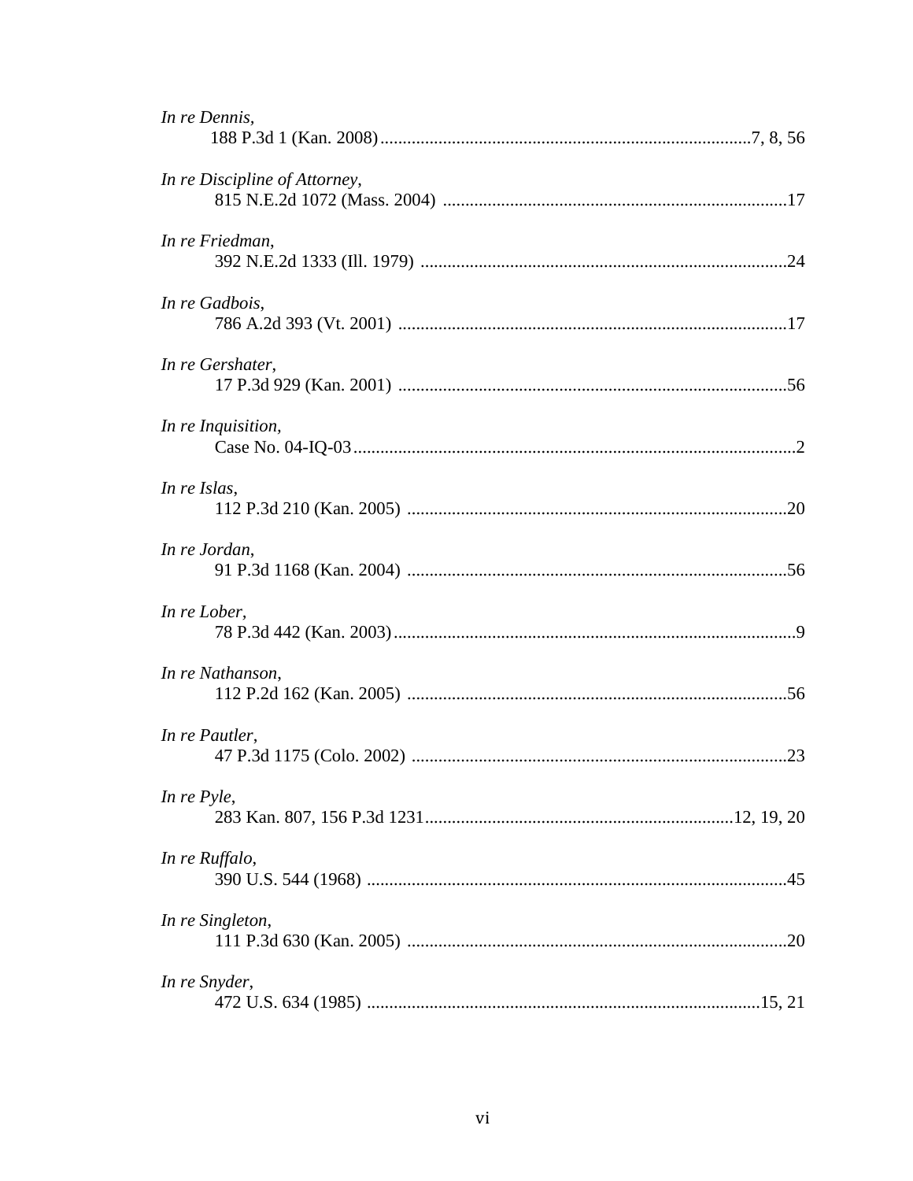*In re Dennis*,
188 P.3d 1 (Kan. 2008)....................................................................................7, 8, 56

*In re Discipline of Attorney*,
815 N.E.2d 1072 (Mass. 2004) ............................................................................17

*In re Friedman*,
392 N.E.2d 1333 (Ill. 1979) .................................................................................24

*In re Gadbois*,
786 A.2d 393 (Vt. 2001) ......................................................................................17

*In re Gershater*,
17 P.3d 929 (Kan. 2001) ......................................................................................56

*In re Inquisition*,
Case No. 04-IQ-03..................................................................................................2

*In re Islas*,
112 P.3d 210 (Kan. 2005) ....................................................................................20

*In re Jordan*,
91 P.3d 1168 (Kan. 2004) ....................................................................................56

*In re Lober*,
78 P.3d 442 (Kan. 2003).........................................................................................9

*In re Nathanson*,
112 P.2d 162 (Kan. 2005) ....................................................................................56

*In re Pautler*,
47 P.3d 1175 (Colo. 2002) ...................................................................................23

*In re Pyle*,
283 Kan. 807, 156 P.3d 1231...................................................................12, 19, 20

*In re Ruffalo*,
390 U.S. 544 (1968) .............................................................................................45

*In re Singleton*,
111 P.3d 630 (Kan. 2005) ....................................................................................20

*In re Snyder*,
472 U.S. 634 (1985) .......................................................................................15, 21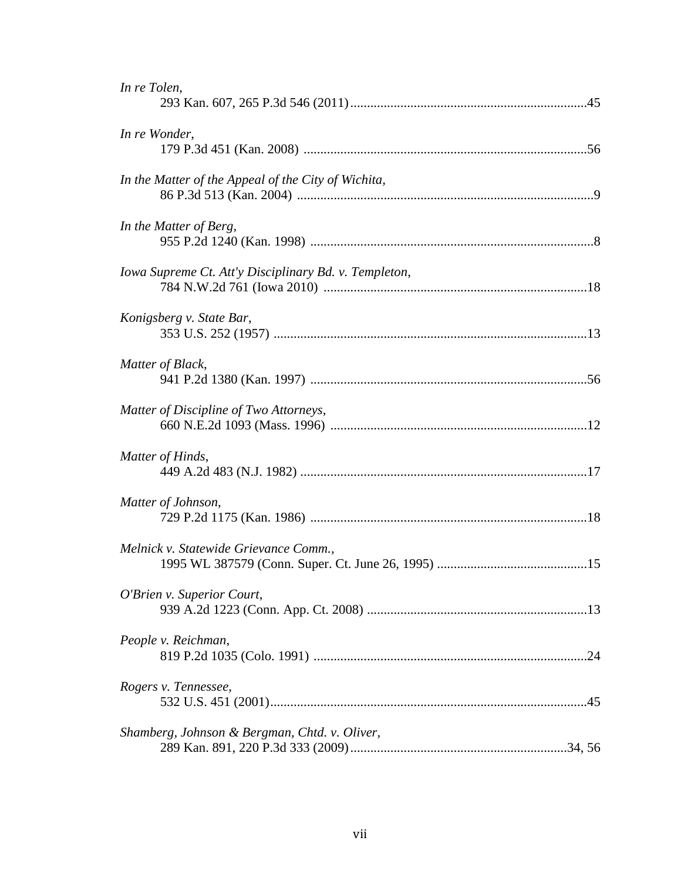*In re Tolen*,
293 Kan. 607, 265 P.3d 546 (2011).......................................................................45

*In re Wonder*,
179 P.3d 451 (Kan. 2008) .....................................................................................56

*In the Matter of the Appeal of the City of Wichita*,
86 P.3d 513 (Kan. 2004) .........................................................................................9

*In the Matter of Berg*,
955 P.2d 1240 (Kan. 1998) .....................................................................................8

*Iowa Supreme Ct. Att'y Disciplinary Bd. v. Templeton*,
784 N.W.2d 761 (Iowa 2010) ...............................................................................18

*Konigsberg v. State Bar*,
353 U.S. 252 (1957) ..............................................................................................13

*Matter of Black*,
941 P.2d 1380 (Kan. 1997) ...................................................................................56

*Matter of Discipline of Two Attorneys*,
660 N.E.2d 1093 (Mass. 1996) .............................................................................12

*Matter of Hinds*,
449 A.2d 483 (N.J. 1982) ......................................................................................17

*Matter of Johnson*,
729 P.2d 1175 (Kan. 1986) ...................................................................................18

*Melnick v. Statewide Grievance Comm.*,
1995 WL 387579 (Conn. Super. Ct. June 26, 1995) .............................................15

*O'Brien v. Superior Court*,
939 A.2d 1223 (Conn. App. Ct. 2008) ..................................................................13

*People v. Reichman*,
819 P.2d 1035 (Colo. 1991) ..................................................................................24

*Rogers v. Tennessee*,
532 U.S. 451 (2001)...............................................................................................45

*Shamberg, Johnson & Bergman, Chtd. v. Oliver*,
289 Kan. 891, 220 P.3d 333 (2009).................................................................34, 56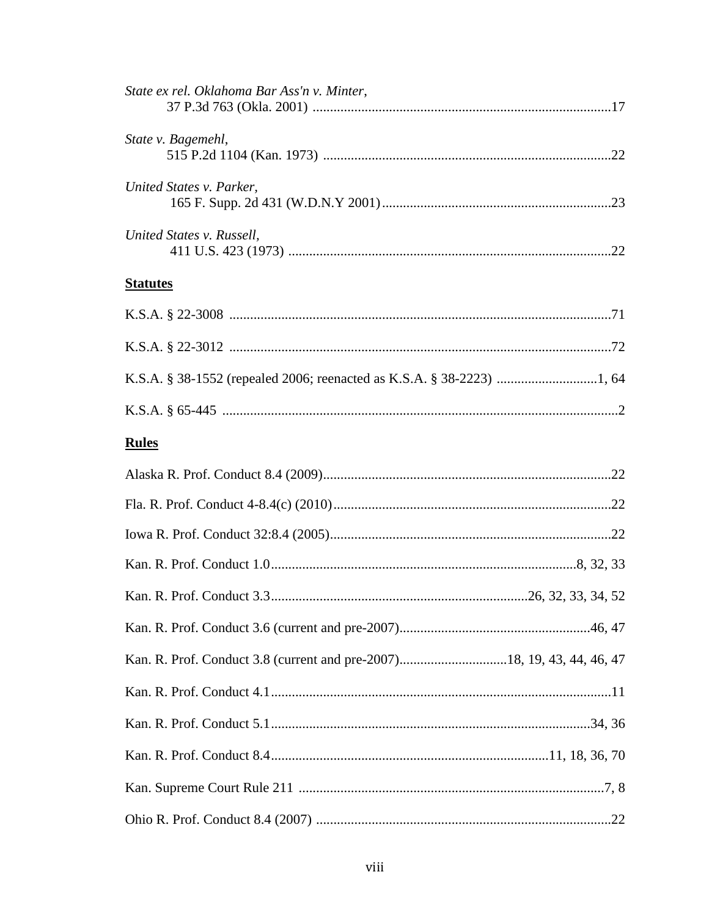*State ex rel. Oklahoma Bar Ass'n v. Minter*,
37 P.3d 763 (Okla. 2001) ....................................................................................17

*State v. Bagemehl*,
515 P.2d 1104 (Kan. 1973) .................................................................................22

*United States v. Parker*,
165 F. Supp. 2d 431 (W.D.N.Y 2001).................................................................23

*United States v. Russell*,
411 U.S. 423 (1973) ............................................................................................22

**Statutes**

K.S.A. § 22-3008 ............................................................................................................71

K.S.A. § 22-3012 ............................................................................................................72

K.S.A. § 38-1552 (repealed 2006; reenacted as K.S.A. § 38-2223) ............................1, 64

K.S.A. § 65-445 ................................................................................................................2

**Rules**

Alaska R. Prof. Conduct 8.4 (2009)..................................................................................22

Fla. R. Prof. Conduct 4-8.4(c) (2010)...............................................................................22

Iowa R. Prof. Conduct 32:8.4 (2005)................................................................................22

Kan. R. Prof. Conduct 1.0......................................................................................8, 32, 33

Kan. R. Prof. Conduct 3.3.........................................................................26, 32, 33, 34, 52

Kan. R. Prof. Conduct 3.6 (current and pre-2007)......................................................46, 47

Kan. R. Prof. Conduct 3.8 (current and pre-2007)..............................18, 19, 43, 44, 46, 47

Kan. R. Prof. Conduct 4.1................................................................................................11

Kan. R. Prof. Conduct 5.1...........................................................................................34, 36

Kan. R. Prof. Conduct 8.4...............................................................................11, 18, 36, 70

Kan. Supreme Court Rule 211 .......................................................................................7, 8

Ohio R. Prof. Conduct 8.4 (2007) ....................................................................................22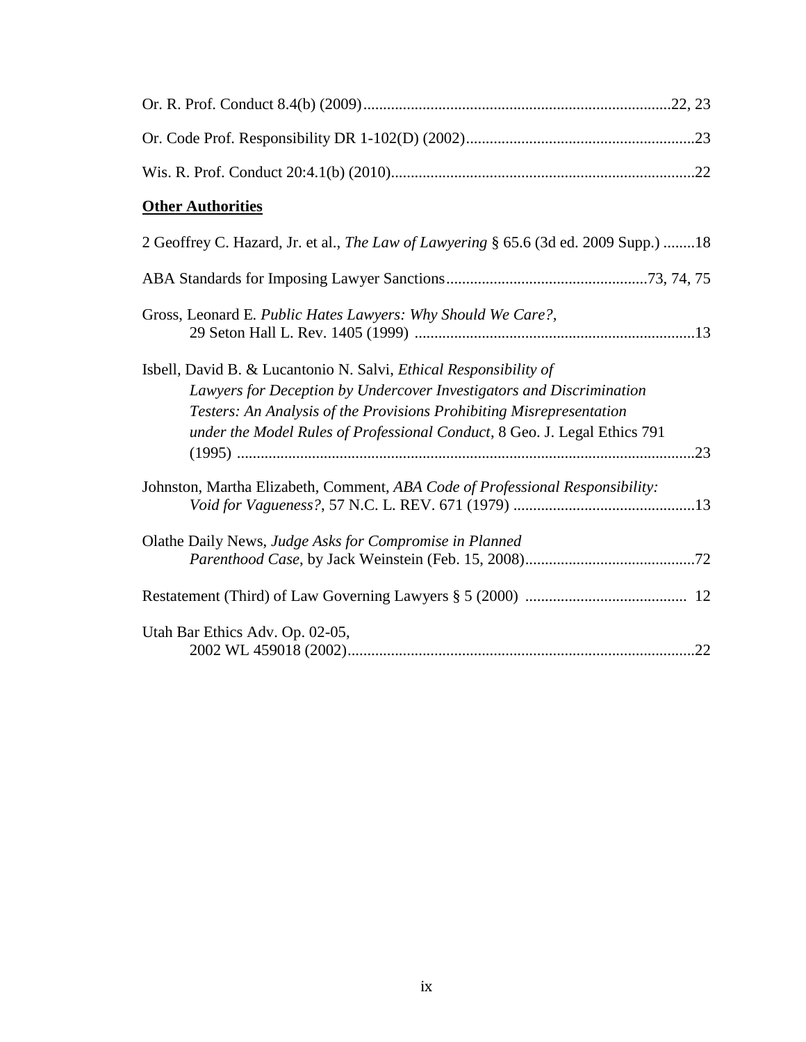Or. R. Prof. Conduct 8.4(b) (2009)............................................................................22, 23

Or. Code Prof. Responsibility DR 1-102(D) (2002).........................................................23

Wis. R. Prof. Conduct 20:4.1(b) (2010)...........................................................................22

**Other Authorities**

2 Geoffrey C. Hazard, Jr. et al., *The Law of Lawyering* § 65.6 (3d ed. 2009 Supp.) ........18

ABA Standards for Imposing Lawyer Sanctions..................................................73, 74, 75

Gross, Leonard E. *Public Hates Lawyers: Why Should We Care?*, 29 Seton Hall L. Rev. 1405 (1999) ......................................................................13

Isbell, David B. & Lucantonio N. Salvi, *Ethical Responsibility of Lawyers for Deception by Undercover Investigators and Discrimination Testers: An Analysis of the Provisions Prohibiting Misrepresentation under the Model Rules of Professional Conduct*, 8 Geo. J. Legal Ethics 791 (1995) ...................................................................................................................23

Johnston, Martha Elizabeth, Comment, *ABA Code of Professional Responsibility: Void for Vagueness?*, 57 N.C. L. REV. 671 (1979) ..............................................13

Olathe Daily News, *Judge Asks for Compromise in Planned Parenthood Case*, by Jack Weinstein (Feb. 15, 2008)..........................................72

Restatement (Third) of Law Governing Lawyers § 5 (2000) ......................................... 12

Utah Bar Ethics Adv. Op. 02-05, 2002 WL 459018 (2002).......................................................................................22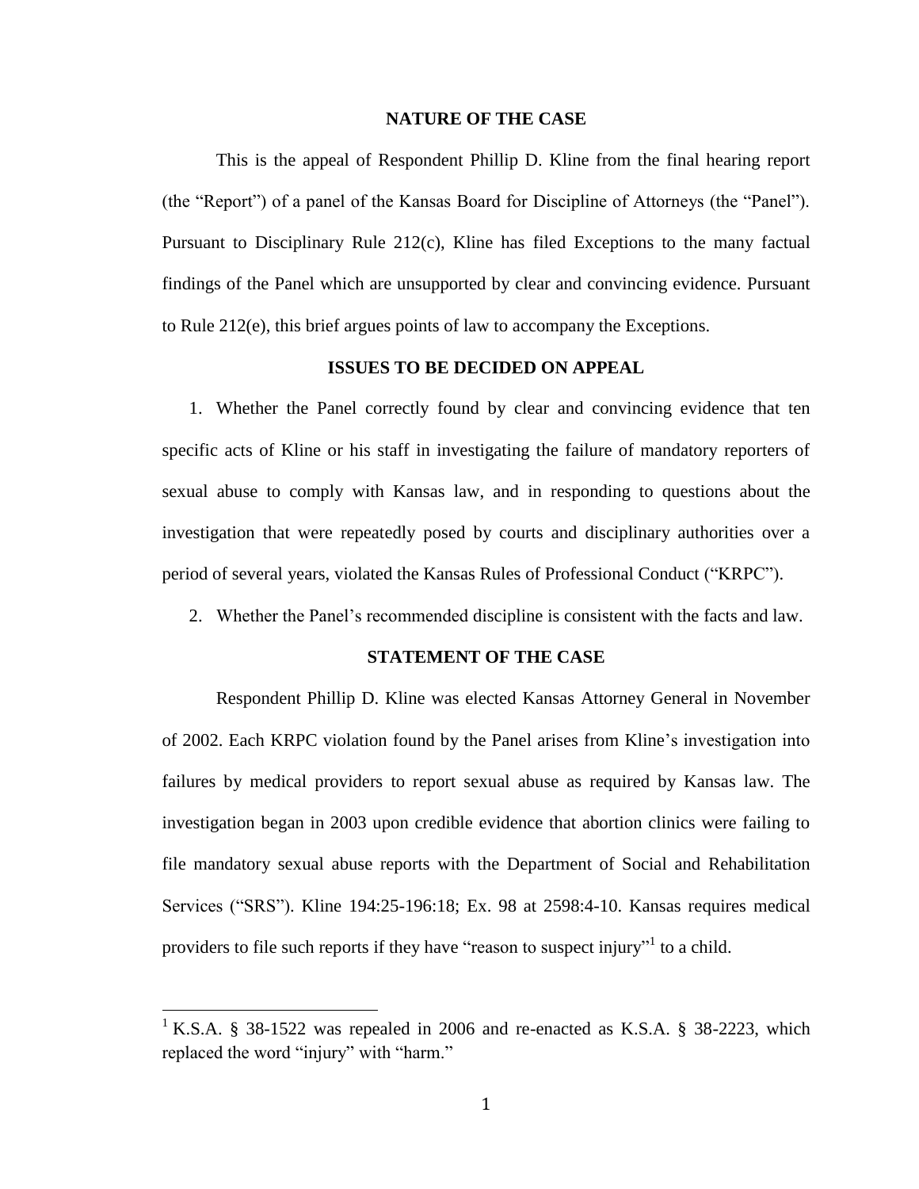## NATURE OF THE CASE

This is the appeal of Respondent Phillip D. Kline from the final hearing report (the "Report") of a panel of the Kansas Board for Discipline of Attorneys (the "Panel"). Pursuant to Disciplinary Rule 212(c), Kline has filed Exceptions to the many factual findings of the Panel which are unsupported by clear and convincing evidence. Pursuant to Rule 212(e), this brief argues points of law to accompany the Exceptions.

## ISSUES TO BE DECIDED ON APPEAL

1. Whether the Panel correctly found by clear and convincing evidence that ten specific acts of Kline or his staff in investigating the failure of mandatory reporters of sexual abuse to comply with Kansas law, and in responding to questions about the investigation that were repeatedly posed by courts and disciplinary authorities over a period of several years, violated the Kansas Rules of Professional Conduct ("KRPC").
2. Whether the Panel's recommended discipline is consistent with the facts and law.

## STATEMENT OF THE CASE

Respondent Phillip D. Kline was elected Kansas Attorney General in November of 2002. Each KRPC violation found by the Panel arises from Kline's investigation into failures by medical providers to report sexual abuse as required by Kansas law. The investigation began in 2003 upon credible evidence that abortion clinics were failing to file mandatory sexual abuse reports with the Department of Social and Rehabilitation Services ("SRS"). Kline 194:25-196:18; Ex. 98 at 2598:4-10. Kansas requires medical providers to file such reports if they have "reason to suspect injury"[1] to a child.

[1] K.S.A. § 38-1522 was repealed in 2006 and re-enacted as K.S.A. § 38-2223, which replaced the word "injury" with "harm."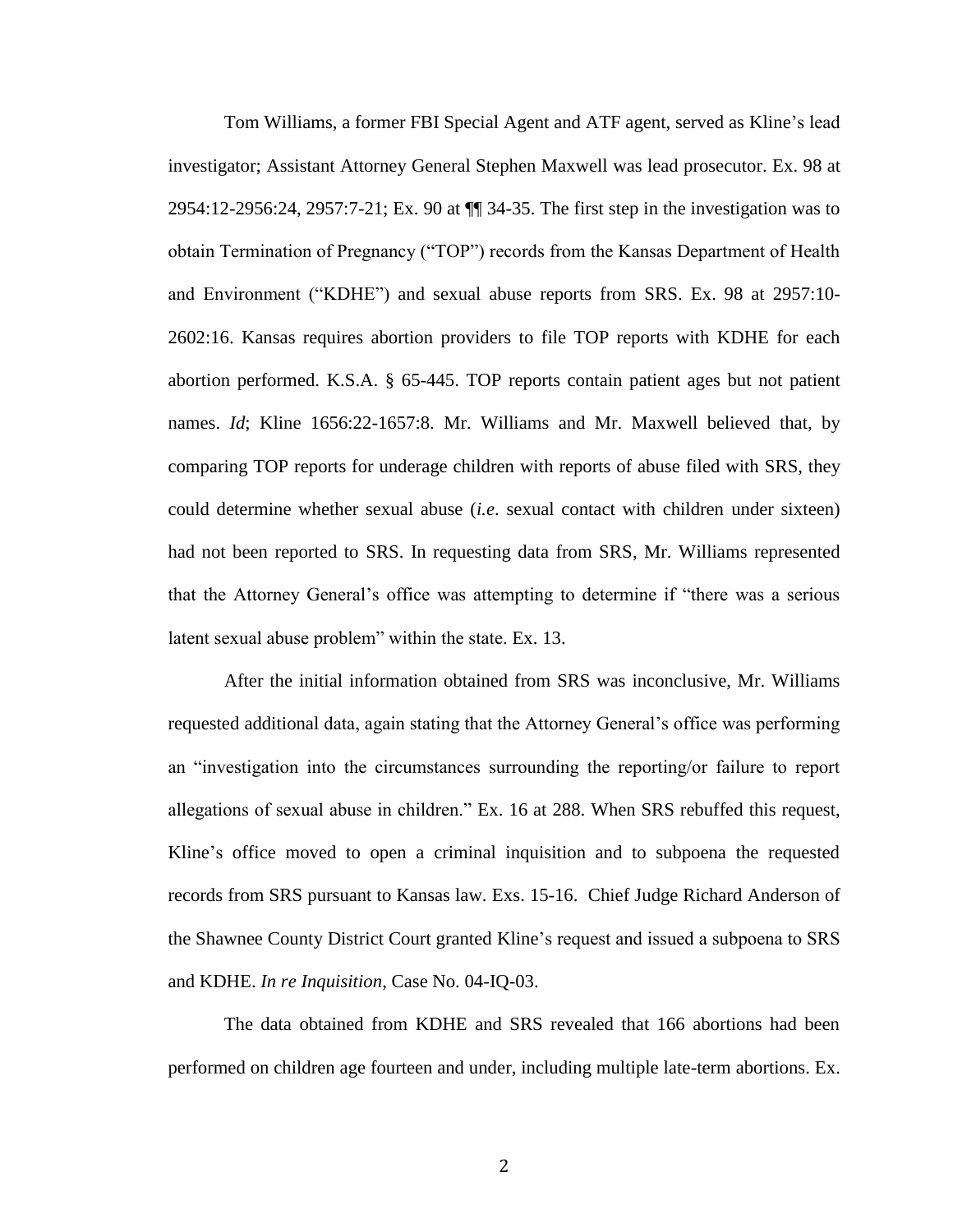Tom Williams, a former FBI Special Agent and ATF agent, served as Kline's lead investigator; Assistant Attorney General Stephen Maxwell was lead prosecutor. Ex. 98 at 2954:12-2956:24, 2957:7-21; Ex. 90 at ¶¶ 34-35. The first step in the investigation was to obtain Termination of Pregnancy ("TOP") records from the Kansas Department of Health and Environment ("KDHE") and sexual abuse reports from SRS. Ex. 98 at 2957:10-2602:16. Kansas requires abortion providers to file TOP reports with KDHE for each abortion performed. K.S.A. § 65-445. TOP reports contain patient ages but not patient names. *Id*; Kline 1656:22-1657:8. Mr. Williams and Mr. Maxwell believed that, by comparing TOP reports for underage children with reports of abuse filed with SRS, they could determine whether sexual abuse (*i.e.* sexual contact with children under sixteen) had not been reported to SRS. In requesting data from SRS, Mr. Williams represented that the Attorney General's office was attempting to determine if "there was a serious latent sexual abuse problem" within the state. Ex. 13.

After the initial information obtained from SRS was inconclusive, Mr. Williams requested additional data, again stating that the Attorney General's office was performing an "investigation into the circumstances surrounding the reporting/or failure to report allegations of sexual abuse in children." Ex. 16 at 288. When SRS rebuffed this request, Kline's office moved to open a criminal inquisition and to subpoena the requested records from SRS pursuant to Kansas law. Exs. 15-16. Chief Judge Richard Anderson of the Shawnee County District Court granted Kline's request and issued a subpoena to SRS and KDHE. *In re Inquisition*, Case No. 04-IQ-03.

The data obtained from KDHE and SRS revealed that 166 abortions had been performed on children age fourteen and under, including multiple late-term abortions. Ex.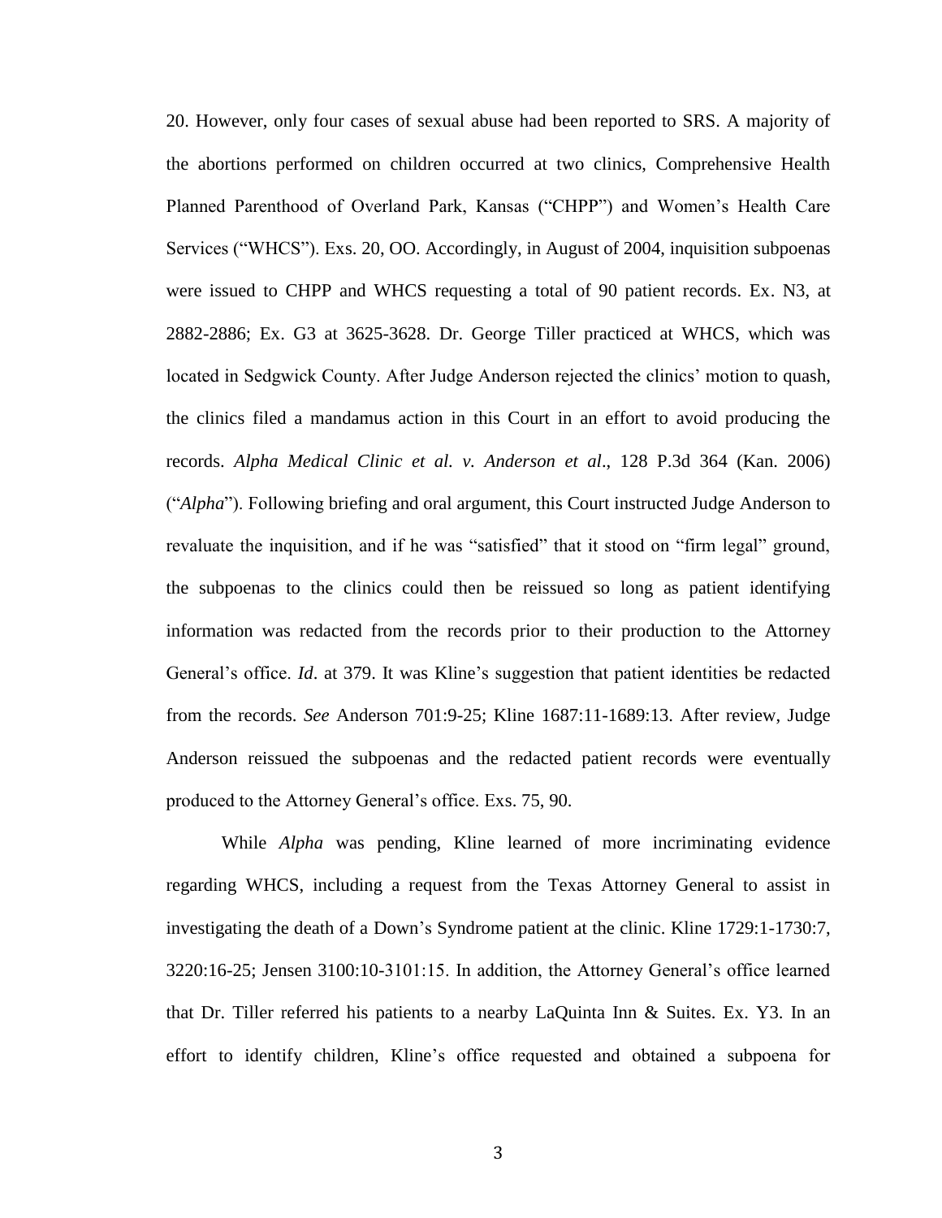20. However, only four cases of sexual abuse had been reported to SRS. A majority of the abortions performed on children occurred at two clinics, Comprehensive Health Planned Parenthood of Overland Park, Kansas ("CHPP") and Women's Health Care Services ("WHCS"). Exs. 20, OO. Accordingly, in August of 2004, inquisition subpoenas were issued to CHPP and WHCS requesting a total of 90 patient records. Ex. N3, at 2882-2886; Ex. G3 at 3625-3628. Dr. George Tiller practiced at WHCS, which was located in Sedgwick County. After Judge Anderson rejected the clinics' motion to quash, the clinics filed a mandamus action in this Court in an effort to avoid producing the records. *Alpha Medical Clinic et al. v. Anderson et al*., 128 P.3d 364 (Kan. 2006) ("*Alpha*"). Following briefing and oral argument, this Court instructed Judge Anderson to revaluate the inquisition, and if he was "satisfied" that it stood on "firm legal" ground, the subpoenas to the clinics could then be reissued so long as patient identifying information was redacted from the records prior to their production to the Attorney General's office. *Id*. at 379. It was Kline's suggestion that patient identities be redacted from the records. *See* Anderson 701:9-25; Kline 1687:11-1689:13. After review, Judge Anderson reissued the subpoenas and the redacted patient records were eventually produced to the Attorney General's office. Exs. 75, 90.

While *Alpha* was pending, Kline learned of more incriminating evidence regarding WHCS, including a request from the Texas Attorney General to assist in investigating the death of a Down's Syndrome patient at the clinic. Kline 1729:1-1730:7, 3220:16-25; Jensen 3100:10-3101:15. In addition, the Attorney General's office learned that Dr. Tiller referred his patients to a nearby LaQuinta Inn & Suites. Ex. Y3. In an effort to identify children, Kline's office requested and obtained a subpoena for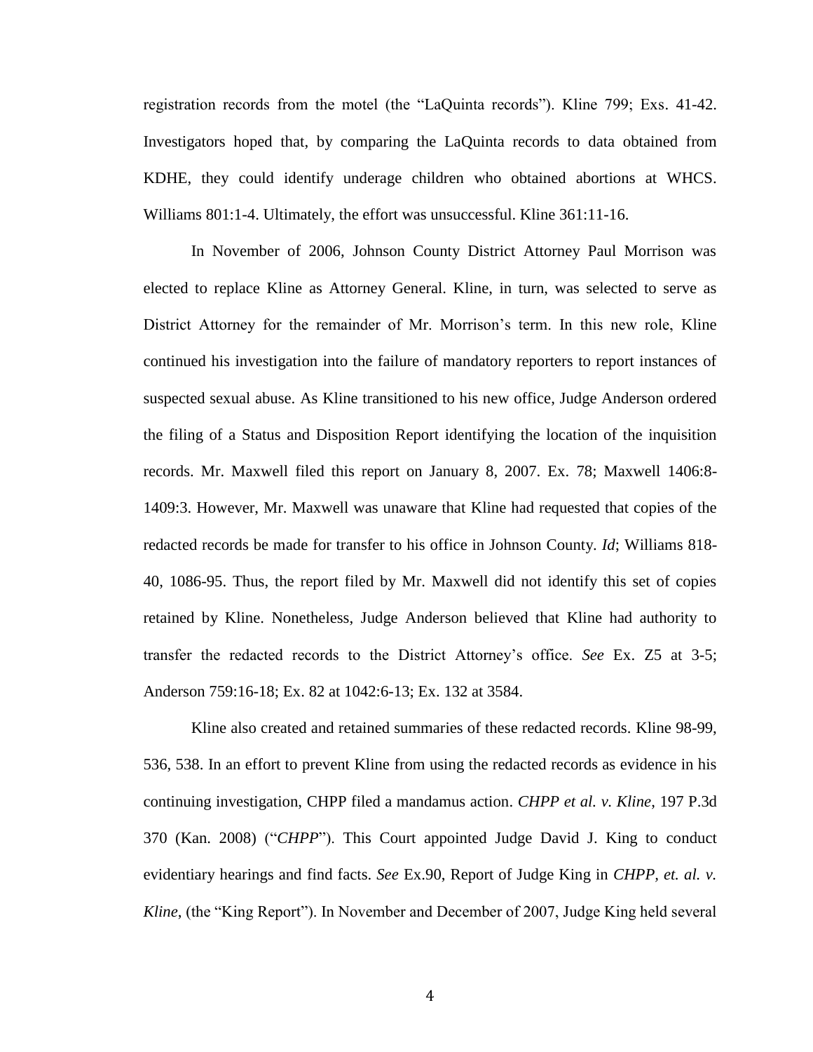registration records from the motel (the "LaQuinta records"). Kline 799; Exs. 41-42. Investigators hoped that, by comparing the LaQuinta records to data obtained from KDHE, they could identify underage children who obtained abortions at WHCS. Williams 801:1-4. Ultimately, the effort was unsuccessful. Kline 361:11-16.

In November of 2006, Johnson County District Attorney Paul Morrison was elected to replace Kline as Attorney General. Kline, in turn, was selected to serve as District Attorney for the remainder of Mr. Morrison's term. In this new role, Kline continued his investigation into the failure of mandatory reporters to report instances of suspected sexual abuse. As Kline transitioned to his new office, Judge Anderson ordered the filing of a Status and Disposition Report identifying the location of the inquisition records. Mr. Maxwell filed this report on January 8, 2007. Ex. 78; Maxwell 1406:8-1409:3. However, Mr. Maxwell was unaware that Kline had requested that copies of the redacted records be made for transfer to his office in Johnson County. *Id*; Williams 818-40, 1086-95. Thus, the report filed by Mr. Maxwell did not identify this set of copies retained by Kline. Nonetheless, Judge Anderson believed that Kline had authority to transfer the redacted records to the District Attorney's office. *See* Ex. Z5 at 3-5; Anderson 759:16-18; Ex. 82 at 1042:6-13; Ex. 132 at 3584.

Kline also created and retained summaries of these redacted records. Kline 98-99, 536, 538. In an effort to prevent Kline from using the redacted records as evidence in his continuing investigation, CHPP filed a mandamus action. *CHPP et al. v. Kline*, 197 P.3d 370 (Kan. 2008) ("*CHPP*"). This Court appointed Judge David J. King to conduct evidentiary hearings and find facts. *See* Ex.90, Report of Judge King in *CHPP, et. al. v. Kline*, (the "King Report"). In November and December of 2007, Judge King held several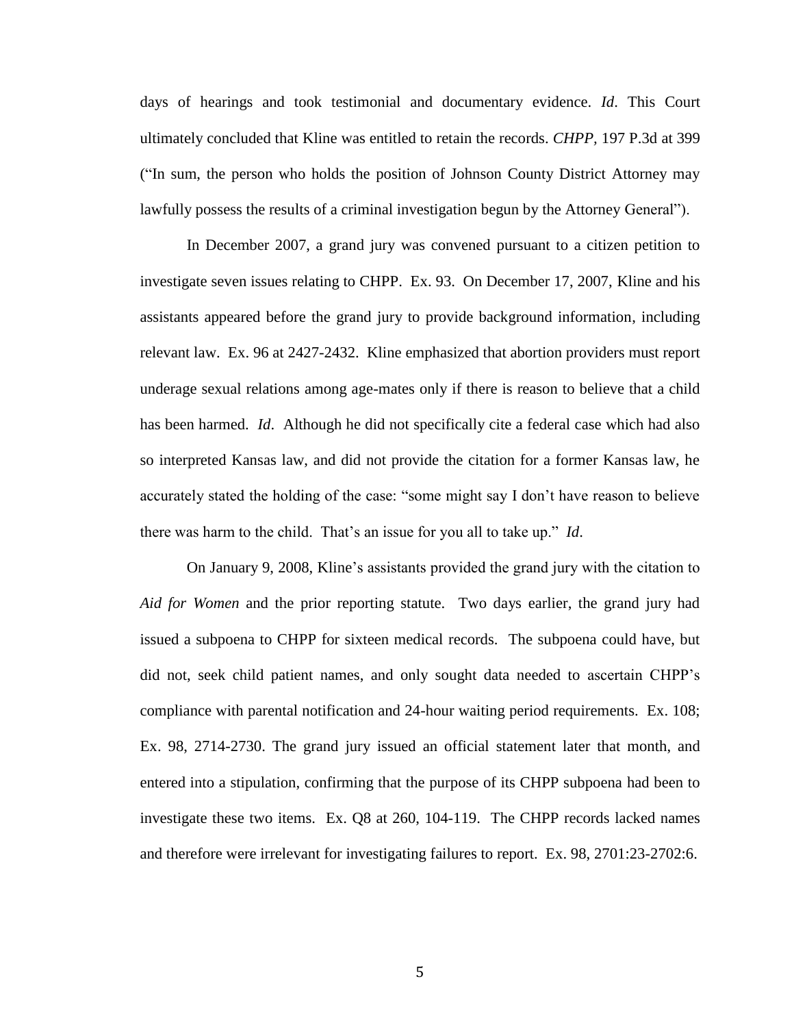days of hearings and took testimonial and documentary evidence. *Id*. This Court ultimately concluded that Kline was entitled to retain the records. *CHPP*, 197 P.3d at 399 ("In sum, the person who holds the position of Johnson County District Attorney may lawfully possess the results of a criminal investigation begun by the Attorney General").

In December 2007, a grand jury was convened pursuant to a citizen petition to investigate seven issues relating to CHPP. Ex. 93. On December 17, 2007, Kline and his assistants appeared before the grand jury to provide background information, including relevant law. Ex. 96 at 2427-2432. Kline emphasized that abortion providers must report underage sexual relations among age-mates only if there is reason to believe that a child has been harmed. *Id*. Although he did not specifically cite a federal case which had also so interpreted Kansas law, and did not provide the citation for a former Kansas law, he accurately stated the holding of the case: "some might say I don't have reason to believe there was harm to the child. That's an issue for you all to take up." *Id*.

On January 9, 2008, Kline's assistants provided the grand jury with the citation to *Aid for Women* and the prior reporting statute. Two days earlier, the grand jury had issued a subpoena to CHPP for sixteen medical records. The subpoena could have, but did not, seek child patient names, and only sought data needed to ascertain CHPP's compliance with parental notification and 24-hour waiting period requirements. Ex. 108; Ex. 98, 2714-2730. The grand jury issued an official statement later that month, and entered into a stipulation, confirming that the purpose of its CHPP subpoena had been to investigate these two items. Ex. Q8 at 260, 104-119. The CHPP records lacked names and therefore were irrelevant for investigating failures to report. Ex. 98, 2701:23-2702:6.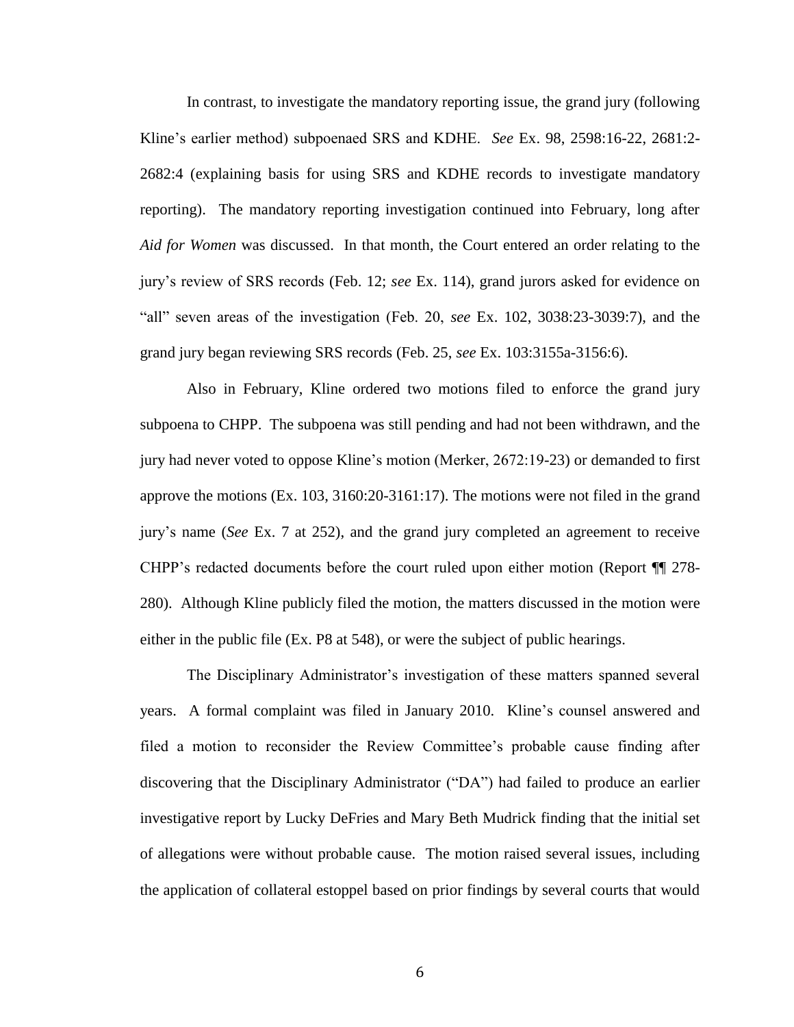In contrast, to investigate the mandatory reporting issue, the grand jury (following Kline's earlier method) subpoenaed SRS and KDHE. *See* Ex. 98, 2598:16-22, 2681:2-2682:4 (explaining basis for using SRS and KDHE records to investigate mandatory reporting). The mandatory reporting investigation continued into February, long after *Aid for Women* was discussed. In that month, the Court entered an order relating to the jury's review of SRS records (Feb. 12; *see* Ex. 114), grand jurors asked for evidence on "all" seven areas of the investigation (Feb. 20, *see* Ex. 102, 3038:23-3039:7), and the grand jury began reviewing SRS records (Feb. 25, *see* Ex. 103:3155a-3156:6).

Also in February, Kline ordered two motions filed to enforce the grand jury subpoena to CHPP. The subpoena was still pending and had not been withdrawn, and the jury had never voted to oppose Kline's motion (Merker, 2672:19-23) or demanded to first approve the motions (Ex. 103, 3160:20-3161:17). The motions were not filed in the grand jury's name (*See* Ex. 7 at 252), and the grand jury completed an agreement to receive CHPP's redacted documents before the court ruled upon either motion (Report ¶¶ 278-280). Although Kline publicly filed the motion, the matters discussed in the motion were either in the public file (Ex. P8 at 548), or were the subject of public hearings.

The Disciplinary Administrator's investigation of these matters spanned several years. A formal complaint was filed in January 2010. Kline's counsel answered and filed a motion to reconsider the Review Committee's probable cause finding after discovering that the Disciplinary Administrator ("DA") had failed to produce an earlier investigative report by Lucky DeFries and Mary Beth Mudrick finding that the initial set of allegations were without probable cause. The motion raised several issues, including the application of collateral estoppel based on prior findings by several courts that would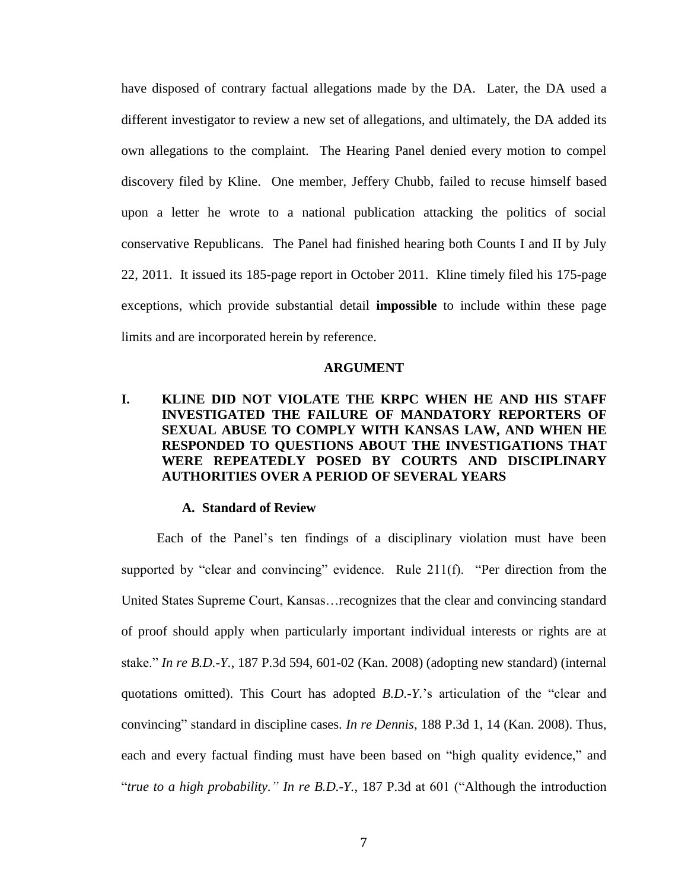have disposed of contrary factual allegations made by the DA. Later, the DA used a different investigator to review a new set of allegations, and ultimately, the DA added its own allegations to the complaint. The Hearing Panel denied every motion to compel discovery filed by Kline. One member, Jeffery Chubb, failed to recuse himself based upon a letter he wrote to a national publication attacking the politics of social conservative Republicans. The Panel had finished hearing both Counts I and II by July 22, 2011. It issued its 185-page report in October 2011. Kline timely filed his 175-page exceptions, which provide substantial detail **impossible** to include within these page limits and are incorporated herein by reference.

## ARGUMENT

### I. KLINE DID NOT VIOLATE THE KRPC WHEN HE AND HIS STAFF INVESTIGATED THE FAILURE OF MANDATORY REPORTERS OF SEXUAL ABUSE TO COMPLY WITH KANSAS LAW, AND WHEN HE RESPONDED TO QUESTIONS ABOUT THE INVESTIGATIONS THAT WERE REPEATEDLY POSED BY COURTS AND DISCIPLINARY AUTHORITIES OVER A PERIOD OF SEVERAL YEARS

#### A. Standard of Review

Each of the Panel's ten findings of a disciplinary violation must have been supported by "clear and convincing" evidence. Rule 211(f). "Per direction from the United States Supreme Court, Kansas…recognizes that the clear and convincing standard of proof should apply when particularly important individual interests or rights are at stake." *In re B.D.-Y.,* 187 P.3d 594, 601-02 (Kan. 2008) (adopting new standard) (internal quotations omitted). This Court has adopted *B.D.-Y.*'s articulation of the "clear and convincing" standard in discipline cases. *In re Dennis*, 188 P.3d 1, 14 (Kan. 2008). Thus, each and every factual finding must have been based on "high quality evidence," and "*true to a high probability." In re B.D.-Y.*, 187 P.3d at 601 ("Although the introduction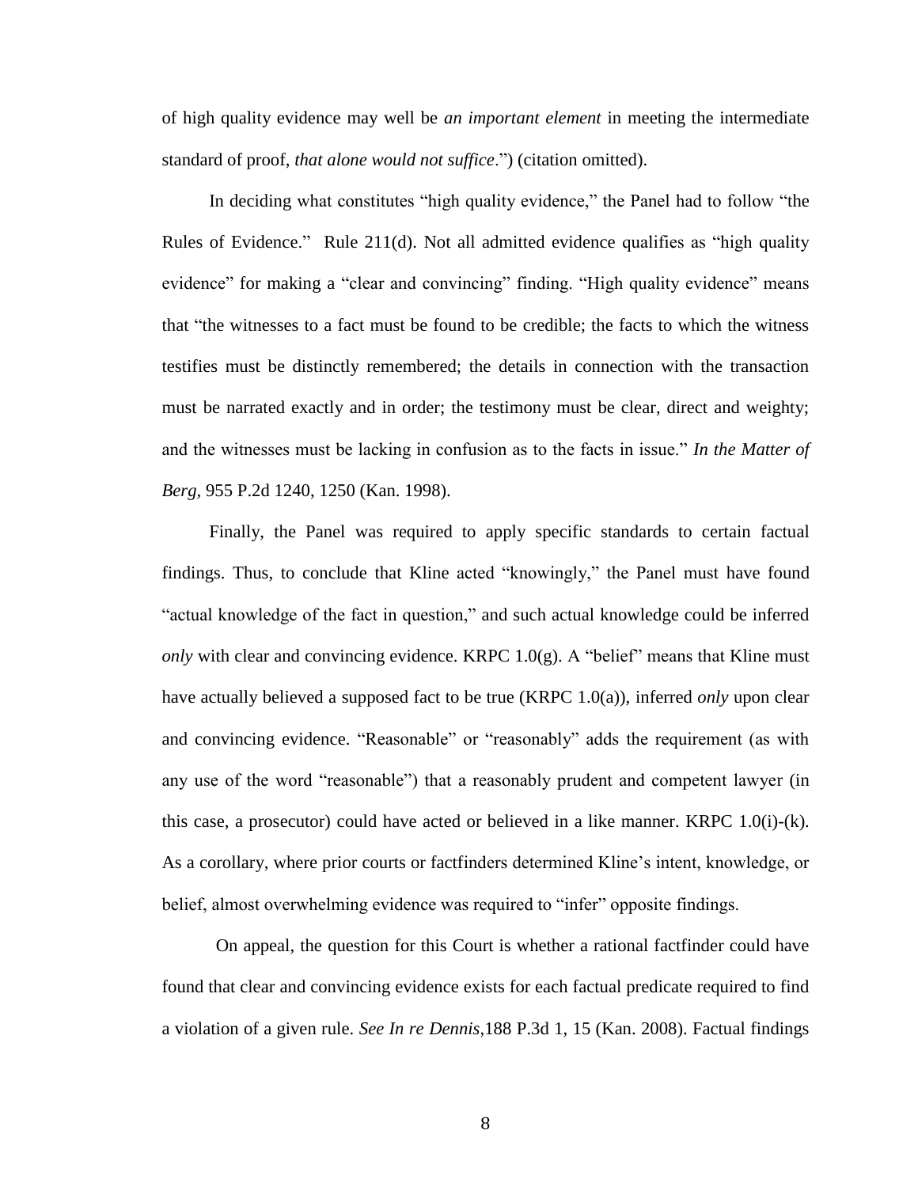of high quality evidence may well be *an important element* in meeting the intermediate standard of proof, *that alone would not suffice*.") (citation omitted).

In deciding what constitutes "high quality evidence," the Panel had to follow "the Rules of Evidence." Rule 211(d). Not all admitted evidence qualifies as "high quality evidence" for making a "clear and convincing" finding. "High quality evidence" means that "the witnesses to a fact must be found to be credible; the facts to which the witness testifies must be distinctly remembered; the details in connection with the transaction must be narrated exactly and in order; the testimony must be clear, direct and weighty; and the witnesses must be lacking in confusion as to the facts in issue." *In the Matter of Berg*, 955 P.2d 1240, 1250 (Kan. 1998).

Finally, the Panel was required to apply specific standards to certain factual findings. Thus, to conclude that Kline acted "knowingly," the Panel must have found "actual knowledge of the fact in question," and such actual knowledge could be inferred *only* with clear and convincing evidence. KRPC 1.0(g). A "belief" means that Kline must have actually believed a supposed fact to be true (KRPC 1.0(a)), inferred *only* upon clear and convincing evidence. "Reasonable" or "reasonably" adds the requirement (as with any use of the word "reasonable") that a reasonably prudent and competent lawyer (in this case, a prosecutor) could have acted or believed in a like manner. KRPC 1.0(i)-(k). As a corollary, where prior courts or factfinders determined Kline's intent, knowledge, or belief, almost overwhelming evidence was required to "infer" opposite findings.

On appeal, the question for this Court is whether a rational factfinder could have found that clear and convincing evidence exists for each factual predicate required to find a violation of a given rule. *See In re Dennis*,188 P.3d 1, 15 (Kan. 2008). Factual findings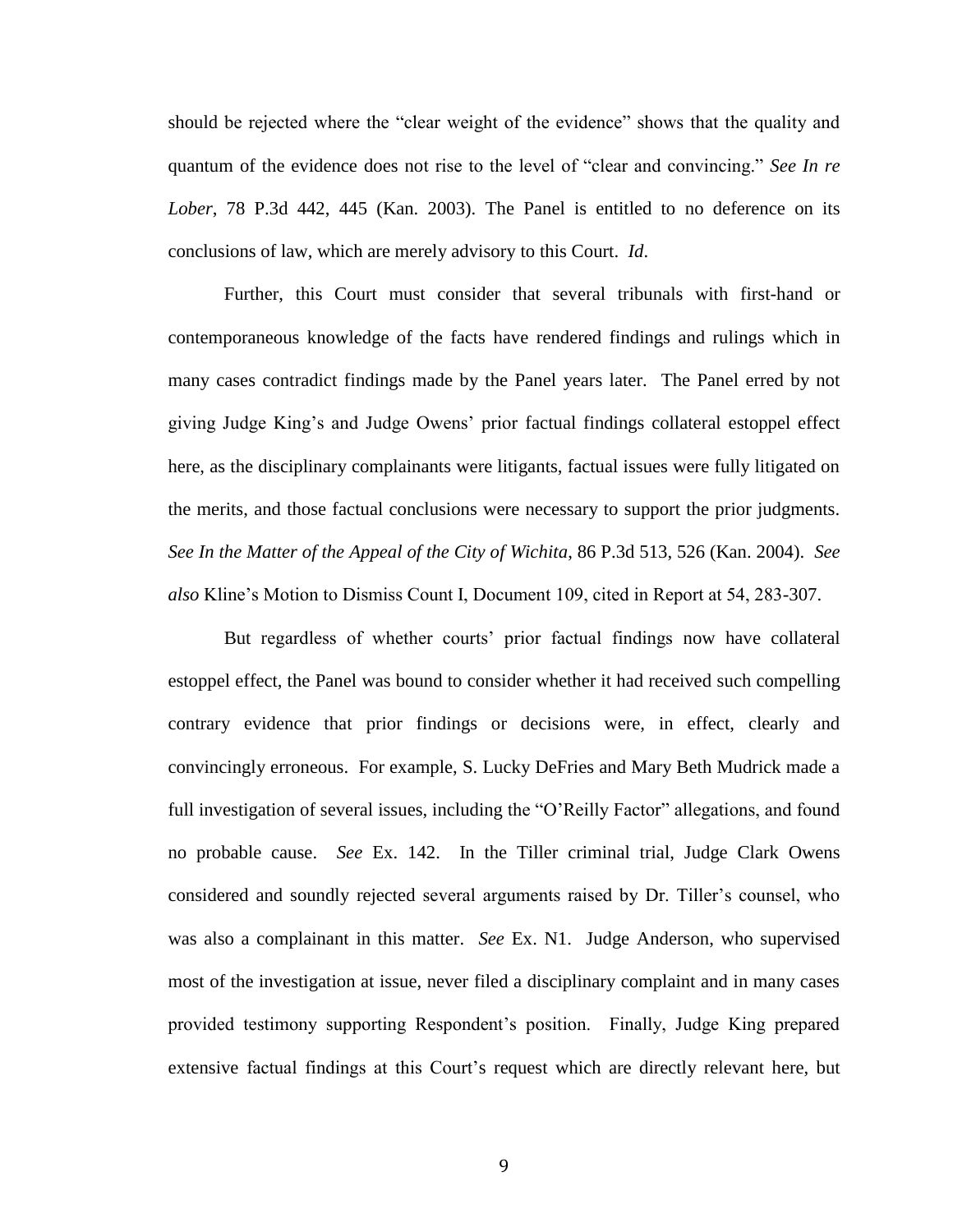should be rejected where the "clear weight of the evidence" shows that the quality and quantum of the evidence does not rise to the level of "clear and convincing." *See In re Lober*, 78 P.3d 442, 445 (Kan. 2003). The Panel is entitled to no deference on its conclusions of law, which are merely advisory to this Court. *Id*.

Further, this Court must consider that several tribunals with first-hand or contemporaneous knowledge of the facts have rendered findings and rulings which in many cases contradict findings made by the Panel years later. The Panel erred by not giving Judge King's and Judge Owens' prior factual findings collateral estoppel effect here, as the disciplinary complainants were litigants, factual issues were fully litigated on the merits, and those factual conclusions were necessary to support the prior judgments. *See In the Matter of the Appeal of the City of Wichita*, 86 P.3d 513, 526 (Kan. 2004). *See also* Kline's Motion to Dismiss Count I, Document 109, cited in Report at 54, 283-307.

But regardless of whether courts' prior factual findings now have collateral estoppel effect, the Panel was bound to consider whether it had received such compelling contrary evidence that prior findings or decisions were, in effect, clearly and convincingly erroneous. For example, S. Lucky DeFries and Mary Beth Mudrick made a full investigation of several issues, including the "O'Reilly Factor" allegations, and found no probable cause. *See* Ex. 142. In the Tiller criminal trial, Judge Clark Owens considered and soundly rejected several arguments raised by Dr. Tiller's counsel, who was also a complainant in this matter. *See* Ex. N1. Judge Anderson, who supervised most of the investigation at issue, never filed a disciplinary complaint and in many cases provided testimony supporting Respondent's position. Finally, Judge King prepared extensive factual findings at this Court's request which are directly relevant here, but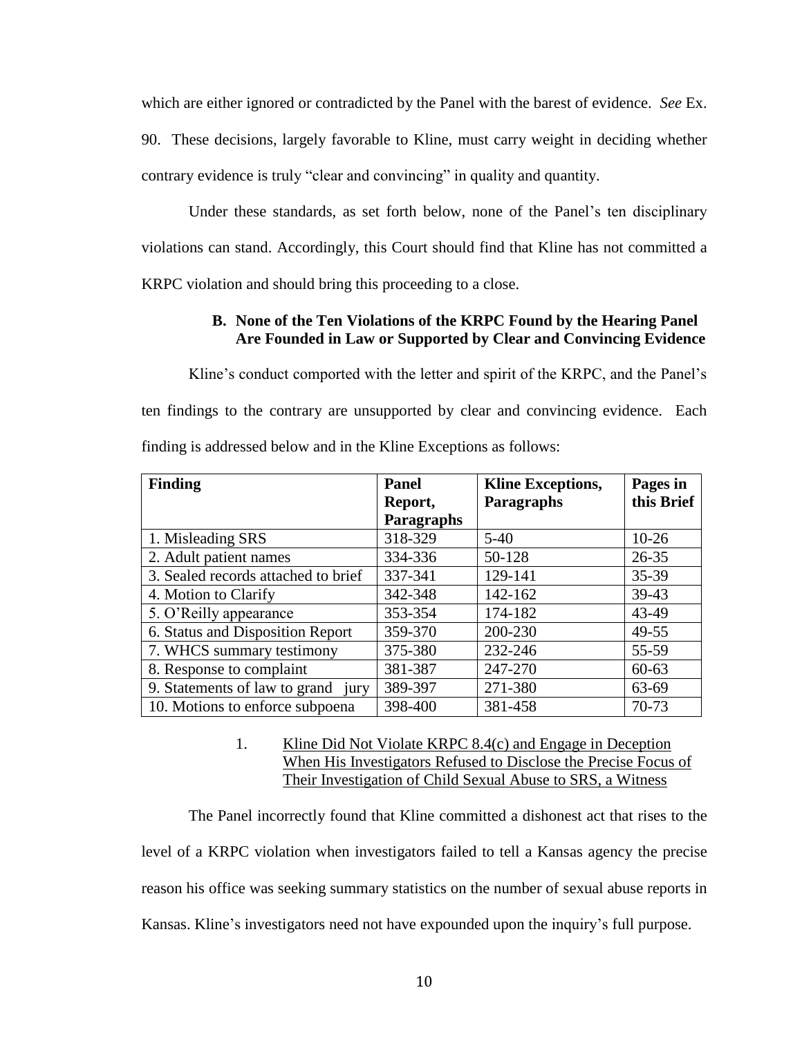which are either ignored or contradicted by the Panel with the barest of evidence. *See* Ex. 90. These decisions, largely favorable to Kline, must carry weight in deciding whether contrary evidence is truly "clear and convincing" in quality and quantity.

Under these standards, as set forth below, none of the Panel's ten disciplinary violations can stand. Accordingly, this Court should find that Kline has not committed a KRPC violation and should bring this proceeding to a close.

### B. None of the Ten Violations of the KRPC Found by the Hearing Panel Are Founded in Law or Supported by Clear and Convincing Evidence

Kline's conduct comported with the letter and spirit of the KRPC, and the Panel's ten findings to the contrary are unsupported by clear and convincing evidence. Each finding is addressed below and in the Kline Exceptions as follows:

| Finding | Panel Report, Paragraphs | Kline Exceptions, Paragraphs | Pages in this Brief |
|---|---|---|---|
| 1. Misleading SRS | 318-329 | 5-40 | 10-26 |
| 2. Adult patient names | 334-336 | 50-128 | 26-35 |
| 3. Sealed records attached to brief | 337-341 | 129-141 | 35-39 |
| 4. Motion to Clarify | 342-348 | 142-162 | 39-43 |
| 5. O'Reilly appearance | 353-354 | 174-182 | 43-49 |
| 6. Status and Disposition Report | 359-370 | 200-230 | 49-55 |
| 7. WHCS summary testimony | 375-380 | 232-246 | 55-59 |
| 8. Response to complaint | 381-387 | 247-270 | 60-63 |
| 9. Statements of law to grand jury | 389-397 | 271-380 | 63-69 |
| 10. Motions to enforce subpoena | 398-400 | 381-458 | 70-73 |

#### 1. Kline Did Not Violate KRPC 8.4(c) and Engage in Deception When His Investigators Refused to Disclose the Precise Focus of Their Investigation of Child Sexual Abuse to SRS, a Witness

The Panel incorrectly found that Kline committed a dishonest act that rises to the level of a KRPC violation when investigators failed to tell a Kansas agency the precise reason his office was seeking summary statistics on the number of sexual abuse reports in Kansas. Kline's investigators need not have expounded upon the inquiry's full purpose.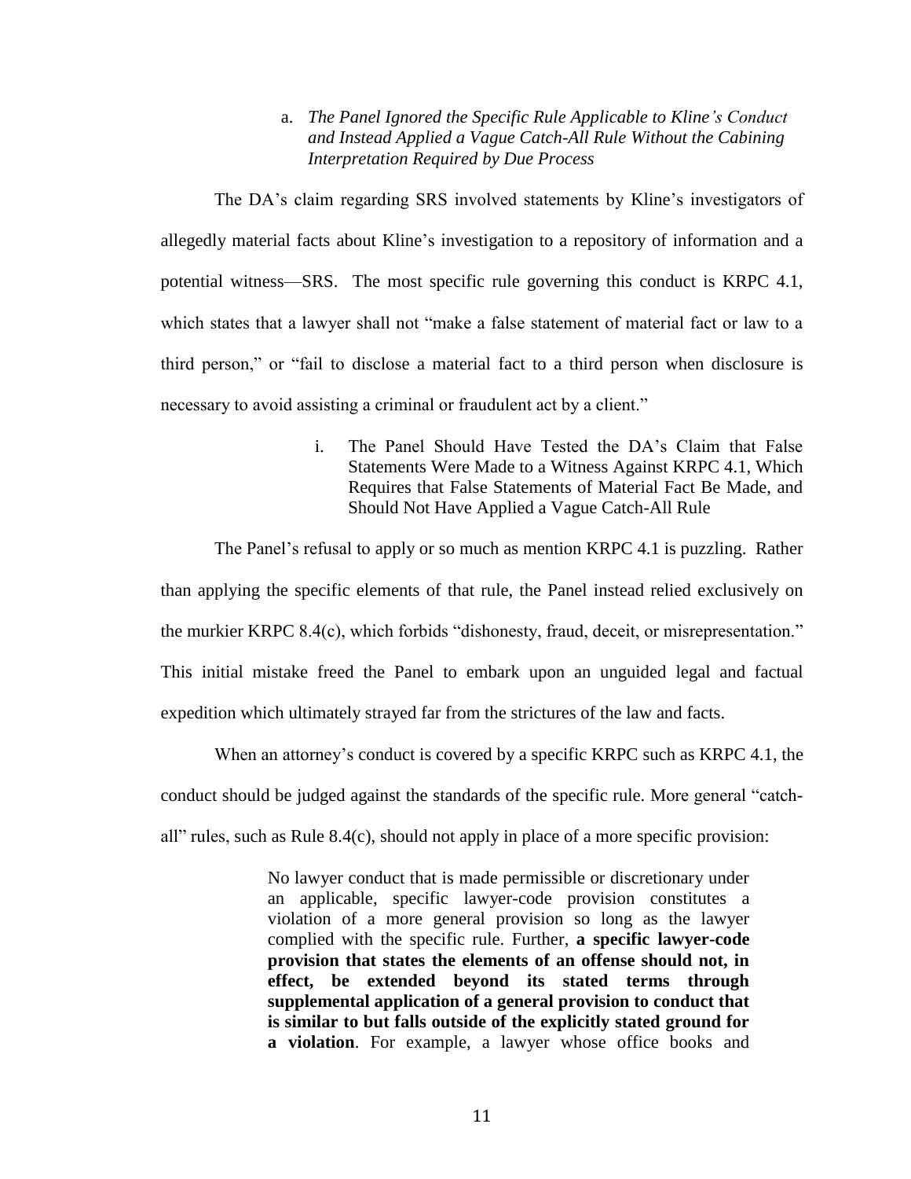a. *The Panel Ignored the Specific Rule Applicable to Kline's Conduct and Instead Applied a Vague Catch-All Rule Without the Cabining Interpretation Required by Due Process*

The DA's claim regarding SRS involved statements by Kline's investigators of allegedly material facts about Kline's investigation to a repository of information and a potential witness—SRS. The most specific rule governing this conduct is KRPC 4.1, which states that a lawyer shall not "make a false statement of material fact or law to a third person," or "fail to disclose a material fact to a third person when disclosure is necessary to avoid assisting a criminal or fraudulent act by a client."

i. The Panel Should Have Tested the DA's Claim that False Statements Were Made to a Witness Against KRPC 4.1, Which Requires that False Statements of Material Fact Be Made, and Should Not Have Applied a Vague Catch-All Rule

The Panel's refusal to apply or so much as mention KRPC 4.1 is puzzling. Rather than applying the specific elements of that rule, the Panel instead relied exclusively on the murkier KRPC 8.4(c), which forbids "dishonesty, fraud, deceit, or misrepresentation." This initial mistake freed the Panel to embark upon an unguided legal and factual expedition which ultimately strayed far from the strictures of the law and facts.

When an attorney's conduct is covered by a specific KRPC such as KRPC 4.1, the conduct should be judged against the standards of the specific rule. More general "catch-all" rules, such as Rule 8.4(c), should not apply in place of a more specific provision:

> No lawyer conduct that is made permissible or discretionary under an applicable, specific lawyer-code provision constitutes a violation of a more general provision so long as the lawyer complied with the specific rule. Further, **a specific lawyer-code provision that states the elements of an offense should not, in effect, be extended beyond its stated terms through supplemental application of a general provision to conduct that is similar to but falls outside of the explicitly stated ground for a violation**. For example, a lawyer whose office books and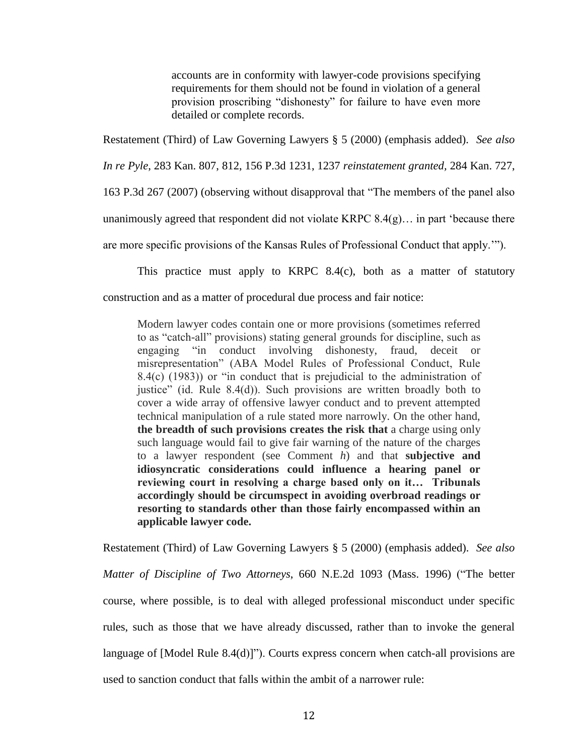> accounts are in conformity with lawyer-code provisions specifying requirements for them should not be found in violation of a general provision proscribing "dishonesty" for failure to have even more detailed or complete records.

Restatement (Third) of Law Governing Lawyers § 5 (2000) (emphasis added). *See also In re Pyle*, 283 Kan. 807, 812, 156 P.3d 1231, 1237 *reinstatement granted*, 284 Kan. 727, 163 P.3d 267 (2007) (observing without disapproval that "The members of the panel also unanimously agreed that respondent did not violate KRPC 8.4(g)… in part 'because there are more specific provisions of the Kansas Rules of Professional Conduct that apply.'").

This practice must apply to KRPC 8.4(c), both as a matter of statutory construction and as a matter of procedural due process and fair notice:

> Modern lawyer codes contain one or more provisions (sometimes referred to as "catch-all" provisions) stating general grounds for discipline, such as engaging "in conduct involving dishonesty, fraud, deceit or misrepresentation" (ABA Model Rules of Professional Conduct, Rule 8.4(c) (1983)) or "in conduct that is prejudicial to the administration of justice" (id. Rule 8.4(d)). Such provisions are written broadly both to cover a wide array of offensive lawyer conduct and to prevent attempted technical manipulation of a rule stated more narrowly. On the other hand, **the breadth of such provisions creates the risk that** a charge using only such language would fail to give fair warning of the nature of the charges to a lawyer respondent (see Comment *h*) and that **subjective and idiosyncratic considerations could influence a hearing panel or reviewing court in resolving a charge based only on it… Tribunals accordingly should be circumspect in avoiding overbroad readings or resorting to standards other than those fairly encompassed within an applicable lawyer code.**

Restatement (Third) of Law Governing Lawyers § 5 (2000) (emphasis added). *See also Matter of Discipline of Two Attorneys*, 660 N.E.2d 1093 (Mass. 1996) ("The better course, where possible, is to deal with alleged professional misconduct under specific rules, such as those that we have already discussed, rather than to invoke the general language of [Model Rule 8.4(d)]"). Courts express concern when catch-all provisions are used to sanction conduct that falls within the ambit of a narrower rule: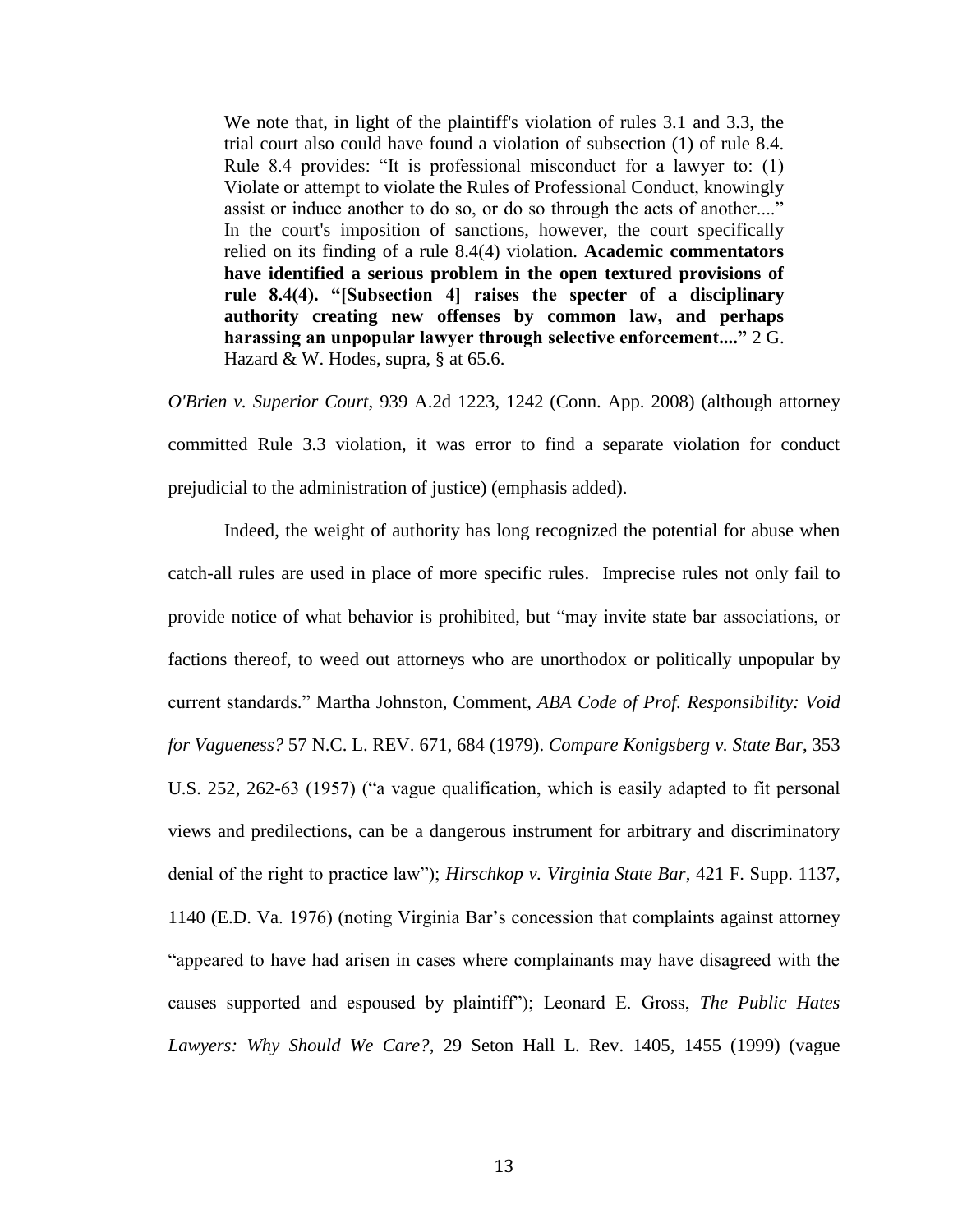> We note that, in light of the plaintiff's violation of rules 3.1 and 3.3, the trial court also could have found a violation of subsection (1) of rule 8.4. Rule 8.4 provides: "It is professional misconduct for a lawyer to: (1) Violate or attempt to violate the Rules of Professional Conduct, knowingly assist or induce another to do so, or do so through the acts of another...." In the court's imposition of sanctions, however, the court specifically relied on its finding of a rule 8.4(4) violation. **Academic commentators have identified a serious problem in the open textured provisions of rule 8.4(4). "[Subsection 4] raises the specter of a disciplinary authority creating new offenses by common law, and perhaps harassing an unpopular lawyer through selective enforcement...."** 2 G. Hazard & W. Hodes, supra, § at 65.6.

*O'Brien v. Superior Court*, 939 A.2d 1223, 1242 (Conn. App. 2008) (although attorney committed Rule 3.3 violation, it was error to find a separate violation for conduct prejudicial to the administration of justice) (emphasis added).

Indeed, the weight of authority has long recognized the potential for abuse when catch-all rules are used in place of more specific rules. Imprecise rules not only fail to provide notice of what behavior is prohibited, but "may invite state bar associations, or factions thereof, to weed out attorneys who are unorthodox or politically unpopular by current standards." Martha Johnston, Comment, *ABA Code of Prof. Responsibility: Void for Vagueness?* 57 N.C. L. REV. 671, 684 (1979). *Compare Konigsberg v. State Bar*, 353 U.S. 252, 262-63 (1957) ("a vague qualification, which is easily adapted to fit personal views and predilections, can be a dangerous instrument for arbitrary and discriminatory denial of the right to practice law"); *Hirschkop v. Virginia State Bar*, 421 F. Supp. 1137, 1140 (E.D. Va. 1976) (noting Virginia Bar's concession that complaints against attorney "appeared to have had arisen in cases where complainants may have disagreed with the causes supported and espoused by plaintiff"); Leonard E. Gross, *The Public Hates Lawyers: Why Should We Care?*, 29 Seton Hall L. Rev. 1405, 1455 (1999) (vague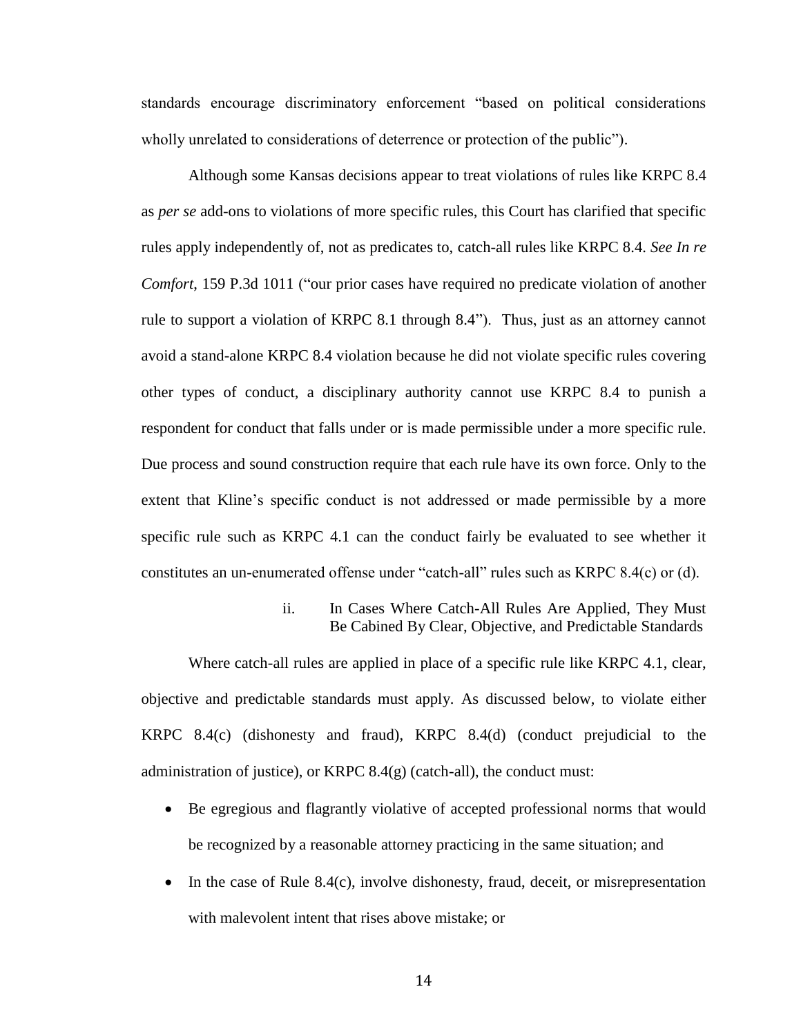standards encourage discriminatory enforcement "based on political considerations wholly unrelated to considerations of deterrence or protection of the public").

Although some Kansas decisions appear to treat violations of rules like KRPC 8.4 as *per se* add-ons to violations of more specific rules, this Court has clarified that specific rules apply independently of, not as predicates to, catch-all rules like KRPC 8.4. *See In re Comfort*, 159 P.3d 1011 ("our prior cases have required no predicate violation of another rule to support a violation of KRPC 8.1 through 8.4"). Thus, just as an attorney cannot avoid a stand-alone KRPC 8.4 violation because he did not violate specific rules covering other types of conduct, a disciplinary authority cannot use KRPC 8.4 to punish a respondent for conduct that falls under or is made permissible under a more specific rule. Due process and sound construction require that each rule have its own force. Only to the extent that Kline's specific conduct is not addressed or made permissible by a more specific rule such as KRPC 4.1 can the conduct fairly be evaluated to see whether it constitutes an un-enumerated offense under "catch-all" rules such as KRPC 8.4(c) or (d).

#### ii. In Cases Where Catch-All Rules Are Applied, They Must Be Cabined By Clear, Objective, and Predictable Standards

Where catch-all rules are applied in place of a specific rule like KRPC 4.1, clear, objective and predictable standards must apply. As discussed below, to violate either KRPC 8.4(c) (dishonesty and fraud), KRPC 8.4(d) (conduct prejudicial to the administration of justice), or KRPC 8.4(g) (catch-all), the conduct must:

- Be egregious and flagrantly violative of accepted professional norms that would be recognized by a reasonable attorney practicing in the same situation; and
- In the case of Rule 8.4(c), involve dishonesty, fraud, deceit, or misrepresentation with malevolent intent that rises above mistake; or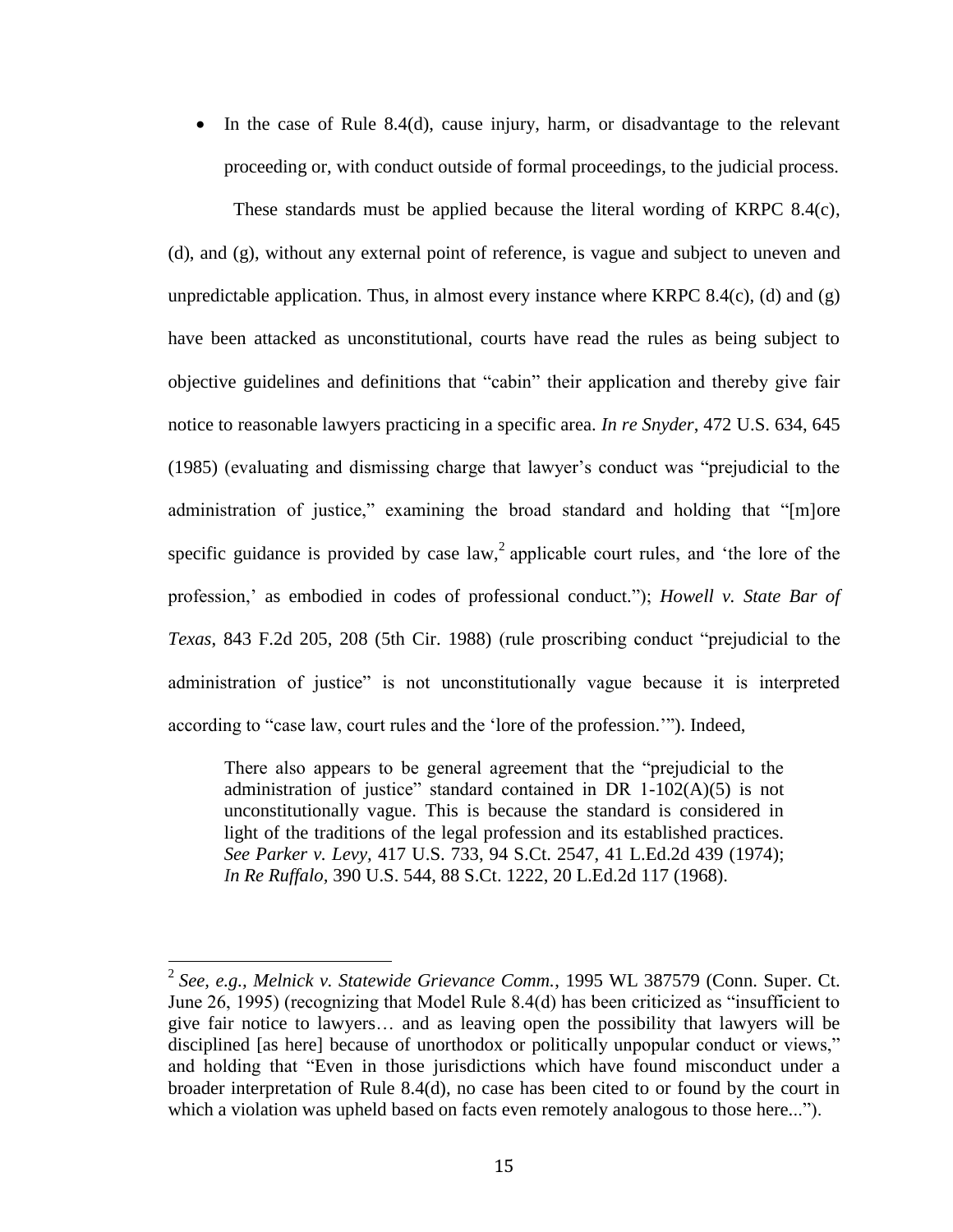- In the case of Rule 8.4(d), cause injury, harm, or disadvantage to the relevant proceeding or, with conduct outside of formal proceedings, to the judicial process.

These standards must be applied because the literal wording of KRPC 8.4(c), (d), and (g), without any external point of reference, is vague and subject to uneven and unpredictable application. Thus, in almost every instance where KRPC 8.4(c), (d) and (g) have been attacked as unconstitutional, courts have read the rules as being subject to objective guidelines and definitions that "cabin" their application and thereby give fair notice to reasonable lawyers practicing in a specific area. *In re Snyder*, 472 U.S. 634, 645 (1985) (evaluating and dismissing charge that lawyer's conduct was "prejudicial to the administration of justice," examining the broad standard and holding that "[m]ore specific guidance is provided by case law,[2] applicable court rules, and 'the lore of the profession,' as embodied in codes of professional conduct."); *Howell v. State Bar of Texas*, 843 F.2d 205, 208 (5th Cir. 1988) (rule proscribing conduct "prejudicial to the administration of justice" is not unconstitutionally vague because it is interpreted according to "case law, court rules and the 'lore of the profession.'"). Indeed,

> There also appears to be general agreement that the "prejudicial to the administration of justice" standard contained in DR 1-102(A)(5) is not unconstitutionally vague. This is because the standard is considered in light of the traditions of the legal profession and its established practices. *See Parker v. Levy*, 417 U.S. 733, 94 S.Ct. 2547, 41 L.Ed.2d 439 (1974); *In Re Ruffalo*, 390 U.S. 544, 88 S.Ct. 1222, 20 L.Ed.2d 117 (1968).

---

[2] *See, e.g.*, *Melnick v. Statewide Grievance Comm.*, 1995 WL 387579 (Conn. Super. Ct. June 26, 1995) (recognizing that Model Rule 8.4(d) has been criticized as "insufficient to give fair notice to lawyers… and as leaving open the possibility that lawyers will be disciplined [as here] because of unorthodox or politically unpopular conduct or views," and holding that "Even in those jurisdictions which have found misconduct under a broader interpretation of Rule 8.4(d), no case has been cited to or found by the court in which a violation was upheld based on facts even remotely analogous to those here...").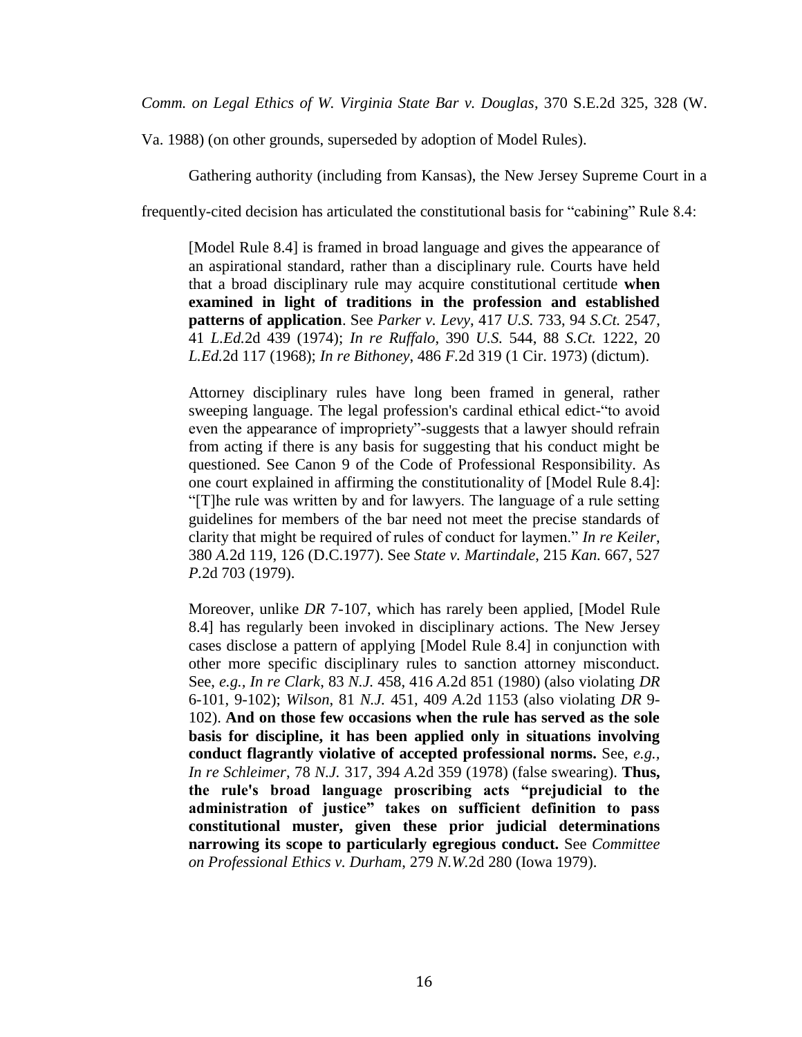*Comm. on Legal Ethics of W. Virginia State Bar v. Douglas*, 370 S.E.2d 325, 328 (W. Va. 1988) (on other grounds, superseded by adoption of Model Rules).

Gathering authority (including from Kansas), the New Jersey Supreme Court in a frequently-cited decision has articulated the constitutional basis for "cabining" Rule 8.4:

> [Model Rule 8.4] is framed in broad language and gives the appearance of an aspirational standard, rather than a disciplinary rule. Courts have held that a broad disciplinary rule may acquire constitutional certitude **when examined in light of traditions in the profession and established patterns of application**. See *Parker v. Levy*, 417 *U.S.* 733, 94 *S.Ct.* 2547, 41 *L.Ed.*2d 439 (1974); *In re Ruffalo*, 390 *U.S.* 544, 88 *S.Ct.* 1222, 20 *L.Ed.*2d 117 (1968); *In re Bithoney*, 486 *F.*2d 319 (1 Cir. 1973) (dictum).
>
> Attorney disciplinary rules have long been framed in general, rather sweeping language. The legal profession's cardinal ethical edict-"to avoid even the appearance of impropriety"-suggests that a lawyer should refrain from acting if there is any basis for suggesting that his conduct might be questioned. See Canon 9 of the Code of Professional Responsibility. As one court explained in affirming the constitutionality of [Model Rule 8.4]: "[T]he rule was written by and for lawyers. The language of a rule setting guidelines for members of the bar need not meet the precise standards of clarity that might be required of rules of conduct for laymen." *In re Keiler*, 380 *A.*2d 119, 126 (D.C.1977). See *State v. Martindale*, 215 *Kan.* 667, 527 *P.*2d 703 (1979).
>
> Moreover, unlike *DR* 7-107, which has rarely been applied, [Model Rule 8.4] has regularly been invoked in disciplinary actions. The New Jersey cases disclose a pattern of applying [Model Rule 8.4] in conjunction with other more specific disciplinary rules to sanction attorney misconduct. See, *e.g.*, *In re Clark*, 83 *N.J.* 458, 416 *A.*2d 851 (1980) (also violating *DR* 6-101, 9-102); *Wilson*, 81 *N.J.* 451, 409 *A.*2d 1153 (also violating *DR* 9-102). **And on those few occasions when the rule has served as the sole basis for discipline, it has been applied only in situations involving conduct flagrantly violative of accepted professional norms.** See, *e.g.*, *In re Schleimer*, 78 *N.J.* 317, 394 *A.*2d 359 (1978) (false swearing). **Thus, the rule's broad language proscribing acts "prejudicial to the administration of justice" takes on sufficient definition to pass constitutional muster, given these prior judicial determinations narrowing its scope to particularly egregious conduct.** See *Committee on Professional Ethics v. Durham*, 279 *N.W.*2d 280 (Iowa 1979).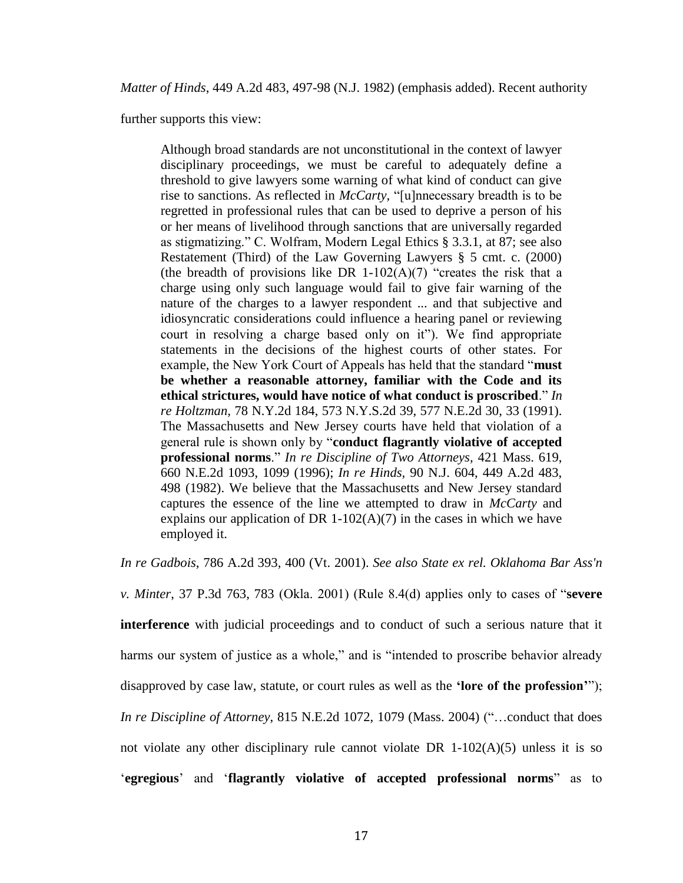*Matter of Hinds*, 449 A.2d 483, 497-98 (N.J. 1982) (emphasis added). Recent authority further supports this view:

> Although broad standards are not unconstitutional in the context of lawyer disciplinary proceedings, we must be careful to adequately define a threshold to give lawyers some warning of what kind of conduct can give rise to sanctions. As reflected in *McCarty*, "[u]nnecessary breadth is to be regretted in professional rules that can be used to deprive a person of his or her means of livelihood through sanctions that are universally regarded as stigmatizing." C. Wolfram, Modern Legal Ethics § 3.3.1, at 87; see also Restatement (Third) of the Law Governing Lawyers § 5 cmt. c. (2000) (the breadth of provisions like DR 1-102(A)(7) "creates the risk that a charge using only such language would fail to give fair warning of the nature of the charges to a lawyer respondent ... and that subjective and idiosyncratic considerations could influence a hearing panel or reviewing court in resolving a charge based only on it"). We find appropriate statements in the decisions of the highest courts of other states. For example, the New York Court of Appeals has held that the standard "**must be whether a reasonable attorney, familiar with the Code and its ethical strictures, would have notice of what conduct is proscribed**." *In re Holtzman*, 78 N.Y.2d 184, 573 N.Y.S.2d 39, 577 N.E.2d 30, 33 (1991). The Massachusetts and New Jersey courts have held that violation of a general rule is shown only by "**conduct flagrantly violative of accepted professional norms**." *In re Discipline of Two Attorneys*, 421 Mass. 619, 660 N.E.2d 1093, 1099 (1996); *In re Hinds*, 90 N.J. 604, 449 A.2d 483, 498 (1982). We believe that the Massachusetts and New Jersey standard captures the essence of the line we attempted to draw in *McCarty* and explains our application of DR 1-102(A)(7) in the cases in which we have employed it.

*In re Gadbois*, 786 A.2d 393, 400 (Vt. 2001). *See also State ex rel. Oklahoma Bar Ass'n v. Minter*, 37 P.3d 763, 783 (Okla. 2001) (Rule 8.4(d) applies only to cases of "**severe interference** with judicial proceedings and to conduct of such a serious nature that it harms our system of justice as a whole," and is "intended to proscribe behavior already disapproved by case law, statute, or court rules as well as the **'lore of the profession'**"); *In re Discipline of Attorney*, 815 N.E.2d 1072, 1079 (Mass. 2004) ("…conduct that does not violate any other disciplinary rule cannot violate DR 1-102(A)(5) unless it is so '**egregious**' and '**flagrantly violative of accepted professional norms**" as to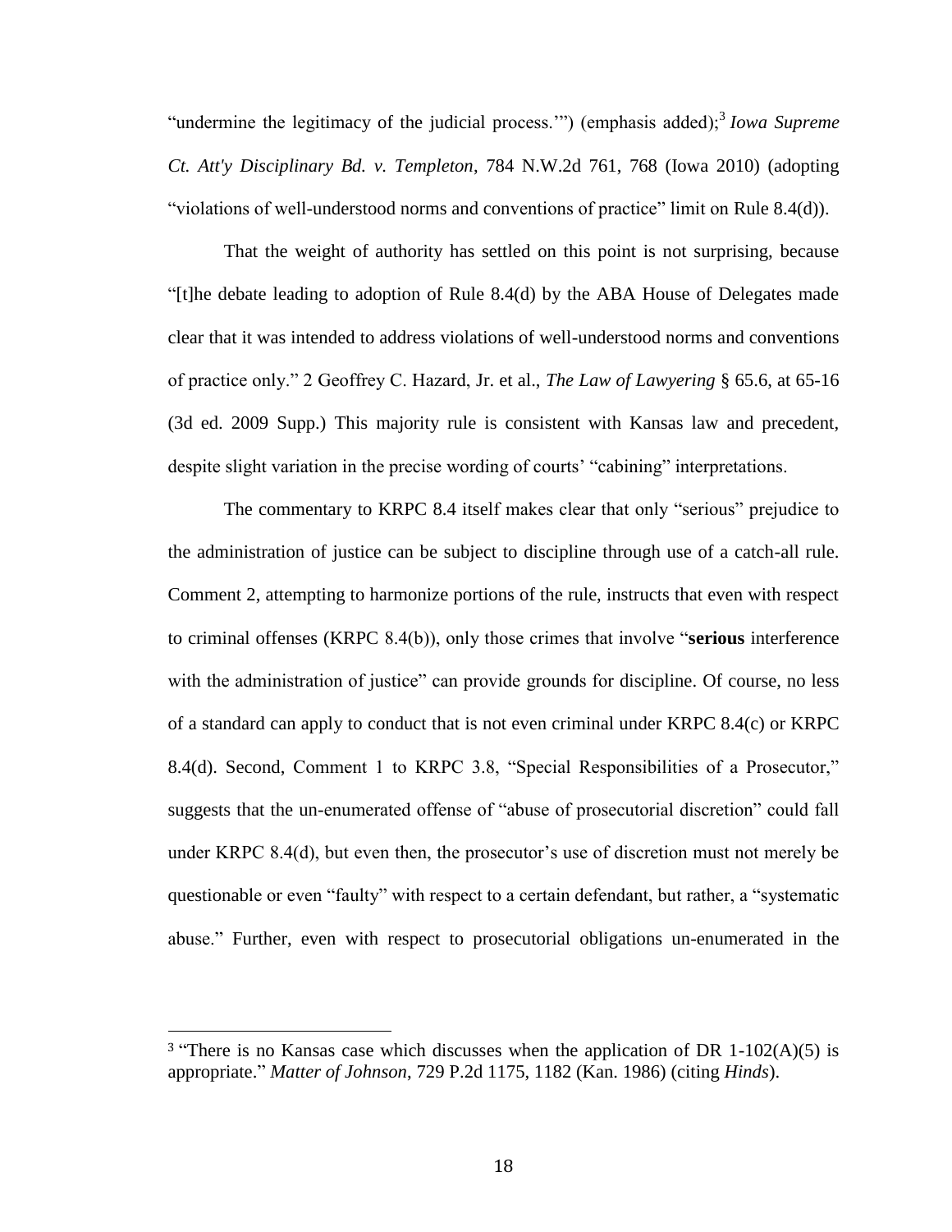"undermine the legitimacy of the judicial process.'") (emphasis added);[3] *Iowa Supreme Ct. Att'y Disciplinary Bd. v. Templeton*, 784 N.W.2d 761, 768 (Iowa 2010) (adopting "violations of well-understood norms and conventions of practice" limit on Rule 8.4(d)).

That the weight of authority has settled on this point is not surprising, because "[t]he debate leading to adoption of Rule 8.4(d) by the ABA House of Delegates made clear that it was intended to address violations of well-understood norms and conventions of practice only." 2 Geoffrey C. Hazard, Jr. et al., *The Law of Lawyering* § 65.6, at 65-16 (3d ed. 2009 Supp.) This majority rule is consistent with Kansas law and precedent, despite slight variation in the precise wording of courts' "cabining" interpretations.

The commentary to KRPC 8.4 itself makes clear that only "serious" prejudice to the administration of justice can be subject to discipline through use of a catch-all rule. Comment 2, attempting to harmonize portions of the rule, instructs that even with respect to criminal offenses (KRPC 8.4(b)), only those crimes that involve "**serious** interference with the administration of justice" can provide grounds for discipline. Of course, no less of a standard can apply to conduct that is not even criminal under KRPC 8.4(c) or KRPC 8.4(d). Second, Comment 1 to KRPC 3.8, "Special Responsibilities of a Prosecutor," suggests that the un-enumerated offense of "abuse of prosecutorial discretion" could fall under KRPC 8.4(d), but even then, the prosecutor's use of discretion must not merely be questionable or even "faulty" with respect to a certain defendant, but rather, a "systematic abuse." Further, even with respect to prosecutorial obligations un-enumerated in the

---

[3] "There is no Kansas case which discusses when the application of DR 1-102(A)(5) is appropriate." *Matter of Johnson*, 729 P.2d 1175, 1182 (Kan. 1986) (citing *Hinds*).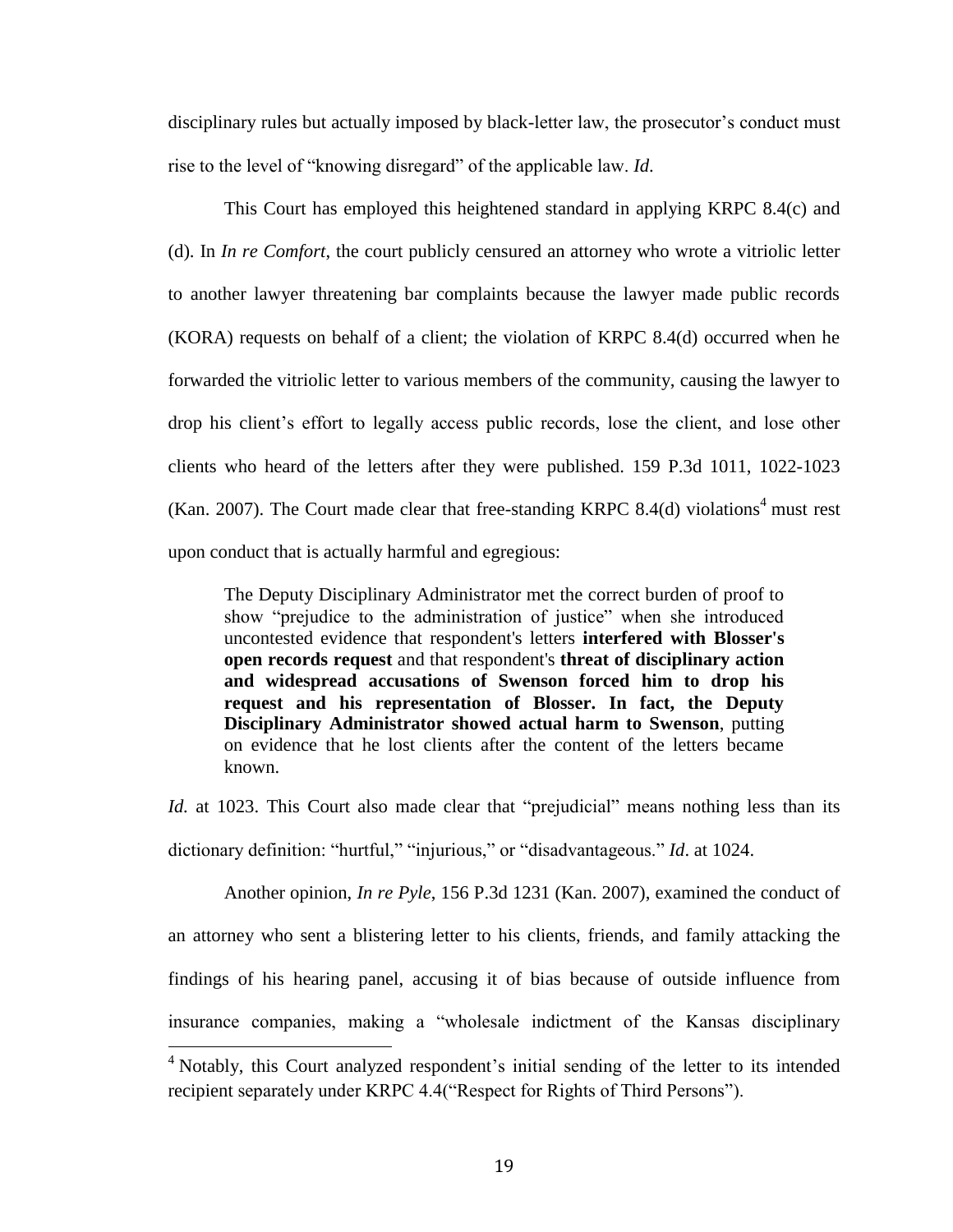disciplinary rules but actually imposed by black-letter law, the prosecutor's conduct must rise to the level of "knowing disregard" of the applicable law. *Id*.

This Court has employed this heightened standard in applying KRPC 8.4(c) and (d). In *In re Comfort*, the court publicly censured an attorney who wrote a vitriolic letter to another lawyer threatening bar complaints because the lawyer made public records (KORA) requests on behalf of a client; the violation of KRPC 8.4(d) occurred when he forwarded the vitriolic letter to various members of the community, causing the lawyer to drop his client's effort to legally access public records, lose the client, and lose other clients who heard of the letters after they were published. 159 P.3d 1011, 1022-1023 (Kan. 2007). The Court made clear that free-standing KRPC 8.4(d) violations[4] must rest upon conduct that is actually harmful and egregious:

> The Deputy Disciplinary Administrator met the correct burden of proof to show "prejudice to the administration of justice" when she introduced uncontested evidence that respondent's letters **interfered with Blosser's open records request** and that respondent's **threat of disciplinary action and widespread accusations of Swenson forced him to drop his request and his representation of Blosser. In fact, the Deputy Disciplinary Administrator showed actual harm to Swenson**, putting on evidence that he lost clients after the content of the letters became known.

*Id.* at 1023. This Court also made clear that "prejudicial" means nothing less than its dictionary definition: "hurtful," "injurious," or "disadvantageous." *Id*. at 1024.

Another opinion, *In re Pyle*, 156 P.3d 1231 (Kan. 2007), examined the conduct of an attorney who sent a blistering letter to his clients, friends, and family attacking the findings of his hearing panel, accusing it of bias because of outside influence from insurance companies, making a "wholesale indictment of the Kansas disciplinary

---

[4] Notably, this Court analyzed respondent's initial sending of the letter to its intended recipient separately under KRPC 4.4("Respect for Rights of Third Persons").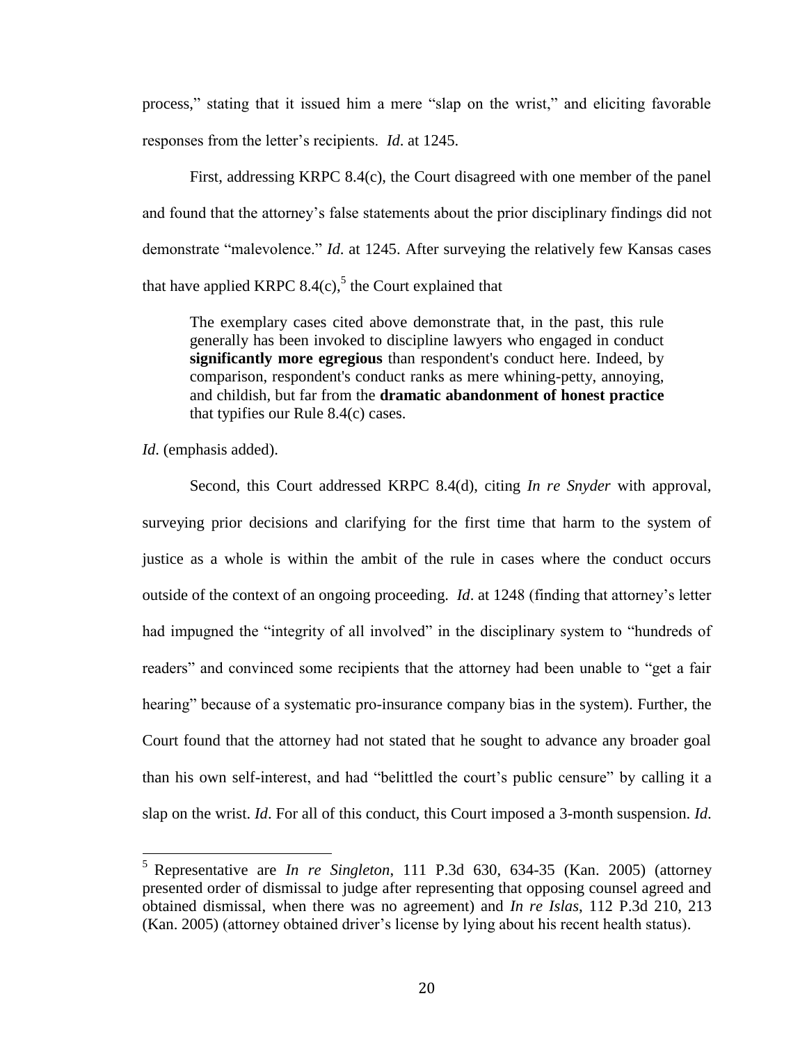process," stating that it issued him a mere "slap on the wrist," and eliciting favorable responses from the letter's recipients. *Id*. at 1245.

First, addressing KRPC 8.4(c), the Court disagreed with one member of the panel and found that the attorney's false statements about the prior disciplinary findings did not demonstrate "malevolence." *Id*. at 1245. After surveying the relatively few Kansas cases that have applied KRPC 8.4(c),[5] the Court explained that

> The exemplary cases cited above demonstrate that, in the past, this rule generally has been invoked to discipline lawyers who engaged in conduct **significantly more egregious** than respondent's conduct here. Indeed, by comparison, respondent's conduct ranks as mere whining-petty, annoying, and childish, but far from the **dramatic abandonment of honest practice** that typifies our Rule 8.4(c) cases.

*Id*. (emphasis added).

Second, this Court addressed KRPC 8.4(d), citing *In re Snyder* with approval, surveying prior decisions and clarifying for the first time that harm to the system of justice as a whole is within the ambit of the rule in cases where the conduct occurs outside of the context of an ongoing proceeding. *Id*. at 1248 (finding that attorney's letter had impugned the "integrity of all involved" in the disciplinary system to "hundreds of readers" and convinced some recipients that the attorney had been unable to "get a fair hearing" because of a systematic pro-insurance company bias in the system). Further, the Court found that the attorney had not stated that he sought to advance any broader goal than his own self-interest, and had "belittled the court's public censure" by calling it a slap on the wrist. *Id*. For all of this conduct, this Court imposed a 3-month suspension. *Id*.

---

[5] Representative are *In re Singleton*, 111 P.3d 630, 634-35 (Kan. 2005) (attorney presented order of dismissal to judge after representing that opposing counsel agreed and obtained dismissal, when there was no agreement) and *In re Islas*, 112 P.3d 210, 213 (Kan. 2005) (attorney obtained driver's license by lying about his recent health status).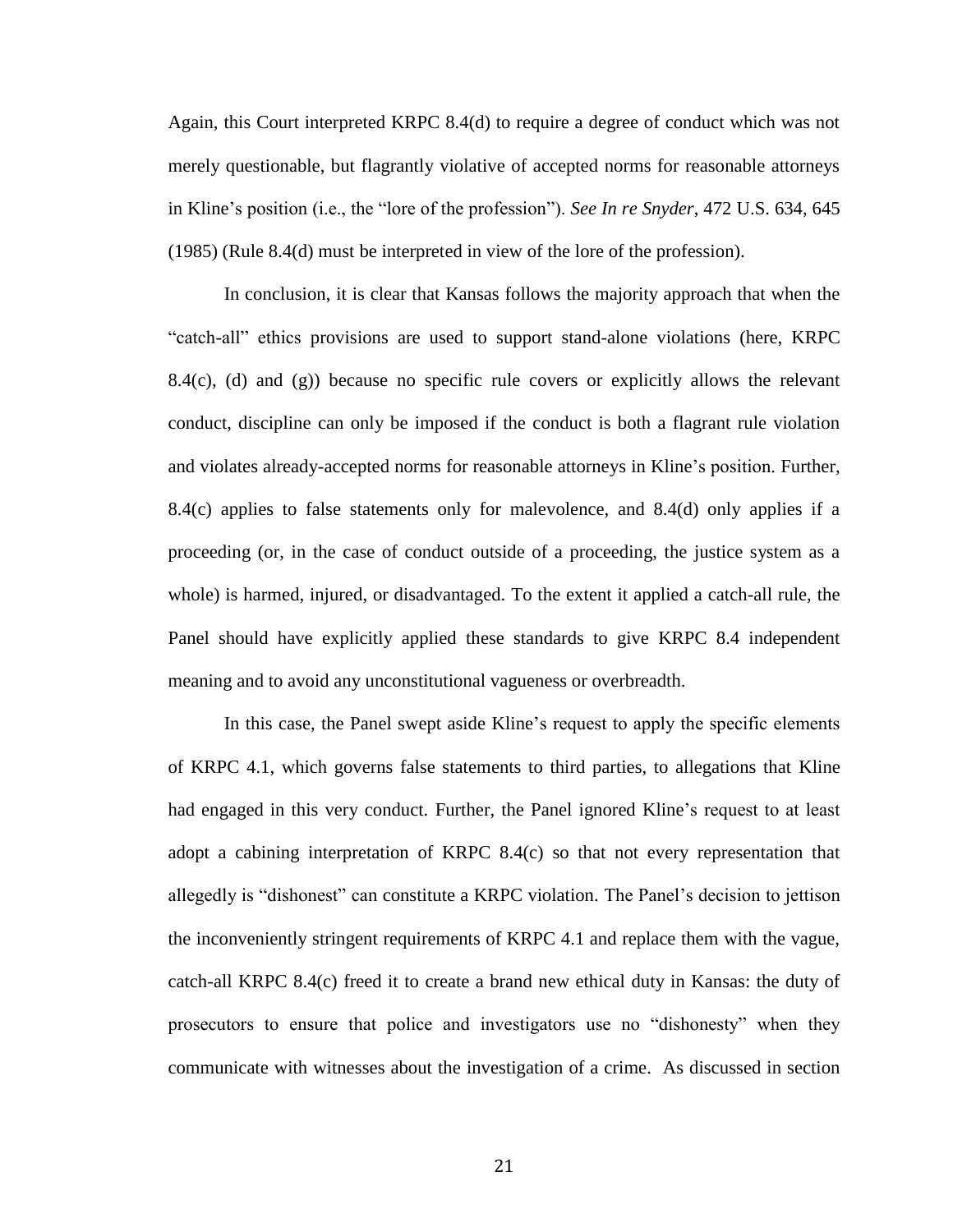Again, this Court interpreted KRPC 8.4(d) to require a degree of conduct which was not merely questionable, but flagrantly violative of accepted norms for reasonable attorneys in Kline's position (i.e., the "lore of the profession"). *See In re Snyder*, 472 U.S. 634, 645 (1985) (Rule 8.4(d) must be interpreted in view of the lore of the profession).

In conclusion, it is clear that Kansas follows the majority approach that when the "catch-all" ethics provisions are used to support stand-alone violations (here, KRPC 8.4(c), (d) and (g)) because no specific rule covers or explicitly allows the relevant conduct, discipline can only be imposed if the conduct is both a flagrant rule violation and violates already-accepted norms for reasonable attorneys in Kline's position. Further, 8.4(c) applies to false statements only for malevolence, and 8.4(d) only applies if a proceeding (or, in the case of conduct outside of a proceeding, the justice system as a whole) is harmed, injured, or disadvantaged. To the extent it applied a catch-all rule, the Panel should have explicitly applied these standards to give KRPC 8.4 independent meaning and to avoid any unconstitutional vagueness or overbreadth.

In this case, the Panel swept aside Kline's request to apply the specific elements of KRPC 4.1, which governs false statements to third parties, to allegations that Kline had engaged in this very conduct. Further, the Panel ignored Kline's request to at least adopt a cabining interpretation of KRPC 8.4(c) so that not every representation that allegedly is "dishonest" can constitute a KRPC violation. The Panel's decision to jettison the inconveniently stringent requirements of KRPC 4.1 and replace them with the vague, catch-all KRPC 8.4(c) freed it to create a brand new ethical duty in Kansas: the duty of prosecutors to ensure that police and investigators use no "dishonesty" when they communicate with witnesses about the investigation of a crime. As discussed in section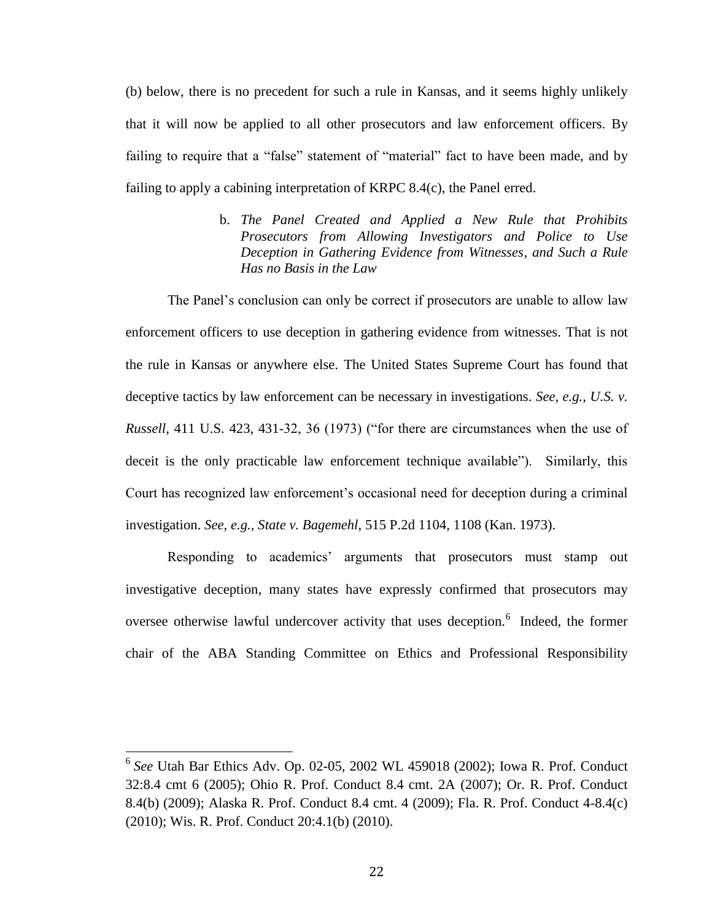(b) below, there is no precedent for such a rule in Kansas, and it seems highly unlikely that it will now be applied to all other prosecutors and law enforcement officers. By failing to require that a "false" statement of "material" fact to have been made, and by failing to apply a cabining interpretation of KRPC 8.4(c), the Panel erred.

b. *The Panel Created and Applied a New Rule that Prohibits Prosecutors from Allowing Investigators and Police to Use Deception in Gathering Evidence from Witnesses, and Such a Rule Has no Basis in the Law*

The Panel's conclusion can only be correct if prosecutors are unable to allow law enforcement officers to use deception in gathering evidence from witnesses. That is not the rule in Kansas or anywhere else. The United States Supreme Court has found that deceptive tactics by law enforcement can be necessary in investigations. *See, e.g., U.S. v. Russell*, 411 U.S. 423, 431-32, 36 (1973) ("for there are circumstances when the use of deceit is the only practicable law enforcement technique available"). Similarly, this Court has recognized law enforcement's occasional need for deception during a criminal investigation. *See, e.g., State v. Bagemehl*, 515 P.2d 1104, 1108 (Kan. 1973).

Responding to academics' arguments that prosecutors must stamp out investigative deception, many states have expressly confirmed that prosecutors may oversee otherwise lawful undercover activity that uses deception.[6] Indeed, the former chair of the ABA Standing Committee on Ethics and Professional Responsibility

[6] *See* Utah Bar Ethics Adv. Op. 02-05, 2002 WL 459018 (2002); Iowa R. Prof. Conduct 32:8.4 cmt 6 (2005); Ohio R. Prof. Conduct 8.4 cmt. 2A (2007); Or. R. Prof. Conduct 8.4(b) (2009); Alaska R. Prof. Conduct 8.4 cmt. 4 (2009); Fla. R. Prof. Conduct 4-8.4(c) (2010); Wis. R. Prof. Conduct 20:4.1(b) (2010).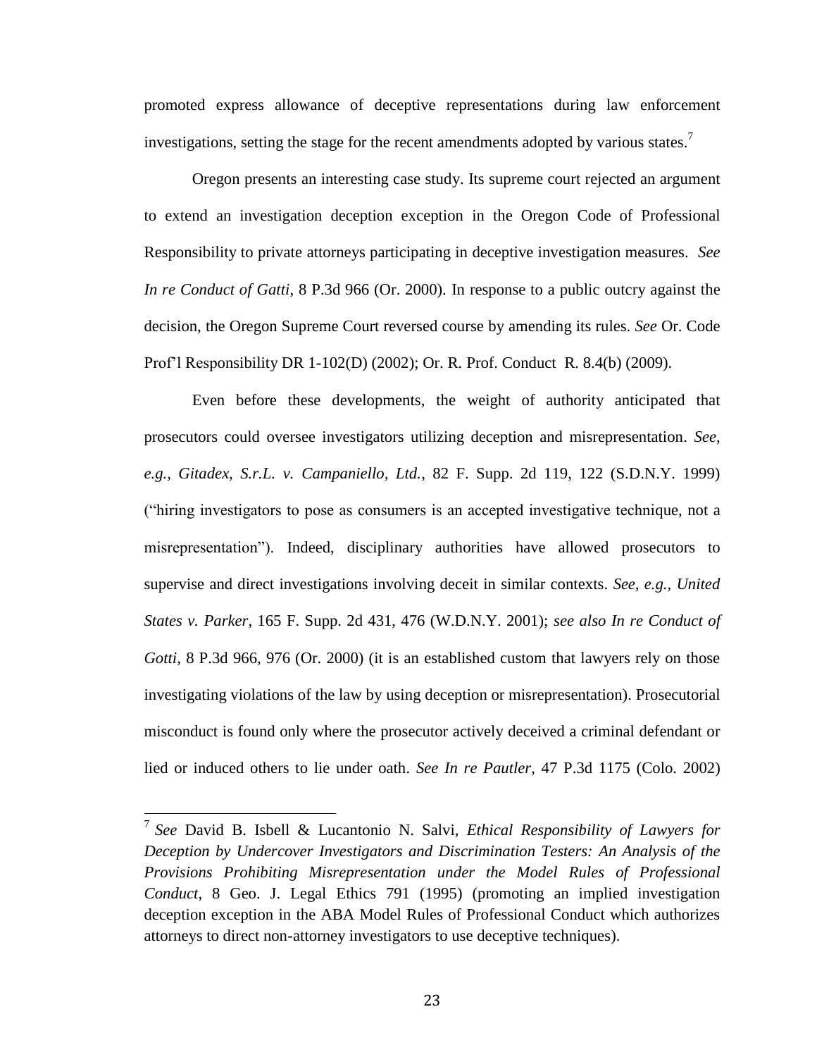promoted express allowance of deceptive representations during law enforcement investigations, setting the stage for the recent amendments adopted by various states.[7]

Oregon presents an interesting case study. Its supreme court rejected an argument to extend an investigation deception exception in the Oregon Code of Professional Responsibility to private attorneys participating in deceptive investigation measures. *See In re Conduct of Gatti*, 8 P.3d 966 (Or. 2000). In response to a public outcry against the decision, the Oregon Supreme Court reversed course by amending its rules. *See* Or. Code Prof'l Responsibility DR 1-102(D) (2002); Or. R. Prof. Conduct R. 8.4(b) (2009).

Even before these developments, the weight of authority anticipated that prosecutors could oversee investigators utilizing deception and misrepresentation. *See, e.g., Gitadex, S.r.L. v. Campaniello, Ltd.*, 82 F. Supp. 2d 119, 122 (S.D.N.Y. 1999) ("hiring investigators to pose as consumers is an accepted investigative technique, not a misrepresentation"). Indeed, disciplinary authorities have allowed prosecutors to supervise and direct investigations involving deceit in similar contexts. *See, e.g., United States v. Parker*, 165 F. Supp. 2d 431, 476 (W.D.N.Y. 2001); *see also In re Conduct of Gotti*, 8 P.3d 966, 976 (Or. 2000) (it is an established custom that lawyers rely on those investigating violations of the law by using deception or misrepresentation). Prosecutorial misconduct is found only where the prosecutor actively deceived a criminal defendant or lied or induced others to lie under oath. *See In re Pautler*, 47 P.3d 1175 (Colo. 2002)

---

[7] *See* David B. Isbell & Lucantonio N. Salvi, *Ethical Responsibility of Lawyers for Deception by Undercover Investigators and Discrimination Testers: An Analysis of the Provisions Prohibiting Misrepresentation under the Model Rules of Professional Conduct*, 8 Geo. J. Legal Ethics 791 (1995) (promoting an implied investigation deception exception in the ABA Model Rules of Professional Conduct which authorizes attorneys to direct non-attorney investigators to use deceptive techniques).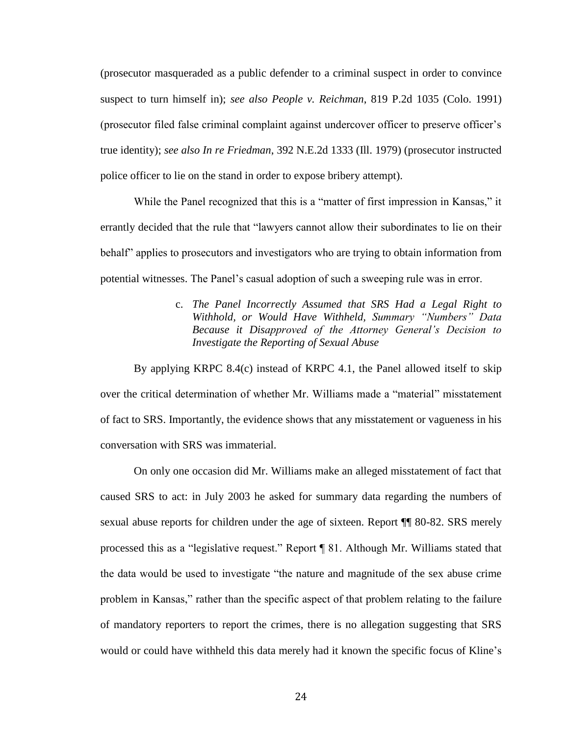(prosecutor masqueraded as a public defender to a criminal suspect in order to convince suspect to turn himself in); *see also People v. Reichman*, 819 P.2d 1035 (Colo. 1991) (prosecutor filed false criminal complaint against undercover officer to preserve officer's true identity); *see also In re Friedman*, 392 N.E.2d 1333 (Ill. 1979) (prosecutor instructed police officer to lie on the stand in order to expose bribery attempt).

While the Panel recognized that this is a "matter of first impression in Kansas," it errantly decided that the rule that "lawyers cannot allow their subordinates to lie on their behalf" applies to prosecutors and investigators who are trying to obtain information from potential witnesses. The Panel's casual adoption of such a sweeping rule was in error.

c. *The Panel Incorrectly Assumed that SRS Had a Legal Right to Withhold, or Would Have Withheld, Summary "Numbers" Data Because it Disapproved of the Attorney General's Decision to Investigate the Reporting of Sexual Abuse*

By applying KRPC 8.4(c) instead of KRPC 4.1, the Panel allowed itself to skip over the critical determination of whether Mr. Williams made a "material" misstatement of fact to SRS. Importantly, the evidence shows that any misstatement or vagueness in his conversation with SRS was immaterial.

On only one occasion did Mr. Williams make an alleged misstatement of fact that caused SRS to act: in July 2003 he asked for summary data regarding the numbers of sexual abuse reports for children under the age of sixteen. Report ¶¶ 80-82. SRS merely processed this as a "legislative request." Report ¶ 81. Although Mr. Williams stated that the data would be used to investigate "the nature and magnitude of the sex abuse crime problem in Kansas," rather than the specific aspect of that problem relating to the failure of mandatory reporters to report the crimes, there is no allegation suggesting that SRS would or could have withheld this data merely had it known the specific focus of Kline's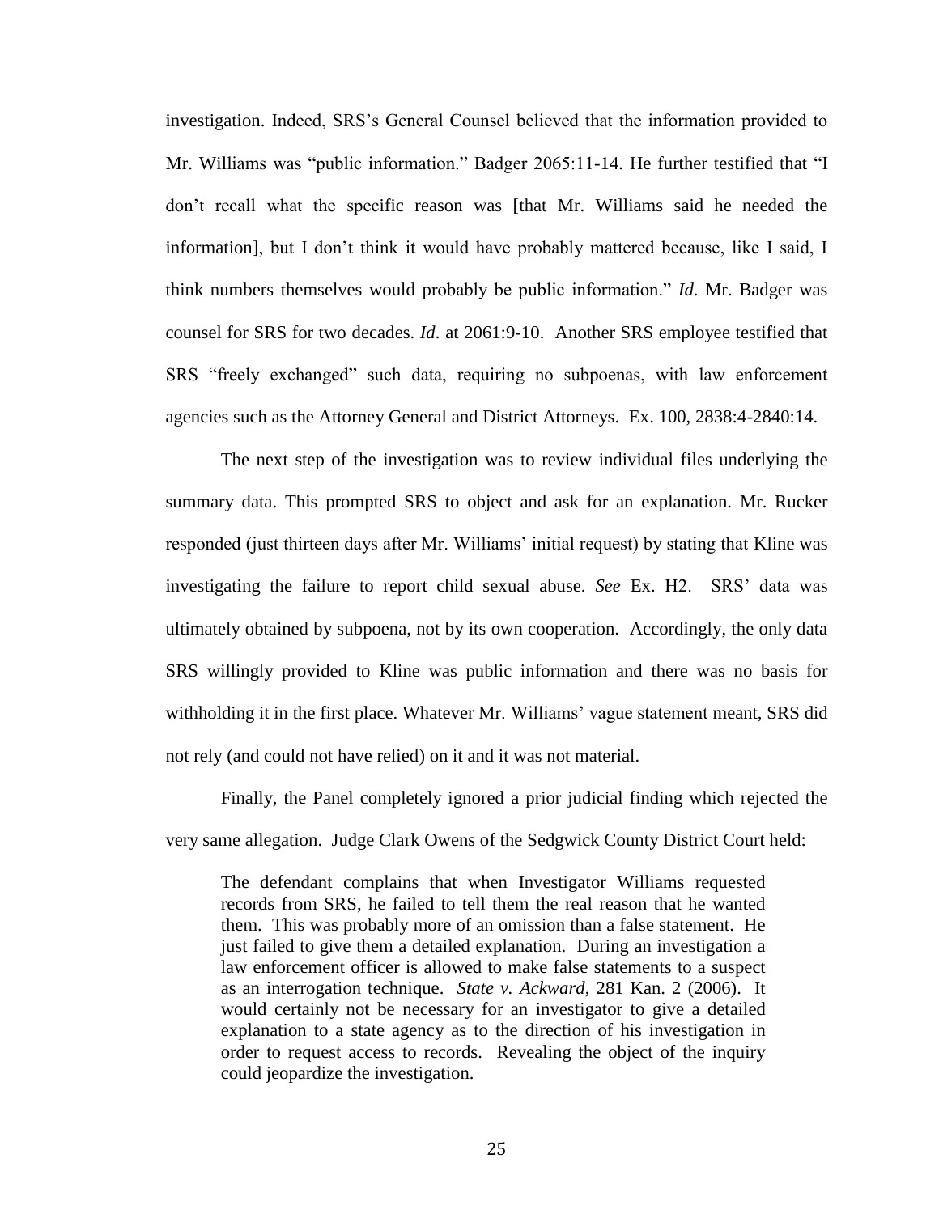investigation. Indeed, SRS's General Counsel believed that the information provided to Mr. Williams was "public information." Badger 2065:11-14. He further testified that "I don't recall what the specific reason was [that Mr. Williams said he needed the information], but I don't think it would have probably mattered because, like I said, I think numbers themselves would probably be public information." *Id*. Mr. Badger was counsel for SRS for two decades. *Id*. at 2061:9-10. Another SRS employee testified that SRS "freely exchanged" such data, requiring no subpoenas, with law enforcement agencies such as the Attorney General and District Attorneys. Ex. 100, 2838:4-2840:14.

The next step of the investigation was to review individual files underlying the summary data. This prompted SRS to object and ask for an explanation. Mr. Rucker responded (just thirteen days after Mr. Williams' initial request) by stating that Kline was investigating the failure to report child sexual abuse. *See* Ex. H2. SRS' data was ultimately obtained by subpoena, not by its own cooperation. Accordingly, the only data SRS willingly provided to Kline was public information and there was no basis for withholding it in the first place. Whatever Mr. Williams' vague statement meant, SRS did not rely (and could not have relied) on it and it was not material.

Finally, the Panel completely ignored a prior judicial finding which rejected the very same allegation. Judge Clark Owens of the Sedgwick County District Court held:

> The defendant complains that when Investigator Williams requested records from SRS, he failed to tell them the real reason that he wanted them. This was probably more of an omission than a false statement. He just failed to give them a detailed explanation. During an investigation a law enforcement officer is allowed to make false statements to a suspect as an interrogation technique. *State v. Ackward*, 281 Kan. 2 (2006). It would certainly not be necessary for an investigator to give a detailed explanation to a state agency as to the direction of his investigation in order to request access to records. Revealing the object of the inquiry could jeopardize the investigation.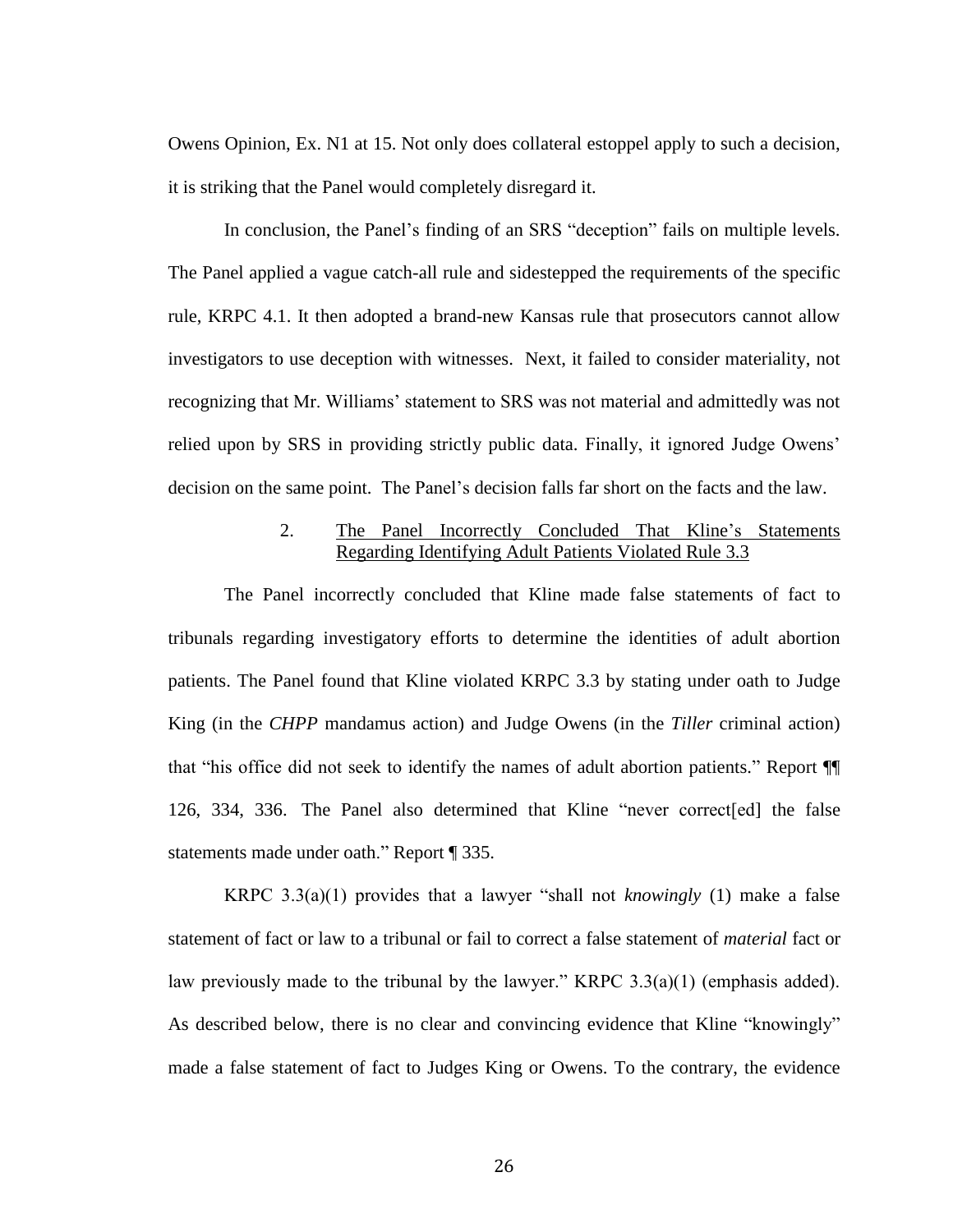Owens Opinion, Ex. N1 at 15. Not only does collateral estoppel apply to such a decision, it is striking that the Panel would completely disregard it.

In conclusion, the Panel's finding of an SRS "deception" fails on multiple levels. The Panel applied a vague catch-all rule and sidestepped the requirements of the specific rule, KRPC 4.1. It then adopted a brand-new Kansas rule that prosecutors cannot allow investigators to use deception with witnesses. Next, it failed to consider materiality, not recognizing that Mr. Williams' statement to SRS was not material and admittedly was not relied upon by SRS in providing strictly public data. Finally, it ignored Judge Owens' decision on the same point. The Panel's decision falls far short on the facts and the law.

### 2. The Panel Incorrectly Concluded That Kline's Statements Regarding Identifying Adult Patients Violated Rule 3.3

The Panel incorrectly concluded that Kline made false statements of fact to tribunals regarding investigatory efforts to determine the identities of adult abortion patients. The Panel found that Kline violated KRPC 3.3 by stating under oath to Judge King (in the *CHPP* mandamus action) and Judge Owens (in the *Tiller* criminal action) that "his office did not seek to identify the names of adult abortion patients." Report ¶¶ 126, 334, 336. The Panel also determined that Kline "never correct[ed] the false statements made under oath." Report ¶ 335.

KRPC 3.3(a)(1) provides that a lawyer "shall not *knowingly* (1) make a false statement of fact or law to a tribunal or fail to correct a false statement of *material* fact or law previously made to the tribunal by the lawyer." KRPC 3.3(a)(1) (emphasis added). As described below, there is no clear and convincing evidence that Kline "knowingly" made a false statement of fact to Judges King or Owens. To the contrary, the evidence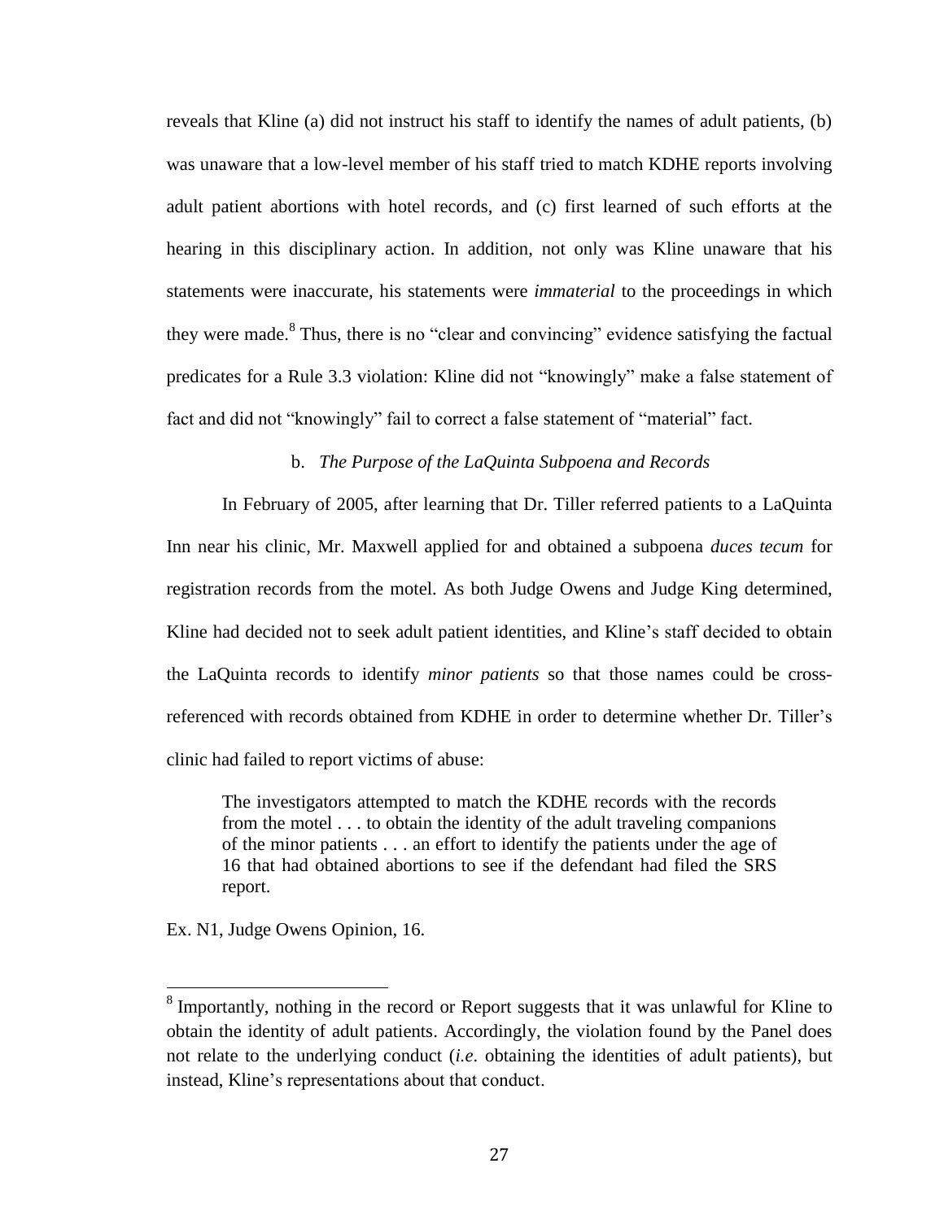reveals that Kline (a) did not instruct his staff to identify the names of adult patients, (b) was unaware that a low-level member of his staff tried to match KDHE reports involving adult patient abortions with hotel records, and (c) first learned of such efforts at the hearing in this disciplinary action. In addition, not only was Kline unaware that his statements were inaccurate, his statements were *immaterial* to the proceedings in which they were made.[8] Thus, there is no "clear and convincing" evidence satisfying the factual predicates for a Rule 3.3 violation: Kline did not "knowingly" make a false statement of fact and did not "knowingly" fail to correct a false statement of "material" fact.

b. *The Purpose of the LaQuinta Subpoena and Records*

In February of 2005, after learning that Dr. Tiller referred patients to a LaQuinta Inn near his clinic, Mr. Maxwell applied for and obtained a subpoena *duces tecum* for registration records from the motel. As both Judge Owens and Judge King determined, Kline had decided not to seek adult patient identities, and Kline's staff decided to obtain the LaQuinta records to identify *minor patients* so that those names could be cross-referenced with records obtained from KDHE in order to determine whether Dr. Tiller's clinic had failed to report victims of abuse:

> The investigators attempted to match the KDHE records with the records from the motel . . . to obtain the identity of the adult traveling companions of the minor patients . . . an effort to identify the patients under the age of 16 that had obtained abortions to see if the defendant had filed the SRS report.

Ex. N1, Judge Owens Opinion, 16.

---

[8] Importantly, nothing in the record or Report suggests that it was unlawful for Kline to obtain the identity of adult patients. Accordingly, the violation found by the Panel does not relate to the underlying conduct (*i.e*. obtaining the identities of adult patients), but instead, Kline's representations about that conduct.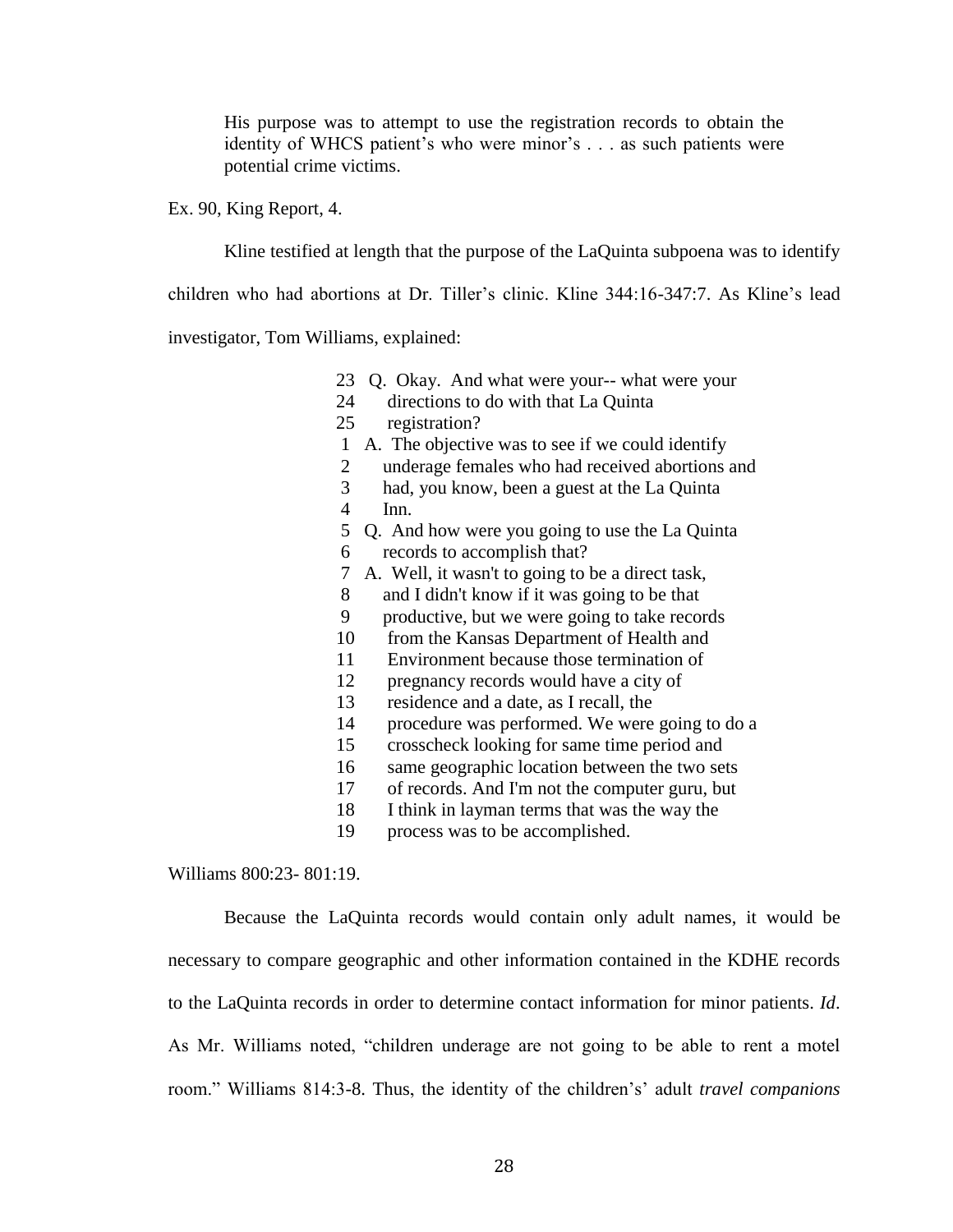> His purpose was to attempt to use the registration records to obtain the identity of WHCS patient's who were minor's . . . as such patients were potential crime victims.

Ex. 90, King Report, 4.

Kline testified at length that the purpose of the LaQuinta subpoena was to identify children who had abortions at Dr. Tiller's clinic. Kline 344:16-347:7. As Kline's lead investigator, Tom Williams, explained:

```
23  Q.  Okay.  And what were your-- what were your
24      directions to do with that La Quinta
25      registration?
 1  A.  The objective was to see if we could identify
 2      underage females who had received abortions and
 3      had, you know, been a guest at the La Quinta
 4      Inn.
 5  Q.  And how were you going to use the La Quinta
 6      records to accomplish that?
 7  A.  Well, it wasn't to going to be a direct task,
 8      and I didn't know if it was going to be that
 9      productive, but we were going to take records
10      from the Kansas Department of Health and
11      Environment because those termination of
12      pregnancy records would have a city of
13      residence and a date, as I recall, the
14      procedure was performed. We were going to do a
15      crosscheck looking for same time period and
16      same geographic location between the two sets
17      of records. And I'm not the computer guru, but
18      I think in layman terms that was the way the
19      process was to be accomplished.
```

Williams 800:23- 801:19.

Because the LaQuinta records would contain only adult names, it would be necessary to compare geographic and other information contained in the KDHE records to the LaQuinta records in order to determine contact information for minor patients. *Id*. As Mr. Williams noted, "children underage are not going to be able to rent a motel room." Williams 814:3-8. Thus, the identity of the children's' adult *travel companions*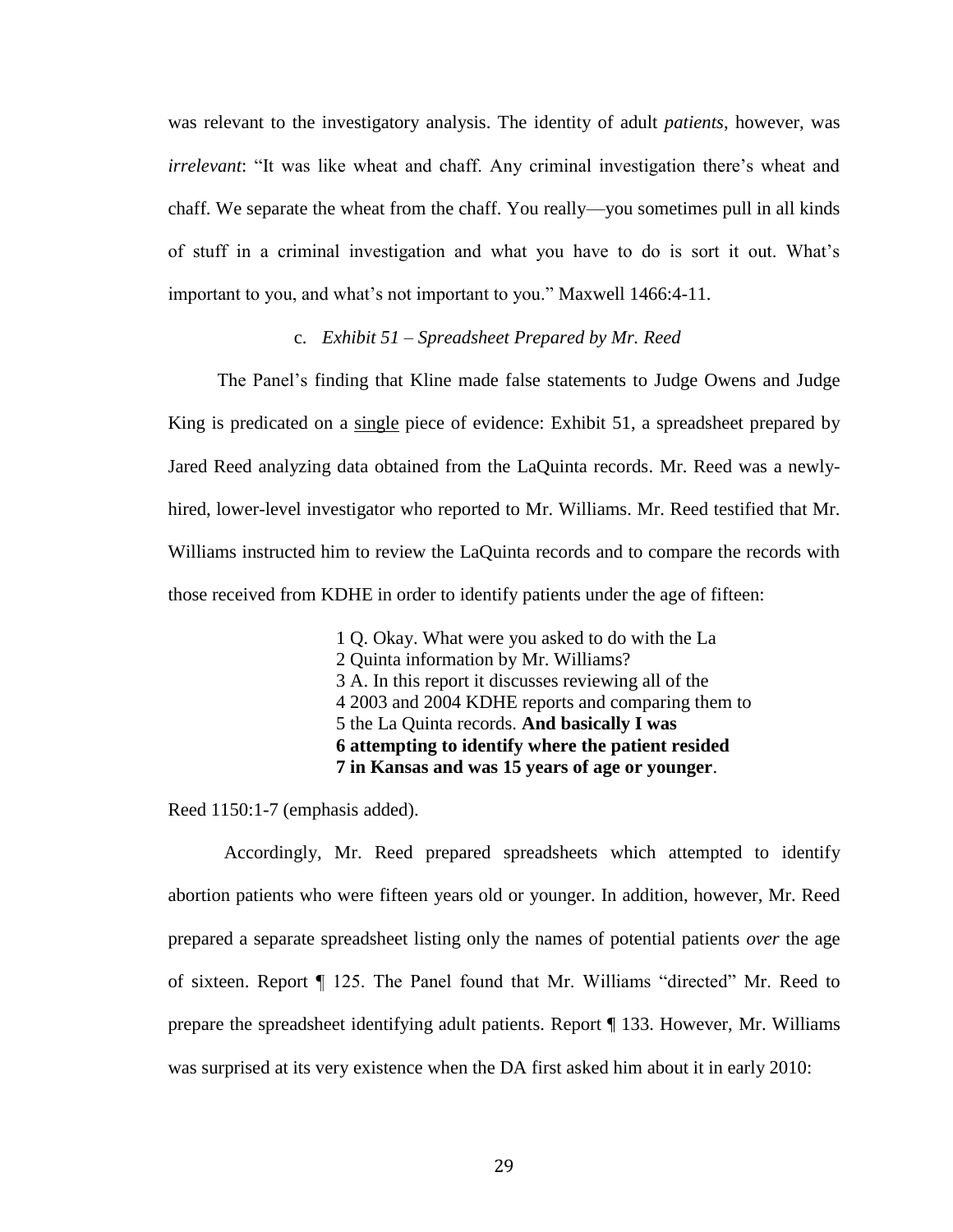was relevant to the investigatory analysis. The identity of adult *patients*, however, was *irrelevant*: "It was like wheat and chaff. Any criminal investigation there's wheat and chaff. We separate the wheat from the chaff. You really—you sometimes pull in all kinds of stuff in a criminal investigation and what you have to do is sort it out. What's important to you, and what's not important to you." Maxwell 1466:4-11.

c. *Exhibit 51 – Spreadsheet Prepared by Mr. Reed*

The Panel's finding that Kline made false statements to Judge Owens and Judge King is predicated on a <u>single</u> piece of evidence: Exhibit 51, a spreadsheet prepared by Jared Reed analyzing data obtained from the LaQuinta records. Mr. Reed was a newly-hired, lower-level investigator who reported to Mr. Williams. Mr. Reed testified that Mr. Williams instructed him to review the LaQuinta records and to compare the records with those received from KDHE in order to identify patients under the age of fifteen:

> 1 Q. Okay. What were you asked to do with the La
> 2 Quinta information by Mr. Williams?
> 3 A. In this report it discusses reviewing all of the
> 4 2003 and 2004 KDHE reports and comparing them to
> 5 the La Quinta records. **And basically I was**
> **6 attempting to identify where the patient resided**
> **7 in Kansas and was 15 years of age or younger**.

Reed 1150:1-7 (emphasis added).

Accordingly, Mr. Reed prepared spreadsheets which attempted to identify abortion patients who were fifteen years old or younger. In addition, however, Mr. Reed prepared a separate spreadsheet listing only the names of potential patients *over* the age of sixteen. Report ¶ 125. The Panel found that Mr. Williams "directed" Mr. Reed to prepare the spreadsheet identifying adult patients. Report ¶ 133. However, Mr. Williams was surprised at its very existence when the DA first asked him about it in early 2010: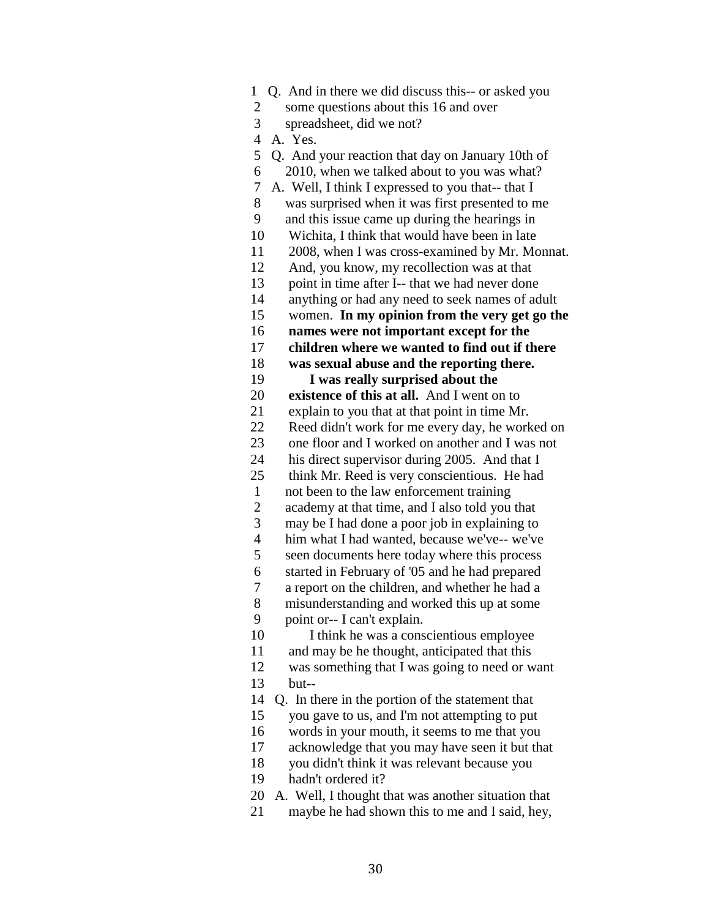1 Q. And in there we did discuss this-- or asked you
2 some questions about this 16 and over
3 spreadsheet, did we not?
4 A. Yes.
5 Q. And your reaction that day on January 10th of
6 2010, when we talked about to you was what?
7 A. Well, I think I expressed to you that-- that I
8 was surprised when it was first presented to me
9 and this issue came up during the hearings in
10 Wichita, I think that would have been in late
11 2008, when I was cross-examined by Mr. Monnat.
12 And, you know, my recollection was at that
13 point in time after I-- that we had never done
14 anything or had any need to seek names of adult
15 women. **In my opinion from the very get go the**
16 **names were not important except for the**
17 **children where we wanted to find out if there**
18 **was sexual abuse and the reporting there.**
19 **I was really surprised about the**
20 **existence of this at all.** And I went on to
21 explain to you that at that point in time Mr.
22 Reed didn't work for me every day, he worked on
23 one floor and I worked on another and I was not
24 his direct supervisor during 2005. And that I
25 think Mr. Reed is very conscientious. He had
1 not been to the law enforcement training
2 academy at that time, and I also told you that
3 may be I had done a poor job in explaining to
4 him what I had wanted, because we've-- we've
5 seen documents here today where this process
6 started in February of '05 and he had prepared
7 a report on the children, and whether he had a
8 misunderstanding and worked this up at some
9 point or-- I can't explain.
10 I think he was a conscientious employee
11 and may be he thought, anticipated that this
12 was something that I was going to need or want
13 but--
14 Q. In there in the portion of the statement that
15 you gave to us, and I'm not attempting to put
16 words in your mouth, it seems to me that you
17 acknowledge that you may have seen it but that
18 you didn't think it was relevant because you
19 hadn't ordered it?
20 A. Well, I thought that was another situation that
21 maybe he had shown this to me and I said, hey,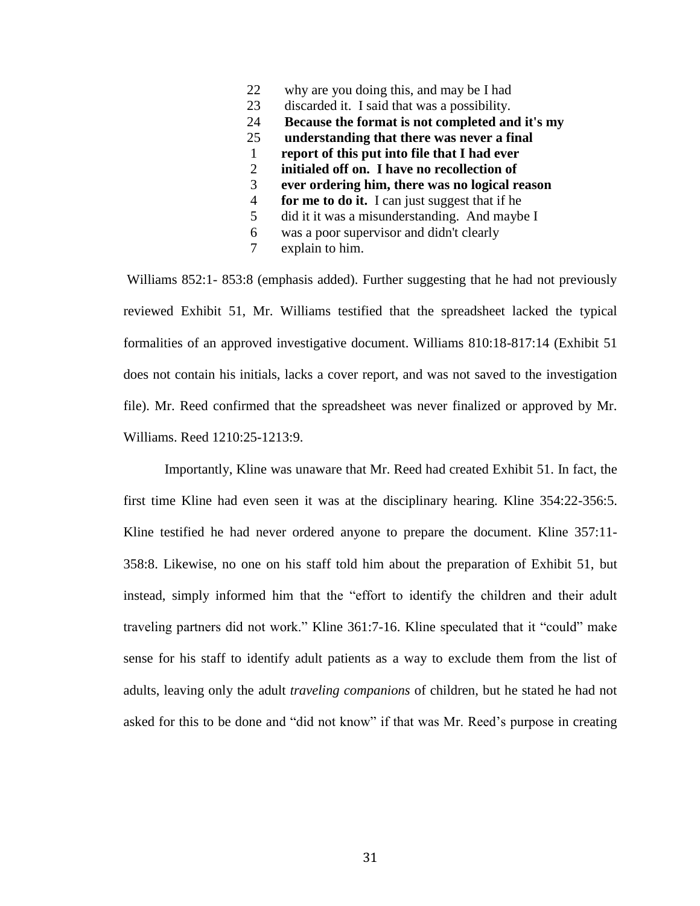22 why are you doing this, and may be I had
23 discarded it. I said that was a possibility.
24 **Because the format is not completed and it's my**
25 **understanding that there was never a final**
1 **report of this put into file that I had ever**
2 **initialed off on. I have no recollection of**
3 **ever ordering him, there was no logical reason**
4 **for me to do it.** I can just suggest that if he
5 did it it was a misunderstanding. And maybe I
6 was a poor supervisor and didn't clearly
7 explain to him.

Williams 852:1- 853:8 (emphasis added). Further suggesting that he had not previously reviewed Exhibit 51, Mr. Williams testified that the spreadsheet lacked the typical formalities of an approved investigative document. Williams 810:18-817:14 (Exhibit 51 does not contain his initials, lacks a cover report, and was not saved to the investigation file). Mr. Reed confirmed that the spreadsheet was never finalized or approved by Mr. Williams. Reed 1210:25-1213:9.

Importantly, Kline was unaware that Mr. Reed had created Exhibit 51. In fact, the first time Kline had even seen it was at the disciplinary hearing. Kline 354:22-356:5. Kline testified he had never ordered anyone to prepare the document. Kline 357:11-358:8. Likewise, no one on his staff told him about the preparation of Exhibit 51, but instead, simply informed him that the "effort to identify the children and their adult traveling partners did not work." Kline 361:7-16. Kline speculated that it "could" make sense for his staff to identify adult patients as a way to exclude them from the list of adults, leaving only the adult *traveling companions* of children, but he stated he had not asked for this to be done and "did not know" if that was Mr. Reed's purpose in creating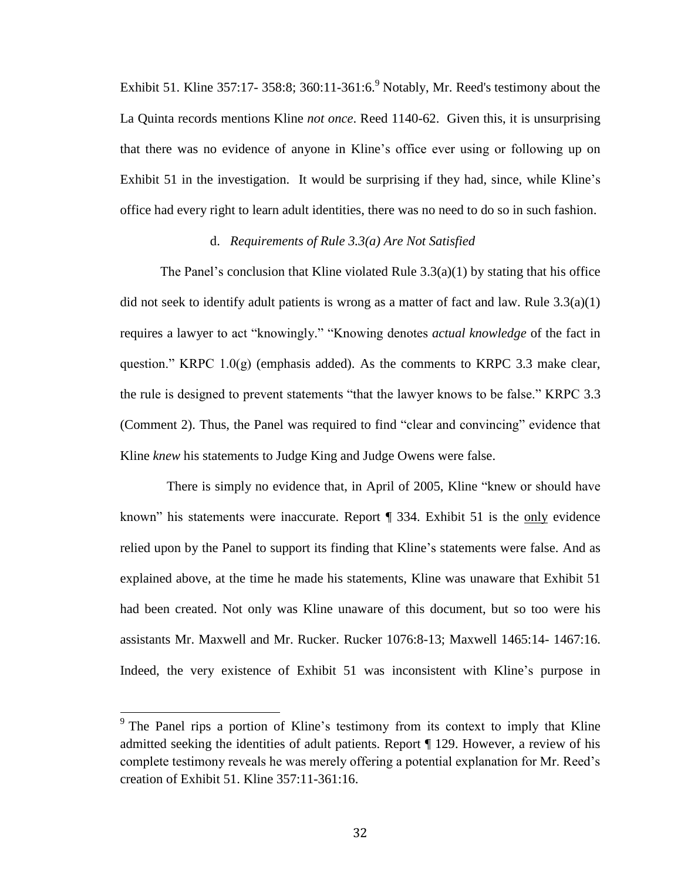Exhibit 51. Kline 357:17- 358:8; 360:11-361:6.[9] Notably, Mr. Reed's testimony about the La Quinta records mentions Kline *not once*. Reed 1140-62. Given this, it is unsurprising that there was no evidence of anyone in Kline's office ever using or following up on Exhibit 51 in the investigation. It would be surprising if they had, since, while Kline's office had every right to learn adult identities, there was no need to do so in such fashion.

d. *Requirements of Rule 3.3(a) Are Not Satisfied*

The Panel's conclusion that Kline violated Rule 3.3(a)(1) by stating that his office did not seek to identify adult patients is wrong as a matter of fact and law. Rule 3.3(a)(1) requires a lawyer to act "knowingly." "Knowing denotes *actual knowledge* of the fact in question." KRPC 1.0(g) (emphasis added). As the comments to KRPC 3.3 make clear, the rule is designed to prevent statements "that the lawyer knows to be false." KRPC 3.3 (Comment 2). Thus, the Panel was required to find "clear and convincing" evidence that Kline *knew* his statements to Judge King and Judge Owens were false.

There is simply no evidence that, in April of 2005, Kline "knew or should have known" his statements were inaccurate. Report ¶ 334. Exhibit 51 is the <u>only</u> evidence relied upon by the Panel to support its finding that Kline's statements were false. And as explained above, at the time he made his statements, Kline was unaware that Exhibit 51 had been created. Not only was Kline unaware of this document, but so too were his assistants Mr. Maxwell and Mr. Rucker. Rucker 1076:8-13; Maxwell 1465:14- 1467:16. Indeed, the very existence of Exhibit 51 was inconsistent with Kline's purpose in

---

[9] The Panel rips a portion of Kline's testimony from its context to imply that Kline admitted seeking the identities of adult patients. Report ¶ 129. However, a review of his complete testimony reveals he was merely offering a potential explanation for Mr. Reed's creation of Exhibit 51. Kline 357:11-361:16.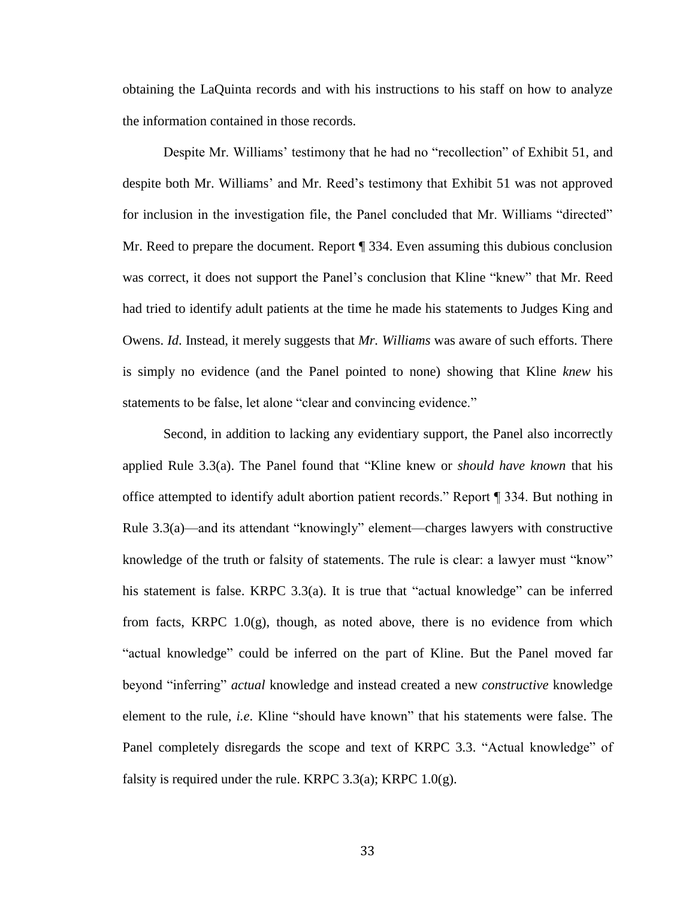obtaining the LaQuinta records and with his instructions to his staff on how to analyze the information contained in those records.

Despite Mr. Williams' testimony that he had no "recollection" of Exhibit 51, and despite both Mr. Williams' and Mr. Reed's testimony that Exhibit 51 was not approved for inclusion in the investigation file, the Panel concluded that Mr. Williams "directed" Mr. Reed to prepare the document. Report ¶ 334. Even assuming this dubious conclusion was correct, it does not support the Panel's conclusion that Kline "knew" that Mr. Reed had tried to identify adult patients at the time he made his statements to Judges King and Owens. *Id*. Instead, it merely suggests that *Mr. Williams* was aware of such efforts. There is simply no evidence (and the Panel pointed to none) showing that Kline *knew* his statements to be false, let alone "clear and convincing evidence."

Second, in addition to lacking any evidentiary support, the Panel also incorrectly applied Rule 3.3(a). The Panel found that "Kline knew or *should have known* that his office attempted to identify adult abortion patient records." Report ¶ 334. But nothing in Rule 3.3(a)—and its attendant "knowingly" element—charges lawyers with constructive knowledge of the truth or falsity of statements. The rule is clear: a lawyer must "know" his statement is false. KRPC 3.3(a). It is true that "actual knowledge" can be inferred from facts, KRPC 1.0(g), though, as noted above, there is no evidence from which "actual knowledge" could be inferred on the part of Kline. But the Panel moved far beyond "inferring" *actual* knowledge and instead created a new *constructive* knowledge element to the rule, *i.e*. Kline "should have known" that his statements were false. The Panel completely disregards the scope and text of KRPC 3.3. "Actual knowledge" of falsity is required under the rule. KRPC 3.3(a); KRPC 1.0(g).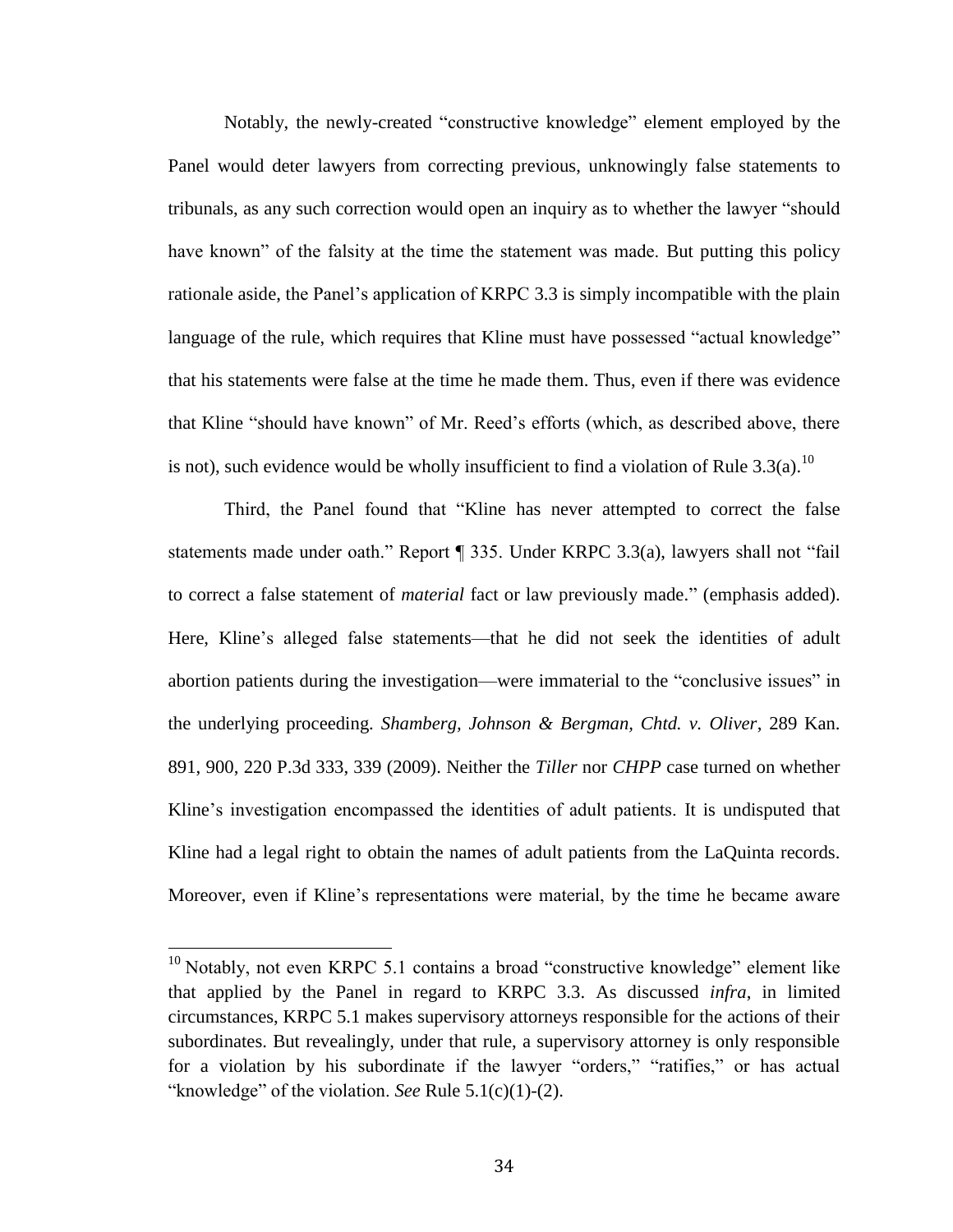Notably, the newly-created "constructive knowledge" element employed by the Panel would deter lawyers from correcting previous, unknowingly false statements to tribunals, as any such correction would open an inquiry as to whether the lawyer "should have known" of the falsity at the time the statement was made. But putting this policy rationale aside, the Panel's application of KRPC 3.3 is simply incompatible with the plain language of the rule, which requires that Kline must have possessed "actual knowledge" that his statements were false at the time he made them. Thus, even if there was evidence that Kline "should have known" of Mr. Reed's efforts (which, as described above, there is not), such evidence would be wholly insufficient to find a violation of Rule 3.3(a).[10]

Third, the Panel found that "Kline has never attempted to correct the false statements made under oath." Report ¶ 335. Under KRPC 3.3(a), lawyers shall not "fail to correct a false statement of *material* fact or law previously made." (emphasis added). Here, Kline's alleged false statements—that he did not seek the identities of adult abortion patients during the investigation—were immaterial to the "conclusive issues" in the underlying proceeding. *Shamberg, Johnson & Bergman, Chtd. v. Oliver*, 289 Kan. 891, 900, 220 P.3d 333, 339 (2009). Neither the *Tiller* nor *CHPP* case turned on whether Kline's investigation encompassed the identities of adult patients. It is undisputed that Kline had a legal right to obtain the names of adult patients from the LaQuinta records. Moreover, even if Kline's representations were material, by the time he became aware

[10] Notably, not even KRPC 5.1 contains a broad "constructive knowledge" element like that applied by the Panel in regard to KRPC 3.3. As discussed *infra*, in limited circumstances, KRPC 5.1 makes supervisory attorneys responsible for the actions of their subordinates. But revealingly, under that rule, a supervisory attorney is only responsible for a violation by his subordinate if the lawyer "orders," "ratifies," or has actual "knowledge" of the violation. *See* Rule 5.1(c)(1)-(2).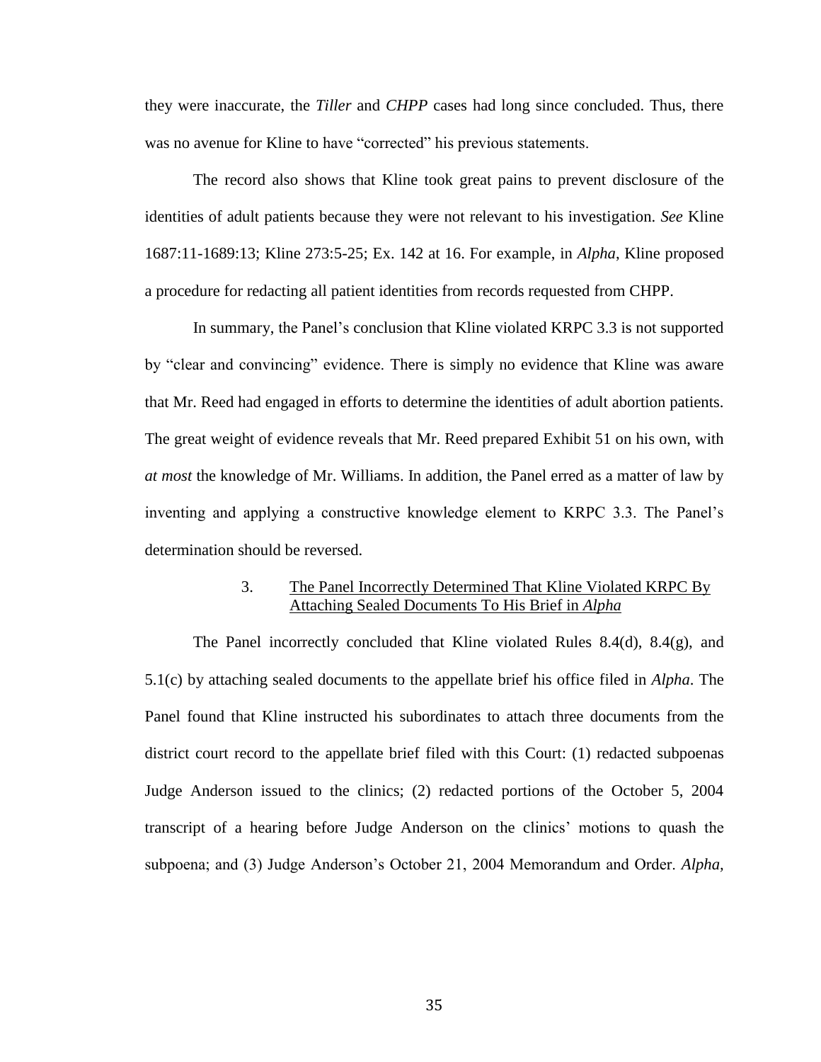they were inaccurate, the *Tiller* and *CHPP* cases had long since concluded. Thus, there was no avenue for Kline to have "corrected" his previous statements.

The record also shows that Kline took great pains to prevent disclosure of the identities of adult patients because they were not relevant to his investigation. *See* Kline 1687:11-1689:13; Kline 273:5-25; Ex. 142 at 16. For example, in *Alpha*, Kline proposed a procedure for redacting all patient identities from records requested from CHPP.

In summary, the Panel's conclusion that Kline violated KRPC 3.3 is not supported by "clear and convincing" evidence. There is simply no evidence that Kline was aware that Mr. Reed had engaged in efforts to determine the identities of adult abortion patients. The great weight of evidence reveals that Mr. Reed prepared Exhibit 51 on his own, with *at most* the knowledge of Mr. Williams. In addition, the Panel erred as a matter of law by inventing and applying a constructive knowledge element to KRPC 3.3. The Panel's determination should be reversed.

### 3. The Panel Incorrectly Determined That Kline Violated KRPC By Attaching Sealed Documents To His Brief in *Alpha*

The Panel incorrectly concluded that Kline violated Rules 8.4(d), 8.4(g), and 5.1(c) by attaching sealed documents to the appellate brief his office filed in *Alpha*. The Panel found that Kline instructed his subordinates to attach three documents from the district court record to the appellate brief filed with this Court: (1) redacted subpoenas Judge Anderson issued to the clinics; (2) redacted portions of the October 5, 2004 transcript of a hearing before Judge Anderson on the clinics' motions to quash the subpoena; and (3) Judge Anderson's October 21, 2004 Memorandum and Order. *Alpha*,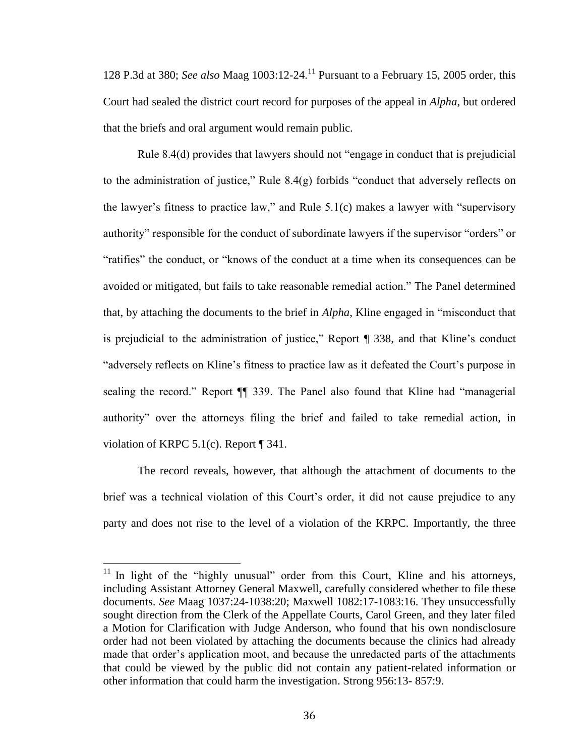128 P.3d at 380; *See also* Maag 1003:12-24.[11] Pursuant to a February 15, 2005 order, this Court had sealed the district court record for purposes of the appeal in *Alpha*, but ordered that the briefs and oral argument would remain public.

Rule 8.4(d) provides that lawyers should not "engage in conduct that is prejudicial to the administration of justice," Rule 8.4(g) forbids "conduct that adversely reflects on the lawyer's fitness to practice law," and Rule 5.1(c) makes a lawyer with "supervisory authority" responsible for the conduct of subordinate lawyers if the supervisor "orders" or "ratifies" the conduct, or "knows of the conduct at a time when its consequences can be avoided or mitigated, but fails to take reasonable remedial action." The Panel determined that, by attaching the documents to the brief in *Alpha*, Kline engaged in "misconduct that is prejudicial to the administration of justice," Report ¶ 338, and that Kline's conduct "adversely reflects on Kline's fitness to practice law as it defeated the Court's purpose in sealing the record." Report ¶¶ 339. The Panel also found that Kline had "managerial authority" over the attorneys filing the brief and failed to take remedial action, in violation of KRPC 5.1(c). Report ¶ 341.

The record reveals, however, that although the attachment of documents to the brief was a technical violation of this Court's order, it did not cause prejudice to any party and does not rise to the level of a violation of the KRPC. Importantly, the three

---

[11] In light of the "highly unusual" order from this Court, Kline and his attorneys, including Assistant Attorney General Maxwell, carefully considered whether to file these documents. *See* Maag 1037:24-1038:20; Maxwell 1082:17-1083:16. They unsuccessfully sought direction from the Clerk of the Appellate Courts, Carol Green, and they later filed a Motion for Clarification with Judge Anderson, who found that his own nondisclosure order had not been violated by attaching the documents because the clinics had already made that order's application moot, and because the unredacted parts of the attachments that could be viewed by the public did not contain any patient-related information or other information that could harm the investigation. Strong 956:13- 857:9.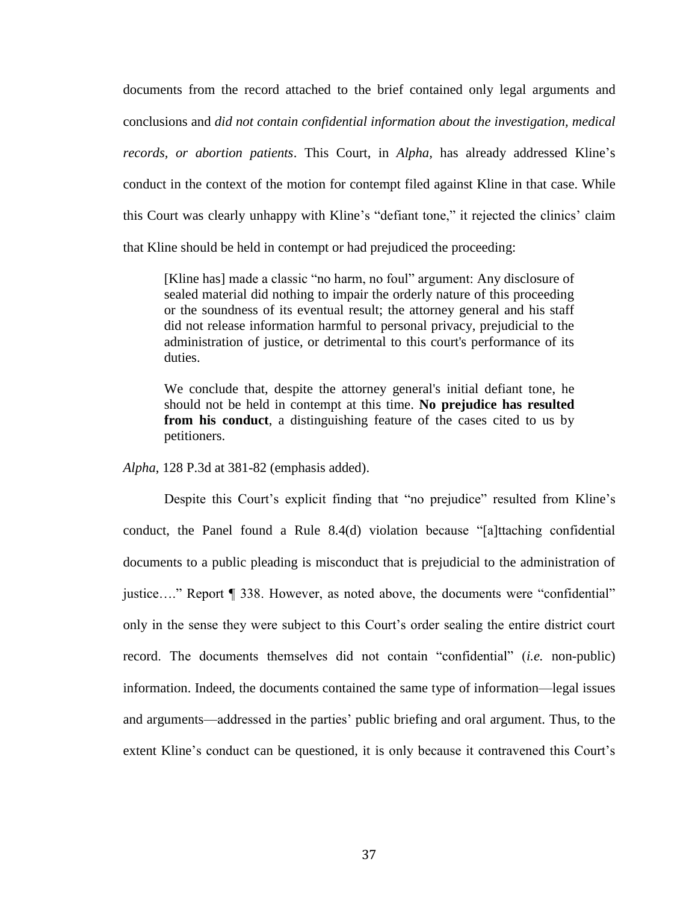documents from the record attached to the brief contained only legal arguments and conclusions and *did not contain confidential information about the investigation, medical records, or abortion patients*. This Court, in *Alpha*, has already addressed Kline's conduct in the context of the motion for contempt filed against Kline in that case. While this Court was clearly unhappy with Kline's "defiant tone," it rejected the clinics' claim that Kline should be held in contempt or had prejudiced the proceeding:

> [Kline has] made a classic "no harm, no foul" argument: Any disclosure of sealed material did nothing to impair the orderly nature of this proceeding or the soundness of its eventual result; the attorney general and his staff did not release information harmful to personal privacy, prejudicial to the administration of justice, or detrimental to this court's performance of its duties.
>
> We conclude that, despite the attorney general's initial defiant tone, he should not be held in contempt at this time. **No prejudice has resulted from his conduct**, a distinguishing feature of the cases cited to us by petitioners.

*Alpha*, 128 P.3d at 381-82 (emphasis added).

Despite this Court's explicit finding that "no prejudice" resulted from Kline's conduct, the Panel found a Rule 8.4(d) violation because "[a]ttaching confidential documents to a public pleading is misconduct that is prejudicial to the administration of justice…." Report ¶ 338. However, as noted above, the documents were "confidential" only in the sense they were subject to this Court's order sealing the entire district court record. The documents themselves did not contain "confidential" (*i.e.* non-public) information. Indeed, the documents contained the same type of information—legal issues and arguments—addressed in the parties' public briefing and oral argument. Thus, to the extent Kline's conduct can be questioned, it is only because it contravened this Court's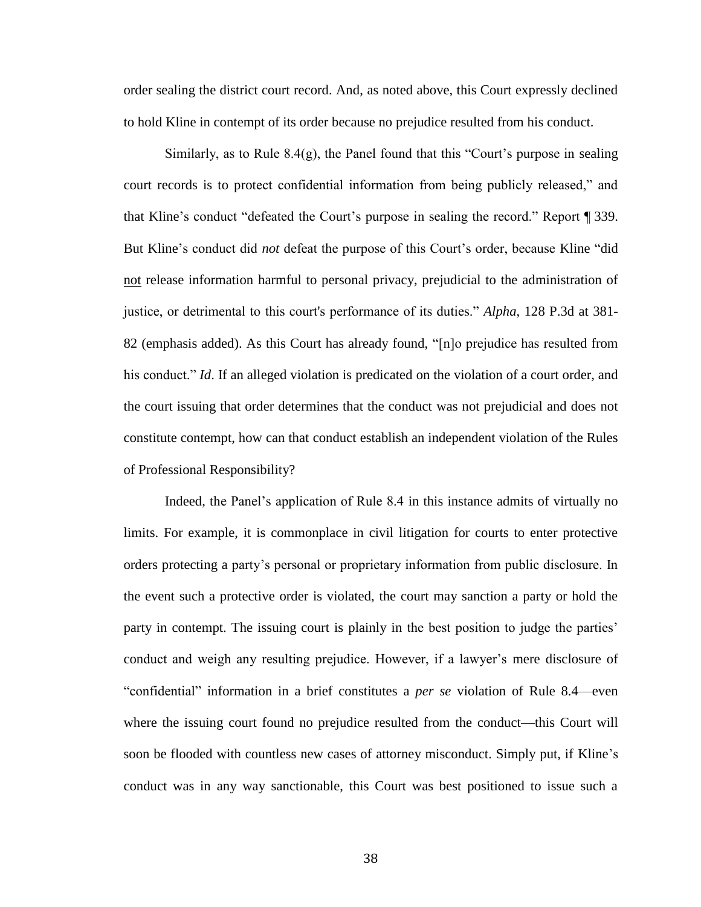order sealing the district court record. And, as noted above, this Court expressly declined to hold Kline in contempt of its order because no prejudice resulted from his conduct.

Similarly, as to Rule 8.4(g), the Panel found that this "Court's purpose in sealing court records is to protect confidential information from being publicly released," and that Kline's conduct "defeated the Court's purpose in sealing the record." Report ¶ 339. But Kline's conduct did *not* defeat the purpose of this Court's order, because Kline "did not release information harmful to personal privacy, prejudicial to the administration of justice, or detrimental to this court's performance of its duties." *Alpha*, 128 P.3d at 381-82 (emphasis added). As this Court has already found, "[n]o prejudice has resulted from his conduct." *Id*. If an alleged violation is predicated on the violation of a court order, and the court issuing that order determines that the conduct was not prejudicial and does not constitute contempt, how can that conduct establish an independent violation of the Rules of Professional Responsibility?

Indeed, the Panel's application of Rule 8.4 in this instance admits of virtually no limits. For example, it is commonplace in civil litigation for courts to enter protective orders protecting a party's personal or proprietary information from public disclosure. In the event such a protective order is violated, the court may sanction a party or hold the party in contempt. The issuing court is plainly in the best position to judge the parties' conduct and weigh any resulting prejudice. However, if a lawyer's mere disclosure of "confidential" information in a brief constitutes a *per se* violation of Rule 8.4—even where the issuing court found no prejudice resulted from the conduct—this Court will soon be flooded with countless new cases of attorney misconduct. Simply put, if Kline's conduct was in any way sanctionable, this Court was best positioned to issue such a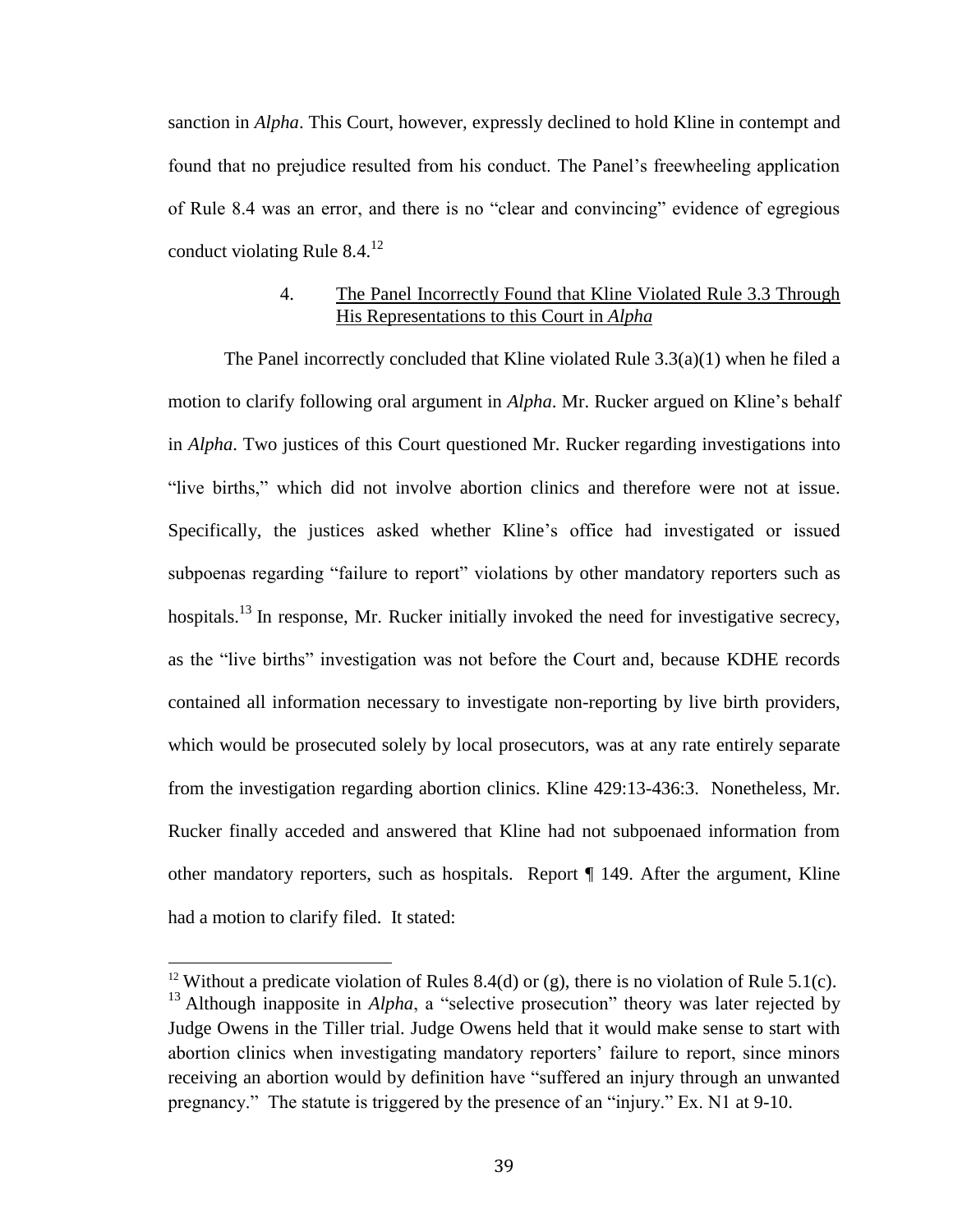sanction in *Alpha*. This Court, however, expressly declined to hold Kline in contempt and found that no prejudice resulted from his conduct. The Panel's freewheeling application of Rule 8.4 was an error, and there is no "clear and convincing" evidence of egregious conduct violating Rule 8.4.[12]

#### 4. The Panel Incorrectly Found that Kline Violated Rule 3.3 Through His Representations to this Court in *Alpha*

The Panel incorrectly concluded that Kline violated Rule 3.3(a)(1) when he filed a motion to clarify following oral argument in *Alpha*. Mr. Rucker argued on Kline's behalf in *Alpha*. Two justices of this Court questioned Mr. Rucker regarding investigations into "live births," which did not involve abortion clinics and therefore were not at issue. Specifically, the justices asked whether Kline's office had investigated or issued subpoenas regarding "failure to report" violations by other mandatory reporters such as hospitals.[13] In response, Mr. Rucker initially invoked the need for investigative secrecy, as the "live births" investigation was not before the Court and, because KDHE records contained all information necessary to investigate non-reporting by live birth providers, which would be prosecuted solely by local prosecutors, was at any rate entirely separate from the investigation regarding abortion clinics. Kline 429:13-436:3. Nonetheless, Mr. Rucker finally acceded and answered that Kline had not subpoenaed information from other mandatory reporters, such as hospitals. Report ¶ 149. After the argument, Kline had a motion to clarify filed. It stated:

---

[12] Without a predicate violation of Rules 8.4(d) or (g), there is no violation of Rule 5.1(c).

[13] Although inapposite in *Alpha*, a "selective prosecution" theory was later rejected by Judge Owens in the Tiller trial. Judge Owens held that it would make sense to start with abortion clinics when investigating mandatory reporters' failure to report, since minors receiving an abortion would by definition have "suffered an injury through an unwanted pregnancy." The statute is triggered by the presence of an "injury." Ex. N1 at 9-10.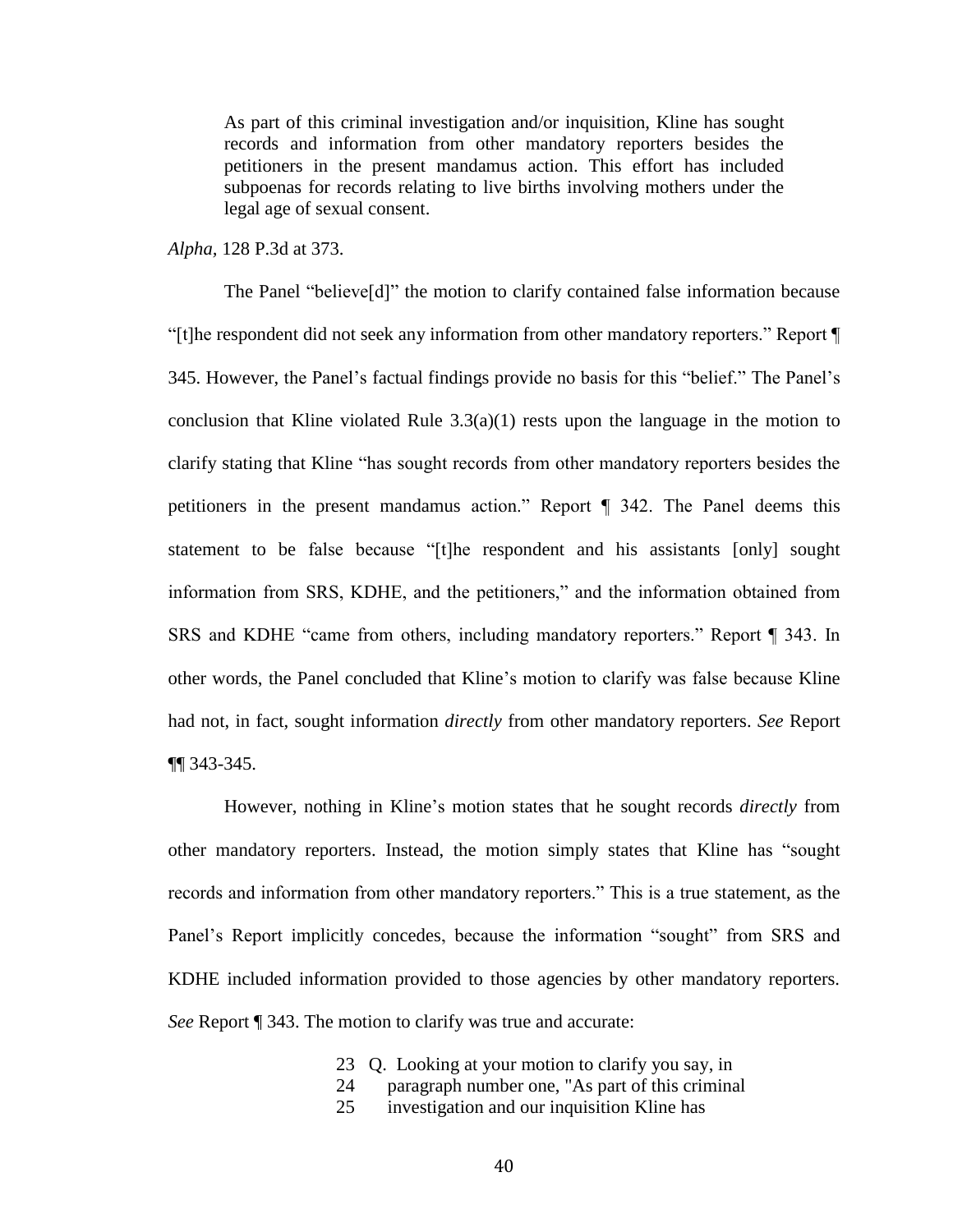> As part of this criminal investigation and/or inquisition, Kline has sought records and information from other mandatory reporters besides the petitioners in the present mandamus action. This effort has included subpoenas for records relating to live births involving mothers under the legal age of sexual consent.

*Alpha*, 128 P.3d at 373.

The Panel "believe[d]" the motion to clarify contained false information because "[t]he respondent did not seek any information from other mandatory reporters." Report ¶ 345. However, the Panel's factual findings provide no basis for this "belief." The Panel's conclusion that Kline violated Rule 3.3(a)(1) rests upon the language in the motion to clarify stating that Kline "has sought records from other mandatory reporters besides the petitioners in the present mandamus action." Report ¶ 342. The Panel deems this statement to be false because "[t]he respondent and his assistants [only] sought information from SRS, KDHE, and the petitioners," and the information obtained from SRS and KDHE "came from others, including mandatory reporters." Report ¶ 343. In other words, the Panel concluded that Kline's motion to clarify was false because Kline had not, in fact, sought information *directly* from other mandatory reporters. *See* Report ¶¶ 343-345.

However, nothing in Kline's motion states that he sought records *directly* from other mandatory reporters. Instead, the motion simply states that Kline has "sought records and information from other mandatory reporters." This is a true statement, as the Panel's Report implicitly concedes, because the information "sought" from SRS and KDHE included information provided to those agencies by other mandatory reporters. *See* Report ¶ 343. The motion to clarify was true and accurate:

> 23 Q. Looking at your motion to clarify you say, in
> 24 paragraph number one, "As part of this criminal
> 25 investigation and our inquisition Kline has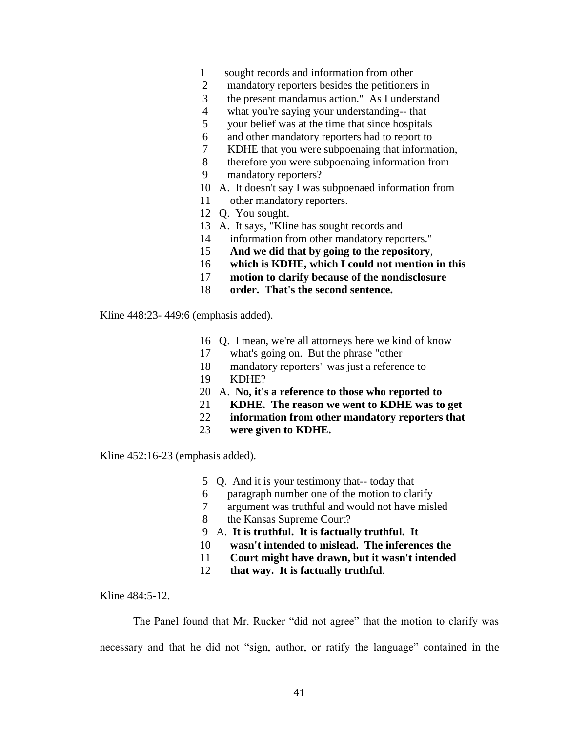1 sought records and information from other
2 mandatory reporters besides the petitioners in
3 the present mandamus action." As I understand
4 what you're saying your understanding-- that
5 your belief was at the time that since hospitals
6 and other mandatory reporters had to report to
7 KDHE that you were subpoenaing that information,
8 therefore you were subpoenaing information from
9 mandatory reporters?
10 A. It doesn't say I was subpoenaed information from
11 other mandatory reporters.
12 Q. You sought.
13 A. It says, "Kline has sought records and
14 information from other mandatory reporters."
15 **And we did that by going to the repository**,
16 **which is KDHE, which I could not mention in this**
17 **motion to clarify because of the nondisclosure**
18 **order. That's the second sentence.**

Kline 448:23- 449:6 (emphasis added).

16 Q. I mean, we're all attorneys here we kind of know
17 what's going on. But the phrase "other
18 mandatory reporters" was just a reference to
19 KDHE?
20 A. **No, it's a reference to those who reported to**
21 **KDHE. The reason we went to KDHE was to get**
22 **information from other mandatory reporters that**
23 **were given to KDHE.**

Kline 452:16-23 (emphasis added).

5 Q. And it is your testimony that-- today that
6 paragraph number one of the motion to clarify
7 argument was truthful and would not have misled
8 the Kansas Supreme Court?
9 A. **It is truthful. It is factually truthful. It**
10 **wasn't intended to mislead. The inferences the**
11 **Court might have drawn, but it wasn't intended**
12 **that way. It is factually truthful**.

Kline 484:5-12.

The Panel found that Mr. Rucker "did not agree" that the motion to clarify was necessary and that he did not "sign, author, or ratify the language" contained in the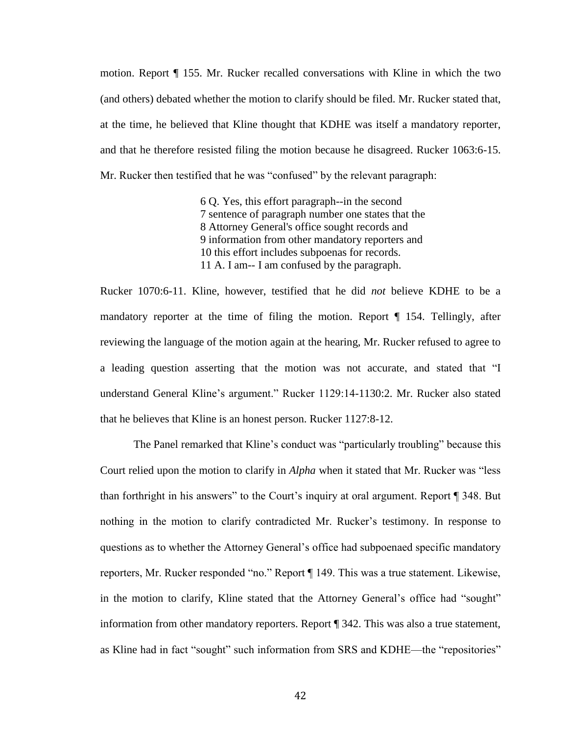motion. Report ¶ 155. Mr. Rucker recalled conversations with Kline in which the two (and others) debated whether the motion to clarify should be filed. Mr. Rucker stated that, at the time, he believed that Kline thought that KDHE was itself a mandatory reporter, and that he therefore resisted filing the motion because he disagreed. Rucker 1063:6-15. Mr. Rucker then testified that he was "confused" by the relevant paragraph:

> 6 Q. Yes, this effort paragraph--in the second
> 7 sentence of paragraph number one states that the
> 8 Attorney General's office sought records and
> 9 information from other mandatory reporters and
> 10 this effort includes subpoenas for records.
> 11 A. I am-- I am confused by the paragraph.

Rucker 1070:6-11. Kline, however, testified that he did *not* believe KDHE to be a mandatory reporter at the time of filing the motion. Report ¶ 154. Tellingly, after reviewing the language of the motion again at the hearing, Mr. Rucker refused to agree to a leading question asserting that the motion was not accurate, and stated that "I understand General Kline's argument." Rucker 1129:14-1130:2. Mr. Rucker also stated that he believes that Kline is an honest person. Rucker 1127:8-12.

The Panel remarked that Kline's conduct was "particularly troubling" because this Court relied upon the motion to clarify in *Alpha* when it stated that Mr. Rucker was "less than forthright in his answers" to the Court's inquiry at oral argument. Report ¶ 348. But nothing in the motion to clarify contradicted Mr. Rucker's testimony. In response to questions as to whether the Attorney General's office had subpoenaed specific mandatory reporters, Mr. Rucker responded "no." Report ¶ 149. This was a true statement. Likewise, in the motion to clarify, Kline stated that the Attorney General's office had "sought" information from other mandatory reporters. Report ¶ 342. This was also a true statement, as Kline had in fact "sought" such information from SRS and KDHE—the "repositories"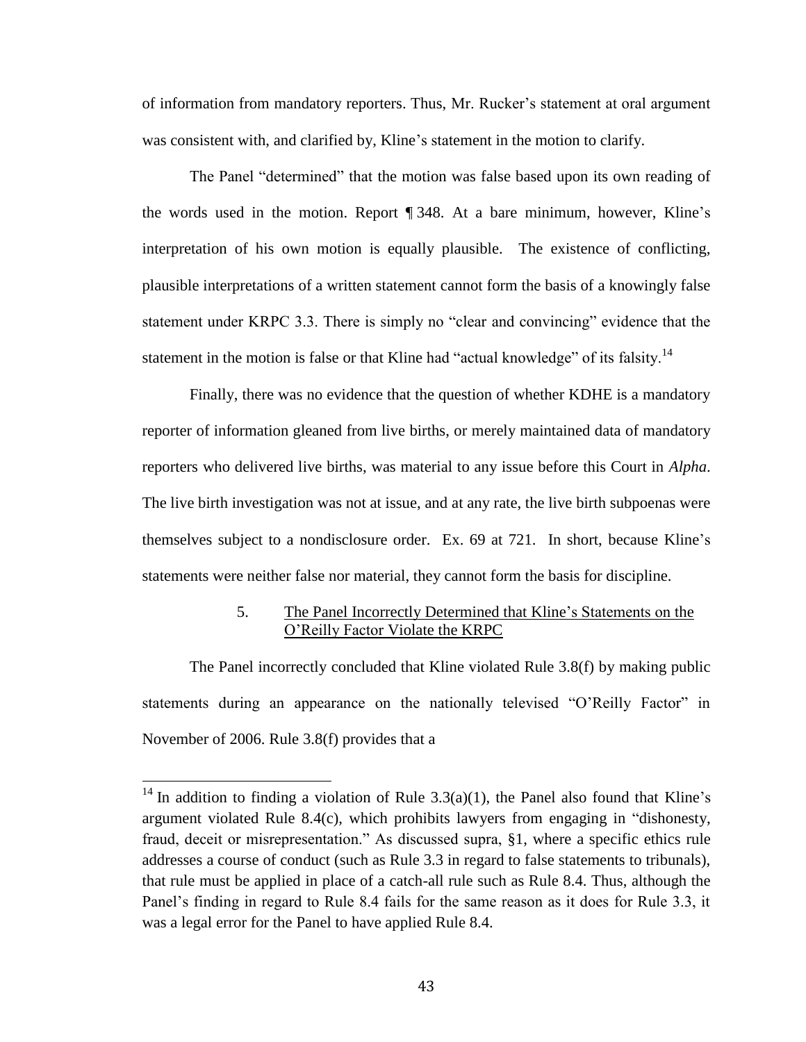of information from mandatory reporters. Thus, Mr. Rucker's statement at oral argument was consistent with, and clarified by, Kline's statement in the motion to clarify.

The Panel "determined" that the motion was false based upon its own reading of the words used in the motion. Report ¶ 348. At a bare minimum, however, Kline's interpretation of his own motion is equally plausible. The existence of conflicting, plausible interpretations of a written statement cannot form the basis of a knowingly false statement under KRPC 3.3. There is simply no "clear and convincing" evidence that the statement in the motion is false or that Kline had "actual knowledge" of its falsity.[14]

Finally, there was no evidence that the question of whether KDHE is a mandatory reporter of information gleaned from live births, or merely maintained data of mandatory reporters who delivered live births, was material to any issue before this Court in *Alpha*. The live birth investigation was not at issue, and at any rate, the live birth subpoenas were themselves subject to a nondisclosure order. Ex. 69 at 721. In short, because Kline's statements were neither false nor material, they cannot form the basis for discipline.

5. <u>The Panel Incorrectly Determined that Kline's Statements on the O'Reilly Factor Violate the KRPC</u>

The Panel incorrectly concluded that Kline violated Rule 3.8(f) by making public statements during an appearance on the nationally televised "O'Reilly Factor" in November of 2006. Rule 3.8(f) provides that a

---

[14] In addition to finding a violation of Rule 3.3(a)(1), the Panel also found that Kline's argument violated Rule 8.4(c), which prohibits lawyers from engaging in "dishonesty, fraud, deceit or misrepresentation." As discussed supra, §1, where a specific ethics rule addresses a course of conduct (such as Rule 3.3 in regard to false statements to tribunals), that rule must be applied in place of a catch-all rule such as Rule 8.4. Thus, although the Panel's finding in regard to Rule 8.4 fails for the same reason as it does for Rule 3.3, it was a legal error for the Panel to have applied Rule 8.4.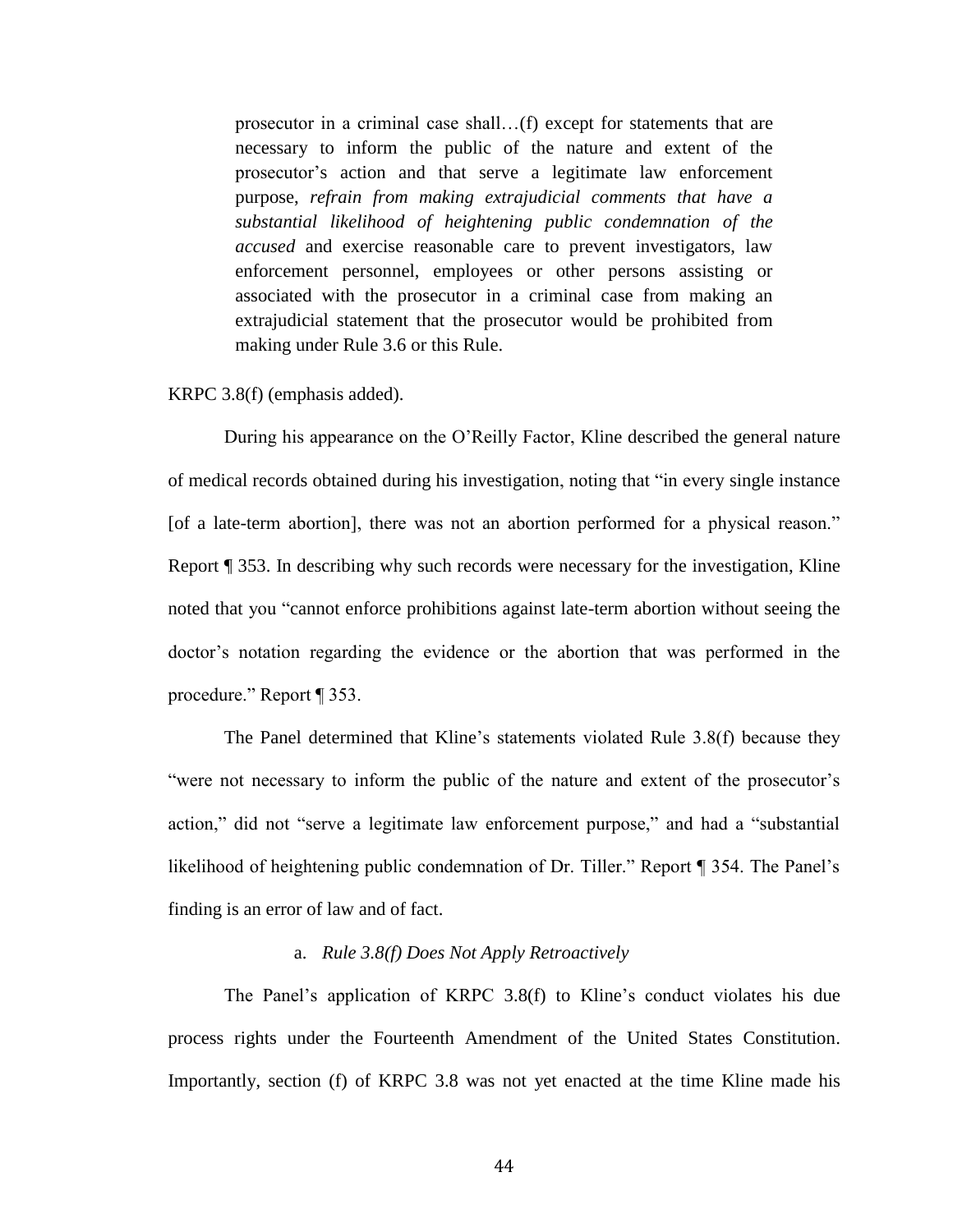> prosecutor in a criminal case shall…(f) except for statements that are necessary to inform the public of the nature and extent of the prosecutor's action and that serve a legitimate law enforcement purpose, *refrain from making extrajudicial comments that have a substantial likelihood of heightening public condemnation of the accused* and exercise reasonable care to prevent investigators, law enforcement personnel, employees or other persons assisting or associated with the prosecutor in a criminal case from making an extrajudicial statement that the prosecutor would be prohibited from making under Rule 3.6 or this Rule.

KRPC 3.8(f) (emphasis added).

During his appearance on the O'Reilly Factor, Kline described the general nature of medical records obtained during his investigation, noting that "in every single instance [of a late-term abortion], there was not an abortion performed for a physical reason." Report ¶ 353. In describing why such records were necessary for the investigation, Kline noted that you "cannot enforce prohibitions against late-term abortion without seeing the doctor's notation regarding the evidence or the abortion that was performed in the procedure." Report ¶ 353.

The Panel determined that Kline's statements violated Rule 3.8(f) because they "were not necessary to inform the public of the nature and extent of the prosecutor's action," did not "serve a legitimate law enforcement purpose," and had a "substantial likelihood of heightening public condemnation of Dr. Tiller." Report ¶ 354. The Panel's finding is an error of law and of fact.

a. *Rule 3.8(f) Does Not Apply Retroactively*

The Panel's application of KRPC 3.8(f) to Kline's conduct violates his due process rights under the Fourteenth Amendment of the United States Constitution. Importantly, section (f) of KRPC 3.8 was not yet enacted at the time Kline made his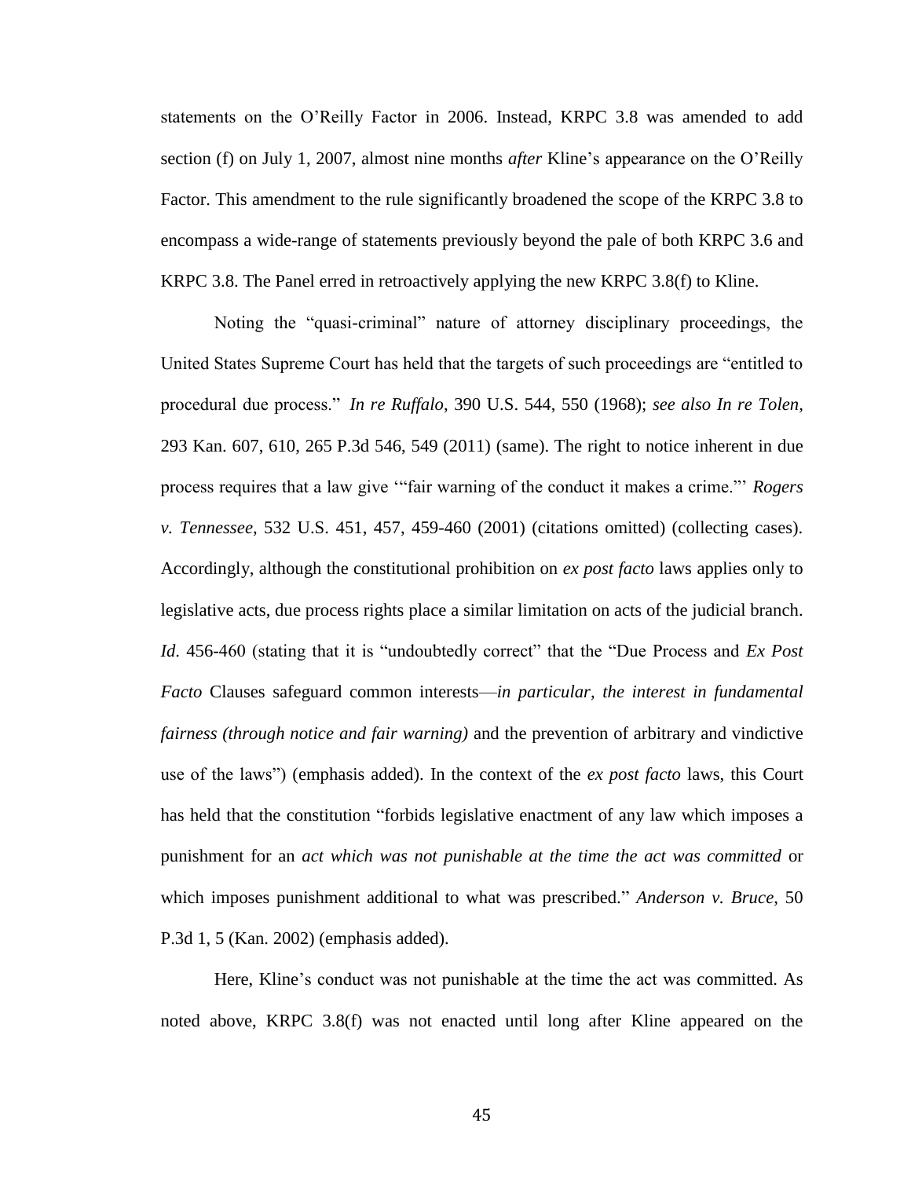statements on the O'Reilly Factor in 2006. Instead, KRPC 3.8 was amended to add section (f) on July 1, 2007, almost nine months *after* Kline's appearance on the O'Reilly Factor. This amendment to the rule significantly broadened the scope of the KRPC 3.8 to encompass a wide-range of statements previously beyond the pale of both KRPC 3.6 and KRPC 3.8. The Panel erred in retroactively applying the new KRPC 3.8(f) to Kline.

Noting the "quasi-criminal" nature of attorney disciplinary proceedings, the United States Supreme Court has held that the targets of such proceedings are "entitled to procedural due process." *In re Ruffalo*, 390 U.S. 544, 550 (1968); *see also In re Tolen,* 293 Kan. 607, 610, 265 P.3d 546, 549 (2011) (same). The right to notice inherent in due process requires that a law give '"fair warning of the conduct it makes a crime."' *Rogers v. Tennessee*, 532 U.S. 451, 457, 459-460 (2001) (citations omitted) (collecting cases). Accordingly, although the constitutional prohibition on *ex post facto* laws applies only to legislative acts, due process rights place a similar limitation on acts of the judicial branch. *Id*. 456-460 (stating that it is "undoubtedly correct" that the "Due Process and *Ex Post Facto* Clauses safeguard common interests—*in particular, the interest in fundamental fairness (through notice and fair warning)* and the prevention of arbitrary and vindictive use of the laws") (emphasis added). In the context of the *ex post facto* laws, this Court has held that the constitution "forbids legislative enactment of any law which imposes a punishment for an *act which was not punishable at the time the act was committed* or which imposes punishment additional to what was prescribed." *Anderson v. Bruce*, 50 P.3d 1, 5 (Kan. 2002) (emphasis added).

Here, Kline's conduct was not punishable at the time the act was committed. As noted above, KRPC 3.8(f) was not enacted until long after Kline appeared on the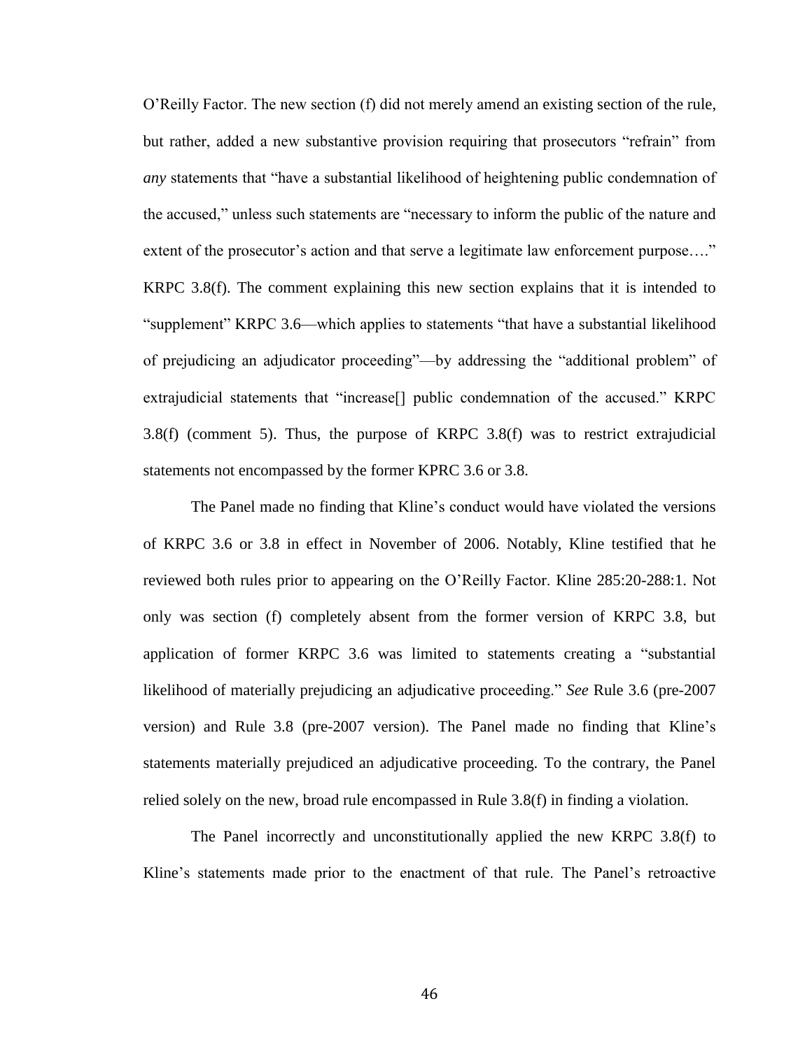O'Reilly Factor. The new section (f) did not merely amend an existing section of the rule, but rather, added a new substantive provision requiring that prosecutors "refrain" from *any* statements that "have a substantial likelihood of heightening public condemnation of the accused," unless such statements are "necessary to inform the public of the nature and extent of the prosecutor's action and that serve a legitimate law enforcement purpose…." KRPC 3.8(f). The comment explaining this new section explains that it is intended to "supplement" KRPC 3.6—which applies to statements "that have a substantial likelihood of prejudicing an adjudicator proceeding"—by addressing the "additional problem" of extrajudicial statements that "increase[] public condemnation of the accused." KRPC 3.8(f) (comment 5). Thus, the purpose of KRPC 3.8(f) was to restrict extrajudicial statements not encompassed by the former KPRC 3.6 or 3.8.

The Panel made no finding that Kline's conduct would have violated the versions of KRPC 3.6 or 3.8 in effect in November of 2006. Notably, Kline testified that he reviewed both rules prior to appearing on the O'Reilly Factor. Kline 285:20-288:1. Not only was section (f) completely absent from the former version of KRPC 3.8, but application of former KRPC 3.6 was limited to statements creating a "substantial likelihood of materially prejudicing an adjudicative proceeding." *See* Rule 3.6 (pre-2007 version) and Rule 3.8 (pre-2007 version). The Panel made no finding that Kline's statements materially prejudiced an adjudicative proceeding. To the contrary, the Panel relied solely on the new, broad rule encompassed in Rule 3.8(f) in finding a violation.

The Panel incorrectly and unconstitutionally applied the new KRPC 3.8(f) to Kline's statements made prior to the enactment of that rule. The Panel's retroactive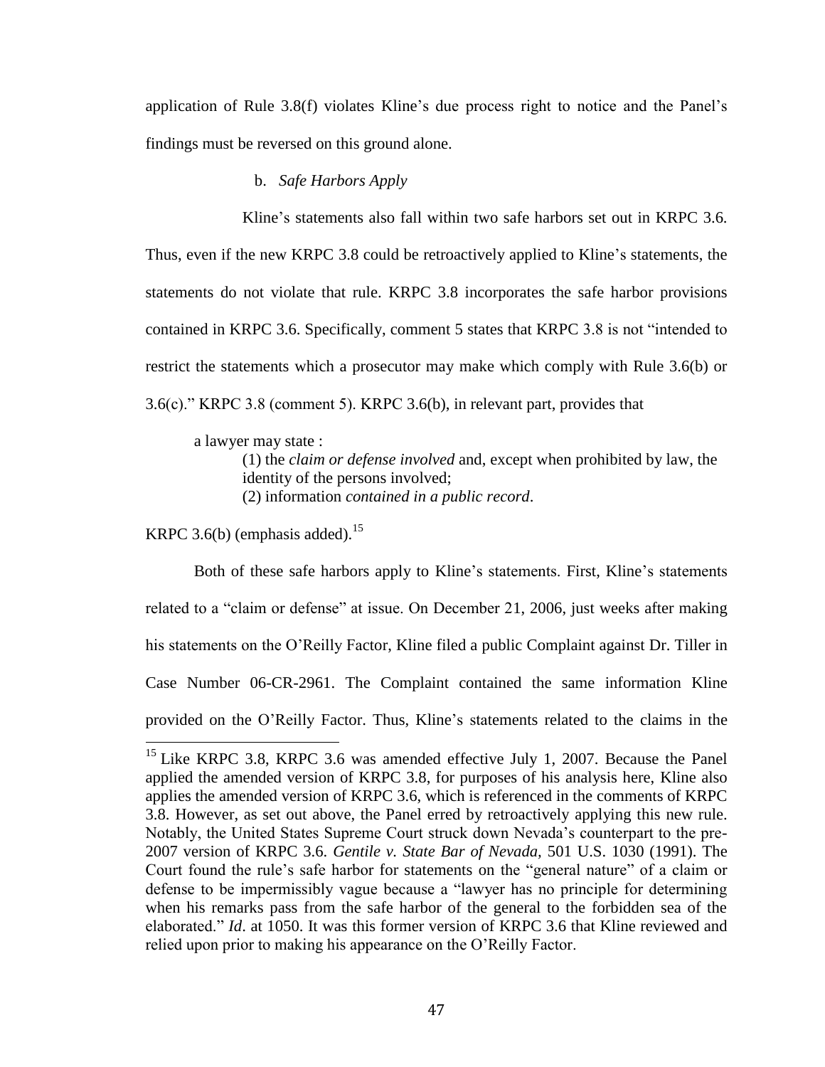application of Rule 3.8(f) violates Kline's due process right to notice and the Panel's findings must be reversed on this ground alone.

b. *Safe Harbors Apply*

Kline's statements also fall within two safe harbors set out in KRPC 3.6. Thus, even if the new KRPC 3.8 could be retroactively applied to Kline's statements, the statements do not violate that rule. KRPC 3.8 incorporates the safe harbor provisions contained in KRPC 3.6. Specifically, comment 5 states that KRPC 3.8 is not "intended to restrict the statements which a prosecutor may make which comply with Rule 3.6(b) or 3.6(c)." KRPC 3.8 (comment 5). KRPC 3.6(b), in relevant part, provides that

> a lawyer may state :
>
> (1) the *claim or defense involved* and, except when prohibited by law, the identity of the persons involved;
>
> (2) information *contained in a public record*.

KRPC 3.6(b) (emphasis added).[15]

Both of these safe harbors apply to Kline's statements. First, Kline's statements related to a "claim or defense" at issue. On December 21, 2006, just weeks after making his statements on the O'Reilly Factor, Kline filed a public Complaint against Dr. Tiller in Case Number 06-CR-2961. The Complaint contained the same information Kline provided on the O'Reilly Factor. Thus, Kline's statements related to the claims in the

---

[15] Like KRPC 3.8, KRPC 3.6 was amended effective July 1, 2007. Because the Panel applied the amended version of KRPC 3.8, for purposes of his analysis here, Kline also applies the amended version of KRPC 3.6, which is referenced in the comments of KRPC 3.8. However, as set out above, the Panel erred by retroactively applying this new rule. Notably, the United States Supreme Court struck down Nevada's counterpart to the pre-2007 version of KRPC 3.6. *Gentile v. State Bar of Nevada*, 501 U.S. 1030 (1991). The Court found the rule's safe harbor for statements on the "general nature" of a claim or defense to be impermissibly vague because a "lawyer has no principle for determining when his remarks pass from the safe harbor of the general to the forbidden sea of the elaborated." *Id*. at 1050. It was this former version of KRPC 3.6 that Kline reviewed and relied upon prior to making his appearance on the O'Reilly Factor.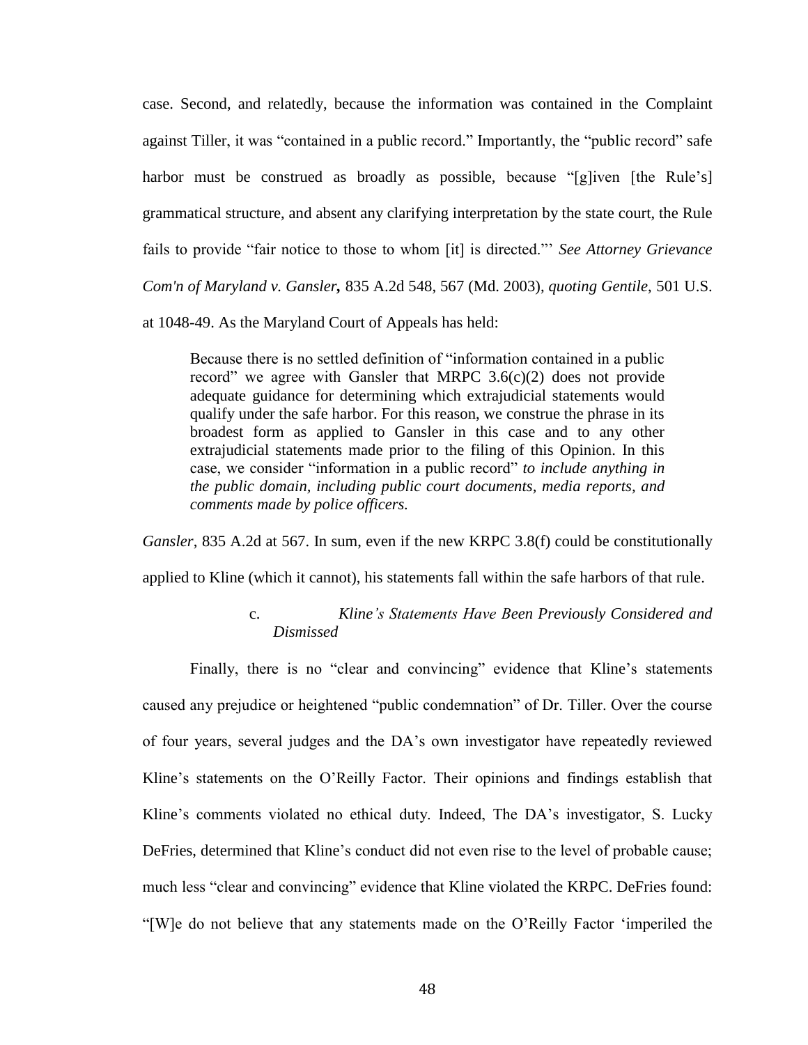case. Second, and relatedly, because the information was contained in the Complaint against Tiller, it was "contained in a public record." Importantly, the "public record" safe harbor must be construed as broadly as possible, because "[g]iven [the Rule's] grammatical structure, and absent any clarifying interpretation by the state court, the Rule fails to provide "fair notice to those to whom [it] is directed."' *See Attorney Grievance Com'n of Maryland v. Gansler***,** 835 A.2d 548, 567 (Md. 2003), *quoting Gentile*, 501 U.S. at 1048-49. As the Maryland Court of Appeals has held:

> Because there is no settled definition of "information contained in a public record" we agree with Gansler that MRPC 3.6(c)(2) does not provide adequate guidance for determining which extrajudicial statements would qualify under the safe harbor. For this reason, we construe the phrase in its broadest form as applied to Gansler in this case and to any other extrajudicial statements made prior to the filing of this Opinion. In this case, we consider "information in a public record" *to include anything in the public domain, including public court documents, media reports, and comments made by police officers.*

*Gansler*, 835 A.2d at 567. In sum, even if the new KRPC 3.8(f) could be constitutionally applied to Kline (which it cannot), his statements fall within the safe harbors of that rule.

c. *Kline's Statements Have Been Previously Considered and Dismissed*

Finally, there is no "clear and convincing" evidence that Kline's statements caused any prejudice or heightened "public condemnation" of Dr. Tiller. Over the course of four years, several judges and the DA's own investigator have repeatedly reviewed Kline's statements on the O'Reilly Factor. Their opinions and findings establish that Kline's comments violated no ethical duty. Indeed, The DA's investigator, S. Lucky DeFries, determined that Kline's conduct did not even rise to the level of probable cause; much less "clear and convincing" evidence that Kline violated the KRPC. DeFries found: "[W]e do not believe that any statements made on the O'Reilly Factor 'imperiled the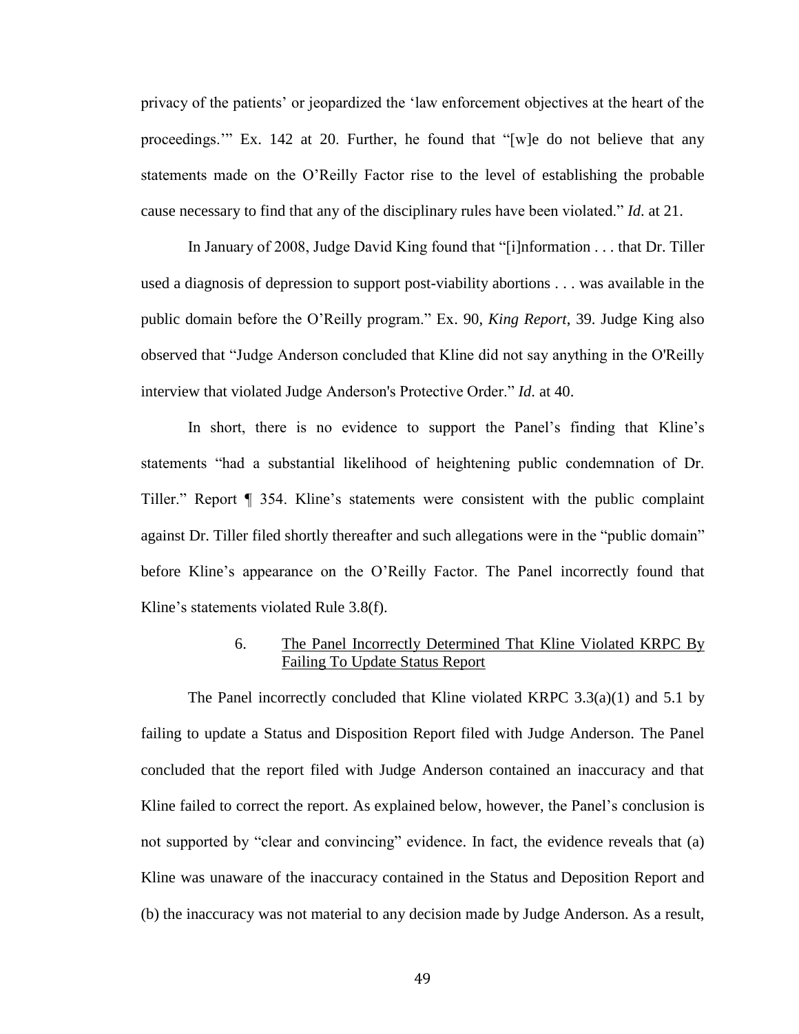privacy of the patients' or jeopardized the 'law enforcement objectives at the heart of the proceedings.'" Ex. 142 at 20. Further, he found that "[w]e do not believe that any statements made on the O'Reilly Factor rise to the level of establishing the probable cause necessary to find that any of the disciplinary rules have been violated." *Id.* at 21.

In January of 2008, Judge David King found that "[i]nformation . . . that Dr. Tiller used a diagnosis of depression to support post-viability abortions . . . was available in the public domain before the O'Reilly program." Ex. 90, *King Report*, 39. Judge King also observed that "Judge Anderson concluded that Kline did not say anything in the O'Reilly interview that violated Judge Anderson's Protective Order." *Id.* at 40.

In short, there is no evidence to support the Panel's finding that Kline's statements "had a substantial likelihood of heightening public condemnation of Dr. Tiller." Report ¶ 354. Kline's statements were consistent with the public complaint against Dr. Tiller filed shortly thereafter and such allegations were in the "public domain" before Kline's appearance on the O'Reilly Factor. The Panel incorrectly found that Kline's statements violated Rule 3.8(f).

### 6. The Panel Incorrectly Determined That Kline Violated KRPC By Failing To Update Status Report

The Panel incorrectly concluded that Kline violated KRPC 3.3(a)(1) and 5.1 by failing to update a Status and Disposition Report filed with Judge Anderson. The Panel concluded that the report filed with Judge Anderson contained an inaccuracy and that Kline failed to correct the report. As explained below, however, the Panel's conclusion is not supported by "clear and convincing" evidence. In fact, the evidence reveals that (a) Kline was unaware of the inaccuracy contained in the Status and Deposition Report and (b) the inaccuracy was not material to any decision made by Judge Anderson. As a result,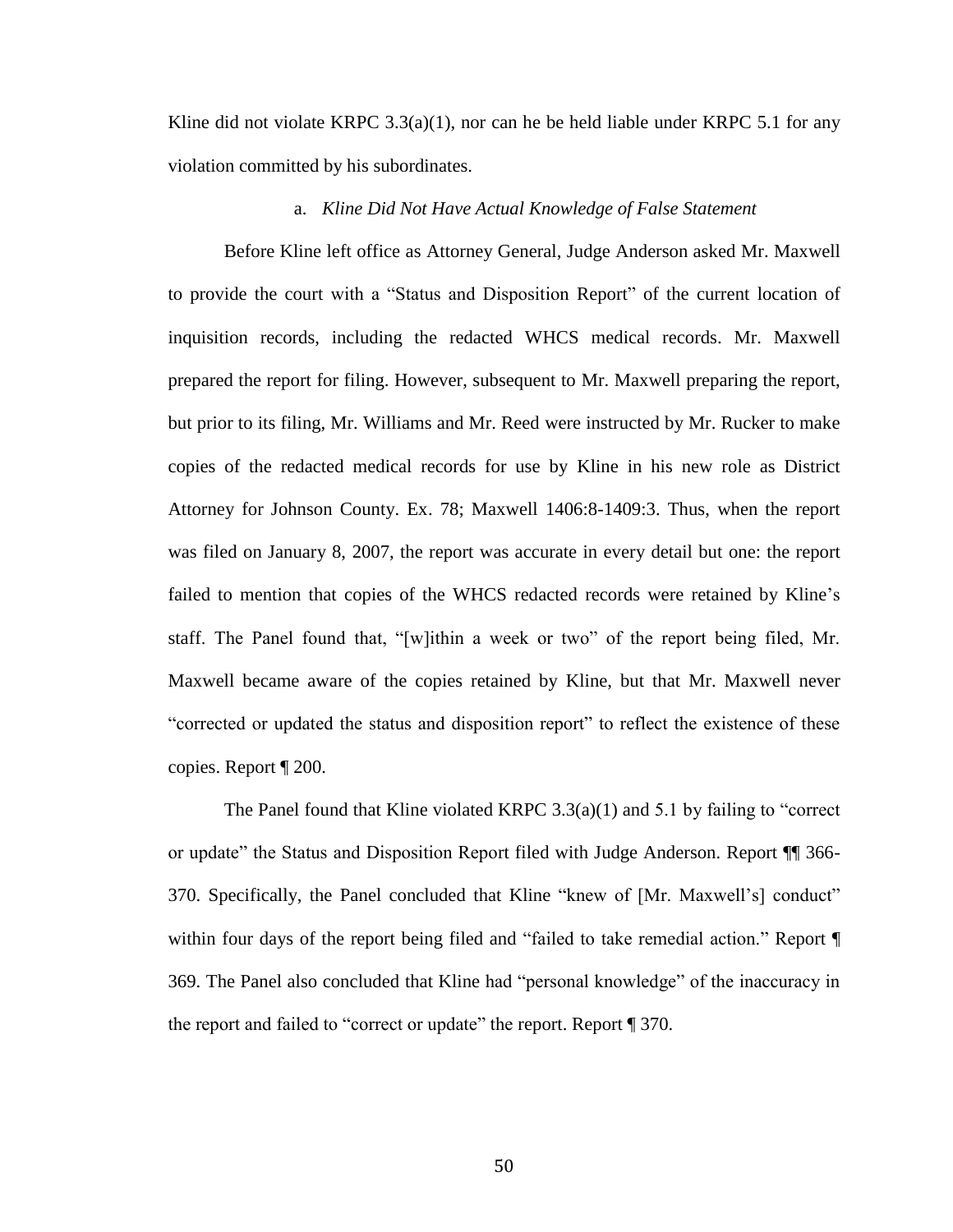Kline did not violate KRPC 3.3(a)(1), nor can he be held liable under KRPC 5.1 for any violation committed by his subordinates.

a. *Kline Did Not Have Actual Knowledge of False Statement*

Before Kline left office as Attorney General, Judge Anderson asked Mr. Maxwell to provide the court with a "Status and Disposition Report" of the current location of inquisition records, including the redacted WHCS medical records. Mr. Maxwell prepared the report for filing. However, subsequent to Mr. Maxwell preparing the report, but prior to its filing, Mr. Williams and Mr. Reed were instructed by Mr. Rucker to make copies of the redacted medical records for use by Kline in his new role as District Attorney for Johnson County. Ex. 78; Maxwell 1406:8-1409:3. Thus, when the report was filed on January 8, 2007, the report was accurate in every detail but one: the report failed to mention that copies of the WHCS redacted records were retained by Kline's staff. The Panel found that, "[w]ithin a week or two" of the report being filed, Mr. Maxwell became aware of the copies retained by Kline, but that Mr. Maxwell never "corrected or updated the status and disposition report" to reflect the existence of these copies. Report ¶ 200.

The Panel found that Kline violated KRPC 3.3(a)(1) and 5.1 by failing to "correct or update" the Status and Disposition Report filed with Judge Anderson. Report ¶¶ 366-370. Specifically, the Panel concluded that Kline "knew of [Mr. Maxwell's] conduct" within four days of the report being filed and "failed to take remedial action." Report ¶ 369. The Panel also concluded that Kline had "personal knowledge" of the inaccuracy in the report and failed to "correct or update" the report. Report ¶ 370.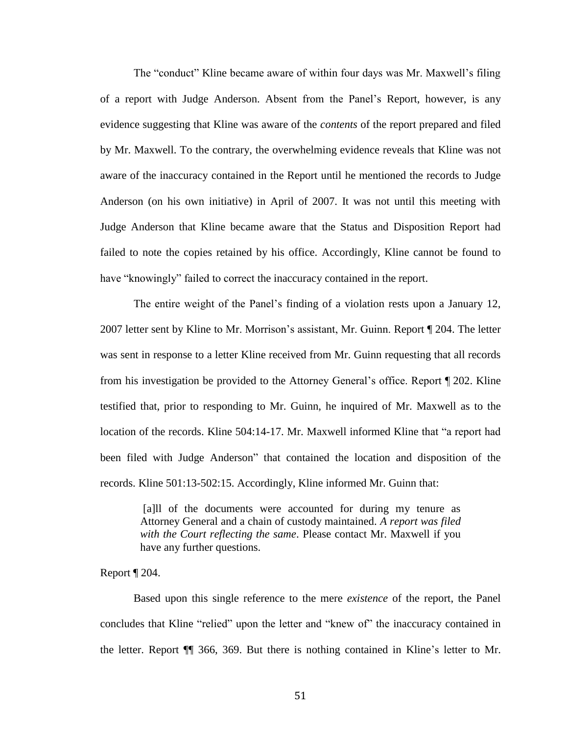The "conduct" Kline became aware of within four days was Mr. Maxwell's filing of a report with Judge Anderson. Absent from the Panel's Report, however, is any evidence suggesting that Kline was aware of the *contents* of the report prepared and filed by Mr. Maxwell. To the contrary, the overwhelming evidence reveals that Kline was not aware of the inaccuracy contained in the Report until he mentioned the records to Judge Anderson (on his own initiative) in April of 2007. It was not until this meeting with Judge Anderson that Kline became aware that the Status and Disposition Report had failed to note the copies retained by his office. Accordingly, Kline cannot be found to have "knowingly" failed to correct the inaccuracy contained in the report.

The entire weight of the Panel's finding of a violation rests upon a January 12, 2007 letter sent by Kline to Mr. Morrison's assistant, Mr. Guinn. Report ¶ 204. The letter was sent in response to a letter Kline received from Mr. Guinn requesting that all records from his investigation be provided to the Attorney General's office. Report ¶ 202. Kline testified that, prior to responding to Mr. Guinn, he inquired of Mr. Maxwell as to the location of the records. Kline 504:14-17. Mr. Maxwell informed Kline that "a report had been filed with Judge Anderson" that contained the location and disposition of the records. Kline 501:13-502:15. Accordingly, Kline informed Mr. Guinn that:

> [a]ll of the documents were accounted for during my tenure as Attorney General and a chain of custody maintained. *A report was filed with the Court reflecting the same*. Please contact Mr. Maxwell if you have any further questions.

Report ¶ 204.

Based upon this single reference to the mere *existence* of the report, the Panel concludes that Kline "relied" upon the letter and "knew of" the inaccuracy contained in the letter. Report ¶¶ 366, 369. But there is nothing contained in Kline's letter to Mr.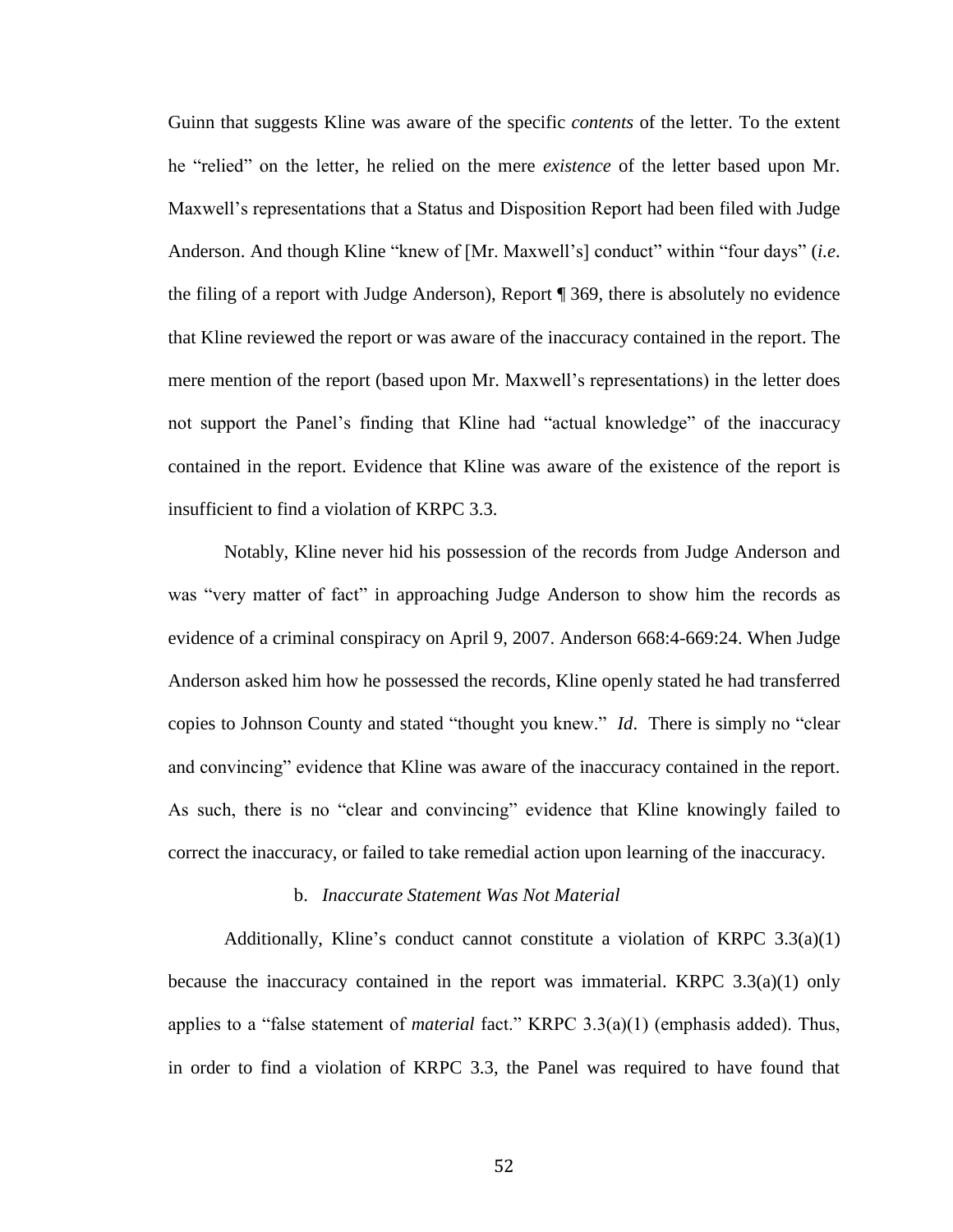Guinn that suggests Kline was aware of the specific *contents* of the letter. To the extent he "relied" on the letter, he relied on the mere *existence* of the letter based upon Mr. Maxwell's representations that a Status and Disposition Report had been filed with Judge Anderson. And though Kline "knew of [Mr. Maxwell's] conduct" within "four days" (*i.e*. the filing of a report with Judge Anderson), Report ¶ 369, there is absolutely no evidence that Kline reviewed the report or was aware of the inaccuracy contained in the report. The mere mention of the report (based upon Mr. Maxwell's representations) in the letter does not support the Panel's finding that Kline had "actual knowledge" of the inaccuracy contained in the report. Evidence that Kline was aware of the existence of the report is insufficient to find a violation of KRPC 3.3.

Notably, Kline never hid his possession of the records from Judge Anderson and was "very matter of fact" in approaching Judge Anderson to show him the records as evidence of a criminal conspiracy on April 9, 2007. Anderson 668:4-669:24. When Judge Anderson asked him how he possessed the records, Kline openly stated he had transferred copies to Johnson County and stated "thought you knew." *Id*. There is simply no "clear and convincing" evidence that Kline was aware of the inaccuracy contained in the report. As such, there is no "clear and convincing" evidence that Kline knowingly failed to correct the inaccuracy, or failed to take remedial action upon learning of the inaccuracy.

b. *Inaccurate Statement Was Not Material*

Additionally, Kline's conduct cannot constitute a violation of KRPC 3.3(a)(1) because the inaccuracy contained in the report was immaterial. KRPC 3.3(a)(1) only applies to a "false statement of *material* fact." KRPC 3.3(a)(1) (emphasis added). Thus, in order to find a violation of KRPC 3.3, the Panel was required to have found that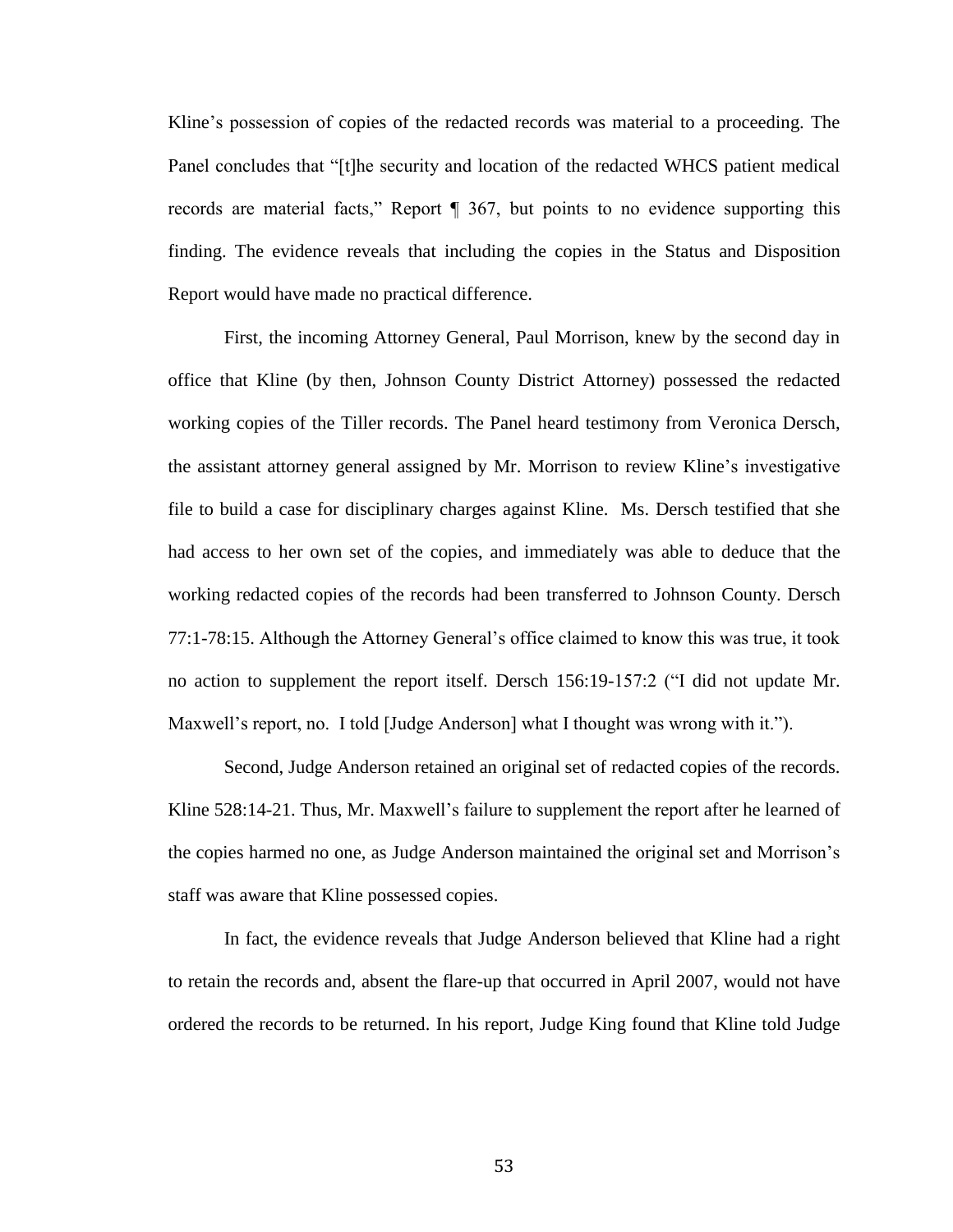Kline's possession of copies of the redacted records was material to a proceeding. The Panel concludes that "[t]he security and location of the redacted WHCS patient medical records are material facts," Report ¶ 367, but points to no evidence supporting this finding. The evidence reveals that including the copies in the Status and Disposition Report would have made no practical difference.

First, the incoming Attorney General, Paul Morrison, knew by the second day in office that Kline (by then, Johnson County District Attorney) possessed the redacted working copies of the Tiller records. The Panel heard testimony from Veronica Dersch, the assistant attorney general assigned by Mr. Morrison to review Kline's investigative file to build a case for disciplinary charges against Kline. Ms. Dersch testified that she had access to her own set of the copies, and immediately was able to deduce that the working redacted copies of the records had been transferred to Johnson County. Dersch 77:1-78:15. Although the Attorney General's office claimed to know this was true, it took no action to supplement the report itself. Dersch 156:19-157:2 ("I did not update Mr. Maxwell's report, no. I told [Judge Anderson] what I thought was wrong with it.").

Second, Judge Anderson retained an original set of redacted copies of the records. Kline 528:14-21. Thus, Mr. Maxwell's failure to supplement the report after he learned of the copies harmed no one, as Judge Anderson maintained the original set and Morrison's staff was aware that Kline possessed copies.

In fact, the evidence reveals that Judge Anderson believed that Kline had a right to retain the records and, absent the flare-up that occurred in April 2007, would not have ordered the records to be returned. In his report, Judge King found that Kline told Judge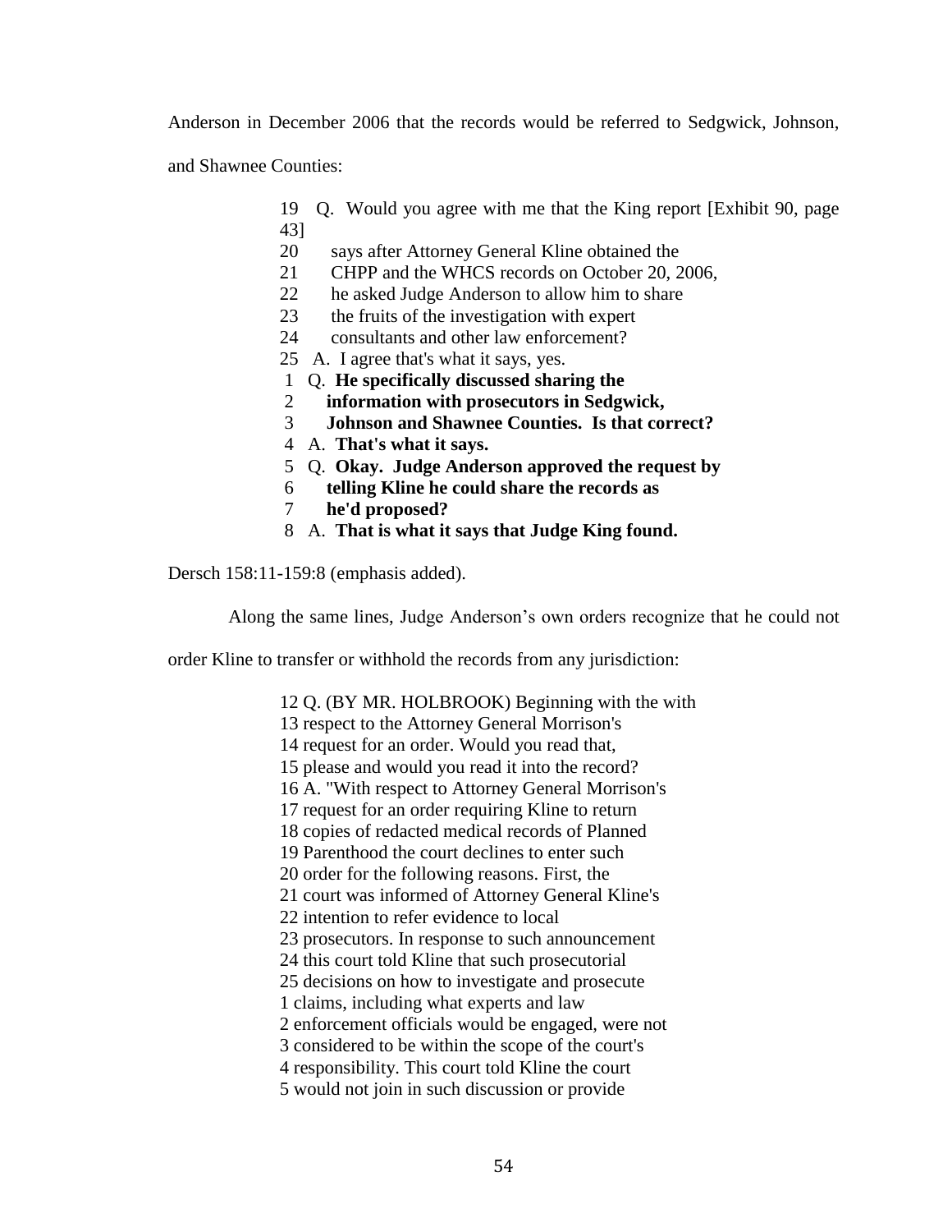Anderson in December 2006 that the records would be referred to Sedgwick, Johnson, and Shawnee Counties:

> 19 Q. Would you agree with me that the King report [Exhibit 90, page 43]
> 20 says after Attorney General Kline obtained the
> 21 CHPP and the WHCS records on October 20, 2006,
> 22 he asked Judge Anderson to allow him to share
> 23 the fruits of the investigation with expert
> 24 consultants and other law enforcement?
> 25 A. I agree that's what it says, yes.
> 1 Q. **He specifically discussed sharing the**
> 2 **information with prosecutors in Sedgwick,**
> 3 **Johnson and Shawnee Counties. Is that correct?**
> 4 A. **That's what it says.**
> 5 Q. **Okay. Judge Anderson approved the request by**
> 6 **telling Kline he could share the records as**
> 7 **he'd proposed?**
> 8 A. **That is what it says that Judge King found.**

Dersch 158:11-159:8 (emphasis added).

Along the same lines, Judge Anderson's own orders recognize that he could not order Kline to transfer or withhold the records from any jurisdiction:

> 12 Q. (BY MR. HOLBROOK) Beginning with the with
> 13 respect to the Attorney General Morrison's
> 14 request for an order. Would you read that,
> 15 please and would you read it into the record?
> 16 A. "With respect to Attorney General Morrison's
> 17 request for an order requiring Kline to return
> 18 copies of redacted medical records of Planned
> 19 Parenthood the court declines to enter such
> 20 order for the following reasons. First, the
> 21 court was informed of Attorney General Kline's
> 22 intention to refer evidence to local
> 23 prosecutors. In response to such announcement
> 24 this court told Kline that such prosecutorial
> 25 decisions on how to investigate and prosecute
> 1 claims, including what experts and law
> 2 enforcement officials would be engaged, were not
> 3 considered to be within the scope of the court's
> 4 responsibility. This court told Kline the court
> 5 would not join in such discussion or provide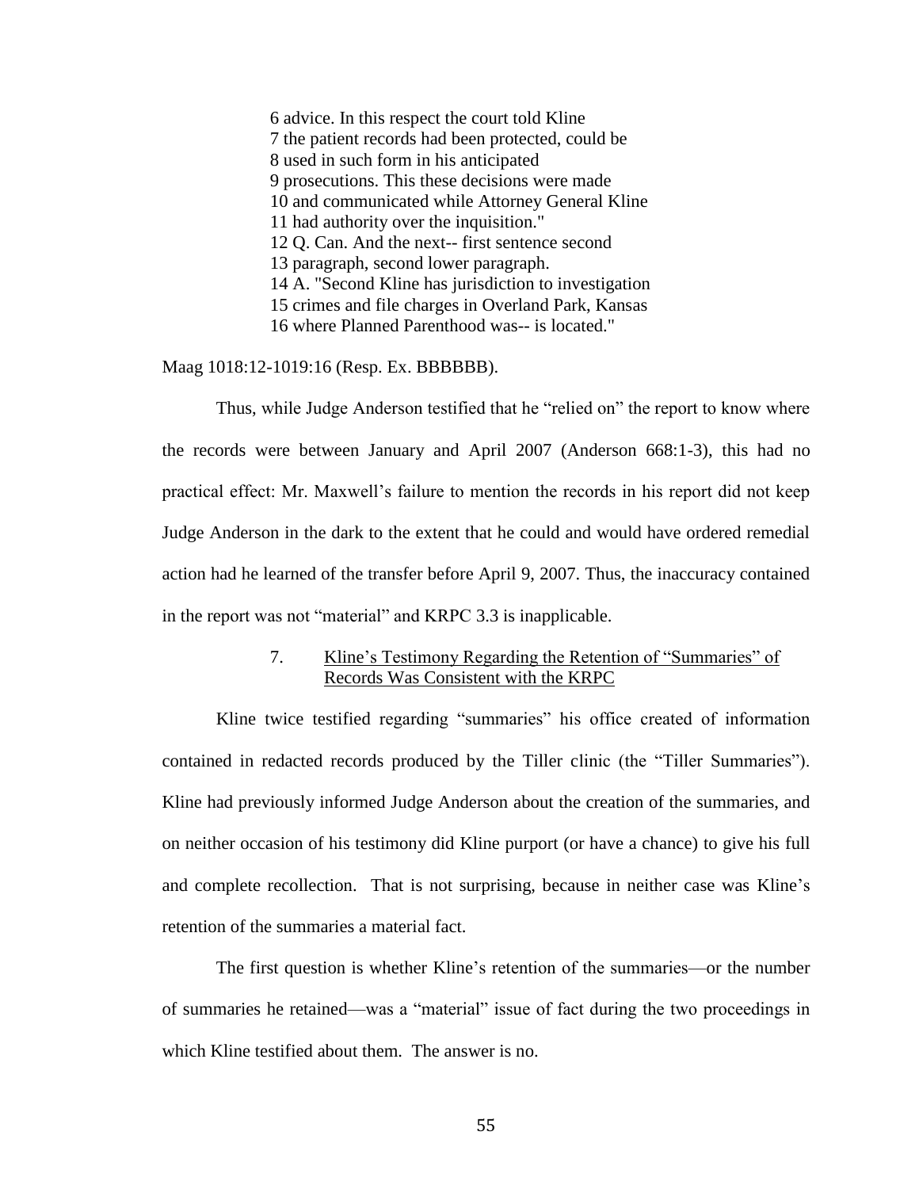6 advice. In this respect the court told Kline
7 the patient records had been protected, could be
8 used in such form in his anticipated
9 prosecutions. This these decisions were made
10 and communicated while Attorney General Kline
11 had authority over the inquisition."
12 Q. Can. And the next-- first sentence second
13 paragraph, second lower paragraph.
14 A. "Second Kline has jurisdiction to investigation
15 crimes and file charges in Overland Park, Kansas
16 where Planned Parenthood was-- is located."

Maag 1018:12-1019:16 (Resp. Ex. BBBBBB).

Thus, while Judge Anderson testified that he "relied on" the report to know where the records were between January and April 2007 (Anderson 668:1-3), this had no practical effect: Mr. Maxwell's failure to mention the records in his report did not keep Judge Anderson in the dark to the extent that he could and would have ordered remedial action had he learned of the transfer before April 9, 2007. Thus, the inaccuracy contained in the report was not "material" and KRPC 3.3 is inapplicable.

7. Kline's Testimony Regarding the Retention of "Summaries" of Records Was Consistent with the KRPC

Kline twice testified regarding "summaries" his office created of information contained in redacted records produced by the Tiller clinic (the "Tiller Summaries"). Kline had previously informed Judge Anderson about the creation of the summaries, and on neither occasion of his testimony did Kline purport (or have a chance) to give his full and complete recollection. That is not surprising, because in neither case was Kline's retention of the summaries a material fact.

The first question is whether Kline's retention of the summaries—or the number of summaries he retained—was a "material" issue of fact during the two proceedings in which Kline testified about them. The answer is no.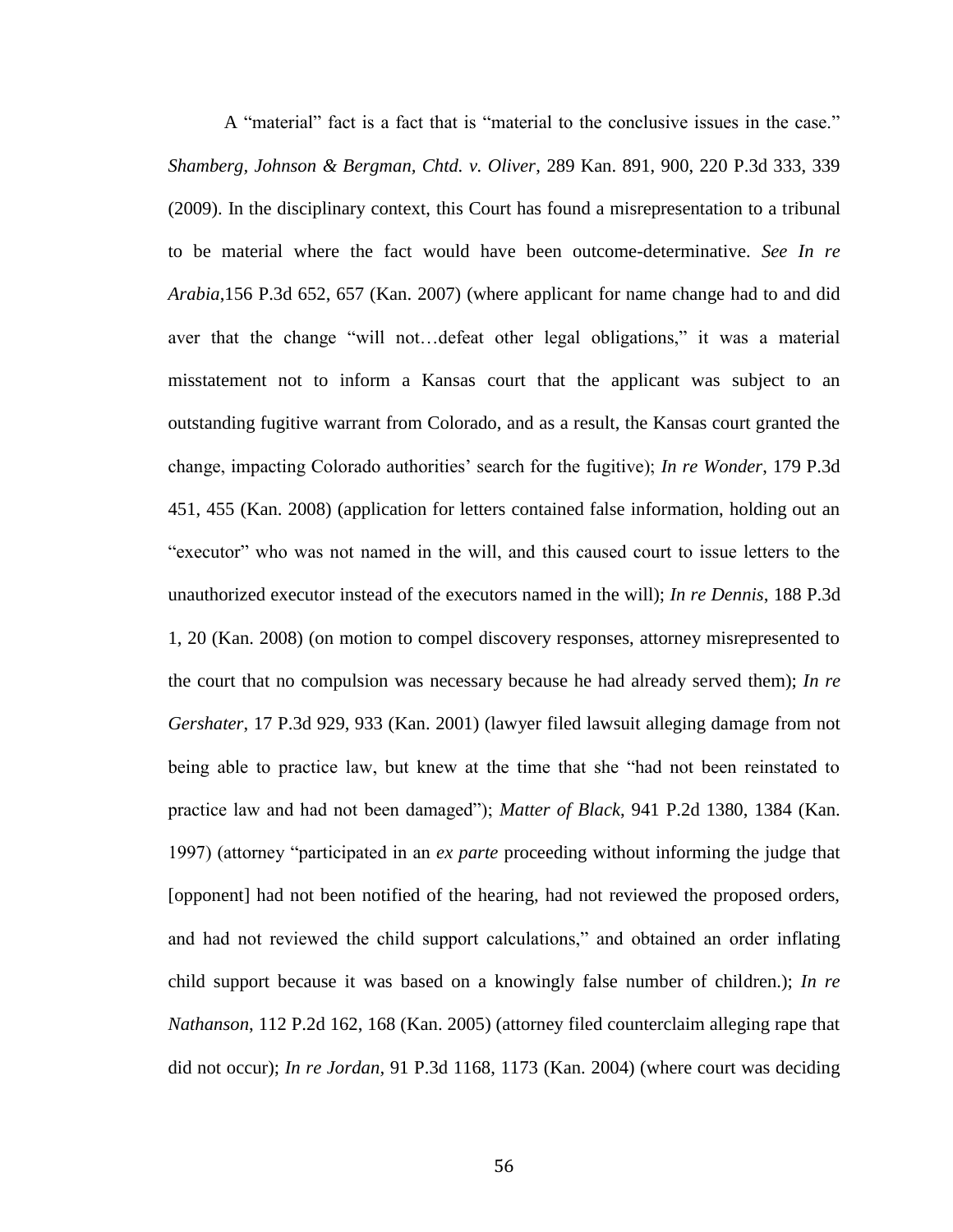A "material" fact is a fact that is "material to the conclusive issues in the case." *Shamberg, Johnson & Bergman, Chtd. v. Oliver*, 289 Kan. 891, 900, 220 P.3d 333, 339 (2009). In the disciplinary context, this Court has found a misrepresentation to a tribunal to be material where the fact would have been outcome-determinative. *See In re Arabia*,156 P.3d 652, 657 (Kan. 2007) (where applicant for name change had to and did aver that the change "will not…defeat other legal obligations," it was a material misstatement not to inform a Kansas court that the applicant was subject to an outstanding fugitive warrant from Colorado, and as a result, the Kansas court granted the change, impacting Colorado authorities' search for the fugitive); *In re Wonder*, 179 P.3d 451, 455 (Kan. 2008) (application for letters contained false information, holding out an "executor" who was not named in the will, and this caused court to issue letters to the unauthorized executor instead of the executors named in the will); *In re Dennis*, 188 P.3d 1, 20 (Kan. 2008) (on motion to compel discovery responses, attorney misrepresented to the court that no compulsion was necessary because he had already served them); *In re Gershater*, 17 P.3d 929, 933 (Kan. 2001) (lawyer filed lawsuit alleging damage from not being able to practice law, but knew at the time that she "had not been reinstated to practice law and had not been damaged"); *Matter of Black*, 941 P.2d 1380, 1384 (Kan. 1997) (attorney "participated in an *ex parte* proceeding without informing the judge that [opponent] had not been notified of the hearing, had not reviewed the proposed orders, and had not reviewed the child support calculations," and obtained an order inflating child support because it was based on a knowingly false number of children.); *In re Nathanson*, 112 P.2d 162, 168 (Kan. 2005) (attorney filed counterclaim alleging rape that did not occur); *In re Jordan*, 91 P.3d 1168, 1173 (Kan. 2004) (where court was deciding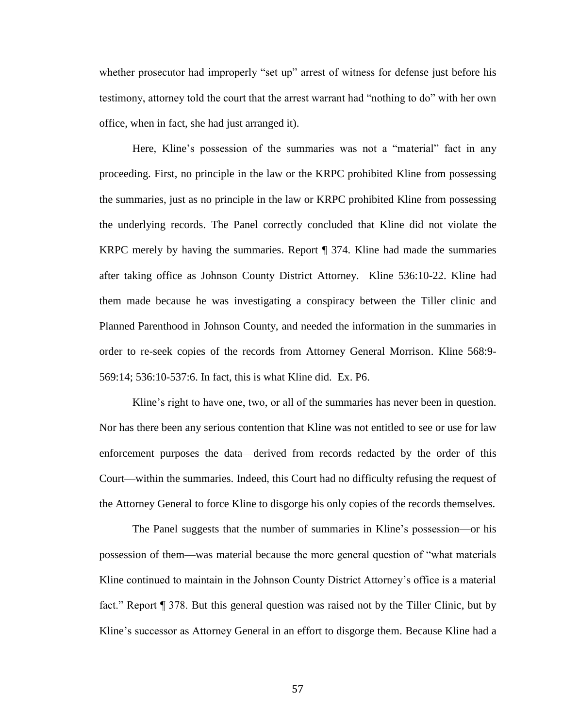whether prosecutor had improperly "set up" arrest of witness for defense just before his testimony, attorney told the court that the arrest warrant had "nothing to do" with her own office, when in fact, she had just arranged it).

Here, Kline's possession of the summaries was not a "material" fact in any proceeding. First, no principle in the law or the KRPC prohibited Kline from possessing the summaries, just as no principle in the law or KRPC prohibited Kline from possessing the underlying records. The Panel correctly concluded that Kline did not violate the KRPC merely by having the summaries. Report ¶ 374. Kline had made the summaries after taking office as Johnson County District Attorney. Kline 536:10-22. Kline had them made because he was investigating a conspiracy between the Tiller clinic and Planned Parenthood in Johnson County, and needed the information in the summaries in order to re-seek copies of the records from Attorney General Morrison. Kline 568:9-569:14; 536:10-537:6. In fact, this is what Kline did. Ex. P6.

Kline's right to have one, two, or all of the summaries has never been in question. Nor has there been any serious contention that Kline was not entitled to see or use for law enforcement purposes the data—derived from records redacted by the order of this Court—within the summaries. Indeed, this Court had no difficulty refusing the request of the Attorney General to force Kline to disgorge his only copies of the records themselves.

The Panel suggests that the number of summaries in Kline's possession—or his possession of them—was material because the more general question of "what materials Kline continued to maintain in the Johnson County District Attorney's office is a material fact." Report ¶ 378. But this general question was raised not by the Tiller Clinic, but by Kline's successor as Attorney General in an effort to disgorge them. Because Kline had a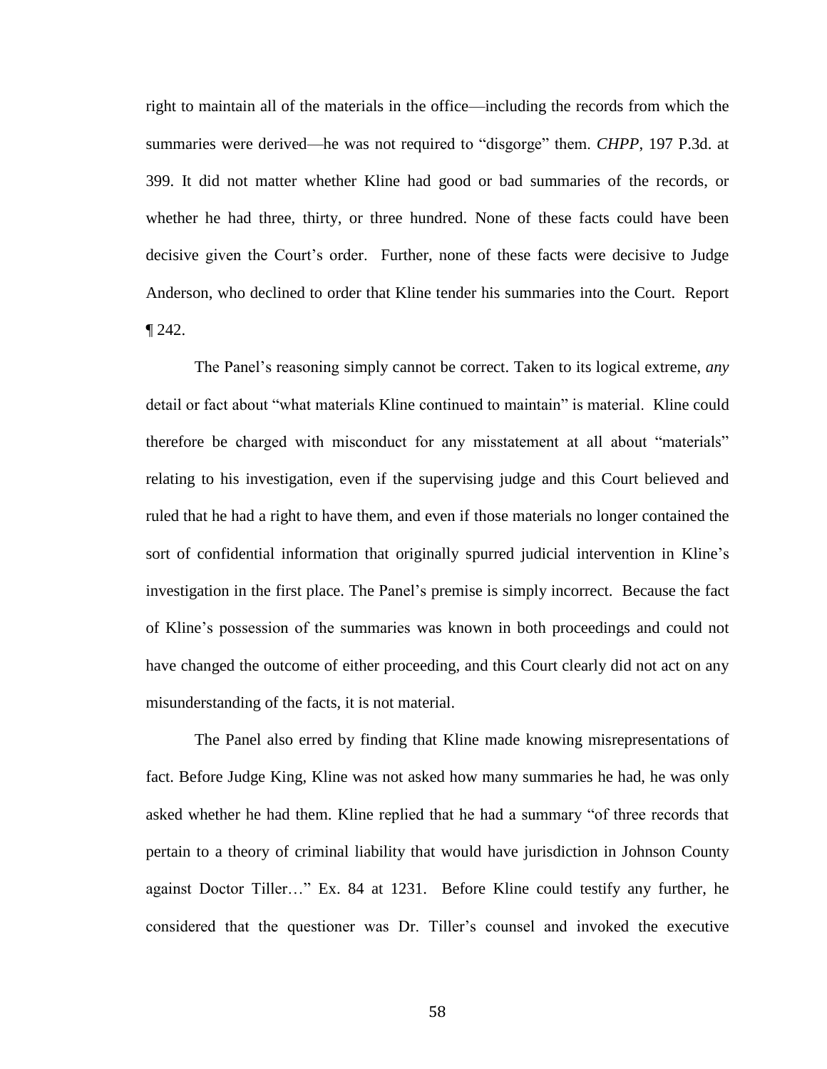right to maintain all of the materials in the office—including the records from which the summaries were derived—he was not required to "disgorge" them. *CHPP*, 197 P.3d. at 399. It did not matter whether Kline had good or bad summaries of the records, or whether he had three, thirty, or three hundred. None of these facts could have been decisive given the Court's order. Further, none of these facts were decisive to Judge Anderson, who declined to order that Kline tender his summaries into the Court. Report ¶ 242.

The Panel's reasoning simply cannot be correct. Taken to its logical extreme, *any* detail or fact about "what materials Kline continued to maintain" is material. Kline could therefore be charged with misconduct for any misstatement at all about "materials" relating to his investigation, even if the supervising judge and this Court believed and ruled that he had a right to have them, and even if those materials no longer contained the sort of confidential information that originally spurred judicial intervention in Kline's investigation in the first place. The Panel's premise is simply incorrect. Because the fact of Kline's possession of the summaries was known in both proceedings and could not have changed the outcome of either proceeding, and this Court clearly did not act on any misunderstanding of the facts, it is not material.

The Panel also erred by finding that Kline made knowing misrepresentations of fact. Before Judge King, Kline was not asked how many summaries he had, he was only asked whether he had them. Kline replied that he had a summary "of three records that pertain to a theory of criminal liability that would have jurisdiction in Johnson County against Doctor Tiller…" Ex. 84 at 1231. Before Kline could testify any further, he considered that the questioner was Dr. Tiller's counsel and invoked the executive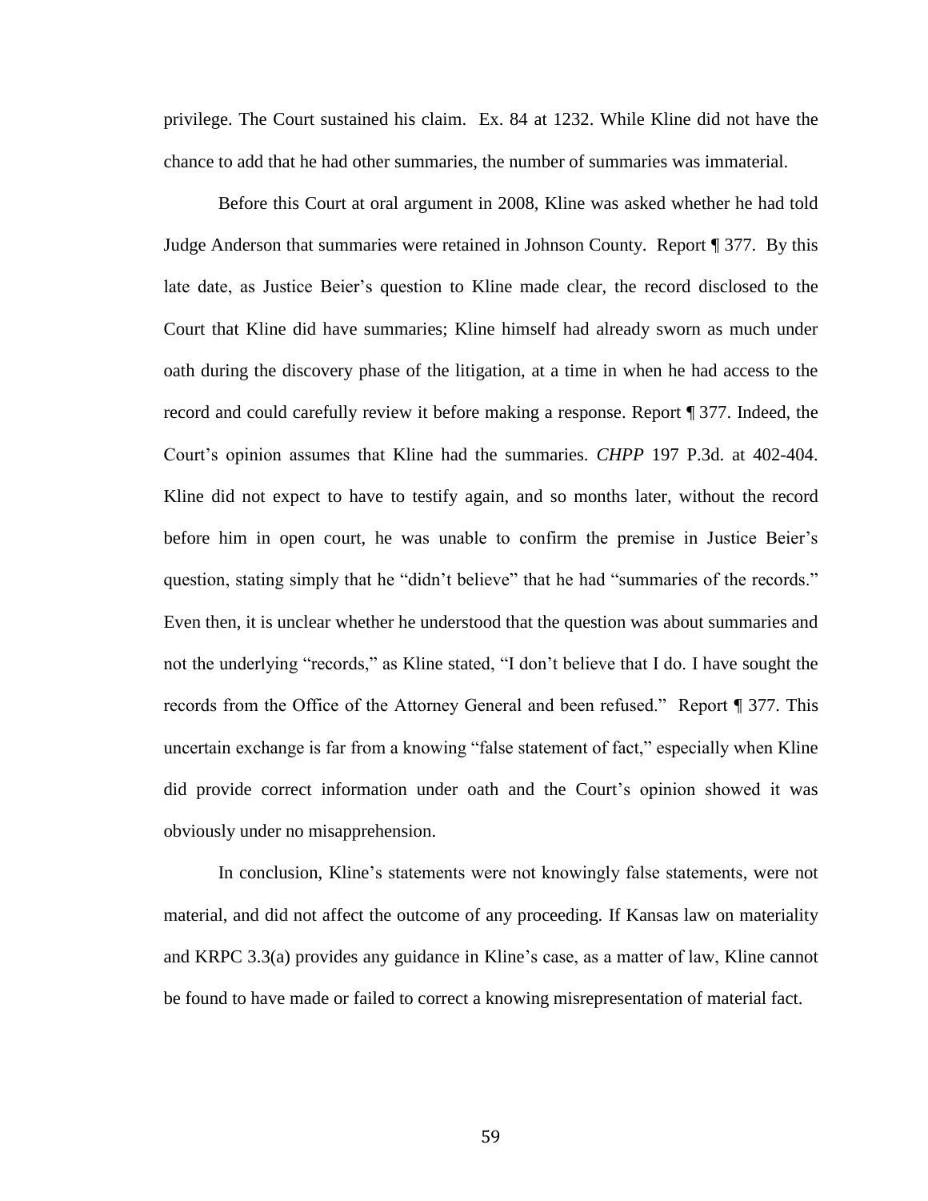privilege. The Court sustained his claim. Ex. 84 at 1232. While Kline did not have the chance to add that he had other summaries, the number of summaries was immaterial.

Before this Court at oral argument in 2008, Kline was asked whether he had told Judge Anderson that summaries were retained in Johnson County. Report ¶ 377. By this late date, as Justice Beier's question to Kline made clear, the record disclosed to the Court that Kline did have summaries; Kline himself had already sworn as much under oath during the discovery phase of the litigation, at a time in when he had access to the record and could carefully review it before making a response. Report ¶ 377. Indeed, the Court's opinion assumes that Kline had the summaries. *CHPP* 197 P.3d. at 402-404. Kline did not expect to have to testify again, and so months later, without the record before him in open court, he was unable to confirm the premise in Justice Beier's question, stating simply that he "didn't believe" that he had "summaries of the records." Even then, it is unclear whether he understood that the question was about summaries and not the underlying "records," as Kline stated, "I don't believe that I do. I have sought the records from the Office of the Attorney General and been refused." Report ¶ 377. This uncertain exchange is far from a knowing "false statement of fact," especially when Kline did provide correct information under oath and the Court's opinion showed it was obviously under no misapprehension.

In conclusion, Kline's statements were not knowingly false statements, were not material, and did not affect the outcome of any proceeding. If Kansas law on materiality and KRPC 3.3(a) provides any guidance in Kline's case, as a matter of law, Kline cannot be found to have made or failed to correct a knowing misrepresentation of material fact.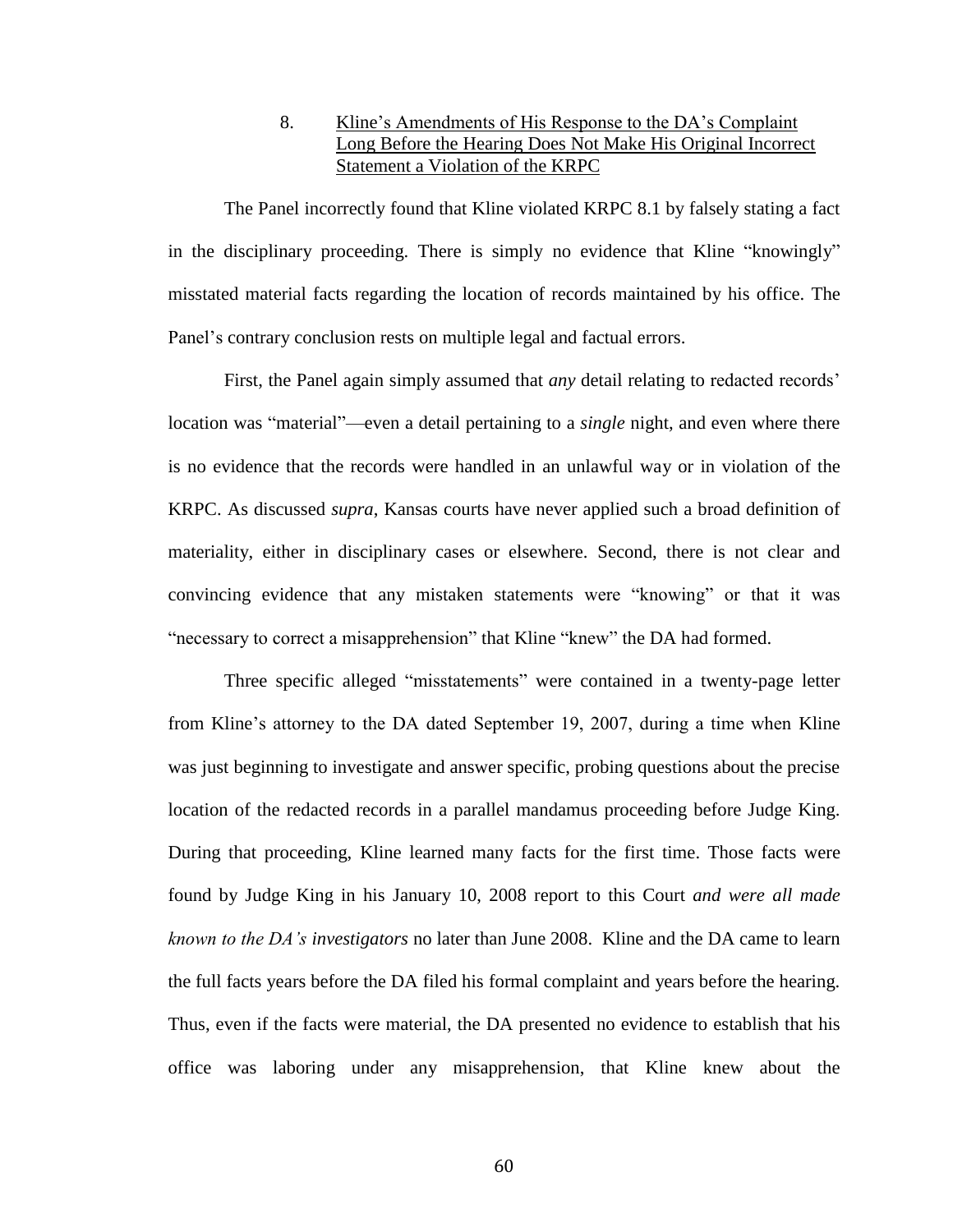### 8. <u>Kline's Amendments of His Response to the DA's Complaint Long Before the Hearing Does Not Make His Original Incorrect Statement a Violation of the KRPC</u>

The Panel incorrectly found that Kline violated KRPC 8.1 by falsely stating a fact in the disciplinary proceeding. There is simply no evidence that Kline "knowingly" misstated material facts regarding the location of records maintained by his office. The Panel's contrary conclusion rests on multiple legal and factual errors.

First, the Panel again simply assumed that *any* detail relating to redacted records' location was "material"—even a detail pertaining to a *single* night, and even where there is no evidence that the records were handled in an unlawful way or in violation of the KRPC. As discussed *supra*, Kansas courts have never applied such a broad definition of materiality, either in disciplinary cases or elsewhere. Second, there is not clear and convincing evidence that any mistaken statements were "knowing" or that it was "necessary to correct a misapprehension" that Kline "knew" the DA had formed.

Three specific alleged "misstatements" were contained in a twenty-page letter from Kline's attorney to the DA dated September 19, 2007, during a time when Kline was just beginning to investigate and answer specific, probing questions about the precise location of the redacted records in a parallel mandamus proceeding before Judge King. During that proceeding, Kline learned many facts for the first time. Those facts were found by Judge King in his January 10, 2008 report to this Court *and were all made known to the DA's investigators* no later than June 2008. Kline and the DA came to learn the full facts years before the DA filed his formal complaint and years before the hearing. Thus, even if the facts were material, the DA presented no evidence to establish that his office was laboring under any misapprehension, that Kline knew about the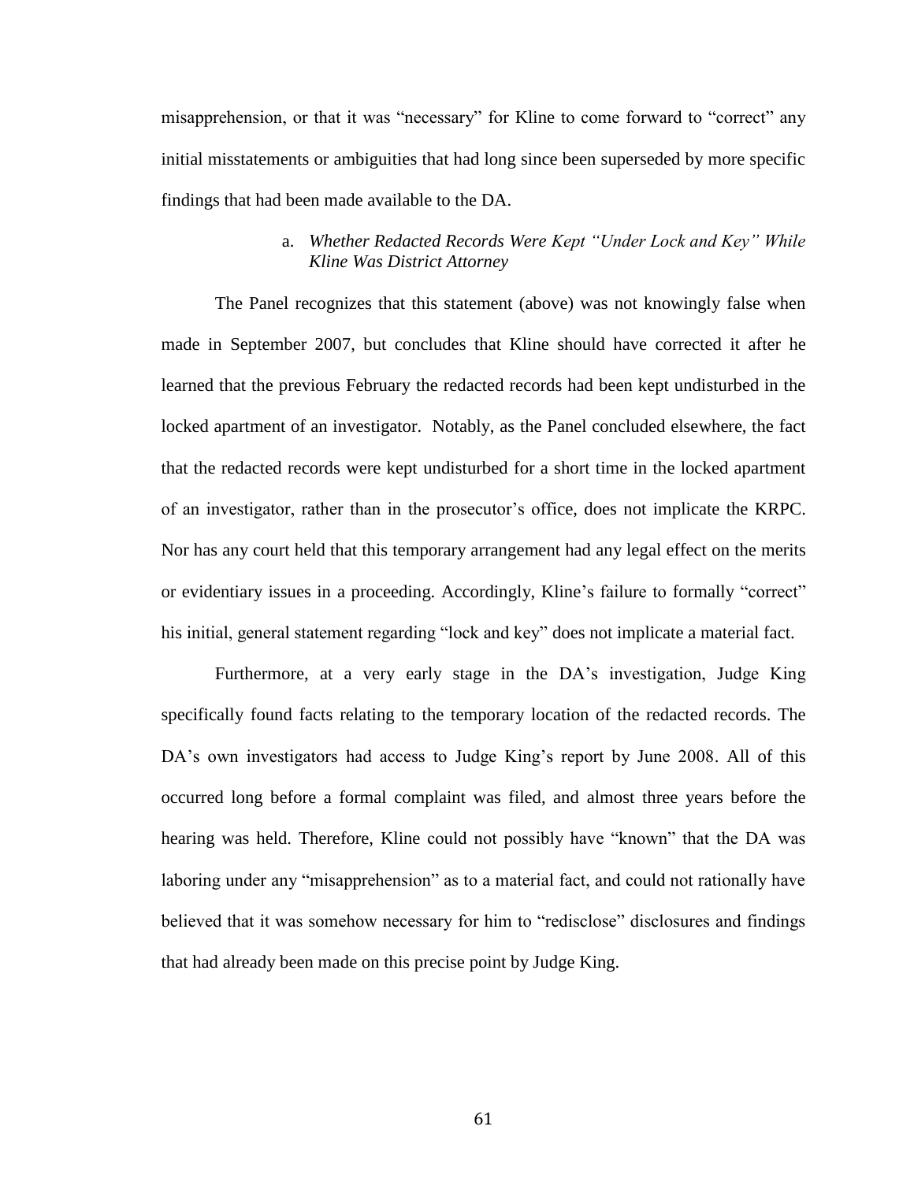misapprehension, or that it was "necessary" for Kline to come forward to "correct" any initial misstatements or ambiguities that had long since been superseded by more specific findings that had been made available to the DA.

a. *Whether Redacted Records Were Kept "Under Lock and Key" While Kline Was District Attorney*

The Panel recognizes that this statement (above) was not knowingly false when made in September 2007, but concludes that Kline should have corrected it after he learned that the previous February the redacted records had been kept undisturbed in the locked apartment of an investigator. Notably, as the Panel concluded elsewhere, the fact that the redacted records were kept undisturbed for a short time in the locked apartment of an investigator, rather than in the prosecutor's office, does not implicate the KRPC. Nor has any court held that this temporary arrangement had any legal effect on the merits or evidentiary issues in a proceeding. Accordingly, Kline's failure to formally "correct" his initial, general statement regarding "lock and key" does not implicate a material fact.

Furthermore, at a very early stage in the DA's investigation, Judge King specifically found facts relating to the temporary location of the redacted records. The DA's own investigators had access to Judge King's report by June 2008. All of this occurred long before a formal complaint was filed, and almost three years before the hearing was held. Therefore, Kline could not possibly have "known" that the DA was laboring under any "misapprehension" as to a material fact, and could not rationally have believed that it was somehow necessary for him to "redisclose" disclosures and findings that had already been made on this precise point by Judge King.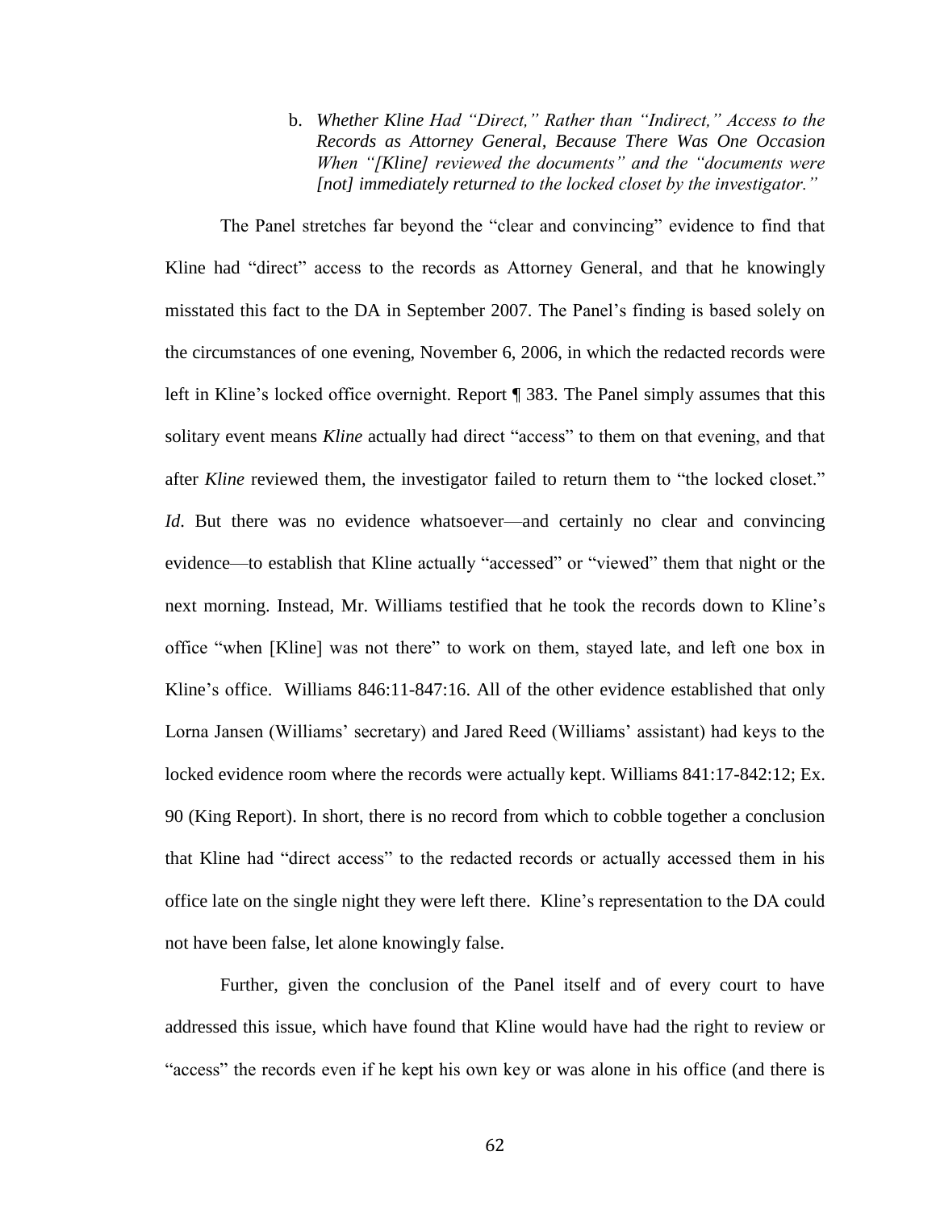b. *Whether Kline Had "Direct," Rather than "Indirect," Access to the Records as Attorney General, Because There Was One Occasion When "[Kline] reviewed the documents" and the "documents were [not] immediately returned to the locked closet by the investigator."*

The Panel stretches far beyond the "clear and convincing" evidence to find that Kline had "direct" access to the records as Attorney General, and that he knowingly misstated this fact to the DA in September 2007. The Panel's finding is based solely on the circumstances of one evening, November 6, 2006, in which the redacted records were left in Kline's locked office overnight. Report ¶ 383. The Panel simply assumes that this solitary event means *Kline* actually had direct "access" to them on that evening, and that after *Kline* reviewed them, the investigator failed to return them to "the locked closet." *Id*. But there was no evidence whatsoever—and certainly no clear and convincing evidence—to establish that Kline actually "accessed" or "viewed" them that night or the next morning. Instead, Mr. Williams testified that he took the records down to Kline's office "when [Kline] was not there" to work on them, stayed late, and left one box in Kline's office. Williams 846:11-847:16. All of the other evidence established that only Lorna Jansen (Williams' secretary) and Jared Reed (Williams' assistant) had keys to the locked evidence room where the records were actually kept. Williams 841:17-842:12; Ex. 90 (King Report). In short, there is no record from which to cobble together a conclusion that Kline had "direct access" to the redacted records or actually accessed them in his office late on the single night they were left there. Kline's representation to the DA could not have been false, let alone knowingly false.

Further, given the conclusion of the Panel itself and of every court to have addressed this issue, which have found that Kline would have had the right to review or "access" the records even if he kept his own key or was alone in his office (and there is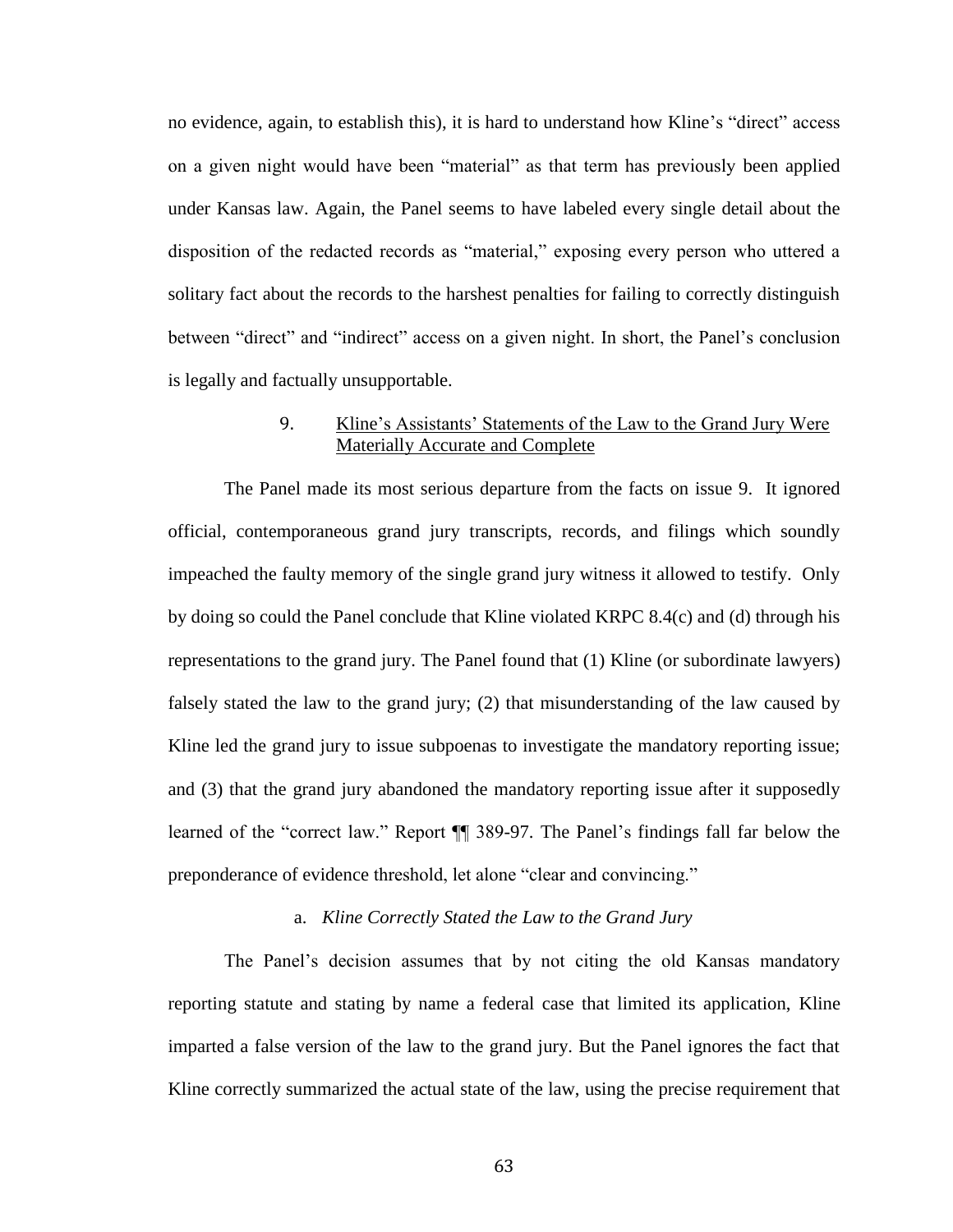no evidence, again, to establish this), it is hard to understand how Kline's "direct" access on a given night would have been "material" as that term has previously been applied under Kansas law. Again, the Panel seems to have labeled every single detail about the disposition of the redacted records as "material," exposing every person who uttered a solitary fact about the records to the harshest penalties for failing to correctly distinguish between "direct" and "indirect" access on a given night. In short, the Panel's conclusion is legally and factually unsupportable.

### 9. Kline's Assistants' Statements of the Law to the Grand Jury Were Materially Accurate and Complete

The Panel made its most serious departure from the facts on issue 9. It ignored official, contemporaneous grand jury transcripts, records, and filings which soundly impeached the faulty memory of the single grand jury witness it allowed to testify. Only by doing so could the Panel conclude that Kline violated KRPC 8.4(c) and (d) through his representations to the grand jury. The Panel found that (1) Kline (or subordinate lawyers) falsely stated the law to the grand jury; (2) that misunderstanding of the law caused by Kline led the grand jury to issue subpoenas to investigate the mandatory reporting issue; and (3) that the grand jury abandoned the mandatory reporting issue after it supposedly learned of the "correct law." Report ¶¶ 389-97. The Panel's findings fall far below the preponderance of evidence threshold, let alone "clear and convincing."

#### a. *Kline Correctly Stated the Law to the Grand Jury*

The Panel's decision assumes that by not citing the old Kansas mandatory reporting statute and stating by name a federal case that limited its application, Kline imparted a false version of the law to the grand jury. But the Panel ignores the fact that Kline correctly summarized the actual state of the law, using the precise requirement that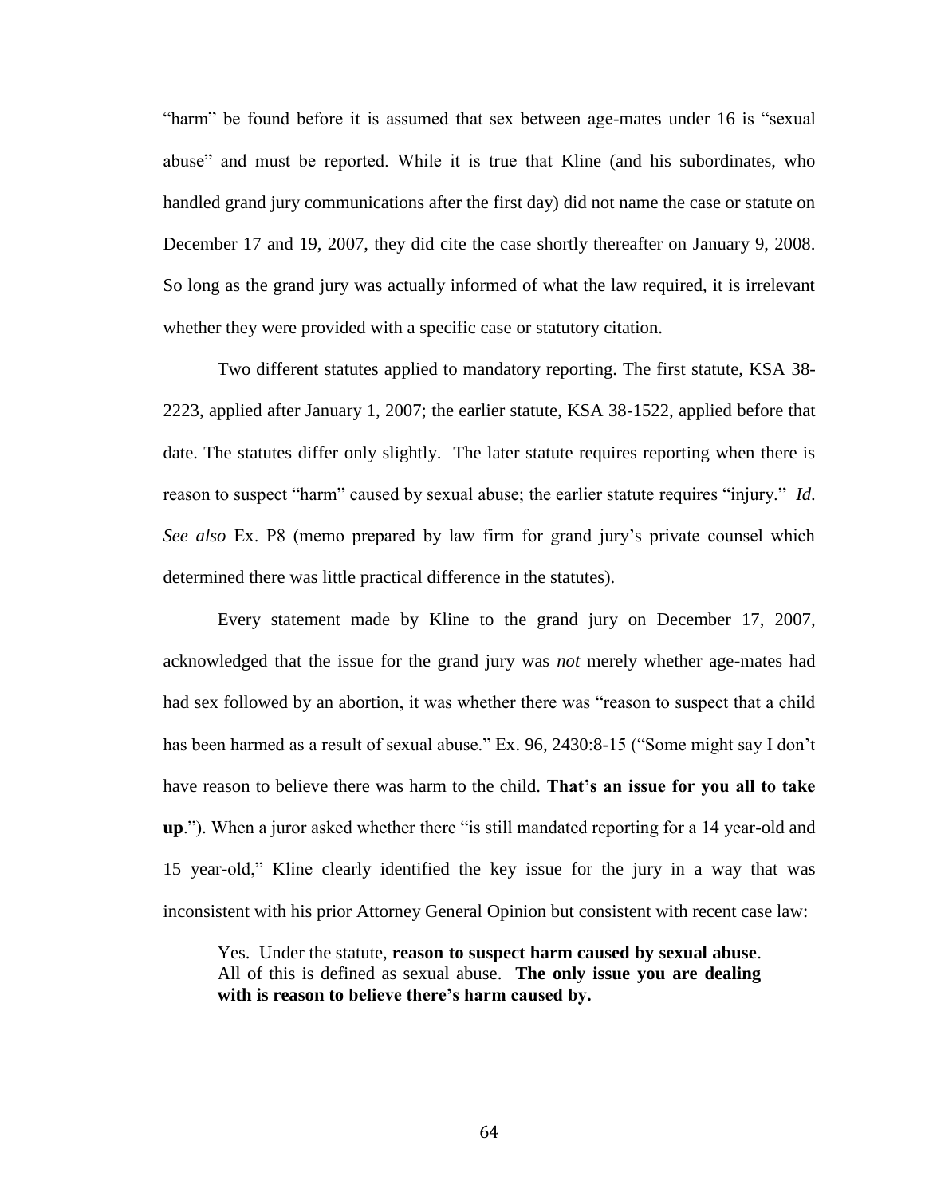"harm" be found before it is assumed that sex between age-mates under 16 is "sexual abuse" and must be reported. While it is true that Kline (and his subordinates, who handled grand jury communications after the first day) did not name the case or statute on December 17 and 19, 2007, they did cite the case shortly thereafter on January 9, 2008. So long as the grand jury was actually informed of what the law required, it is irrelevant whether they were provided with a specific case or statutory citation.

Two different statutes applied to mandatory reporting. The first statute, KSA 38-2223, applied after January 1, 2007; the earlier statute, KSA 38-1522, applied before that date. The statutes differ only slightly. The later statute requires reporting when there is reason to suspect "harm" caused by sexual abuse; the earlier statute requires "injury." *Id. See also* Ex. P8 (memo prepared by law firm for grand jury's private counsel which determined there was little practical difference in the statutes).

Every statement made by Kline to the grand jury on December 17, 2007, acknowledged that the issue for the grand jury was *not* merely whether age-mates had had sex followed by an abortion, it was whether there was "reason to suspect that a child has been harmed as a result of sexual abuse." Ex. 96, 2430:8-15 ("Some might say I don't have reason to believe there was harm to the child. **That's an issue for you all to take up**."). When a juror asked whether there "is still mandated reporting for a 14 year-old and 15 year-old," Kline clearly identified the key issue for the jury in a way that was inconsistent with his prior Attorney General Opinion but consistent with recent case law:

> Yes. Under the statute, **reason to suspect harm caused by sexual abuse**. All of this is defined as sexual abuse. **The only issue you are dealing with is reason to believe there's harm caused by.**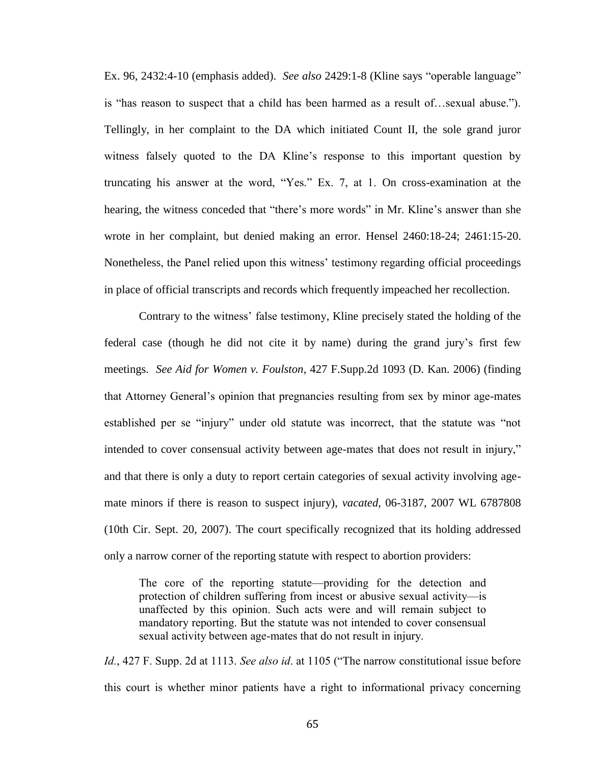Ex. 96, 2432:4-10 (emphasis added). *See also* 2429:1-8 (Kline says "operable language" is "has reason to suspect that a child has been harmed as a result of…sexual abuse."). Tellingly, in her complaint to the DA which initiated Count II, the sole grand juror witness falsely quoted to the DA Kline's response to this important question by truncating his answer at the word, "Yes." Ex. 7, at 1. On cross-examination at the hearing, the witness conceded that "there's more words" in Mr. Kline's answer than she wrote in her complaint, but denied making an error. Hensel 2460:18-24; 2461:15-20. Nonetheless, the Panel relied upon this witness' testimony regarding official proceedings in place of official transcripts and records which frequently impeached her recollection.

Contrary to the witness' false testimony, Kline precisely stated the holding of the federal case (though he did not cite it by name) during the grand jury's first few meetings. *See Aid for Women v. Foulston*, 427 F.Supp.2d 1093 (D. Kan. 2006) (finding that Attorney General's opinion that pregnancies resulting from sex by minor age-mates established per se "injury" under old statute was incorrect, that the statute was "not intended to cover consensual activity between age-mates that does not result in injury," and that there is only a duty to report certain categories of sexual activity involving age-mate minors if there is reason to suspect injury), *vacated*, 06-3187, 2007 WL 6787808 (10th Cir. Sept. 20, 2007). The court specifically recognized that its holding addressed only a narrow corner of the reporting statute with respect to abortion providers:

> The core of the reporting statute—providing for the detection and protection of children suffering from incest or abusive sexual activity—is unaffected by this opinion. Such acts were and will remain subject to mandatory reporting. But the statute was not intended to cover consensual sexual activity between age-mates that do not result in injury.

*Id.*, 427 F. Supp. 2d at 1113. *See also id*. at 1105 ("The narrow constitutional issue before this court is whether minor patients have a right to informational privacy concerning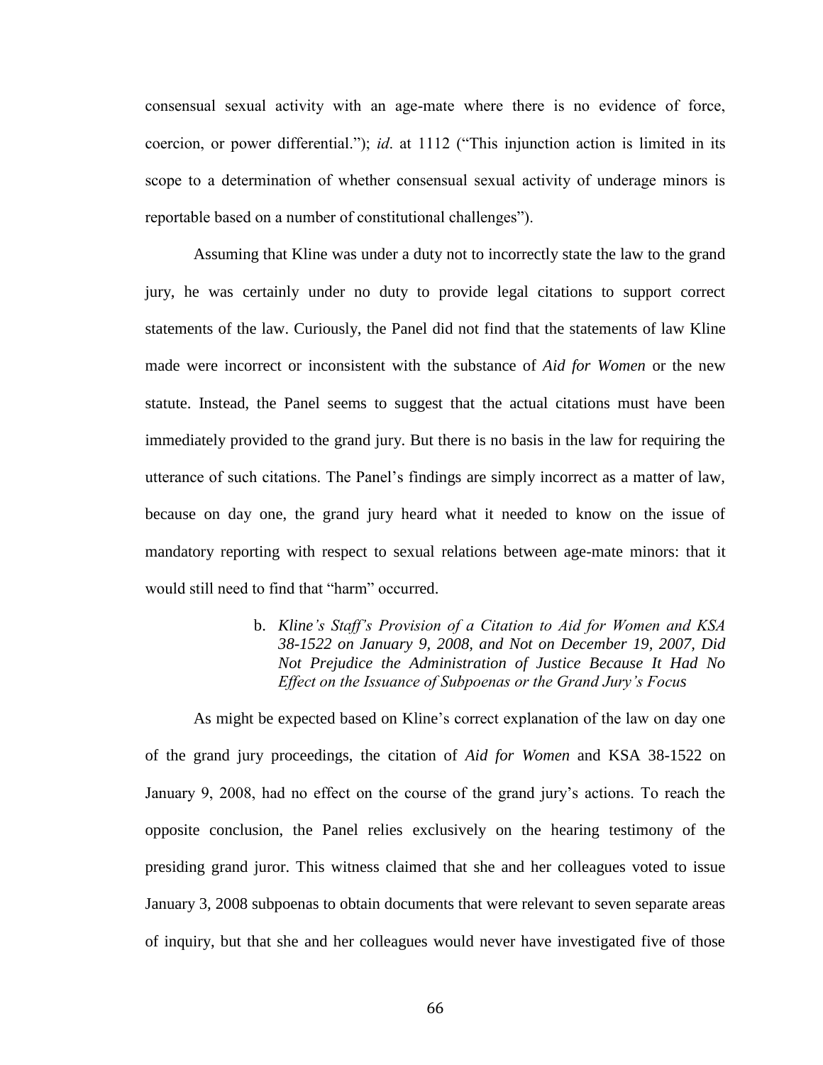consensual sexual activity with an age-mate where there is no evidence of force, coercion, or power differential."); *id*. at 1112 ("This injunction action is limited in its scope to a determination of whether consensual sexual activity of underage minors is reportable based on a number of constitutional challenges").

Assuming that Kline was under a duty not to incorrectly state the law to the grand jury, he was certainly under no duty to provide legal citations to support correct statements of the law. Curiously, the Panel did not find that the statements of law Kline made were incorrect or inconsistent with the substance of *Aid for Women* or the new statute. Instead, the Panel seems to suggest that the actual citations must have been immediately provided to the grand jury. But there is no basis in the law for requiring the utterance of such citations. The Panel's findings are simply incorrect as a matter of law, because on day one, the grand jury heard what it needed to know on the issue of mandatory reporting with respect to sexual relations between age-mate minors: that it would still need to find that "harm" occurred.

b. *Kline's Staff's Provision of a Citation to Aid for Women and KSA 38-1522 on January 9, 2008, and Not on December 19, 2007, Did Not Prejudice the Administration of Justice Because It Had No Effect on the Issuance of Subpoenas or the Grand Jury's Focus*

As might be expected based on Kline's correct explanation of the law on day one of the grand jury proceedings, the citation of *Aid for Women* and KSA 38-1522 on January 9, 2008, had no effect on the course of the grand jury's actions. To reach the opposite conclusion, the Panel relies exclusively on the hearing testimony of the presiding grand juror. This witness claimed that she and her colleagues voted to issue January 3, 2008 subpoenas to obtain documents that were relevant to seven separate areas of inquiry, but that she and her colleagues would never have investigated five of those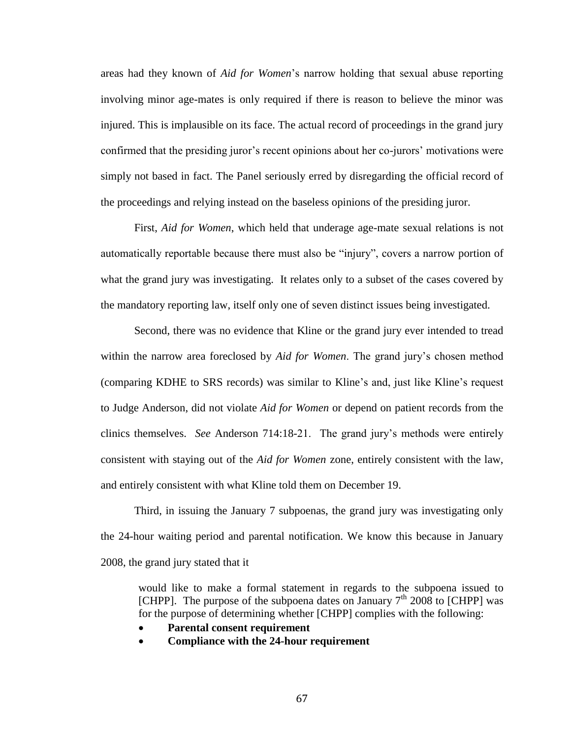areas had they known of *Aid for Women*'s narrow holding that sexual abuse reporting involving minor age-mates is only required if there is reason to believe the minor was injured. This is implausible on its face. The actual record of proceedings in the grand jury confirmed that the presiding juror's recent opinions about her co-jurors' motivations were simply not based in fact. The Panel seriously erred by disregarding the official record of the proceedings and relying instead on the baseless opinions of the presiding juror.

First, *Aid for Women*, which held that underage age-mate sexual relations is not automatically reportable because there must also be "injury", covers a narrow portion of what the grand jury was investigating. It relates only to a subset of the cases covered by the mandatory reporting law, itself only one of seven distinct issues being investigated.

Second, there was no evidence that Kline or the grand jury ever intended to tread within the narrow area foreclosed by *Aid for Women*. The grand jury's chosen method (comparing KDHE to SRS records) was similar to Kline's and, just like Kline's request to Judge Anderson, did not violate *Aid for Women* or depend on patient records from the clinics themselves. *See* Anderson 714:18-21. The grand jury's methods were entirely consistent with staying out of the *Aid for Women* zone, entirely consistent with the law, and entirely consistent with what Kline told them on December 19.

Third, in issuing the January 7 subpoenas, the grand jury was investigating only the 24-hour waiting period and parental notification. We know this because in January 2008, the grand jury stated that it

> would like to make a formal statement in regards to the subpoena issued to [CHPP]. The purpose of the subpoena dates on January 7th 2008 to [CHPP] was for the purpose of determining whether [CHPP] complies with the following:
>
> - **Parental consent requirement**
> - **Compliance with the 24-hour requirement**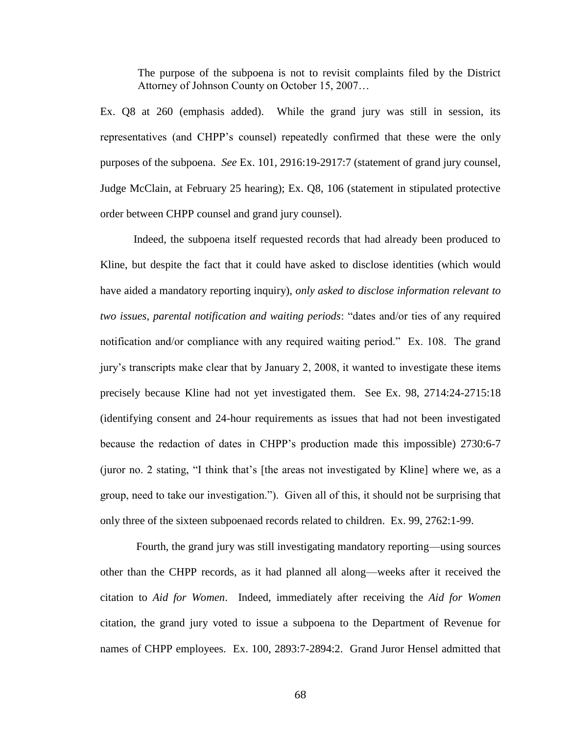> The purpose of the subpoena is not to revisit complaints filed by the District Attorney of Johnson County on October 15, 2007…

Ex. Q8 at 260 (emphasis added). While the grand jury was still in session, its representatives (and CHPP's counsel) repeatedly confirmed that these were the only purposes of the subpoena. *See* Ex. 101, 2916:19-2917:7 (statement of grand jury counsel, Judge McClain, at February 25 hearing); Ex. Q8, 106 (statement in stipulated protective order between CHPP counsel and grand jury counsel).

Indeed, the subpoena itself requested records that had already been produced to Kline, but despite the fact that it could have asked to disclose identities (which would have aided a mandatory reporting inquiry), *only asked to disclose information relevant to two issues, parental notification and waiting periods*: "dates and/or ties of any required notification and/or compliance with any required waiting period." Ex. 108. The grand jury's transcripts make clear that by January 2, 2008, it wanted to investigate these items precisely because Kline had not yet investigated them. See Ex. 98, 2714:24-2715:18 (identifying consent and 24-hour requirements as issues that had not been investigated because the redaction of dates in CHPP's production made this impossible) 2730:6-7 (juror no. 2 stating, "I think that's [the areas not investigated by Kline] where we, as a group, need to take our investigation."). Given all of this, it should not be surprising that only three of the sixteen subpoenaed records related to children. Ex. 99, 2762:1-99.

Fourth, the grand jury was still investigating mandatory reporting—using sources other than the CHPP records, as it had planned all along—weeks after it received the citation to *Aid for Women*. Indeed, immediately after receiving the *Aid for Women* citation, the grand jury voted to issue a subpoena to the Department of Revenue for names of CHPP employees. Ex. 100, 2893:7-2894:2. Grand Juror Hensel admitted that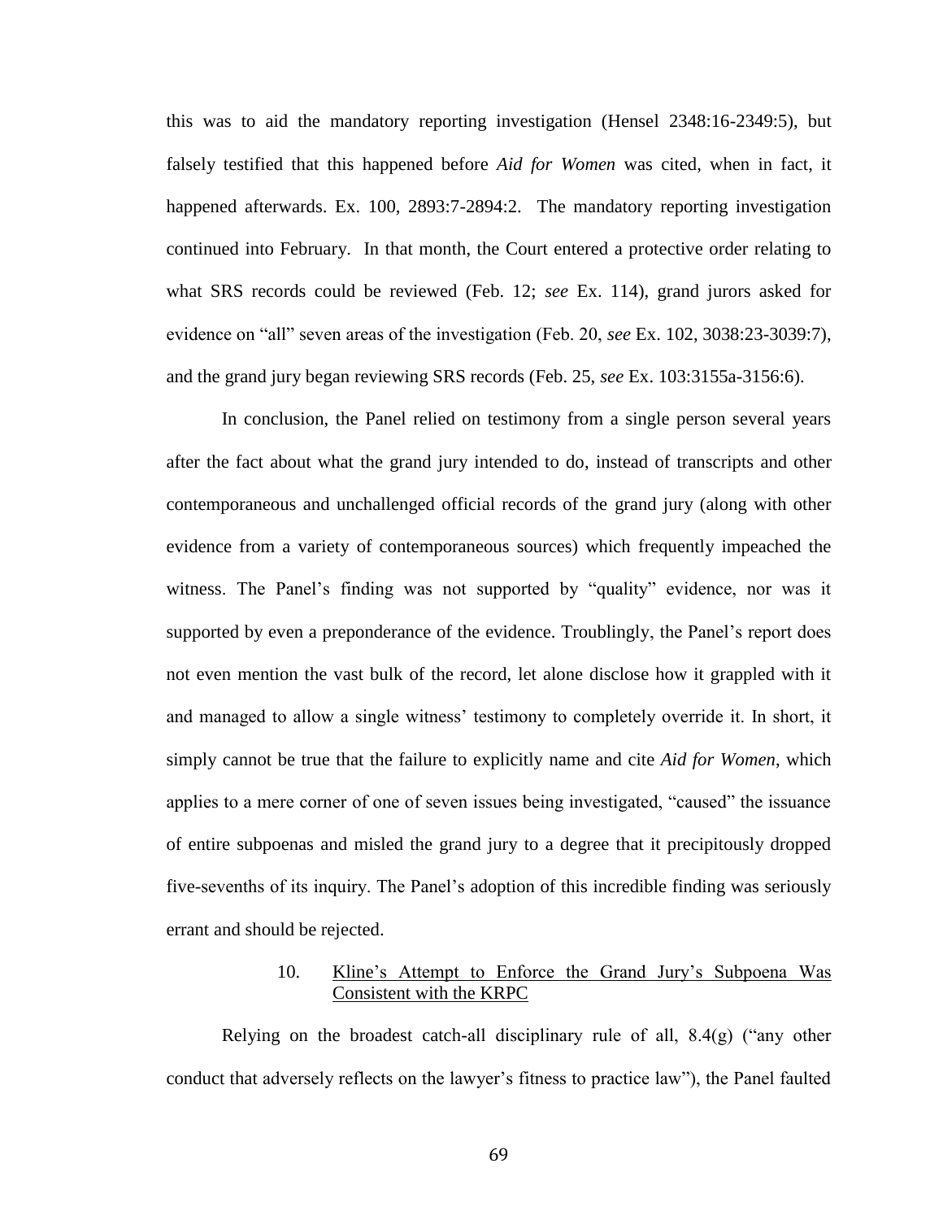this was to aid the mandatory reporting investigation (Hensel 2348:16-2349:5), but falsely testified that this happened before *Aid for Women* was cited, when in fact, it happened afterwards. Ex. 100, 2893:7-2894:2. The mandatory reporting investigation continued into February. In that month, the Court entered a protective order relating to what SRS records could be reviewed (Feb. 12; *see* Ex. 114), grand jurors asked for evidence on "all" seven areas of the investigation (Feb. 20, *see* Ex. 102, 3038:23-3039:7), and the grand jury began reviewing SRS records (Feb. 25, *see* Ex. 103:3155a-3156:6).

In conclusion, the Panel relied on testimony from a single person several years after the fact about what the grand jury intended to do, instead of transcripts and other contemporaneous and unchallenged official records of the grand jury (along with other evidence from a variety of contemporaneous sources) which frequently impeached the witness. The Panel's finding was not supported by "quality" evidence, nor was it supported by even a preponderance of the evidence. Troublingly, the Panel's report does not even mention the vast bulk of the record, let alone disclose how it grappled with it and managed to allow a single witness' testimony to completely override it. In short, it simply cannot be true that the failure to explicitly name and cite *Aid for Women*, which applies to a mere corner of one of seven issues being investigated, "caused" the issuance of entire subpoenas and misled the grand jury to a degree that it precipitously dropped five-sevenths of its inquiry. The Panel's adoption of this incredible finding was seriously errant and should be rejected.

### 10. Kline's Attempt to Enforce the Grand Jury's Subpoena Was Consistent with the KRPC

Relying on the broadest catch-all disciplinary rule of all, 8.4(g) ("any other conduct that adversely reflects on the lawyer's fitness to practice law"), the Panel faulted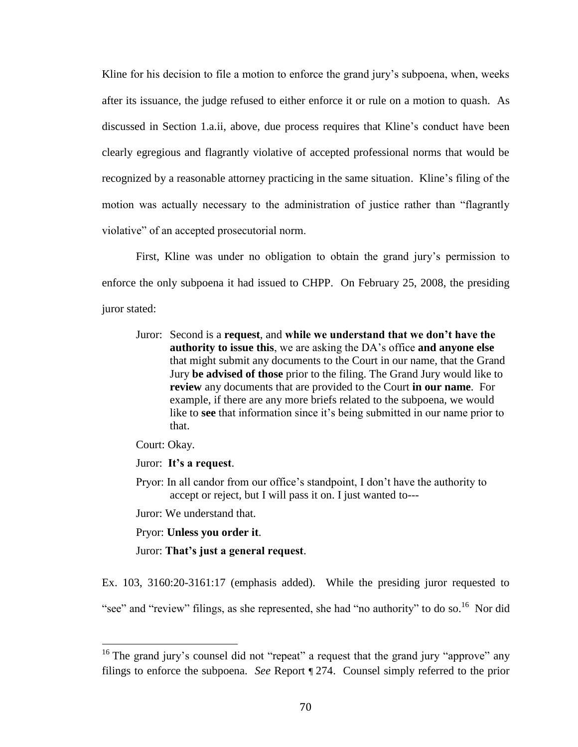Kline for his decision to file a motion to enforce the grand jury's subpoena, when, weeks after its issuance, the judge refused to either enforce it or rule on a motion to quash. As discussed in Section 1.a.ii, above, due process requires that Kline's conduct have been clearly egregious and flagrantly violative of accepted professional norms that would be recognized by a reasonable attorney practicing in the same situation. Kline's filing of the motion was actually necessary to the administration of justice rather than "flagrantly violative" of an accepted prosecutorial norm.

First, Kline was under no obligation to obtain the grand jury's permission to enforce the only subpoena it had issued to CHPP. On February 25, 2008, the presiding juror stated:

> Juror: Second is a **request**, and **while we understand that we don't have the authority to issue this**, we are asking the DA's office **and anyone else** that might submit any documents to the Court in our name, that the Grand Jury **be advised of those** prior to the filing. The Grand Jury would like to **review** any documents that are provided to the Court **in our name**. For example, if there are any more briefs related to the subpoena, we would like to **see** that information since it's being submitted in our name prior to that.
>
> Court: Okay.
>
> Juror: **It's a request**.
>
> Pryor: In all candor from our office's standpoint, I don't have the authority to accept or reject, but I will pass it on. I just wanted to---
>
> Juror: We understand that.
>
> Pryor: **Unless you order it**.
>
> Juror: **That's just a general request**.

Ex. 103, 3160:20-3161:17 (emphasis added). While the presiding juror requested to "see" and "review" filings, as she represented, she had "no authority" to do so.[16] Nor did

[16] The grand jury's counsel did not "repeat" a request that the grand jury "approve" any filings to enforce the subpoena. *See* Report ¶ 274. Counsel simply referred to the prior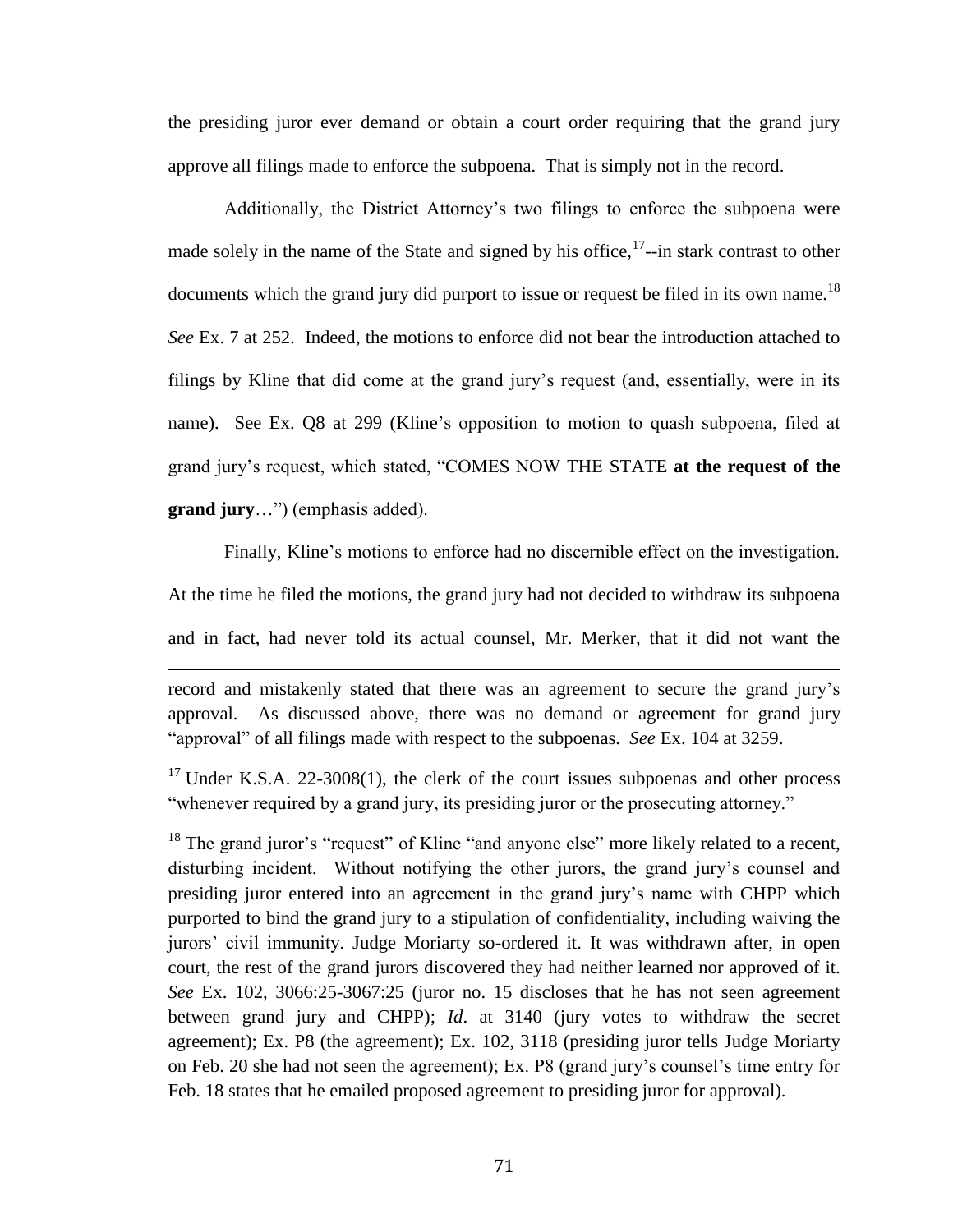the presiding juror ever demand or obtain a court order requiring that the grand jury approve all filings made to enforce the subpoena. That is simply not in the record.

Additionally, the District Attorney's two filings to enforce the subpoena were made solely in the name of the State and signed by his office,[17]--in stark contrast to other documents which the grand jury did purport to issue or request be filed in its own name.[18] *See* Ex. 7 at 252. Indeed, the motions to enforce did not bear the introduction attached to filings by Kline that did come at the grand jury's request (and, essentially, were in its name). See Ex. Q8 at 299 (Kline's opposition to motion to quash subpoena, filed at grand jury's request, which stated, "COMES NOW THE STATE **at the request of the grand jury**…") (emphasis added).

Finally, Kline's motions to enforce had no discernible effect on the investigation. At the time he filed the motions, the grand jury had not decided to withdraw its subpoena and in fact, had never told its actual counsel, Mr. Merker, that it did not want the

---

record and mistakenly stated that there was an agreement to secure the grand jury's approval. As discussed above, there was no demand or agreement for grand jury "approval" of all filings made with respect to the subpoenas. *See* Ex. 104 at 3259.

[17] Under K.S.A. 22-3008(1), the clerk of the court issues subpoenas and other process "whenever required by a grand jury, its presiding juror or the prosecuting attorney."

[18] The grand juror's "request" of Kline "and anyone else" more likely related to a recent, disturbing incident. Without notifying the other jurors, the grand jury's counsel and presiding juror entered into an agreement in the grand jury's name with CHPP which purported to bind the grand jury to a stipulation of confidentiality, including waiving the jurors' civil immunity. Judge Moriarty so-ordered it. It was withdrawn after, in open court, the rest of the grand jurors discovered they had neither learned nor approved of it. *See* Ex. 102, 3066:25-3067:25 (juror no. 15 discloses that he has not seen agreement between grand jury and CHPP); *Id*. at 3140 (jury votes to withdraw the secret agreement); Ex. P8 (the agreement); Ex. 102, 3118 (presiding juror tells Judge Moriarty on Feb. 20 she had not seen the agreement); Ex. P8 (grand jury's counsel's time entry for Feb. 18 states that he emailed proposed agreement to presiding juror for approval).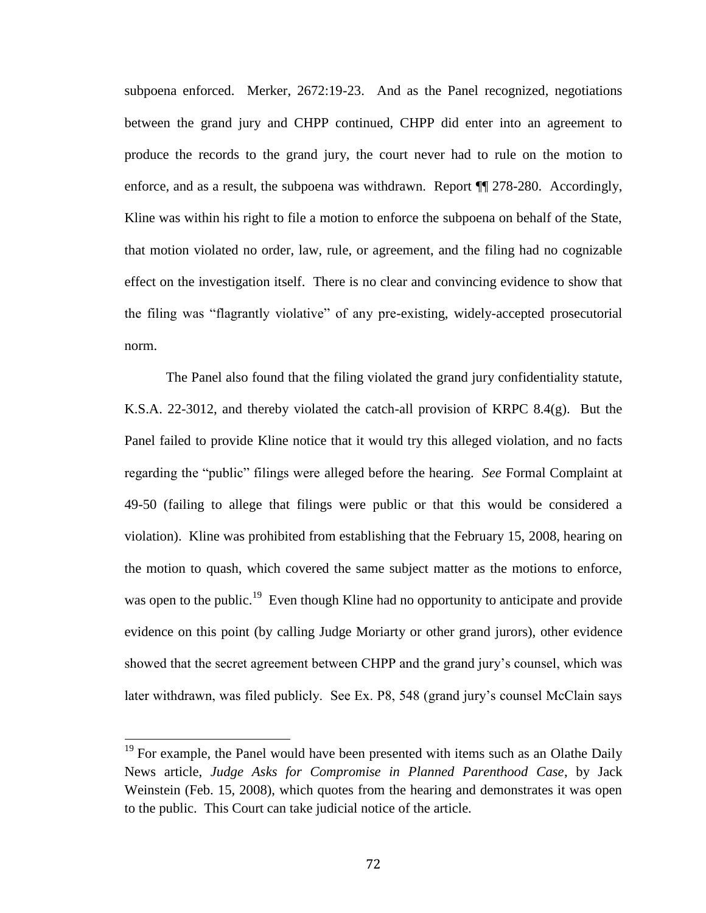subpoena enforced. Merker, 2672:19-23. And as the Panel recognized, negotiations between the grand jury and CHPP continued, CHPP did enter into an agreement to produce the records to the grand jury, the court never had to rule on the motion to enforce, and as a result, the subpoena was withdrawn. Report ¶¶ 278-280. Accordingly, Kline was within his right to file a motion to enforce the subpoena on behalf of the State, that motion violated no order, law, rule, or agreement, and the filing had no cognizable effect on the investigation itself. There is no clear and convincing evidence to show that the filing was "flagrantly violative" of any pre-existing, widely-accepted prosecutorial norm.

The Panel also found that the filing violated the grand jury confidentiality statute, K.S.A. 22-3012, and thereby violated the catch-all provision of KRPC 8.4(g). But the Panel failed to provide Kline notice that it would try this alleged violation, and no facts regarding the "public" filings were alleged before the hearing. *See* Formal Complaint at 49-50 (failing to allege that filings were public or that this would be considered a violation). Kline was prohibited from establishing that the February 15, 2008, hearing on the motion to quash, which covered the same subject matter as the motions to enforce, was open to the public.[19] Even though Kline had no opportunity to anticipate and provide evidence on this point (by calling Judge Moriarty or other grand jurors), other evidence showed that the secret agreement between CHPP and the grand jury's counsel, which was later withdrawn, was filed publicly. See Ex. P8, 548 (grand jury's counsel McClain says

[19] For example, the Panel would have been presented with items such as an Olathe Daily News article, *Judge Asks for Compromise in Planned Parenthood Case*, by Jack Weinstein (Feb. 15, 2008), which quotes from the hearing and demonstrates it was open to the public. This Court can take judicial notice of the article.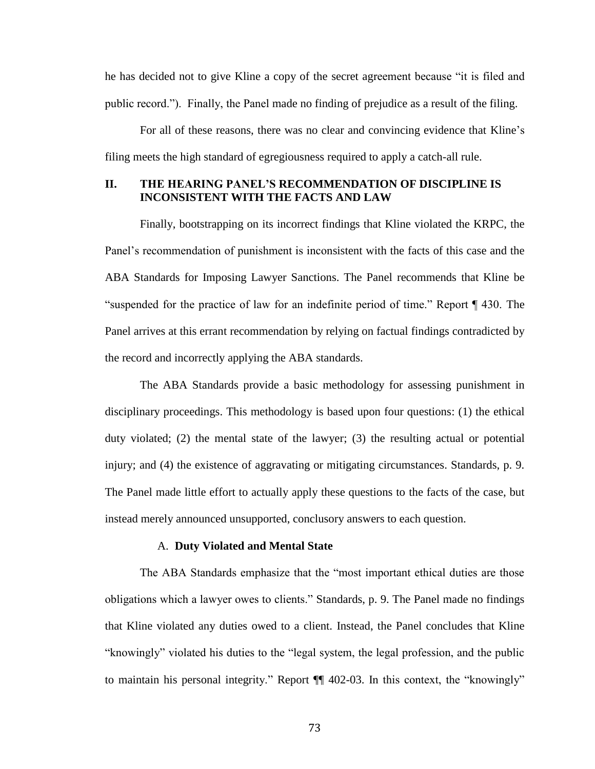he has decided not to give Kline a copy of the secret agreement because "it is filed and public record."). Finally, the Panel made no finding of prejudice as a result of the filing.

For all of these reasons, there was no clear and convincing evidence that Kline's filing meets the high standard of egregiousness required to apply a catch-all rule.

## II. THE HEARING PANEL'S RECOMMENDATION OF DISCIPLINE IS INCONSISTENT WITH THE FACTS AND LAW

Finally, bootstrapping on its incorrect findings that Kline violated the KRPC, the Panel's recommendation of punishment is inconsistent with the facts of this case and the ABA Standards for Imposing Lawyer Sanctions. The Panel recommends that Kline be "suspended for the practice of law for an indefinite period of time." Report ¶ 430. The Panel arrives at this errant recommendation by relying on factual findings contradicted by the record and incorrectly applying the ABA standards.

The ABA Standards provide a basic methodology for assessing punishment in disciplinary proceedings. This methodology is based upon four questions: (1) the ethical duty violated; (2) the mental state of the lawyer; (3) the resulting actual or potential injury; and (4) the existence of aggravating or mitigating circumstances. Standards, p. 9. The Panel made little effort to actually apply these questions to the facts of the case, but instead merely announced unsupported, conclusory answers to each question.

### A. **Duty Violated and Mental State**

The ABA Standards emphasize that the "most important ethical duties are those obligations which a lawyer owes to clients." Standards, p. 9. The Panel made no findings that Kline violated any duties owed to a client. Instead, the Panel concludes that Kline "knowingly" violated his duties to the "legal system, the legal profession, and the public to maintain his personal integrity." Report ¶¶ 402-03. In this context, the "knowingly"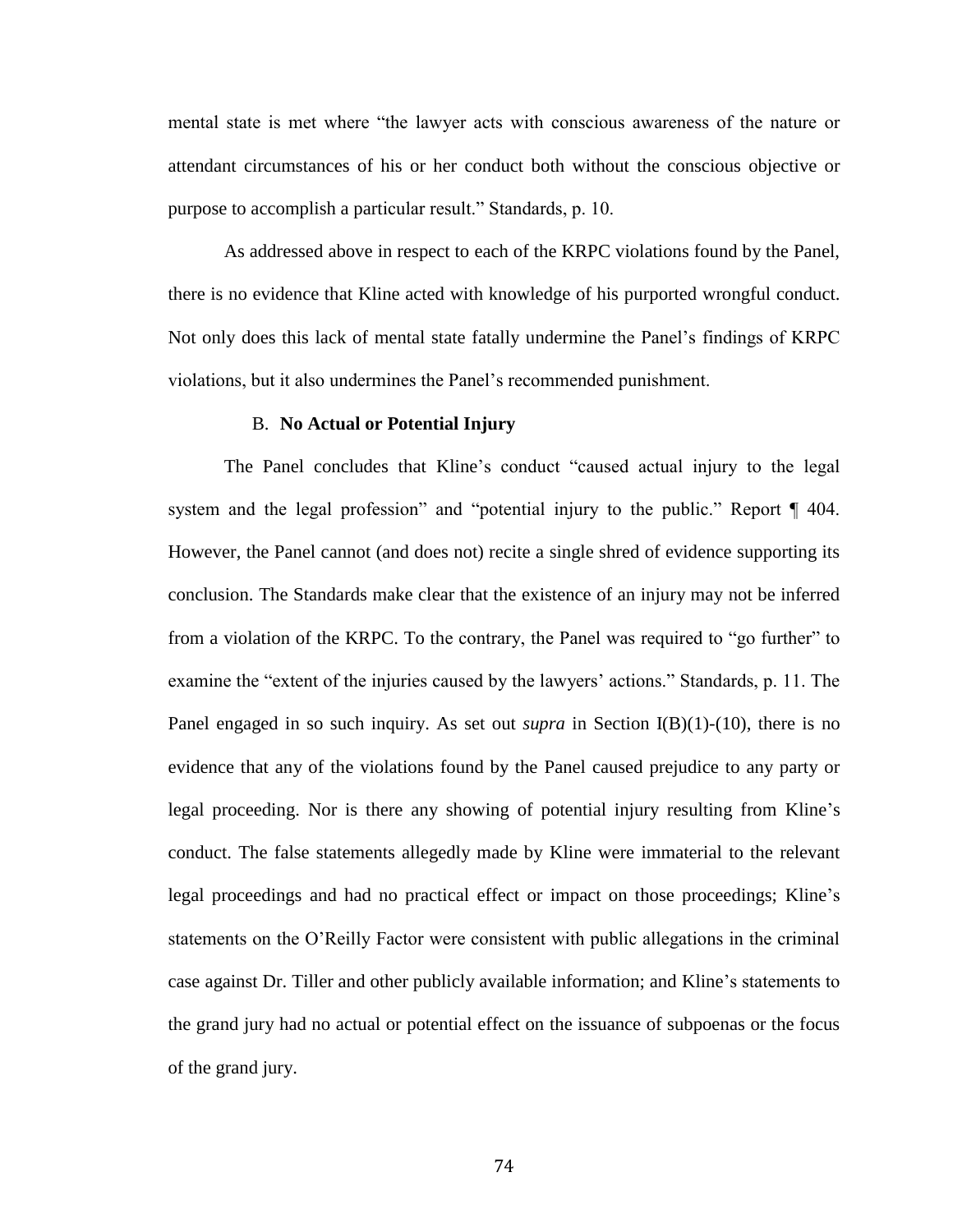mental state is met where "the lawyer acts with conscious awareness of the nature or attendant circumstances of his or her conduct both without the conscious objective or purpose to accomplish a particular result." Standards, p. 10.

As addressed above in respect to each of the KRPC violations found by the Panel, there is no evidence that Kline acted with knowledge of his purported wrongful conduct. Not only does this lack of mental state fatally undermine the Panel's findings of KRPC violations, but it also undermines the Panel's recommended punishment.

### B. **No Actual or Potential Injury**

The Panel concludes that Kline's conduct "caused actual injury to the legal system and the legal profession" and "potential injury to the public." Report ¶ 404. However, the Panel cannot (and does not) recite a single shred of evidence supporting its conclusion. The Standards make clear that the existence of an injury may not be inferred from a violation of the KRPC. To the contrary, the Panel was required to "go further" to examine the "extent of the injuries caused by the lawyers' actions." Standards, p. 11. The Panel engaged in so such inquiry. As set out *supra* in Section I(B)(1)-(10), there is no evidence that any of the violations found by the Panel caused prejudice to any party or legal proceeding. Nor is there any showing of potential injury resulting from Kline's conduct. The false statements allegedly made by Kline were immaterial to the relevant legal proceedings and had no practical effect or impact on those proceedings; Kline's statements on the O'Reilly Factor were consistent with public allegations in the criminal case against Dr. Tiller and other publicly available information; and Kline's statements to the grand jury had no actual or potential effect on the issuance of subpoenas or the focus of the grand jury.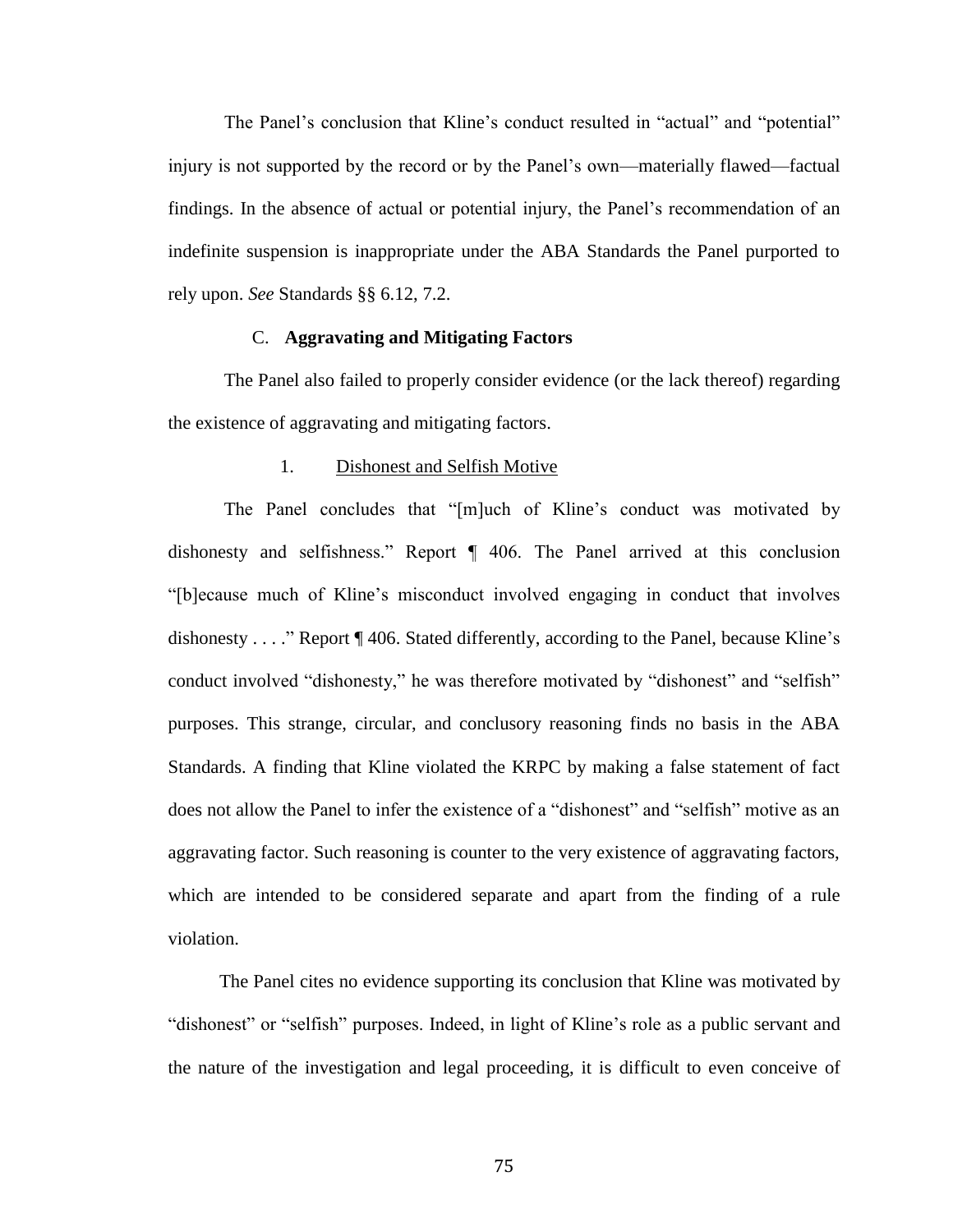The Panel's conclusion that Kline's conduct resulted in "actual" and "potential" injury is not supported by the record or by the Panel's own—materially flawed—factual findings. In the absence of actual or potential injury, the Panel's recommendation of an indefinite suspension is inappropriate under the ABA Standards the Panel purported to rely upon. *See* Standards §§ 6.12, 7.2.

### C. **Aggravating and Mitigating Factors**

The Panel also failed to properly consider evidence (or the lack thereof) regarding the existence of aggravating and mitigating factors.

#### 1. <u>Dishonest and Selfish Motive</u>

The Panel concludes that "[m]uch of Kline's conduct was motivated by dishonesty and selfishness." Report ¶ 406. The Panel arrived at this conclusion "[b]ecause much of Kline's misconduct involved engaging in conduct that involves dishonesty . . . ." Report ¶ 406. Stated differently, according to the Panel, because Kline's conduct involved "dishonesty," he was therefore motivated by "dishonest" and "selfish" purposes. This strange, circular, and conclusory reasoning finds no basis in the ABA Standards. A finding that Kline violated the KRPC by making a false statement of fact does not allow the Panel to infer the existence of a "dishonest" and "selfish" motive as an aggravating factor. Such reasoning is counter to the very existence of aggravating factors, which are intended to be considered separate and apart from the finding of a rule violation.

The Panel cites no evidence supporting its conclusion that Kline was motivated by "dishonest" or "selfish" purposes. Indeed, in light of Kline's role as a public servant and the nature of the investigation and legal proceeding, it is difficult to even conceive of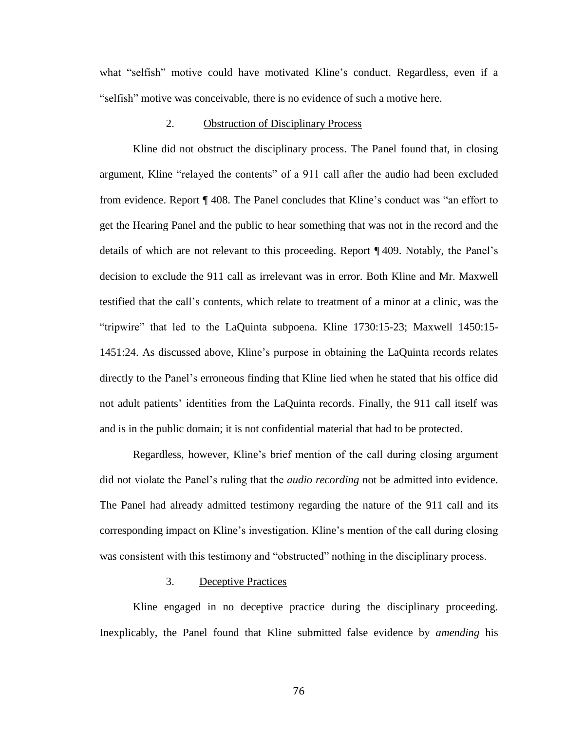what "selfish" motive could have motivated Kline's conduct. Regardless, even if a "selfish" motive was conceivable, there is no evidence of such a motive here.

2. Obstruction of Disciplinary Process

Kline did not obstruct the disciplinary process. The Panel found that, in closing argument, Kline "relayed the contents" of a 911 call after the audio had been excluded from evidence. Report ¶ 408. The Panel concludes that Kline's conduct was "an effort to get the Hearing Panel and the public to hear something that was not in the record and the details of which are not relevant to this proceeding. Report ¶ 409. Notably, the Panel's decision to exclude the 911 call as irrelevant was in error. Both Kline and Mr. Maxwell testified that the call's contents, which relate to treatment of a minor at a clinic, was the "tripwire" that led to the LaQuinta subpoena. Kline 1730:15-23; Maxwell 1450:15-1451:24. As discussed above, Kline's purpose in obtaining the LaQuinta records relates directly to the Panel's erroneous finding that Kline lied when he stated that his office did not adult patients' identities from the LaQuinta records. Finally, the 911 call itself was and is in the public domain; it is not confidential material that had to be protected.

Regardless, however, Kline's brief mention of the call during closing argument did not violate the Panel's ruling that the *audio recording* not be admitted into evidence. The Panel had already admitted testimony regarding the nature of the 911 call and its corresponding impact on Kline's investigation. Kline's mention of the call during closing was consistent with this testimony and "obstructed" nothing in the disciplinary process.

3. Deceptive Practices

Kline engaged in no deceptive practice during the disciplinary proceeding. Inexplicably, the Panel found that Kline submitted false evidence by *amending* his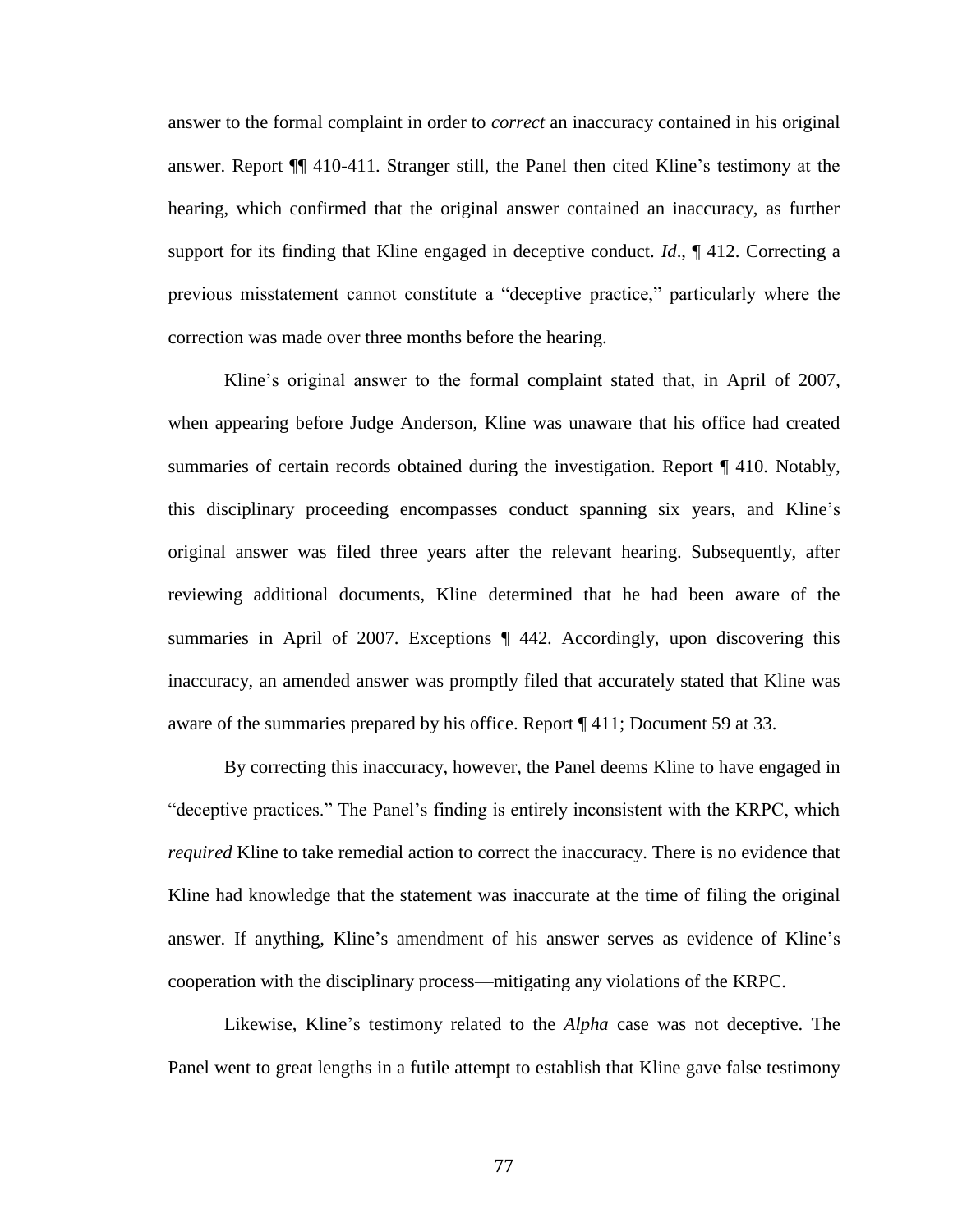answer to the formal complaint in order to *correct* an inaccuracy contained in his original answer. Report ¶¶ 410-411. Stranger still, the Panel then cited Kline's testimony at the hearing, which confirmed that the original answer contained an inaccuracy, as further support for its finding that Kline engaged in deceptive conduct. *Id*., ¶ 412. Correcting a previous misstatement cannot constitute a "deceptive practice," particularly where the correction was made over three months before the hearing.

Kline's original answer to the formal complaint stated that, in April of 2007, when appearing before Judge Anderson, Kline was unaware that his office had created summaries of certain records obtained during the investigation. Report ¶ 410. Notably, this disciplinary proceeding encompasses conduct spanning six years, and Kline's original answer was filed three years after the relevant hearing. Subsequently, after reviewing additional documents, Kline determined that he had been aware of the summaries in April of 2007. Exceptions ¶ 442. Accordingly, upon discovering this inaccuracy, an amended answer was promptly filed that accurately stated that Kline was aware of the summaries prepared by his office. Report ¶ 411; Document 59 at 33.

By correcting this inaccuracy, however, the Panel deems Kline to have engaged in "deceptive practices." The Panel's finding is entirely inconsistent with the KRPC, which *required* Kline to take remedial action to correct the inaccuracy. There is no evidence that Kline had knowledge that the statement was inaccurate at the time of filing the original answer. If anything, Kline's amendment of his answer serves as evidence of Kline's cooperation with the disciplinary process—mitigating any violations of the KRPC.

Likewise, Kline's testimony related to the *Alpha* case was not deceptive. The Panel went to great lengths in a futile attempt to establish that Kline gave false testimony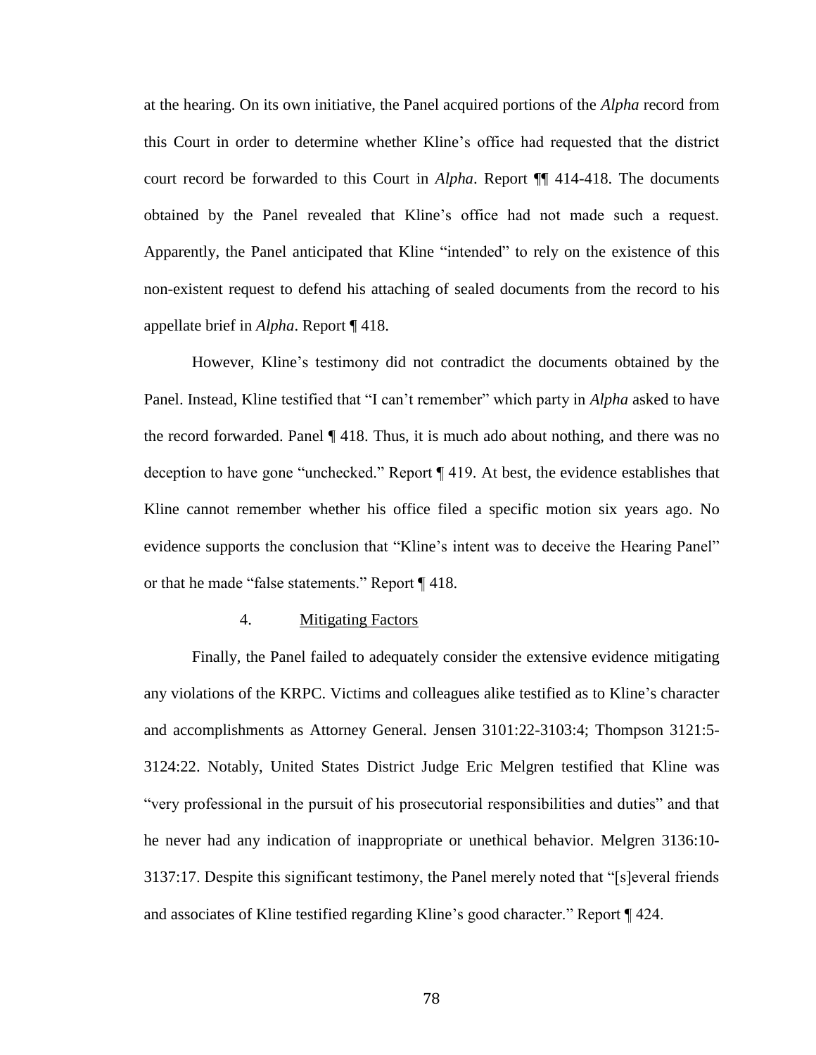at the hearing. On its own initiative, the Panel acquired portions of the *Alpha* record from this Court in order to determine whether Kline's office had requested that the district court record be forwarded to this Court in *Alpha*. Report ¶¶ 414-418. The documents obtained by the Panel revealed that Kline's office had not made such a request. Apparently, the Panel anticipated that Kline "intended" to rely on the existence of this non-existent request to defend his attaching of sealed documents from the record to his appellate brief in *Alpha*. Report ¶ 418.

However, Kline's testimony did not contradict the documents obtained by the Panel. Instead, Kline testified that "I can't remember" which party in *Alpha* asked to have the record forwarded. Panel ¶ 418. Thus, it is much ado about nothing, and there was no deception to have gone "unchecked." Report ¶ 419. At best, the evidence establishes that Kline cannot remember whether his office filed a specific motion six years ago. No evidence supports the conclusion that "Kline's intent was to deceive the Hearing Panel" or that he made "false statements." Report ¶ 418.

#### 4. Mitigating Factors

Finally, the Panel failed to adequately consider the extensive evidence mitigating any violations of the KRPC. Victims and colleagues alike testified as to Kline's character and accomplishments as Attorney General. Jensen 3101:22-3103:4; Thompson 3121:5-3124:22. Notably, United States District Judge Eric Melgren testified that Kline was "very professional in the pursuit of his prosecutorial responsibilities and duties" and that he never had any indication of inappropriate or unethical behavior. Melgren 3136:10-3137:17. Despite this significant testimony, the Panel merely noted that "[s]everal friends and associates of Kline testified regarding Kline's good character." Report ¶ 424.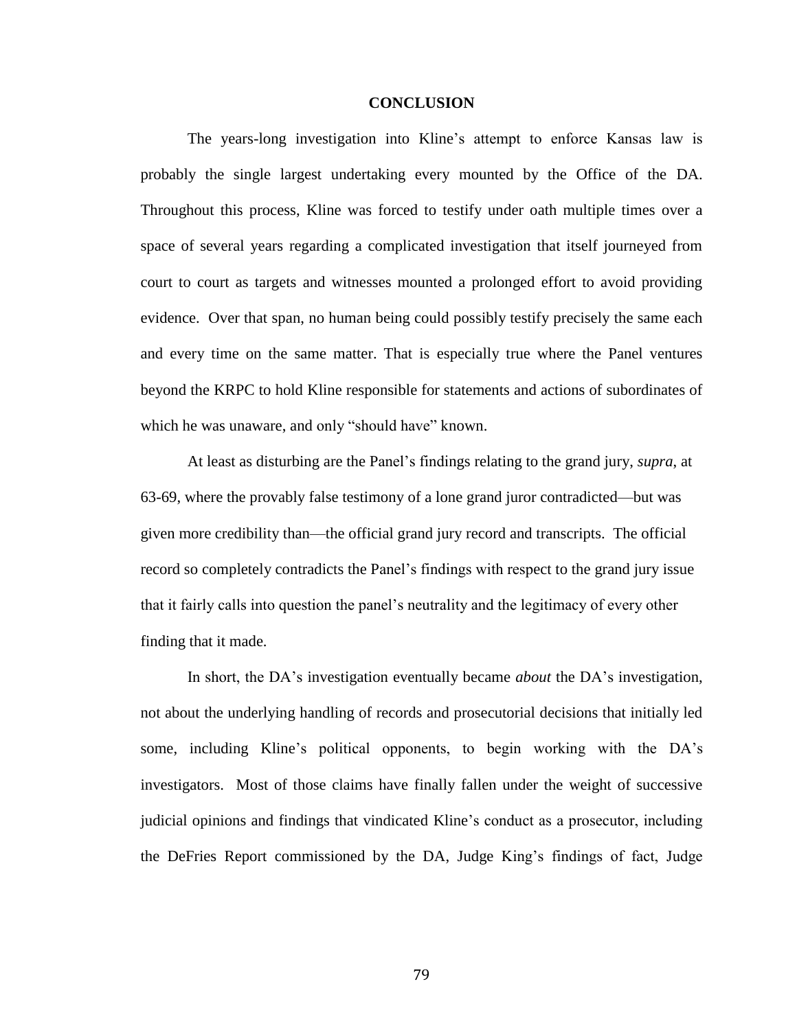## CONCLUSION

The years-long investigation into Kline's attempt to enforce Kansas law is probably the single largest undertaking every mounted by the Office of the DA. Throughout this process, Kline was forced to testify under oath multiple times over a space of several years regarding a complicated investigation that itself journeyed from court to court as targets and witnesses mounted a prolonged effort to avoid providing evidence. Over that span, no human being could possibly testify precisely the same each and every time on the same matter. That is especially true where the Panel ventures beyond the KRPC to hold Kline responsible for statements and actions of subordinates of which he was unaware, and only "should have" known.

At least as disturbing are the Panel's findings relating to the grand jury, *supra*, at 63-69, where the provably false testimony of a lone grand juror contradicted—but was given more credibility than—the official grand jury record and transcripts. The official record so completely contradicts the Panel's findings with respect to the grand jury issue that it fairly calls into question the panel's neutrality and the legitimacy of every other finding that it made.

In short, the DA's investigation eventually became *about* the DA's investigation, not about the underlying handling of records and prosecutorial decisions that initially led some, including Kline's political opponents, to begin working with the DA's investigators. Most of those claims have finally fallen under the weight of successive judicial opinions and findings that vindicated Kline's conduct as a prosecutor, including the DeFries Report commissioned by the DA, Judge King's findings of fact, Judge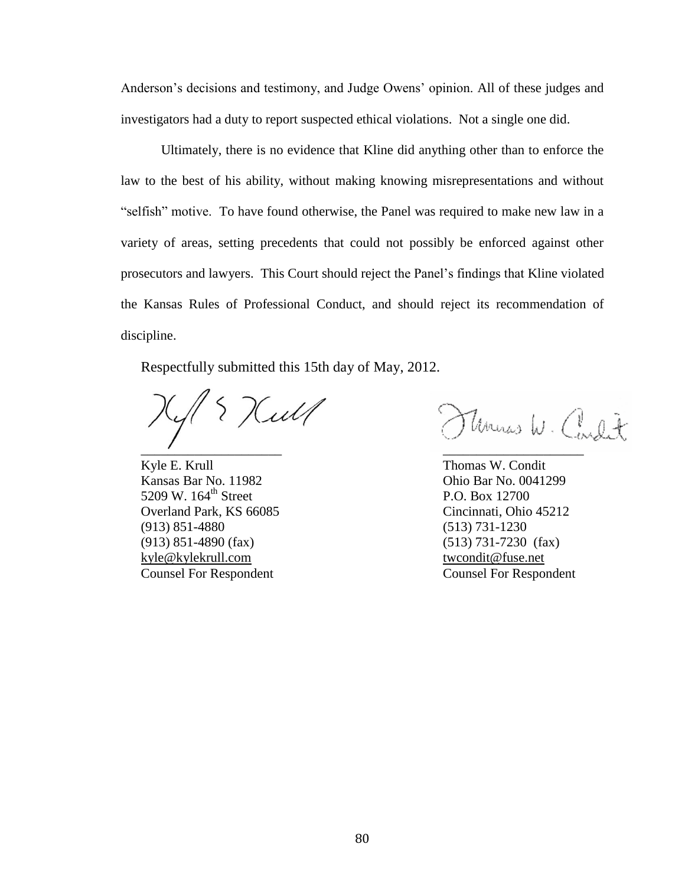Anderson's decisions and testimony, and Judge Owens' opinion. All of these judges and investigators had a duty to report suspected ethical violations. Not a single one did.

Ultimately, there is no evidence that Kline did anything other than to enforce the law to the best of his ability, without making knowing misrepresentations and without "selfish" motive. To have found otherwise, the Panel was required to make new law in a variety of areas, setting precedents that could not possibly be enforced against other prosecutors and lawyers. This Court should reject the Panel's findings that Kline violated the Kansas Rules of Professional Conduct, and should reject its recommendation of discipline.

Respectfully submitted this 15th day of May, 2012.

Kyle E. Krull
Kansas Bar No. 11982
5209 W. 164th Street
Overland Park, KS 66085
(913) 851-4880
(913) 851-4890 (fax)
kyle@kylekrull.com
Counsel For Respondent

Thomas W. Condit
Ohio Bar No. 0041299
P.O. Box 12700
Cincinnati, Ohio 45212
(513) 731-1230
(513) 731-7230 (fax)
twcondit@fuse.net
Counsel For Respondent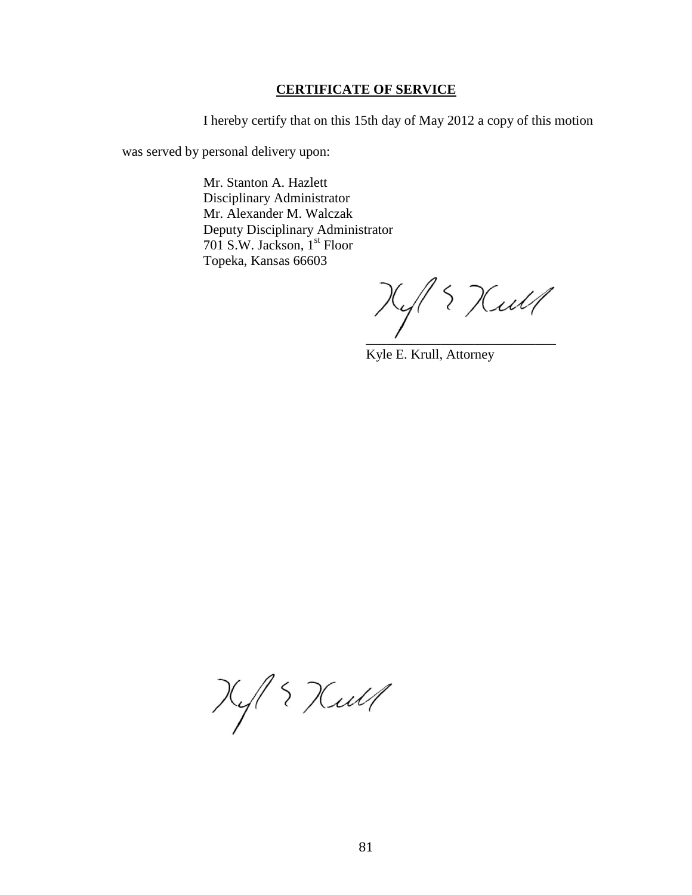## CERTIFICATE OF SERVICE

I hereby certify that on this 15th day of May 2012 a copy of this motion was served by personal delivery upon:

Mr. Stanton A. Hazlett
Disciplinary Administrator
Mr. Alexander M. Walczak
Deputy Disciplinary Administrator
701 S.W. Jackson, 1st Floor
Topeka, Kansas 66603

\_\_\_\_\_\_\_\_\_\_\_\_\_\_\_\_\_\_\_\_\_\_\_\_\_\_\_\_
Kyle E. Krull, Attorney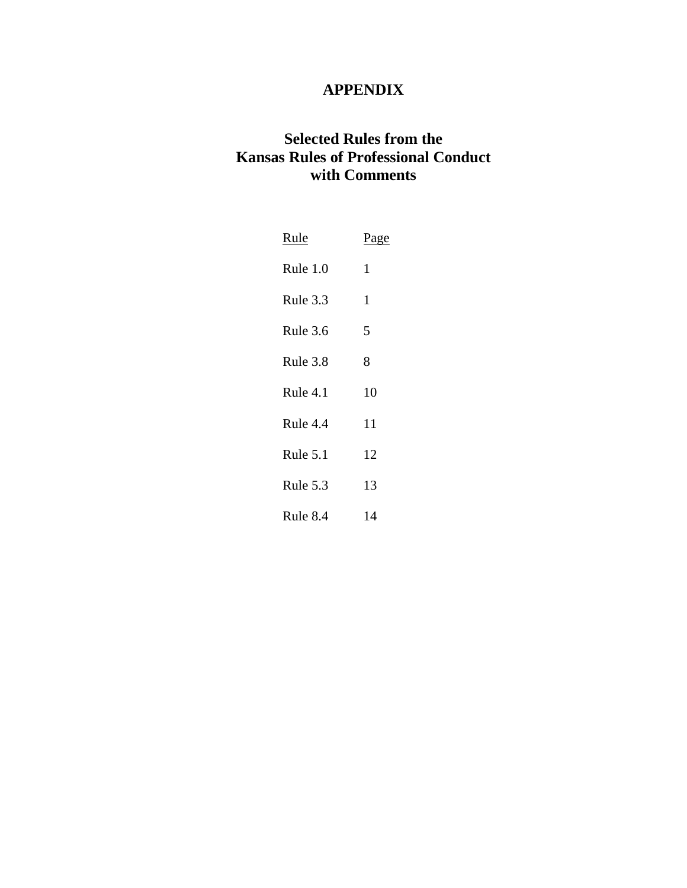# APPENDIX

## Selected Rules from the Kansas Rules of Professional Conduct with Comments

| Rule | Page |
|---|---|
| Rule 1.0 | 1 |
| Rule 3.3 | 1 |
| Rule 3.6 | 5 |
| Rule 3.8 | 8 |
| Rule 4.1 | 10 |
| Rule 4.4 | 11 |
| Rule 5.1 | 12 |
| Rule 5.3 | 13 |
| Rule 8.4 | 14 |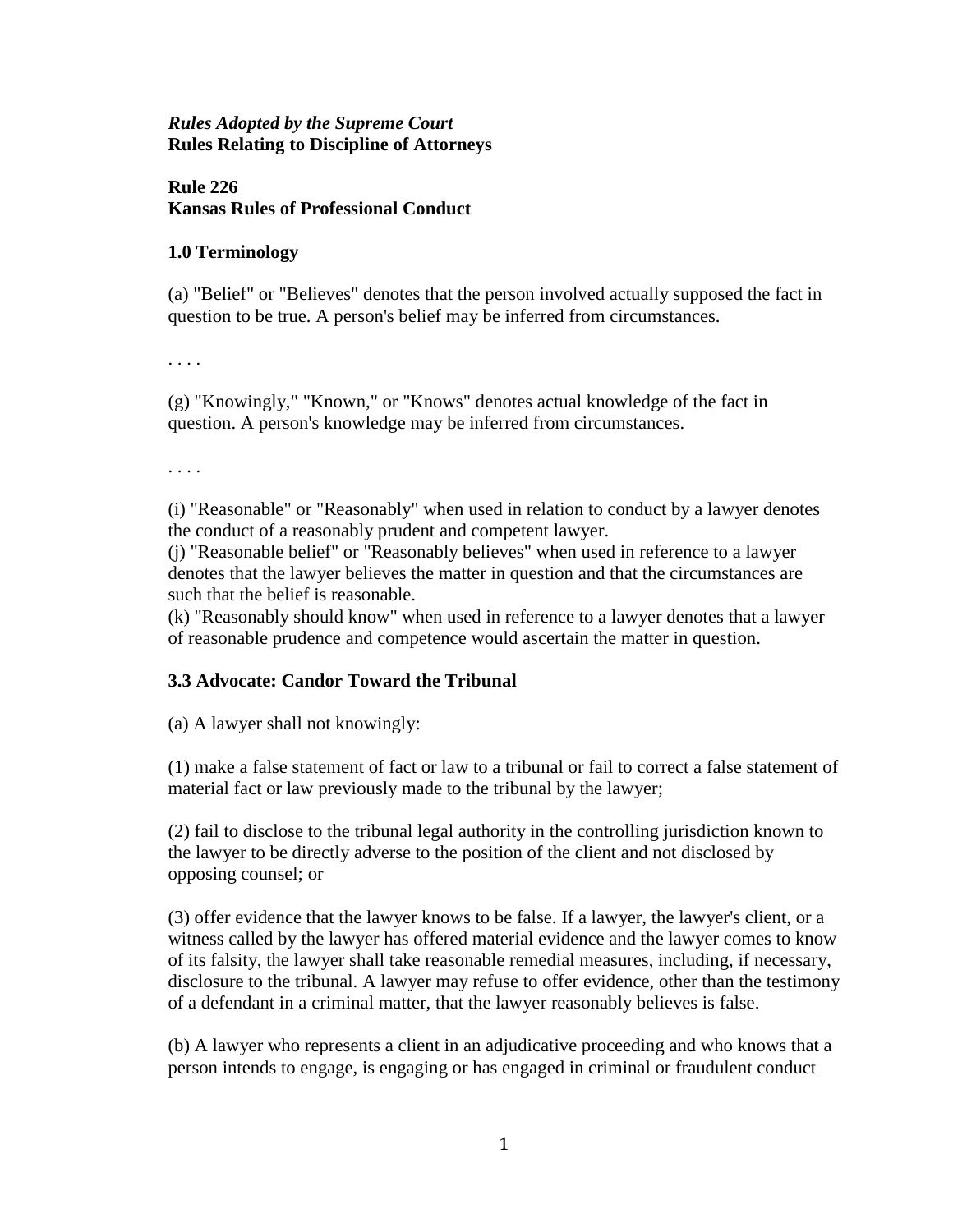***Rules Adopted by the Supreme Court***
**Rules Relating to Discipline of Attorneys**

**Rule 226**
**Kansas Rules of Professional Conduct**

### 1.0 Terminology

(a) "Belief" or "Believes" denotes that the person involved actually supposed the fact in question to be true. A person's belief may be inferred from circumstances.

. . . .

(g) "Knowingly," "Known," or "Knows" denotes actual knowledge of the fact in question. A person's knowledge may be inferred from circumstances.

. . . .

(i) "Reasonable" or "Reasonably" when used in relation to conduct by a lawyer denotes the conduct of a reasonably prudent and competent lawyer.
(j) "Reasonable belief" or "Reasonably believes" when used in reference to a lawyer denotes that the lawyer believes the matter in question and that the circumstances are such that the belief is reasonable.
(k) "Reasonably should know" when used in reference to a lawyer denotes that a lawyer of reasonable prudence and competence would ascertain the matter in question.

### 3.3 Advocate: Candor Toward the Tribunal

(a) A lawyer shall not knowingly:

(1) make a false statement of fact or law to a tribunal or fail to correct a false statement of material fact or law previously made to the tribunal by the lawyer;

(2) fail to disclose to the tribunal legal authority in the controlling jurisdiction known to the lawyer to be directly adverse to the position of the client and not disclosed by opposing counsel; or

(3) offer evidence that the lawyer knows to be false. If a lawyer, the lawyer's client, or a witness called by the lawyer has offered material evidence and the lawyer comes to know of its falsity, the lawyer shall take reasonable remedial measures, including, if necessary, disclosure to the tribunal. A lawyer may refuse to offer evidence, other than the testimony of a defendant in a criminal matter, that the lawyer reasonably believes is false.

(b) A lawyer who represents a client in an adjudicative proceeding and who knows that a person intends to engage, is engaging or has engaged in criminal or fraudulent conduct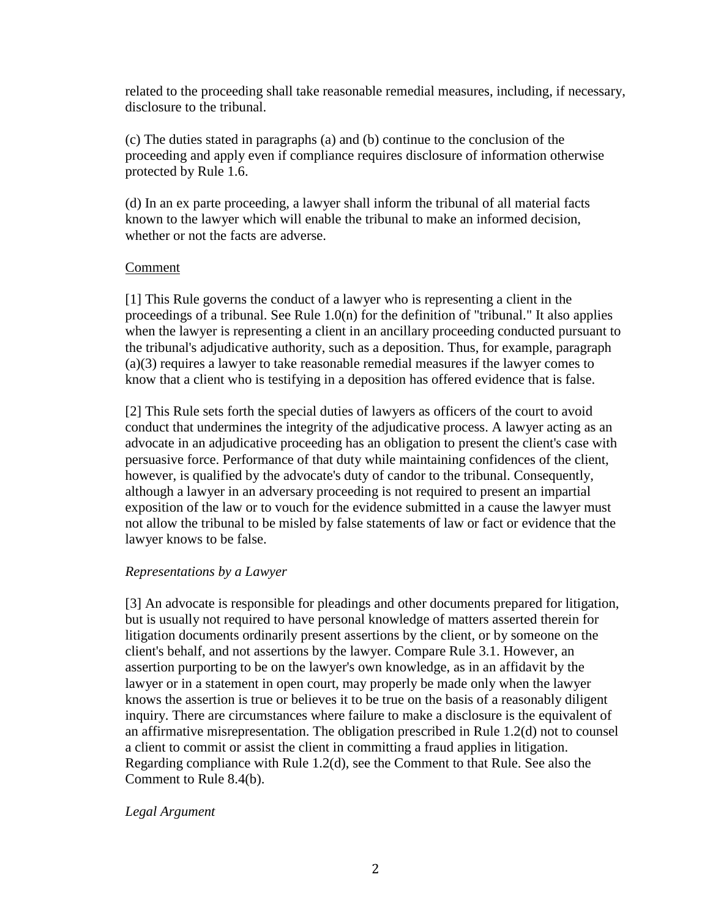related to the proceeding shall take reasonable remedial measures, including, if necessary, disclosure to the tribunal.

(c) The duties stated in paragraphs (a) and (b) continue to the conclusion of the proceeding and apply even if compliance requires disclosure of information otherwise protected by Rule 1.6.

(d) In an ex parte proceeding, a lawyer shall inform the tribunal of all material facts known to the lawyer which will enable the tribunal to make an informed decision, whether or not the facts are adverse.

Comment

[1] This Rule governs the conduct of a lawyer who is representing a client in the proceedings of a tribunal. See Rule 1.0(n) for the definition of "tribunal." It also applies when the lawyer is representing a client in an ancillary proceeding conducted pursuant to the tribunal's adjudicative authority, such as a deposition. Thus, for example, paragraph (a)(3) requires a lawyer to take reasonable remedial measures if the lawyer comes to know that a client who is testifying in a deposition has offered evidence that is false.

[2] This Rule sets forth the special duties of lawyers as officers of the court to avoid conduct that undermines the integrity of the adjudicative process. A lawyer acting as an advocate in an adjudicative proceeding has an obligation to present the client's case with persuasive force. Performance of that duty while maintaining confidences of the client, however, is qualified by the advocate's duty of candor to the tribunal. Consequently, although a lawyer in an adversary proceeding is not required to present an impartial exposition of the law or to vouch for the evidence submitted in a cause the lawyer must not allow the tribunal to be misled by false statements of law or fact or evidence that the lawyer knows to be false.

*Representations by a Lawyer*

[3] An advocate is responsible for pleadings and other documents prepared for litigation, but is usually not required to have personal knowledge of matters asserted therein for litigation documents ordinarily present assertions by the client, or by someone on the client's behalf, and not assertions by the lawyer. Compare Rule 3.1. However, an assertion purporting to be on the lawyer's own knowledge, as in an affidavit by the lawyer or in a statement in open court, may properly be made only when the lawyer knows the assertion is true or believes it to be true on the basis of a reasonably diligent inquiry. There are circumstances where failure to make a disclosure is the equivalent of an affirmative misrepresentation. The obligation prescribed in Rule 1.2(d) not to counsel a client to commit or assist the client in committing a fraud applies in litigation. Regarding compliance with Rule 1.2(d), see the Comment to that Rule. See also the Comment to Rule 8.4(b).

*Legal Argument*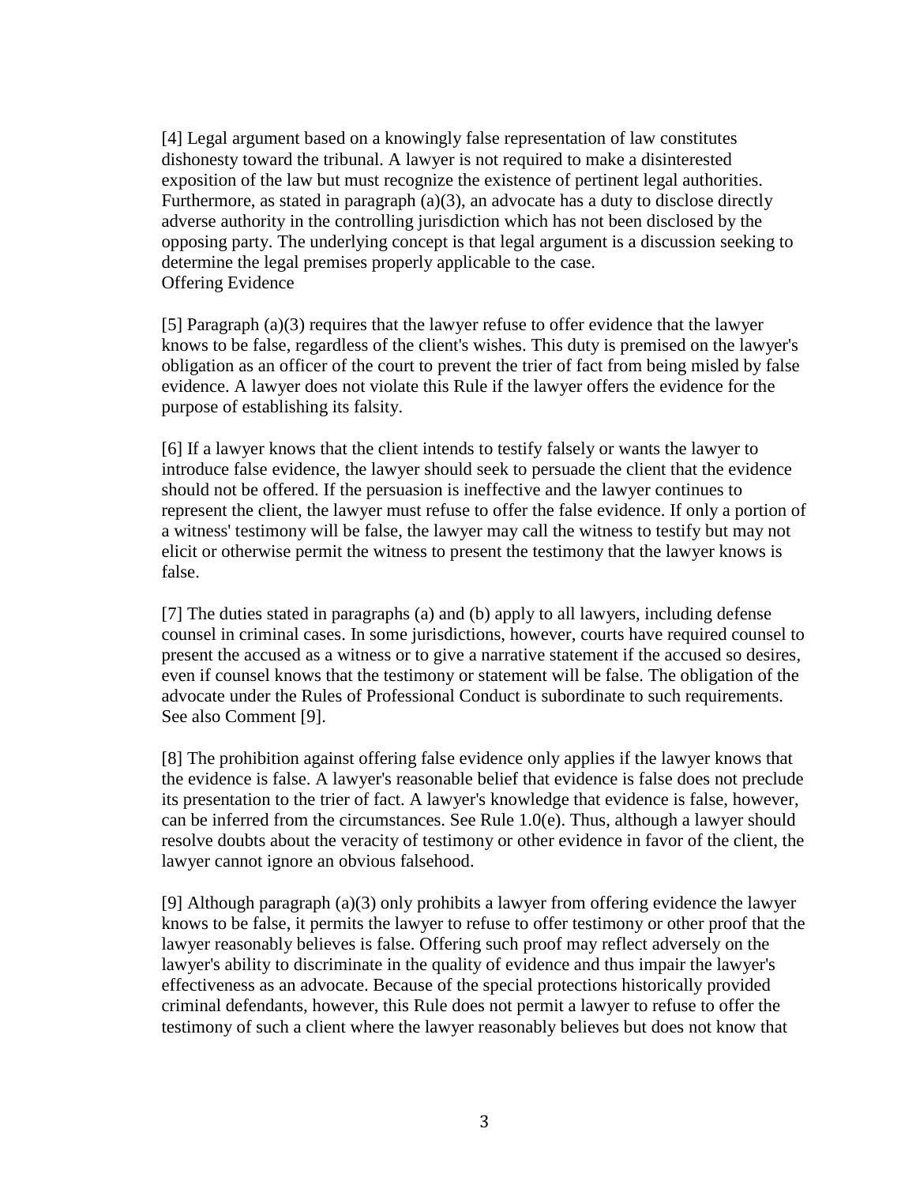[4] Legal argument based on a knowingly false representation of law constitutes dishonesty toward the tribunal. A lawyer is not required to make a disinterested exposition of the law but must recognize the existence of pertinent legal authorities. Furthermore, as stated in paragraph (a)(3), an advocate has a duty to disclose directly adverse authority in the controlling jurisdiction which has not been disclosed by the opposing party. The underlying concept is that legal argument is a discussion seeking to determine the legal premises properly applicable to the case.

Offering Evidence

[5] Paragraph (a)(3) requires that the lawyer refuse to offer evidence that the lawyer knows to be false, regardless of the client's wishes. This duty is premised on the lawyer's obligation as an officer of the court to prevent the trier of fact from being misled by false evidence. A lawyer does not violate this Rule if the lawyer offers the evidence for the purpose of establishing its falsity.

[6] If a lawyer knows that the client intends to testify falsely or wants the lawyer to introduce false evidence, the lawyer should seek to persuade the client that the evidence should not be offered. If the persuasion is ineffective and the lawyer continues to represent the client, the lawyer must refuse to offer the false evidence. If only a portion of a witness' testimony will be false, the lawyer may call the witness to testify but may not elicit or otherwise permit the witness to present the testimony that the lawyer knows is false.

[7] The duties stated in paragraphs (a) and (b) apply to all lawyers, including defense counsel in criminal cases. In some jurisdictions, however, courts have required counsel to present the accused as a witness or to give a narrative statement if the accused so desires, even if counsel knows that the testimony or statement will be false. The obligation of the advocate under the Rules of Professional Conduct is subordinate to such requirements. See also Comment [9].

[8] The prohibition against offering false evidence only applies if the lawyer knows that the evidence is false. A lawyer's reasonable belief that evidence is false does not preclude its presentation to the trier of fact. A lawyer's knowledge that evidence is false, however, can be inferred from the circumstances. See Rule 1.0(e). Thus, although a lawyer should resolve doubts about the veracity of testimony or other evidence in favor of the client, the lawyer cannot ignore an obvious falsehood.

[9] Although paragraph (a)(3) only prohibits a lawyer from offering evidence the lawyer knows to be false, it permits the lawyer to refuse to offer testimony or other proof that the lawyer reasonably believes is false. Offering such proof may reflect adversely on the lawyer's ability to discriminate in the quality of evidence and thus impair the lawyer's effectiveness as an advocate. Because of the special protections historically provided criminal defendants, however, this Rule does not permit a lawyer to refuse to offer the testimony of such a client where the lawyer reasonably believes but does not know that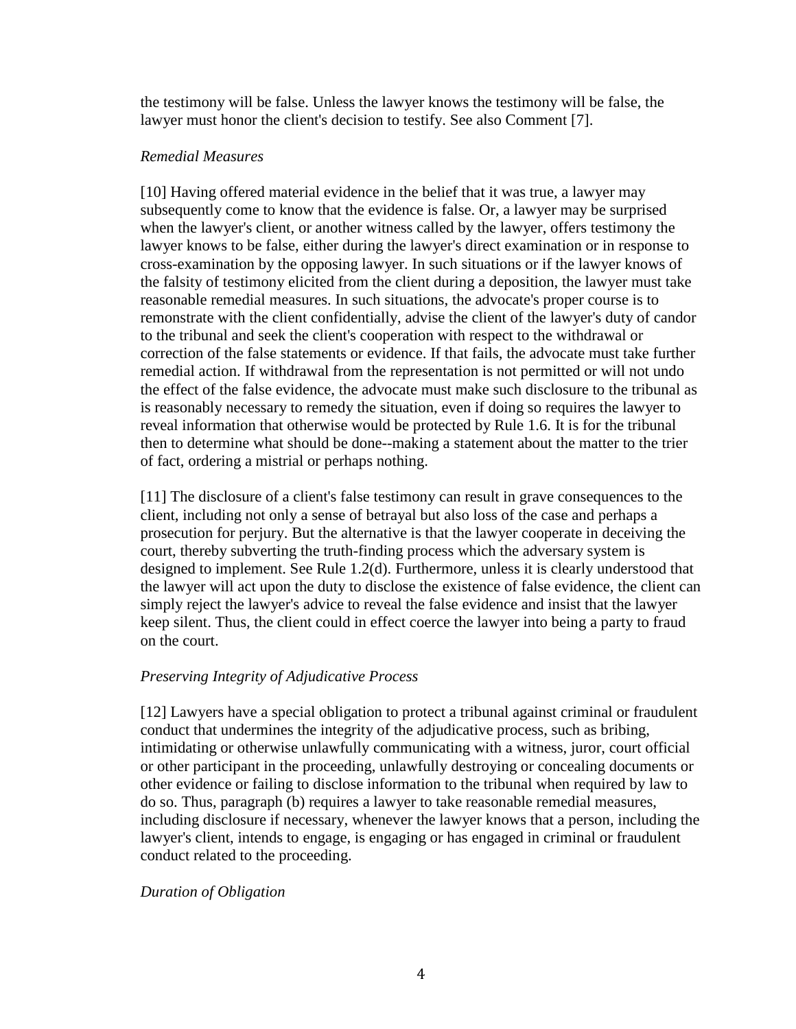the testimony will be false. Unless the lawyer knows the testimony will be false, the lawyer must honor the client's decision to testify. See also Comment [7].

*Remedial Measures*

[10] Having offered material evidence in the belief that it was true, a lawyer may subsequently come to know that the evidence is false. Or, a lawyer may be surprised when the lawyer's client, or another witness called by the lawyer, offers testimony the lawyer knows to be false, either during the lawyer's direct examination or in response to cross-examination by the opposing lawyer. In such situations or if the lawyer knows of the falsity of testimony elicited from the client during a deposition, the lawyer must take reasonable remedial measures. In such situations, the advocate's proper course is to remonstrate with the client confidentially, advise the client of the lawyer's duty of candor to the tribunal and seek the client's cooperation with respect to the withdrawal or correction of the false statements or evidence. If that fails, the advocate must take further remedial action. If withdrawal from the representation is not permitted or will not undo the effect of the false evidence, the advocate must make such disclosure to the tribunal as is reasonably necessary to remedy the situation, even if doing so requires the lawyer to reveal information that otherwise would be protected by Rule 1.6. It is for the tribunal then to determine what should be done--making a statement about the matter to the trier of fact, ordering a mistrial or perhaps nothing.

[11] The disclosure of a client's false testimony can result in grave consequences to the client, including not only a sense of betrayal but also loss of the case and perhaps a prosecution for perjury. But the alternative is that the lawyer cooperate in deceiving the court, thereby subverting the truth-finding process which the adversary system is designed to implement. See Rule 1.2(d). Furthermore, unless it is clearly understood that the lawyer will act upon the duty to disclose the existence of false evidence, the client can simply reject the lawyer's advice to reveal the false evidence and insist that the lawyer keep silent. Thus, the client could in effect coerce the lawyer into being a party to fraud on the court.

*Preserving Integrity of Adjudicative Process*

[12] Lawyers have a special obligation to protect a tribunal against criminal or fraudulent conduct that undermines the integrity of the adjudicative process, such as bribing, intimidating or otherwise unlawfully communicating with a witness, juror, court official or other participant in the proceeding, unlawfully destroying or concealing documents or other evidence or failing to disclose information to the tribunal when required by law to do so. Thus, paragraph (b) requires a lawyer to take reasonable remedial measures, including disclosure if necessary, whenever the lawyer knows that a person, including the lawyer's client, intends to engage, is engaging or has engaged in criminal or fraudulent conduct related to the proceeding.

*Duration of Obligation*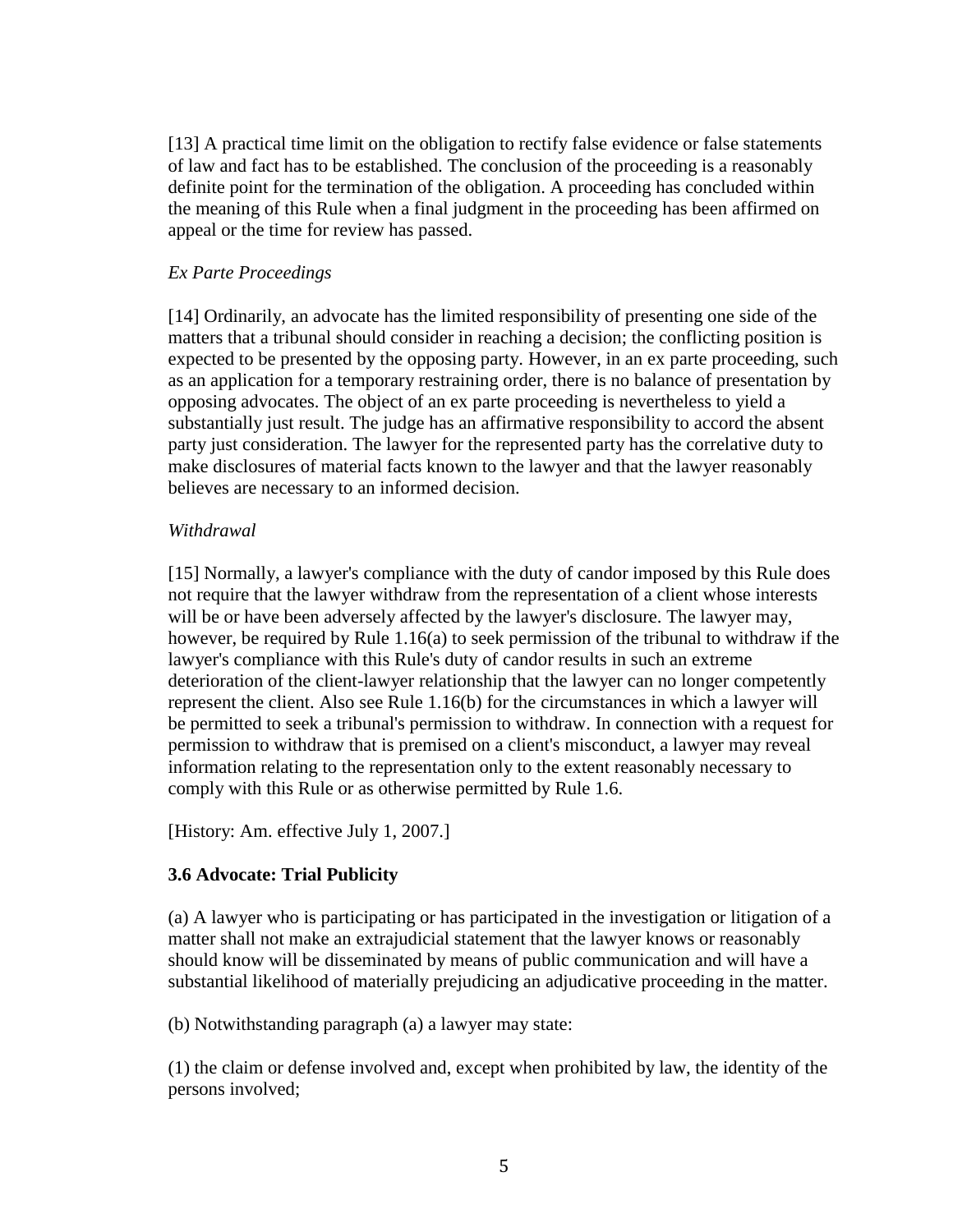[13] A practical time limit on the obligation to rectify false evidence or false statements of law and fact has to be established. The conclusion of the proceeding is a reasonably definite point for the termination of the obligation. A proceeding has concluded within the meaning of this Rule when a final judgment in the proceeding has been affirmed on appeal or the time for review has passed.

*Ex Parte Proceedings*

[14] Ordinarily, an advocate has the limited responsibility of presenting one side of the matters that a tribunal should consider in reaching a decision; the conflicting position is expected to be presented by the opposing party. However, in an ex parte proceeding, such as an application for a temporary restraining order, there is no balance of presentation by opposing advocates. The object of an ex parte proceeding is nevertheless to yield a substantially just result. The judge has an affirmative responsibility to accord the absent party just consideration. The lawyer for the represented party has the correlative duty to make disclosures of material facts known to the lawyer and that the lawyer reasonably believes are necessary to an informed decision.

*Withdrawal*

[15] Normally, a lawyer's compliance with the duty of candor imposed by this Rule does not require that the lawyer withdraw from the representation of a client whose interests will be or have been adversely affected by the lawyer's disclosure. The lawyer may, however, be required by Rule 1.16(a) to seek permission of the tribunal to withdraw if the lawyer's compliance with this Rule's duty of candor results in such an extreme deterioration of the client-lawyer relationship that the lawyer can no longer competently represent the client. Also see Rule 1.16(b) for the circumstances in which a lawyer will be permitted to seek a tribunal's permission to withdraw. In connection with a request for permission to withdraw that is premised on a client's misconduct, a lawyer may reveal information relating to the representation only to the extent reasonably necessary to comply with this Rule or as otherwise permitted by Rule 1.6.

[History: Am. effective July 1, 2007.]

### 3.6 Advocate: Trial Publicity

(a) A lawyer who is participating or has participated in the investigation or litigation of a matter shall not make an extrajudicial statement that the lawyer knows or reasonably should know will be disseminated by means of public communication and will have a substantial likelihood of materially prejudicing an adjudicative proceeding in the matter.

(b) Notwithstanding paragraph (a) a lawyer may state:

(1) the claim or defense involved and, except when prohibited by law, the identity of the persons involved;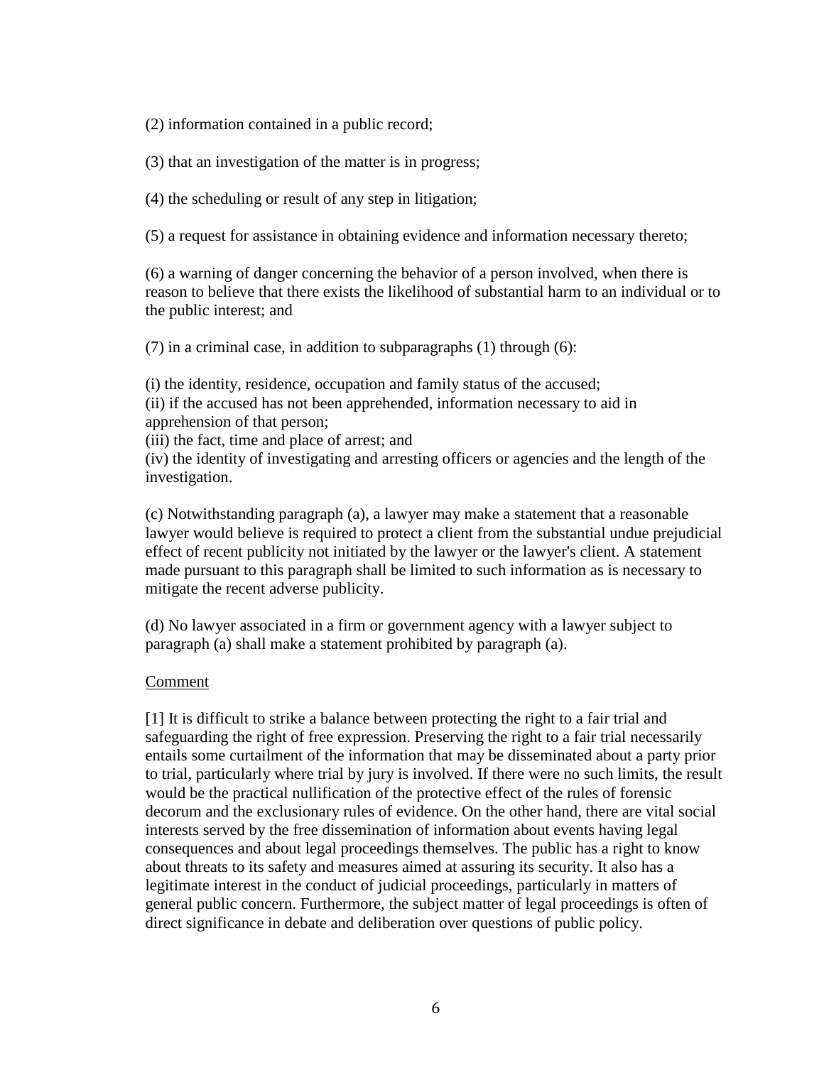(2) information contained in a public record;

(3) that an investigation of the matter is in progress;

(4) the scheduling or result of any step in litigation;

(5) a request for assistance in obtaining evidence and information necessary thereto;

(6) a warning of danger concerning the behavior of a person involved, when there is reason to believe that there exists the likelihood of substantial harm to an individual or to the public interest; and

(7) in a criminal case, in addition to subparagraphs (1) through (6):

(i) the identity, residence, occupation and family status of the accused;
(ii) if the accused has not been apprehended, information necessary to aid in apprehension of that person;
(iii) the fact, time and place of arrest; and
(iv) the identity of investigating and arresting officers or agencies and the length of the investigation.

(c) Notwithstanding paragraph (a), a lawyer may make a statement that a reasonable lawyer would believe is required to protect a client from the substantial undue prejudicial effect of recent publicity not initiated by the lawyer or the lawyer's client. A statement made pursuant to this paragraph shall be limited to such information as is necessary to mitigate the recent adverse publicity.

(d) No lawyer associated in a firm or government agency with a lawyer subject to paragraph (a) shall make a statement prohibited by paragraph (a).

Comment

[1] It is difficult to strike a balance between protecting the right to a fair trial and safeguarding the right of free expression. Preserving the right to a fair trial necessarily entails some curtailment of the information that may be disseminated about a party prior to trial, particularly where trial by jury is involved. If there were no such limits, the result would be the practical nullification of the protective effect of the rules of forensic decorum and the exclusionary rules of evidence. On the other hand, there are vital social interests served by the free dissemination of information about events having legal consequences and about legal proceedings themselves. The public has a right to know about threats to its safety and measures aimed at assuring its security. It also has a legitimate interest in the conduct of judicial proceedings, particularly in matters of general public concern. Furthermore, the subject matter of legal proceedings is often of direct significance in debate and deliberation over questions of public policy.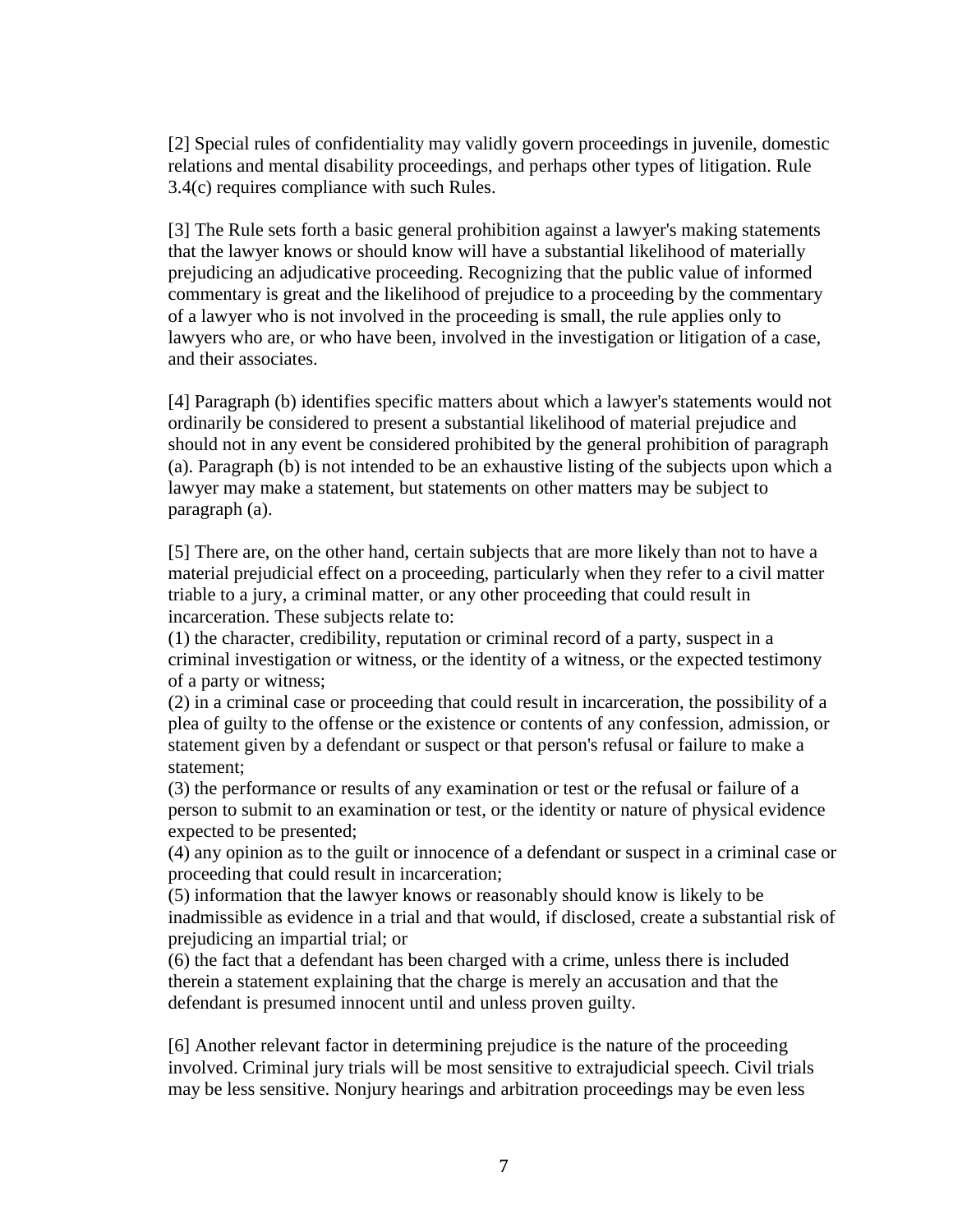[2] Special rules of confidentiality may validly govern proceedings in juvenile, domestic relations and mental disability proceedings, and perhaps other types of litigation. Rule 3.4(c) requires compliance with such Rules.

[3] The Rule sets forth a basic general prohibition against a lawyer's making statements that the lawyer knows or should know will have a substantial likelihood of materially prejudicing an adjudicative proceeding. Recognizing that the public value of informed commentary is great and the likelihood of prejudice to a proceeding by the commentary of a lawyer who is not involved in the proceeding is small, the rule applies only to lawyers who are, or who have been, involved in the investigation or litigation of a case, and their associates.

[4] Paragraph (b) identifies specific matters about which a lawyer's statements would not ordinarily be considered to present a substantial likelihood of material prejudice and should not in any event be considered prohibited by the general prohibition of paragraph (a). Paragraph (b) is not intended to be an exhaustive listing of the subjects upon which a lawyer may make a statement, but statements on other matters may be subject to paragraph (a).

[5] There are, on the other hand, certain subjects that are more likely than not to have a material prejudicial effect on a proceeding, particularly when they refer to a civil matter triable to a jury, a criminal matter, or any other proceeding that could result in incarceration. These subjects relate to:

(1) the character, credibility, reputation or criminal record of a party, suspect in a criminal investigation or witness, or the identity of a witness, or the expected testimony of a party or witness;

(2) in a criminal case or proceeding that could result in incarceration, the possibility of a plea of guilty to the offense or the existence or contents of any confession, admission, or statement given by a defendant or suspect or that person's refusal or failure to make a statement;

(3) the performance or results of any examination or test or the refusal or failure of a person to submit to an examination or test, or the identity or nature of physical evidence expected to be presented;

(4) any opinion as to the guilt or innocence of a defendant or suspect in a criminal case or proceeding that could result in incarceration;

(5) information that the lawyer knows or reasonably should know is likely to be inadmissible as evidence in a trial and that would, if disclosed, create a substantial risk of prejudicing an impartial trial; or

(6) the fact that a defendant has been charged with a crime, unless there is included therein a statement explaining that the charge is merely an accusation and that the defendant is presumed innocent until and unless proven guilty.

[6] Another relevant factor in determining prejudice is the nature of the proceeding involved. Criminal jury trials will be most sensitive to extrajudicial speech. Civil trials may be less sensitive. Nonjury hearings and arbitration proceedings may be even less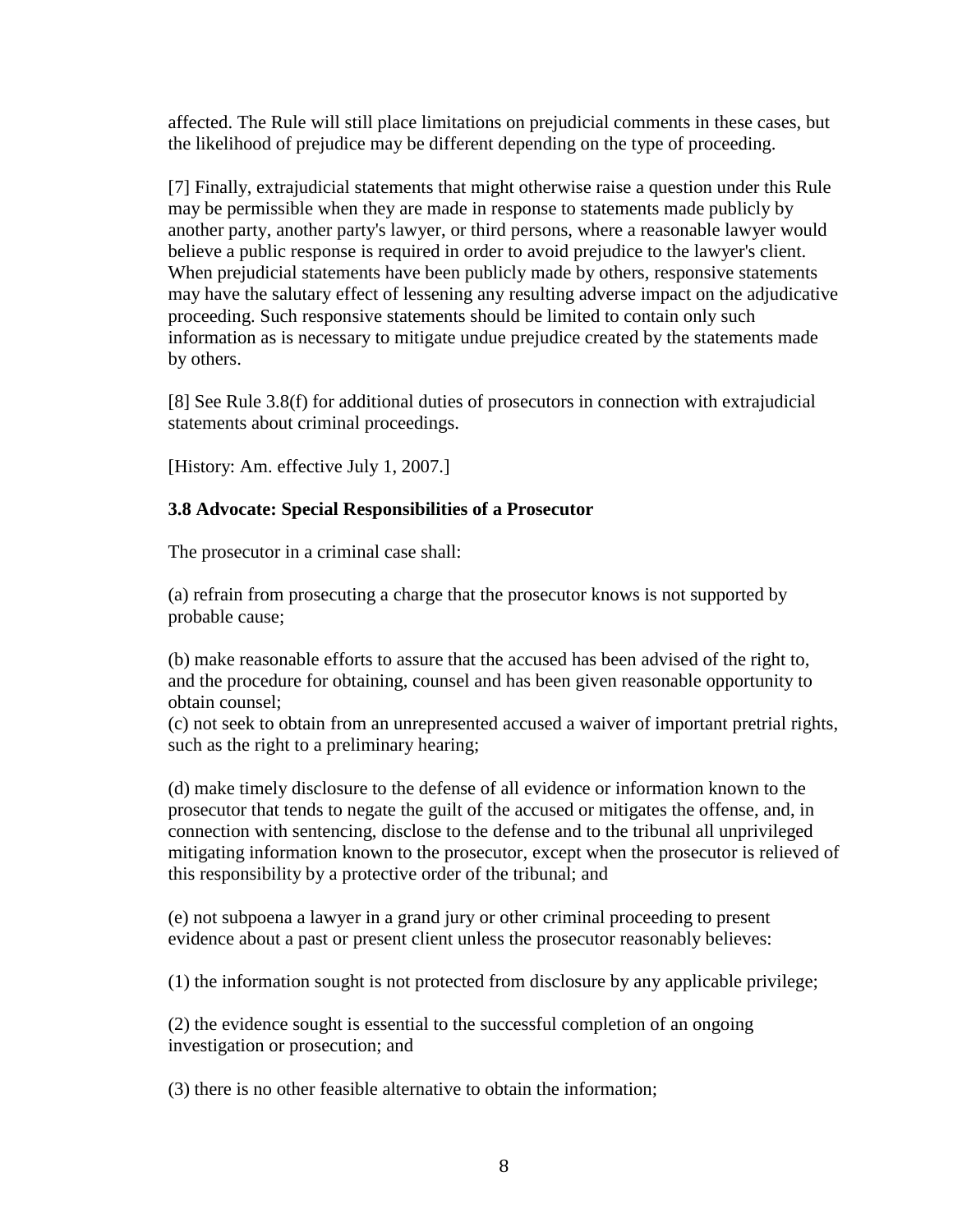affected. The Rule will still place limitations on prejudicial comments in these cases, but the likelihood of prejudice may be different depending on the type of proceeding.

[7] Finally, extrajudicial statements that might otherwise raise a question under this Rule may be permissible when they are made in response to statements made publicly by another party, another party's lawyer, or third persons, where a reasonable lawyer would believe a public response is required in order to avoid prejudice to the lawyer's client. When prejudicial statements have been publicly made by others, responsive statements may have the salutary effect of lessening any resulting adverse impact on the adjudicative proceeding. Such responsive statements should be limited to contain only such information as is necessary to mitigate undue prejudice created by the statements made by others.

[8] See Rule 3.8(f) for additional duties of prosecutors in connection with extrajudicial statements about criminal proceedings.

[History: Am. effective July 1, 2007.]

**3.8 Advocate: Special Responsibilities of a Prosecutor**

The prosecutor in a criminal case shall:

(a) refrain from prosecuting a charge that the prosecutor knows is not supported by probable cause;

(b) make reasonable efforts to assure that the accused has been advised of the right to, and the procedure for obtaining, counsel and has been given reasonable opportunity to obtain counsel;

(c) not seek to obtain from an unrepresented accused a waiver of important pretrial rights, such as the right to a preliminary hearing;

(d) make timely disclosure to the defense of all evidence or information known to the prosecutor that tends to negate the guilt of the accused or mitigates the offense, and, in connection with sentencing, disclose to the defense and to the tribunal all unprivileged mitigating information known to the prosecutor, except when the prosecutor is relieved of this responsibility by a protective order of the tribunal; and

(e) not subpoena a lawyer in a grand jury or other criminal proceeding to present evidence about a past or present client unless the prosecutor reasonably believes:

(1) the information sought is not protected from disclosure by any applicable privilege;

(2) the evidence sought is essential to the successful completion of an ongoing investigation or prosecution; and

(3) there is no other feasible alternative to obtain the information;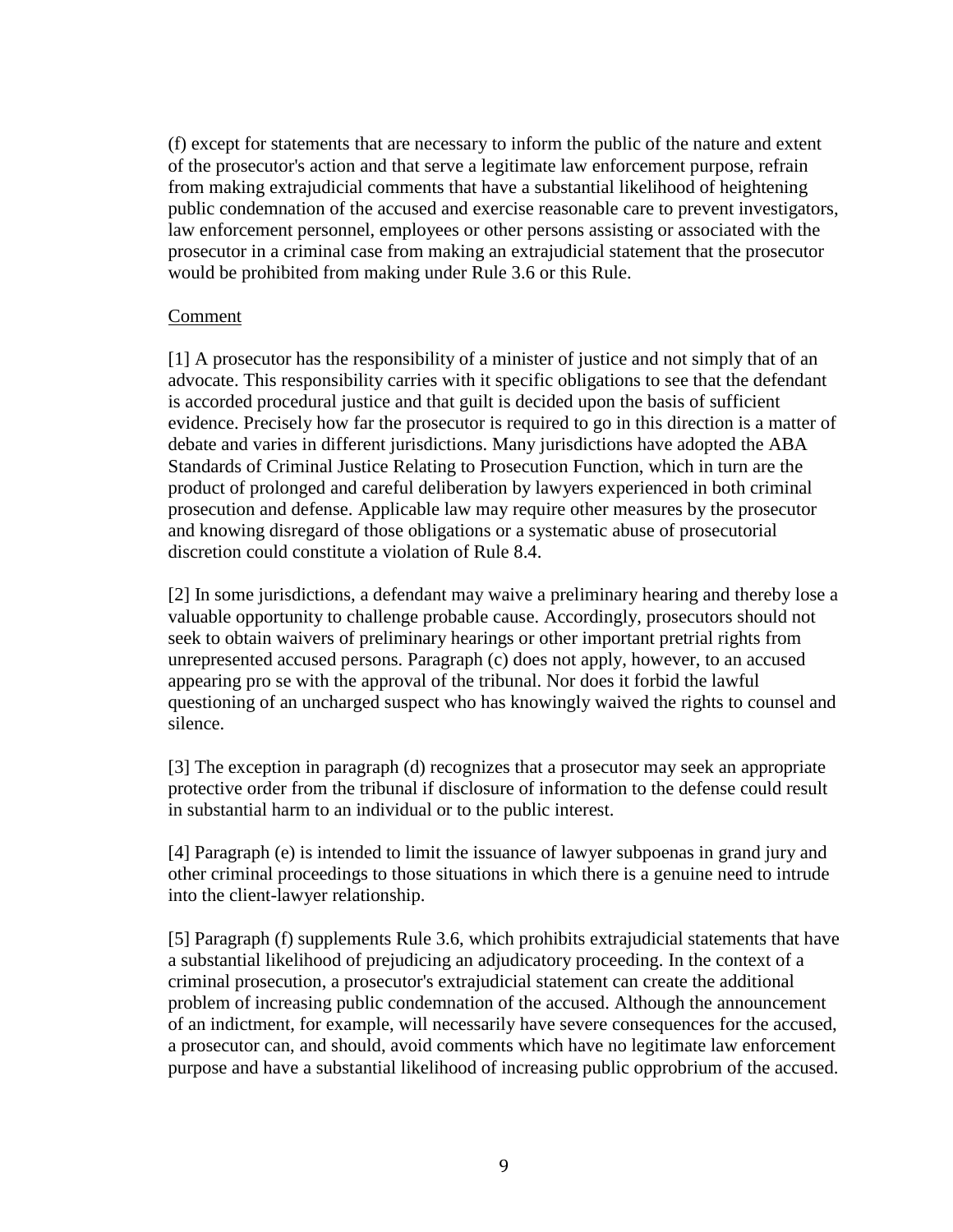(f) except for statements that are necessary to inform the public of the nature and extent of the prosecutor's action and that serve a legitimate law enforcement purpose, refrain from making extrajudicial comments that have a substantial likelihood of heightening public condemnation of the accused and exercise reasonable care to prevent investigators, law enforcement personnel, employees or other persons assisting or associated with the prosecutor in a criminal case from making an extrajudicial statement that the prosecutor would be prohibited from making under Rule 3.6 or this Rule.

Comment

[1] A prosecutor has the responsibility of a minister of justice and not simply that of an advocate. This responsibility carries with it specific obligations to see that the defendant is accorded procedural justice and that guilt is decided upon the basis of sufficient evidence. Precisely how far the prosecutor is required to go in this direction is a matter of debate and varies in different jurisdictions. Many jurisdictions have adopted the ABA Standards of Criminal Justice Relating to Prosecution Function, which in turn are the product of prolonged and careful deliberation by lawyers experienced in both criminal prosecution and defense. Applicable law may require other measures by the prosecutor and knowing disregard of those obligations or a systematic abuse of prosecutorial discretion could constitute a violation of Rule 8.4.

[2] In some jurisdictions, a defendant may waive a preliminary hearing and thereby lose a valuable opportunity to challenge probable cause. Accordingly, prosecutors should not seek to obtain waivers of preliminary hearings or other important pretrial rights from unrepresented accused persons. Paragraph (c) does not apply, however, to an accused appearing pro se with the approval of the tribunal. Nor does it forbid the lawful questioning of an uncharged suspect who has knowingly waived the rights to counsel and silence.

[3] The exception in paragraph (d) recognizes that a prosecutor may seek an appropriate protective order from the tribunal if disclosure of information to the defense could result in substantial harm to an individual or to the public interest.

[4] Paragraph (e) is intended to limit the issuance of lawyer subpoenas in grand jury and other criminal proceedings to those situations in which there is a genuine need to intrude into the client-lawyer relationship.

[5] Paragraph (f) supplements Rule 3.6, which prohibits extrajudicial statements that have a substantial likelihood of prejudicing an adjudicatory proceeding. In the context of a criminal prosecution, a prosecutor's extrajudicial statement can create the additional problem of increasing public condemnation of the accused. Although the announcement of an indictment, for example, will necessarily have severe consequences for the accused, a prosecutor can, and should, avoid comments which have no legitimate law enforcement purpose and have a substantial likelihood of increasing public opprobrium of the accused.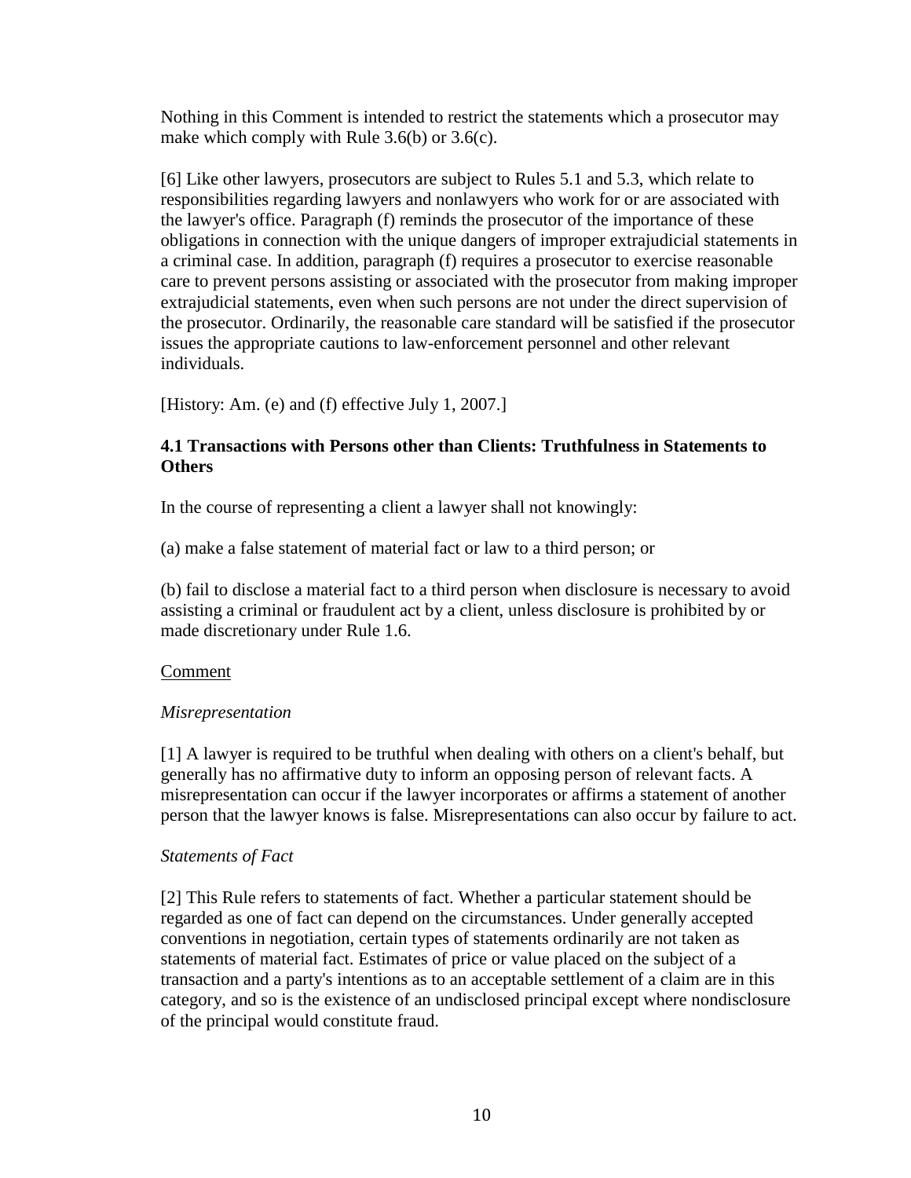Nothing in this Comment is intended to restrict the statements which a prosecutor may make which comply with Rule 3.6(b) or 3.6(c).

[6] Like other lawyers, prosecutors are subject to Rules 5.1 and 5.3, which relate to responsibilities regarding lawyers and nonlawyers who work for or are associated with the lawyer's office. Paragraph (f) reminds the prosecutor of the importance of these obligations in connection with the unique dangers of improper extrajudicial statements in a criminal case. In addition, paragraph (f) requires a prosecutor to exercise reasonable care to prevent persons assisting or associated with the prosecutor from making improper extrajudicial statements, even when such persons are not under the direct supervision of the prosecutor. Ordinarily, the reasonable care standard will be satisfied if the prosecutor issues the appropriate cautions to law-enforcement personnel and other relevant individuals.

[History: Am. (e) and (f) effective July 1, 2007.]

### 4.1 Transactions with Persons other than Clients: Truthfulness in Statements to Others

In the course of representing a client a lawyer shall not knowingly:

(a) make a false statement of material fact or law to a third person; or

(b) fail to disclose a material fact to a third person when disclosure is necessary to avoid assisting a criminal or fraudulent act by a client, unless disclosure is prohibited by or made discretionary under Rule 1.6.

Comment

*Misrepresentation*

[1] A lawyer is required to be truthful when dealing with others on a client's behalf, but generally has no affirmative duty to inform an opposing person of relevant facts. A misrepresentation can occur if the lawyer incorporates or affirms a statement of another person that the lawyer knows is false. Misrepresentations can also occur by failure to act.

*Statements of Fact*

[2] This Rule refers to statements of fact. Whether a particular statement should be regarded as one of fact can depend on the circumstances. Under generally accepted conventions in negotiation, certain types of statements ordinarily are not taken as statements of material fact. Estimates of price or value placed on the subject of a transaction and a party's intentions as to an acceptable settlement of a claim are in this category, and so is the existence of an undisclosed principal except where nondisclosure of the principal would constitute fraud.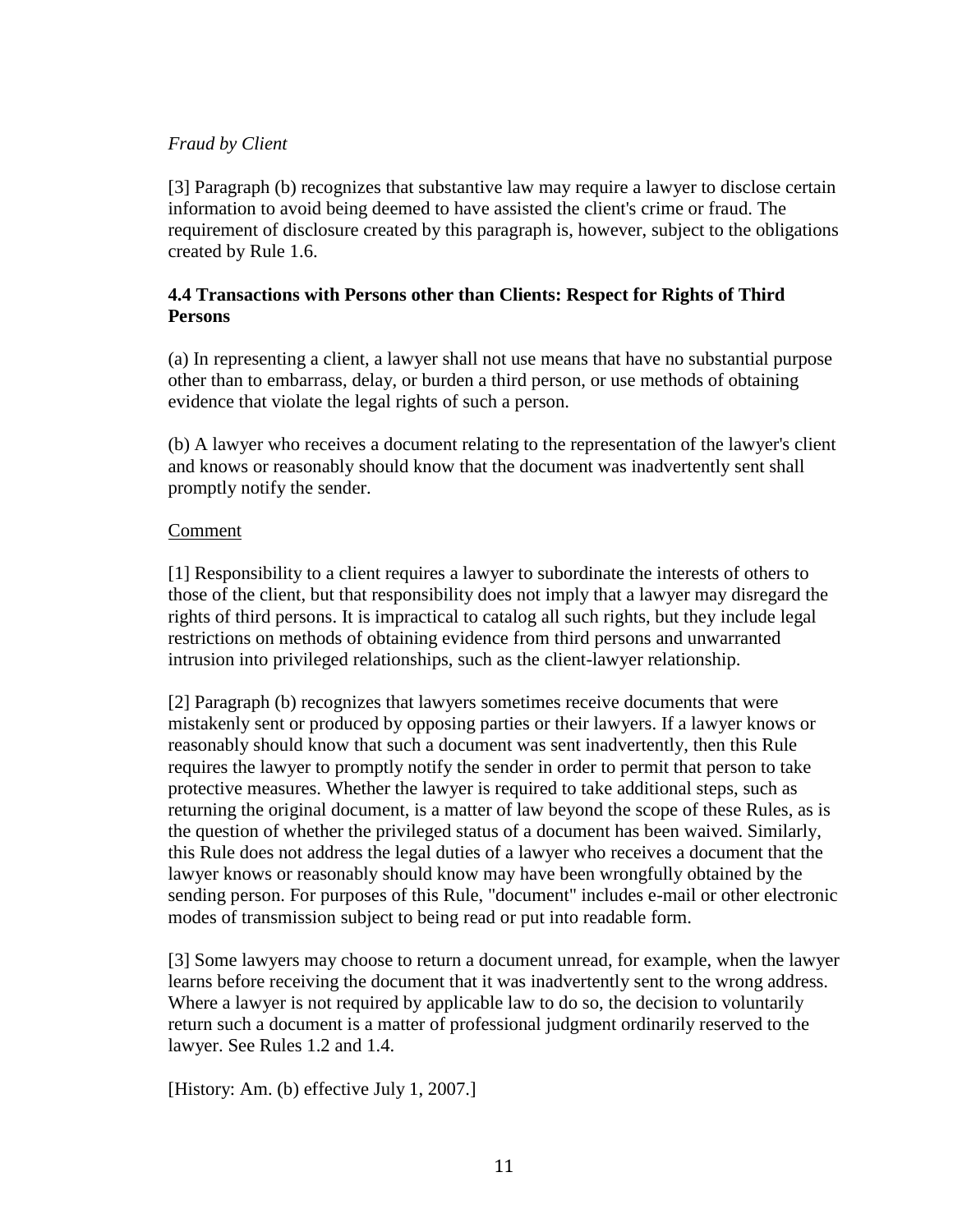*Fraud by Client*

[3] Paragraph (b) recognizes that substantive law may require a lawyer to disclose certain information to avoid being deemed to have assisted the client's crime or fraud. The requirement of disclosure created by this paragraph is, however, subject to the obligations created by Rule 1.6.

**4.4 Transactions with Persons other than Clients: Respect for Rights of Third Persons**

(a) In representing a client, a lawyer shall not use means that have no substantial purpose other than to embarrass, delay, or burden a third person, or use methods of obtaining evidence that violate the legal rights of such a person.

(b) A lawyer who receives a document relating to the representation of the lawyer's client and knows or reasonably should know that the document was inadvertently sent shall promptly notify the sender.

Comment

[1] Responsibility to a client requires a lawyer to subordinate the interests of others to those of the client, but that responsibility does not imply that a lawyer may disregard the rights of third persons. It is impractical to catalog all such rights, but they include legal restrictions on methods of obtaining evidence from third persons and unwarranted intrusion into privileged relationships, such as the client-lawyer relationship.

[2] Paragraph (b) recognizes that lawyers sometimes receive documents that were mistakenly sent or produced by opposing parties or their lawyers. If a lawyer knows or reasonably should know that such a document was sent inadvertently, then this Rule requires the lawyer to promptly notify the sender in order to permit that person to take protective measures. Whether the lawyer is required to take additional steps, such as returning the original document, is a matter of law beyond the scope of these Rules, as is the question of whether the privileged status of a document has been waived. Similarly, this Rule does not address the legal duties of a lawyer who receives a document that the lawyer knows or reasonably should know may have been wrongfully obtained by the sending person. For purposes of this Rule, "document" includes e-mail or other electronic modes of transmission subject to being read or put into readable form.

[3] Some lawyers may choose to return a document unread, for example, when the lawyer learns before receiving the document that it was inadvertently sent to the wrong address. Where a lawyer is not required by applicable law to do so, the decision to voluntarily return such a document is a matter of professional judgment ordinarily reserved to the lawyer. See Rules 1.2 and 1.4.

[History: Am. (b) effective July 1, 2007.]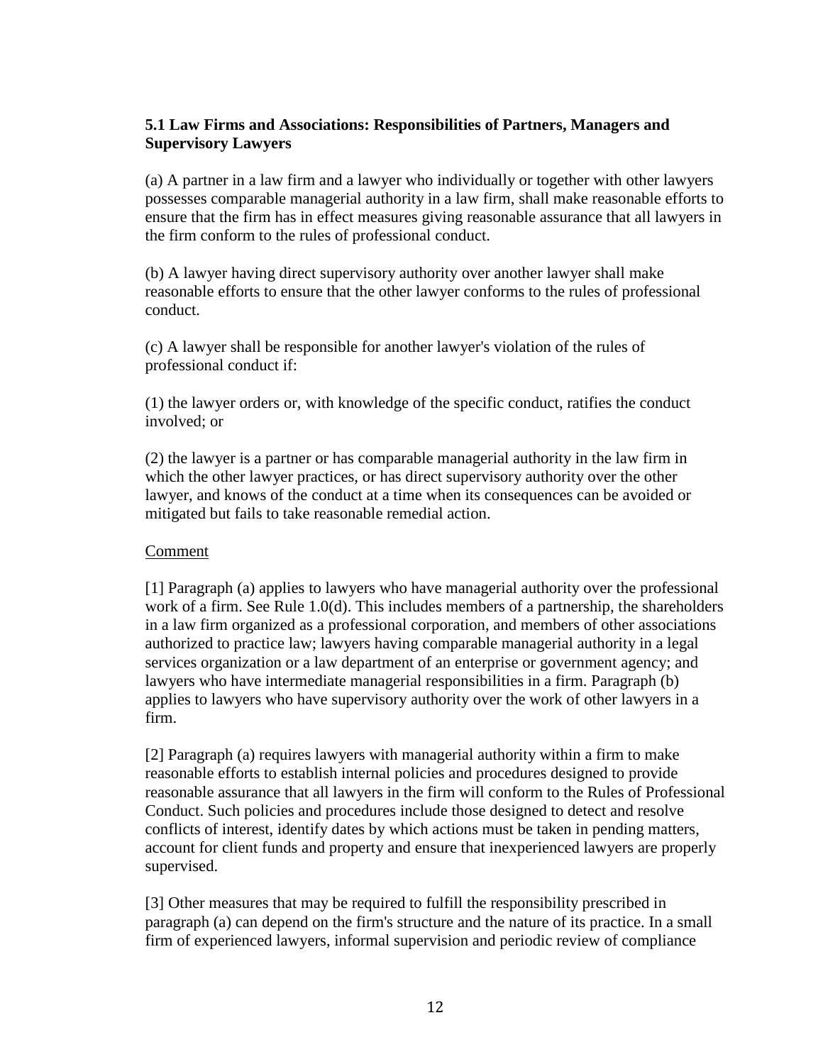**5.1 Law Firms and Associations: Responsibilities of Partners, Managers and Supervisory Lawyers**

(a) A partner in a law firm and a lawyer who individually or together with other lawyers possesses comparable managerial authority in a law firm, shall make reasonable efforts to ensure that the firm has in effect measures giving reasonable assurance that all lawyers in the firm conform to the rules of professional conduct.

(b) A lawyer having direct supervisory authority over another lawyer shall make reasonable efforts to ensure that the other lawyer conforms to the rules of professional conduct.

(c) A lawyer shall be responsible for another lawyer's violation of the rules of professional conduct if:

(1) the lawyer orders or, with knowledge of the specific conduct, ratifies the conduct involved; or

(2) the lawyer is a partner or has comparable managerial authority in the law firm in which the other lawyer practices, or has direct supervisory authority over the other lawyer, and knows of the conduct at a time when its consequences can be avoided or mitigated but fails to take reasonable remedial action.

Comment

[1] Paragraph (a) applies to lawyers who have managerial authority over the professional work of a firm. See Rule 1.0(d). This includes members of a partnership, the shareholders in a law firm organized as a professional corporation, and members of other associations authorized to practice law; lawyers having comparable managerial authority in a legal services organization or a law department of an enterprise or government agency; and lawyers who have intermediate managerial responsibilities in a firm. Paragraph (b) applies to lawyers who have supervisory authority over the work of other lawyers in a firm.

[2] Paragraph (a) requires lawyers with managerial authority within a firm to make reasonable efforts to establish internal policies and procedures designed to provide reasonable assurance that all lawyers in the firm will conform to the Rules of Professional Conduct. Such policies and procedures include those designed to detect and resolve conflicts of interest, identify dates by which actions must be taken in pending matters, account for client funds and property and ensure that inexperienced lawyers are properly supervised.

[3] Other measures that may be required to fulfill the responsibility prescribed in paragraph (a) can depend on the firm's structure and the nature of its practice. In a small firm of experienced lawyers, informal supervision and periodic review of compliance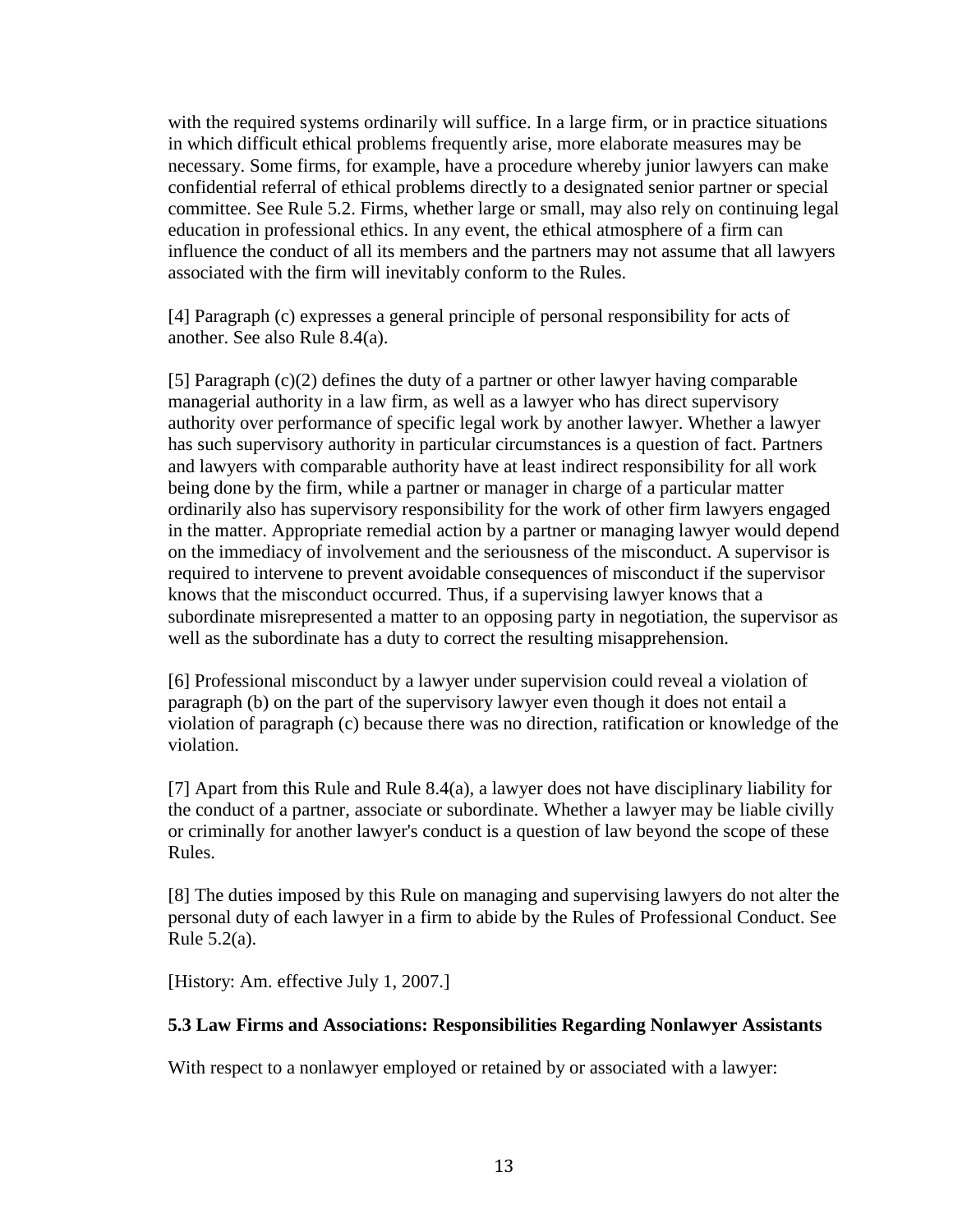with the required systems ordinarily will suffice. In a large firm, or in practice situations in which difficult ethical problems frequently arise, more elaborate measures may be necessary. Some firms, for example, have a procedure whereby junior lawyers can make confidential referral of ethical problems directly to a designated senior partner or special committee. See Rule 5.2. Firms, whether large or small, may also rely on continuing legal education in professional ethics. In any event, the ethical atmosphere of a firm can influence the conduct of all its members and the partners may not assume that all lawyers associated with the firm will inevitably conform to the Rules.

[4] Paragraph (c) expresses a general principle of personal responsibility for acts of another. See also Rule 8.4(a).

[5] Paragraph (c)(2) defines the duty of a partner or other lawyer having comparable managerial authority in a law firm, as well as a lawyer who has direct supervisory authority over performance of specific legal work by another lawyer. Whether a lawyer has such supervisory authority in particular circumstances is a question of fact. Partners and lawyers with comparable authority have at least indirect responsibility for all work being done by the firm, while a partner or manager in charge of a particular matter ordinarily also has supervisory responsibility for the work of other firm lawyers engaged in the matter. Appropriate remedial action by a partner or managing lawyer would depend on the immediacy of involvement and the seriousness of the misconduct. A supervisor is required to intervene to prevent avoidable consequences of misconduct if the supervisor knows that the misconduct occurred. Thus, if a supervising lawyer knows that a subordinate misrepresented a matter to an opposing party in negotiation, the supervisor as well as the subordinate has a duty to correct the resulting misapprehension.

[6] Professional misconduct by a lawyer under supervision could reveal a violation of paragraph (b) on the part of the supervisory lawyer even though it does not entail a violation of paragraph (c) because there was no direction, ratification or knowledge of the violation.

[7] Apart from this Rule and Rule 8.4(a), a lawyer does not have disciplinary liability for the conduct of a partner, associate or subordinate. Whether a lawyer may be liable civilly or criminally for another lawyer's conduct is a question of law beyond the scope of these Rules.

[8] The duties imposed by this Rule on managing and supervising lawyers do not alter the personal duty of each lawyer in a firm to abide by the Rules of Professional Conduct. See Rule 5.2(a).

[History: Am. effective July 1, 2007.]

### 5.3 Law Firms and Associations: Responsibilities Regarding Nonlawyer Assistants

With respect to a nonlawyer employed or retained by or associated with a lawyer: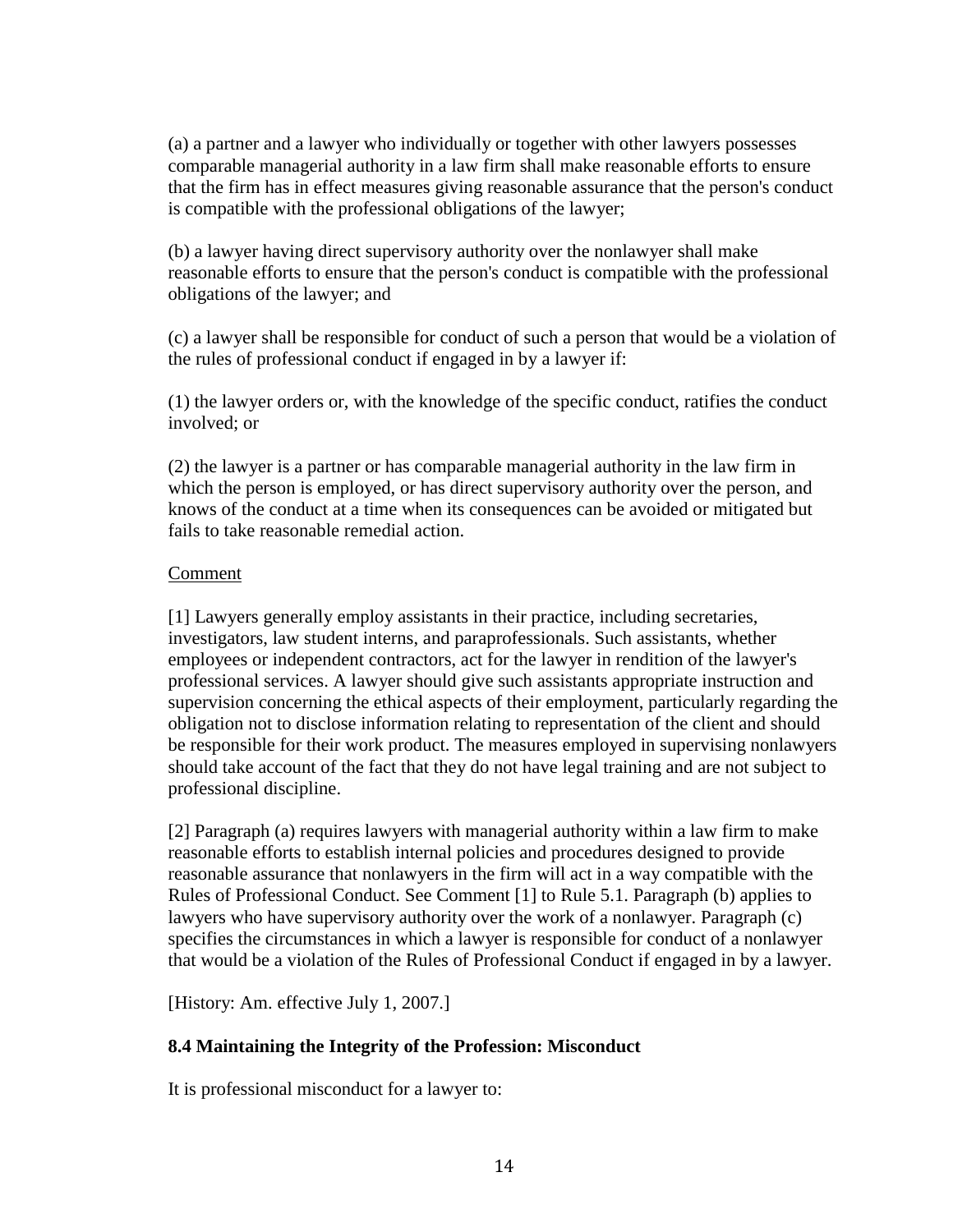(a) a partner and a lawyer who individually or together with other lawyers possesses comparable managerial authority in a law firm shall make reasonable efforts to ensure that the firm has in effect measures giving reasonable assurance that the person's conduct is compatible with the professional obligations of the lawyer;

(b) a lawyer having direct supervisory authority over the nonlawyer shall make reasonable efforts to ensure that the person's conduct is compatible with the professional obligations of the lawyer; and

(c) a lawyer shall be responsible for conduct of such a person that would be a violation of the rules of professional conduct if engaged in by a lawyer if:

(1) the lawyer orders or, with the knowledge of the specific conduct, ratifies the conduct involved; or

(2) the lawyer is a partner or has comparable managerial authority in the law firm in which the person is employed, or has direct supervisory authority over the person, and knows of the conduct at a time when its consequences can be avoided or mitigated but fails to take reasonable remedial action.

Comment

[1] Lawyers generally employ assistants in their practice, including secretaries, investigators, law student interns, and paraprofessionals. Such assistants, whether employees or independent contractors, act for the lawyer in rendition of the lawyer's professional services. A lawyer should give such assistants appropriate instruction and supervision concerning the ethical aspects of their employment, particularly regarding the obligation not to disclose information relating to representation of the client and should be responsible for their work product. The measures employed in supervising nonlawyers should take account of the fact that they do not have legal training and are not subject to professional discipline.

[2] Paragraph (a) requires lawyers with managerial authority within a law firm to make reasonable efforts to establish internal policies and procedures designed to provide reasonable assurance that nonlawyers in the firm will act in a way compatible with the Rules of Professional Conduct. See Comment [1] to Rule 5.1. Paragraph (b) applies to lawyers who have supervisory authority over the work of a nonlawyer. Paragraph (c) specifies the circumstances in which a lawyer is responsible for conduct of a nonlawyer that would be a violation of the Rules of Professional Conduct if engaged in by a lawyer.

[History: Am. effective July 1, 2007.]

**8.4 Maintaining the Integrity of the Profession: Misconduct**

It is professional misconduct for a lawyer to: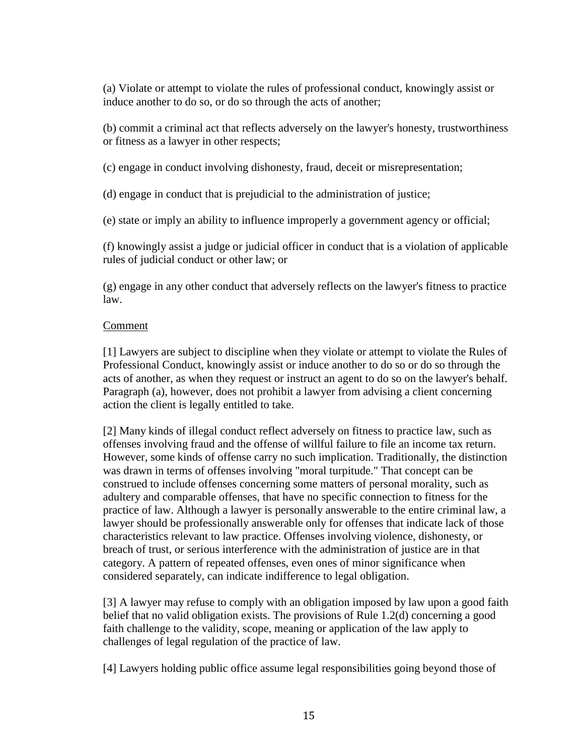(a) Violate or attempt to violate the rules of professional conduct, knowingly assist or induce another to do so, or do so through the acts of another;

(b) commit a criminal act that reflects adversely on the lawyer's honesty, trustworthiness or fitness as a lawyer in other respects;

(c) engage in conduct involving dishonesty, fraud, deceit or misrepresentation;

(d) engage in conduct that is prejudicial to the administration of justice;

(e) state or imply an ability to influence improperly a government agency or official;

(f) knowingly assist a judge or judicial officer in conduct that is a violation of applicable rules of judicial conduct or other law; or

(g) engage in any other conduct that adversely reflects on the lawyer's fitness to practice law.

Comment

[1] Lawyers are subject to discipline when they violate or attempt to violate the Rules of Professional Conduct, knowingly assist or induce another to do so or do so through the acts of another, as when they request or instruct an agent to do so on the lawyer's behalf. Paragraph (a), however, does not prohibit a lawyer from advising a client concerning action the client is legally entitled to take.

[2] Many kinds of illegal conduct reflect adversely on fitness to practice law, such as offenses involving fraud and the offense of willful failure to file an income tax return. However, some kinds of offense carry no such implication. Traditionally, the distinction was drawn in terms of offenses involving "moral turpitude." That concept can be construed to include offenses concerning some matters of personal morality, such as adultery and comparable offenses, that have no specific connection to fitness for the practice of law. Although a lawyer is personally answerable to the entire criminal law, a lawyer should be professionally answerable only for offenses that indicate lack of those characteristics relevant to law practice. Offenses involving violence, dishonesty, or breach of trust, or serious interference with the administration of justice are in that category. A pattern of repeated offenses, even ones of minor significance when considered separately, can indicate indifference to legal obligation.

[3] A lawyer may refuse to comply with an obligation imposed by law upon a good faith belief that no valid obligation exists. The provisions of Rule 1.2(d) concerning a good faith challenge to the validity, scope, meaning or application of the law apply to challenges of legal regulation of the practice of law.

[4] Lawyers holding public office assume legal responsibilities going beyond those of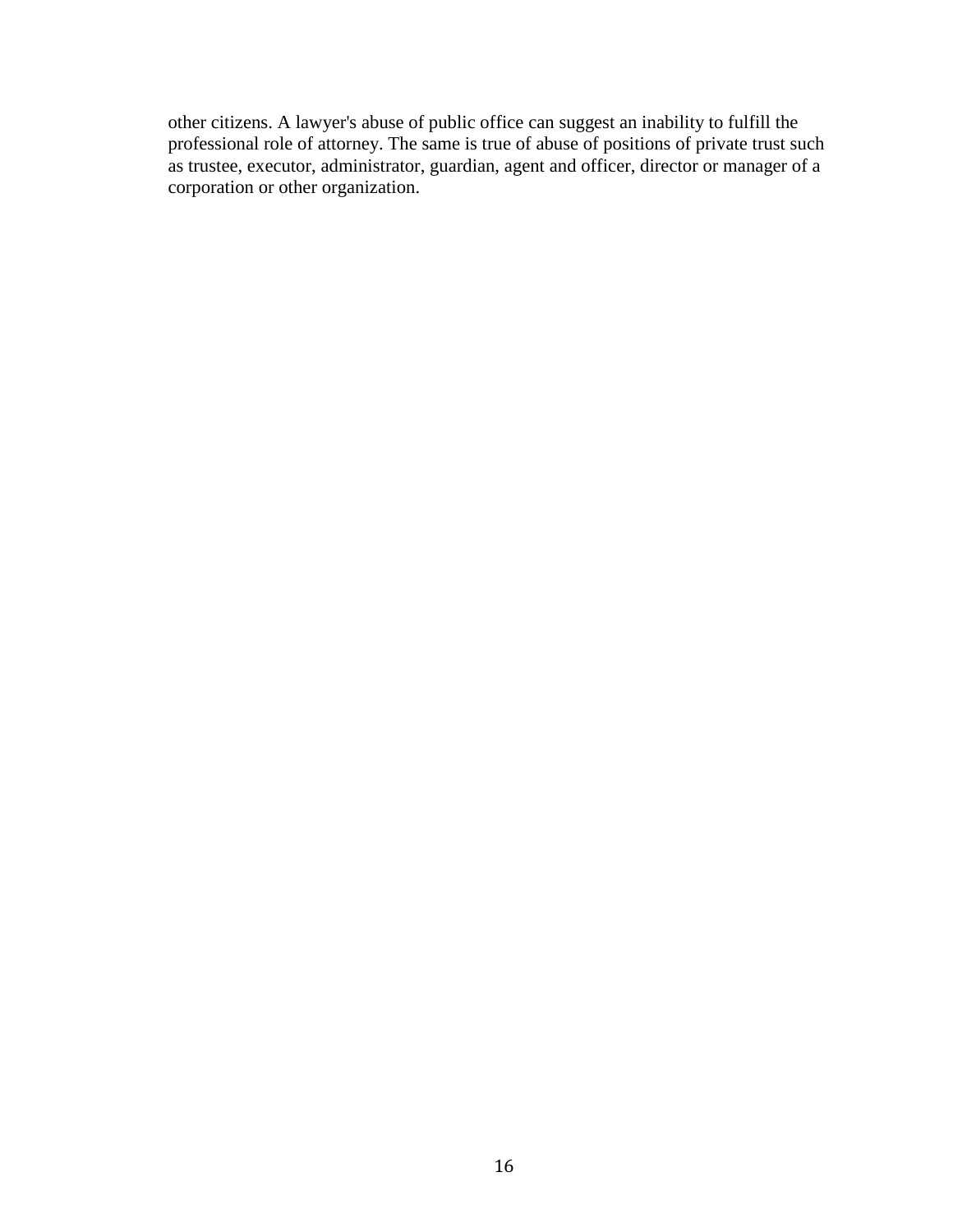other citizens. A lawyer's abuse of public office can suggest an inability to fulfill the professional role of attorney. The same is true of abuse of positions of private trust such as trustee, executor, administrator, guardian, agent and officer, director or manager of a corporation or other organization.